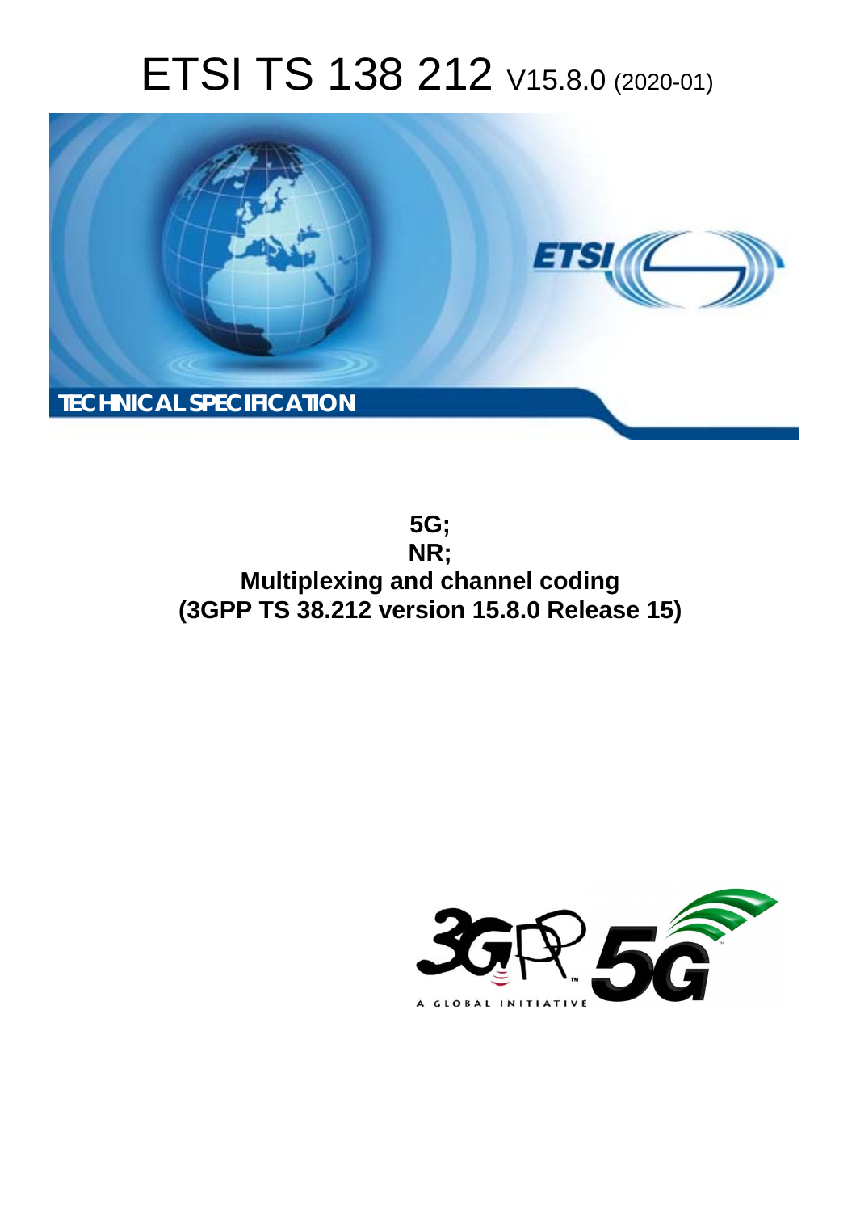# ETSI TS 138 212 V15.8.0 (2020-01)

TECHNICAL SPECIFICATION

**5G;**
**NR;**
**Multiplexing and channel coding**
**(3GPP TS 38.212 version 15.8.0 Release 15)**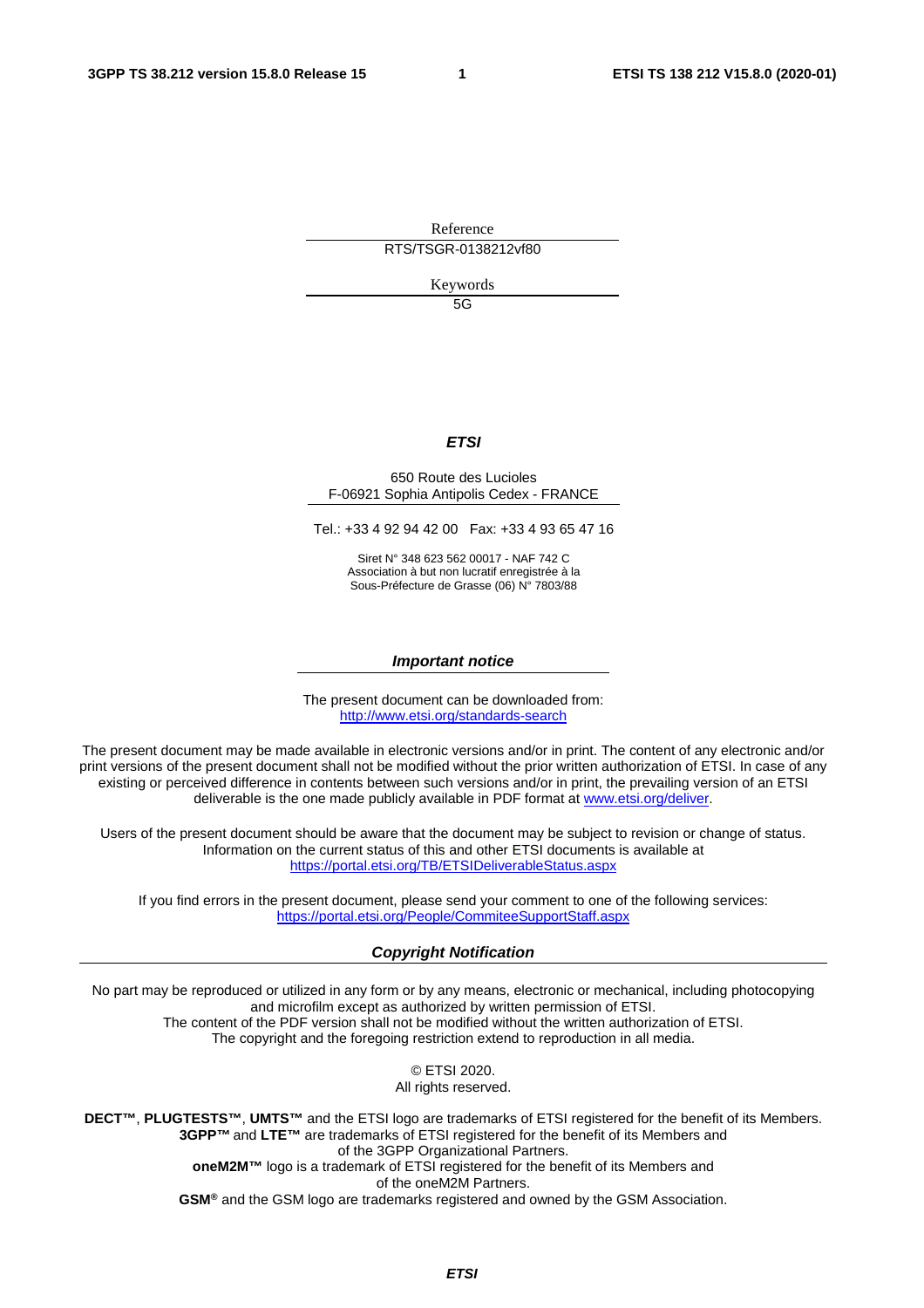Reference

RTS/TSGR-0138212vf80

Keywords

5G

***ETSI***

650 Route des Lucioles
F-06921 Sophia Antipolis Cedex - FRANCE

Tel.: +33 4 92 94 42 00   Fax: +33 4 93 65 47 16

Siret N° 348 623 562 00017 - NAF 742 C
Association à but non lucratif enregistrée à la
Sous-Préfecture de Grasse (06) N° 7803/88

***Important notice***

The present document can be downloaded from:
http://www.etsi.org/standards-search

The present document may be made available in electronic versions and/or in print. The content of any electronic and/or print versions of the present document shall not be modified without the prior written authorization of ETSI. In case of any existing or perceived difference in contents between such versions and/or in print, the prevailing version of an ETSI deliverable is the one made publicly available in PDF format at www.etsi.org/deliver.

Users of the present document should be aware that the document may be subject to revision or change of status. Information on the current status of this and other ETSI documents is available at https://portal.etsi.org/TB/ETSIDeliverableStatus.aspx

If you find errors in the present document, please send your comment to one of the following services:
https://portal.etsi.org/People/CommiteeSupportStaff.aspx

***Copyright Notification***

No part may be reproduced or utilized in any form or by any means, electronic or mechanical, including photocopying and microfilm except as authorized by written permission of ETSI.
The content of the PDF version shall not be modified without the written authorization of ETSI.
The copyright and the foregoing restriction extend to reproduction in all media.

© ETSI 2020.
All rights reserved.

**DECT™**, **PLUGTESTS™**, **UMTS™** and the ETSI logo are trademarks of ETSI registered for the benefit of its Members.
**3GPP™** and **LTE™** are trademarks of ETSI registered for the benefit of its Members and of the 3GPP Organizational Partners.
**oneM2M™** logo is a trademark of ETSI registered for the benefit of its Members and of the oneM2M Partners.
**GSM®** and the GSM logo are trademarks registered and owned by the GSM Association.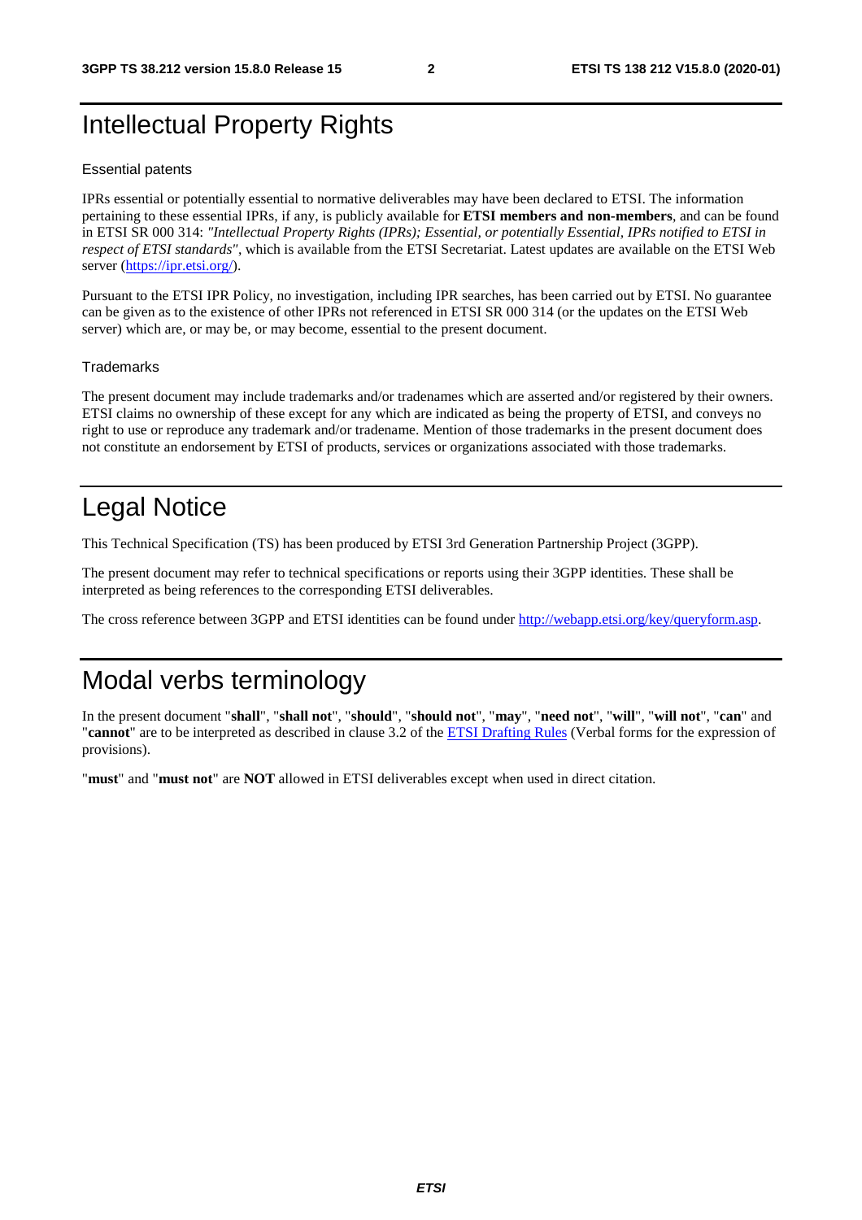# Intellectual Property Rights

## Essential patents

IPRs essential or potentially essential to normative deliverables may have been declared to ETSI. The information pertaining to these essential IPRs, if any, is publicly available for **ETSI members and non-members**, and can be found in ETSI SR 000 314: *"Intellectual Property Rights (IPRs); Essential, or potentially Essential, IPRs notified to ETSI in respect of ETSI standards"*, which is available from the ETSI Secretariat. Latest updates are available on the ETSI Web server (https://ipr.etsi.org/).

Pursuant to the ETSI IPR Policy, no investigation, including IPR searches, has been carried out by ETSI. No guarantee can be given as to the existence of other IPRs not referenced in ETSI SR 000 314 (or the updates on the ETSI Web server) which are, or may be, or may become, essential to the present document.

## Trademarks

The present document may include trademarks and/or tradenames which are asserted and/or registered by their owners. ETSI claims no ownership of these except for any which are indicated as being the property of ETSI, and conveys no right to use or reproduce any trademark and/or tradename. Mention of those trademarks in the present document does not constitute an endorsement by ETSI of products, services or organizations associated with those trademarks.

# Legal Notice

This Technical Specification (TS) has been produced by ETSI 3rd Generation Partnership Project (3GPP).

The present document may refer to technical specifications or reports using their 3GPP identities. These shall be interpreted as being references to the corresponding ETSI deliverables.

The cross reference between 3GPP and ETSI identities can be found under http://webapp.etsi.org/key/queryform.asp.

# Modal verbs terminology

In the present document "**shall**", "**shall not**", "**should**", "**should not**", "**may**", "**need not**", "**will**", "**will not**", "**can**" and "**cannot**" are to be interpreted as described in clause 3.2 of the ETSI Drafting Rules (Verbal forms for the expression of provisions).

"**must**" and "**must not**" are **NOT** allowed in ETSI deliverables except when used in direct citation.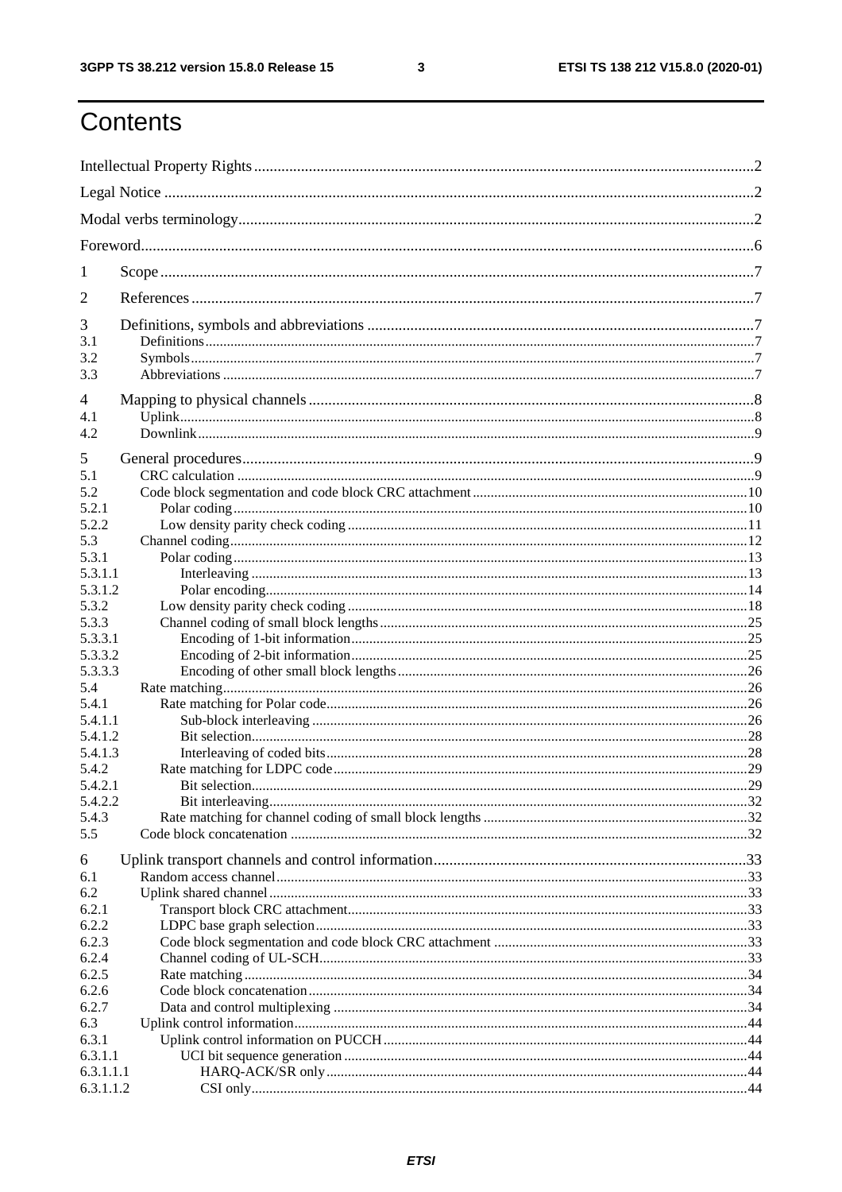# Contents

Intellectual Property Rights ........................................................................................................................2

Legal Notice ........................................................................................................................2

Modal verbs terminology........................................................................................................................2

Foreword........................................................................................................................6

1 Scope........................................................................................................................7

2 References........................................................................................................................7

3 Definitions, symbols and abbreviations ........................................................................................................................7
3.1 Definitions........................................................................................................................7
3.2 Symbols........................................................................................................................7
3.3 Abbreviations ........................................................................................................................7

4 Mapping to physical channels ........................................................................................................................8
4.1 Uplink........................................................................................................................8
4.2 Downlink........................................................................................................................9

5 General procedures........................................................................................................................9
5.1 CRC calculation ........................................................................................................................9
5.2 Code block segmentation and code block CRC attachment ........................................................................................................................10
5.2.1 Polar coding........................................................................................................................10
5.2.2 Low density parity check coding ........................................................................................................................11
5.3 Channel coding........................................................................................................................12
5.3.1 Polar coding........................................................................................................................13
5.3.1.1 Interleaving ........................................................................................................................13
5.3.1.2 Polar encoding........................................................................................................................14
5.3.2 Low density parity check coding ........................................................................................................................18
5.3.3 Channel coding of small block lengths ........................................................................................................................25
5.3.3.1 Encoding of 1-bit information........................................................................................................................25
5.3.3.2 Encoding of 2-bit information........................................................................................................................25
5.3.3.3 Encoding of other small block lengths ........................................................................................................................26
5.4 Rate matching........................................................................................................................26
5.4.1 Rate matching for Polar code........................................................................................................................26
5.4.1.1 Sub-block interleaving ........................................................................................................................26
5.4.1.2 Bit selection........................................................................................................................28
5.4.1.3 Interleaving of coded bits........................................................................................................................28
5.4.2 Rate matching for LDPC code........................................................................................................................29
5.4.2.1 Bit selection........................................................................................................................29
5.4.2.2 Bit interleaving........................................................................................................................32
5.4.3 Rate matching for channel coding of small block lengths ........................................................................................................................32
5.5 Code block concatenation ........................................................................................................................32

6 Uplink transport channels and control information........................................................................................................................33
6.1 Random access channel........................................................................................................................33
6.2 Uplink shared channel........................................................................................................................33
6.2.1 Transport block CRC attachment........................................................................................................................33
6.2.2 LDPC base graph selection........................................................................................................................33
6.2.3 Code block segmentation and code block CRC attachment ........................................................................................................................33
6.2.4 Channel coding of UL-SCH........................................................................................................................33
6.2.5 Rate matching ........................................................................................................................34
6.2.6 Code block concatenation........................................................................................................................34
6.2.7 Data and control multiplexing ........................................................................................................................34
6.3 Uplink control information........................................................................................................................44
6.3.1 Uplink control information on PUCCH........................................................................................................................44
6.3.1.1 UCI bit sequence generation ........................................................................................................................44
6.3.1.1.1 HARQ-ACK/SR only........................................................................................................................44
6.3.1.1.2 CSI only........................................................................................................................44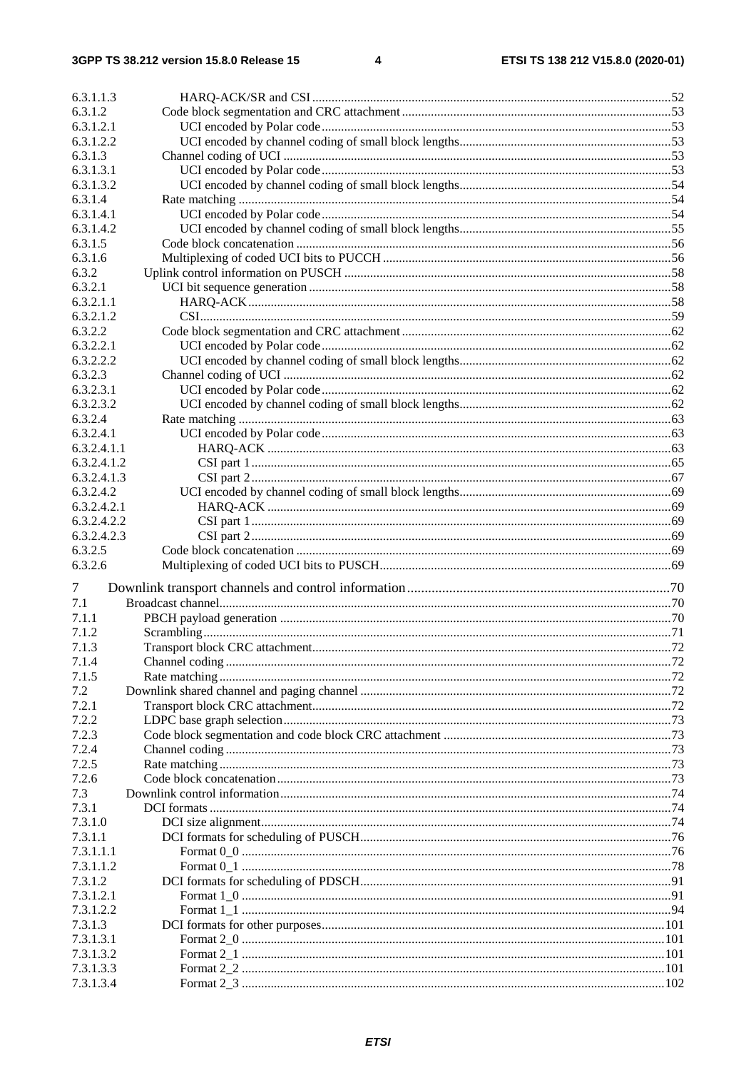| | | |
|---|---|---|
| 6.3.1.1.3 | HARQ-ACK/SR and CSI | 52 |
| 6.3.1.2 | Code block segmentation and CRC attachment | 53 |
| 6.3.1.2.1 | UCI encoded by Polar code | 53 |
| 6.3.1.2.2 | UCI encoded by channel coding of small block lengths | 53 |
| 6.3.1.3 | Channel coding of UCI | 53 |
| 6.3.1.3.1 | UCI encoded by Polar code | 53 |
| 6.3.1.3.2 | UCI encoded by channel coding of small block lengths | 54 |
| 6.3.1.4 | Rate matching | 54 |
| 6.3.1.4.1 | UCI encoded by Polar code | 54 |
| 6.3.1.4.2 | UCI encoded by channel coding of small block lengths | 55 |
| 6.3.1.5 | Code block concatenation | 56 |
| 6.3.1.6 | Multiplexing of coded UCI bits to PUCCH | 56 |
| 6.3.2 | Uplink control information on PUSCH | 58 |
| 6.3.2.1 | UCI bit sequence generation | 58 |
| 6.3.2.1.1 | HARQ-ACK | 58 |
| 6.3.2.1.2 | CSI | 59 |
| 6.3.2.2 | Code block segmentation and CRC attachment | 62 |
| 6.3.2.2.1 | UCI encoded by Polar code | 62 |
| 6.3.2.2.2 | UCI encoded by channel coding of small block lengths | 62 |
| 6.3.2.3 | Channel coding of UCI | 62 |
| 6.3.2.3.1 | UCI encoded by Polar code | 62 |
| 6.3.2.3.2 | UCI encoded by channel coding of small block lengths | 62 |
| 6.3.2.4 | Rate matching | 63 |
| 6.3.2.4.1 | UCI encoded by Polar code | 63 |
| 6.3.2.4.1.1 | HARQ-ACK | 63 |
| 6.3.2.4.1.2 | CSI part 1 | 65 |
| 6.3.2.4.1.3 | CSI part 2 | 67 |
| 6.3.2.4.2 | UCI encoded by channel coding of small block lengths | 69 |
| 6.3.2.4.2.1 | HARQ-ACK | 69 |
| 6.3.2.4.2.2 | CSI part 1 | 69 |
| 6.3.2.4.2.3 | CSI part 2 | 69 |
| 6.3.2.5 | Code block concatenation | 69 |
| 6.3.2.6 | Multiplexing of coded UCI bits to PUSCH | 69 |
| 7 | Downlink transport channels and control information | 70 |
| 7.1 | Broadcast channel | 70 |
| 7.1.1 | PBCH payload generation | 70 |
| 7.1.2 | Scrambling | 71 |
| 7.1.3 | Transport block CRC attachment | 72 |
| 7.1.4 | Channel coding | 72 |
| 7.1.5 | Rate matching | 72 |
| 7.2 | Downlink shared channel and paging channel | 72 |
| 7.2.1 | Transport block CRC attachment | 72 |
| 7.2.2 | LDPC base graph selection | 73 |
| 7.2.3 | Code block segmentation and code block CRC attachment | 73 |
| 7.2.4 | Channel coding | 73 |
| 7.2.5 | Rate matching | 73 |
| 7.2.6 | Code block concatenation | 73 |
| 7.3 | Downlink control information | 74 |
| 7.3.1 | DCI formats | 74 |
| 7.3.1.0 | DCI size alignment | 74 |
| 7.3.1.1 | DCI formats for scheduling of PUSCH | 76 |
| 7.3.1.1.1 | Format 0_0 | 76 |
| 7.3.1.1.2 | Format 0_1 | 78 |
| 7.3.1.2 | DCI formats for scheduling of PDSCH | 91 |
| 7.3.1.2.1 | Format 1_0 | 91 |
| 7.3.1.2.2 | Format 1_1 | 94 |
| 7.3.1.3 | DCI formats for other purposes | 101 |
| 7.3.1.3.1 | Format 2_0 | 101 |
| 7.3.1.3.2 | Format 2_1 | 101 |
| 7.3.1.3.3 | Format 2_2 | 101 |
| 7.3.1.3.4 | Format 2_3 | 102 |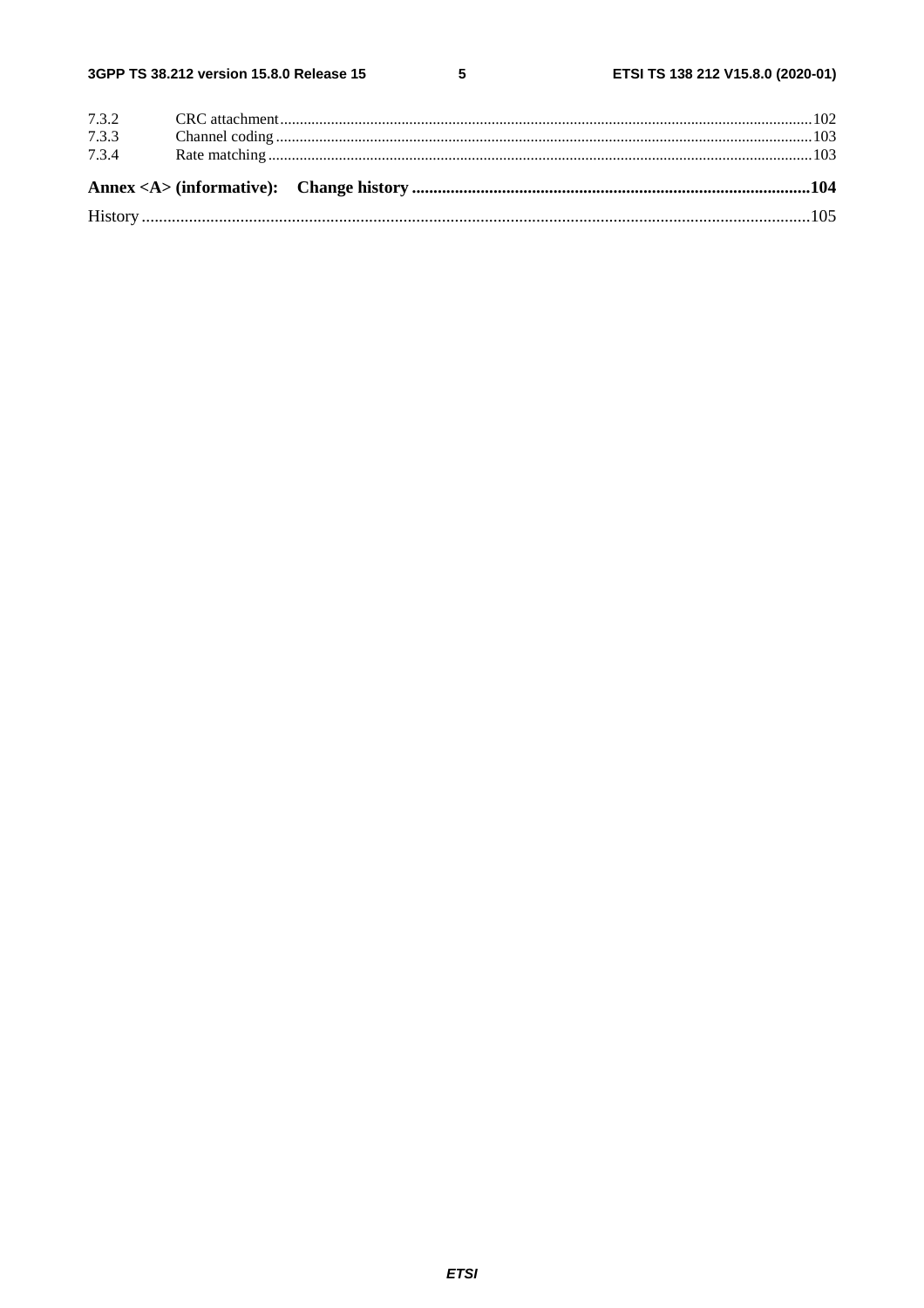7.3.2 CRC attachment ....................................................................................................................................... 102
7.3.3 Channel coding ........................................................................................................................................ 103
7.3.4 Rate matching .......................................................................................................................................... 103

**Annex <A> (informative): Change history ............................................................................................. 104**

History ............................................................................................................................................................ 105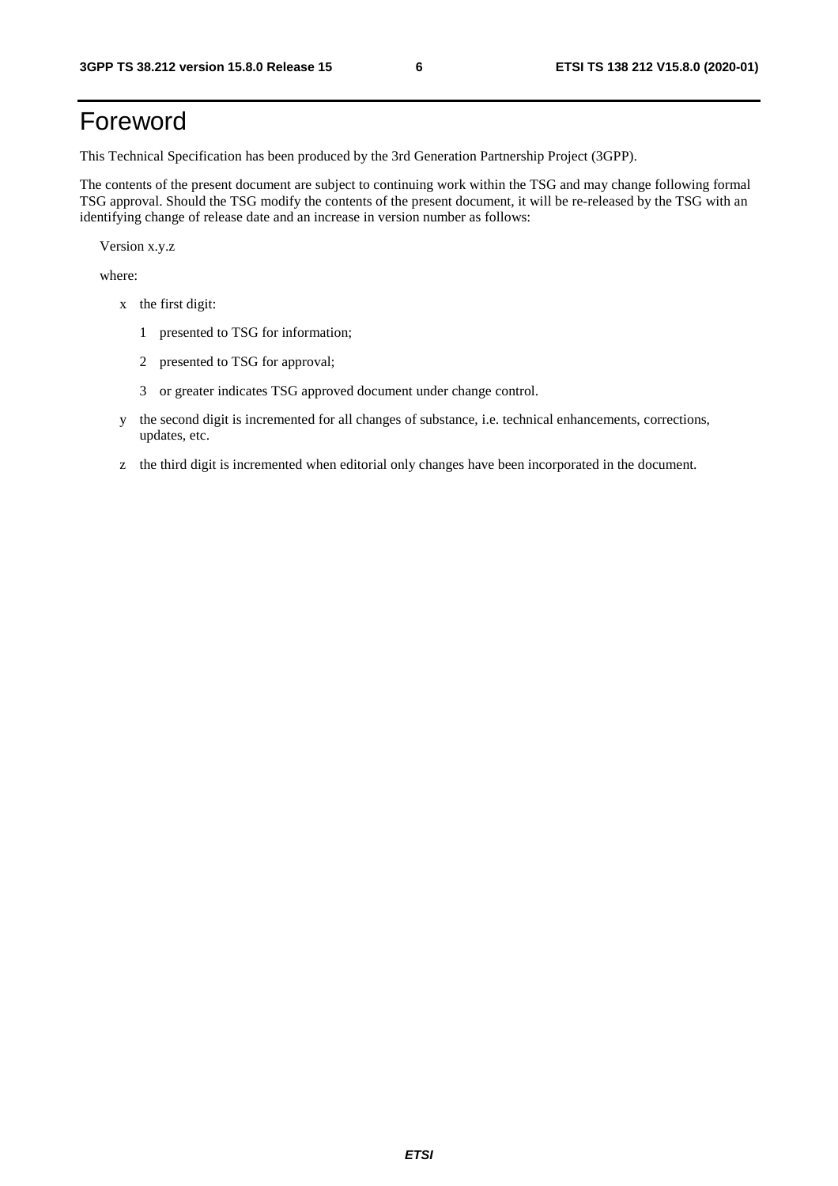# Foreword

This Technical Specification has been produced by the 3rd Generation Partnership Project (3GPP).

The contents of the present document are subject to continuing work within the TSG and may change following formal TSG approval. Should the TSG modify the contents of the present document, it will be re-released by the TSG with an identifying change of release date and an increase in version number as follows:

Version x.y.z

where:

- x the first digit:
  - 1 presented to TSG for information;
  - 2 presented to TSG for approval;
  - 3 or greater indicates TSG approved document under change control.
- y the second digit is incremented for all changes of substance, i.e. technical enhancements, corrections, updates, etc.
- z the third digit is incremented when editorial only changes have been incorporated in the document.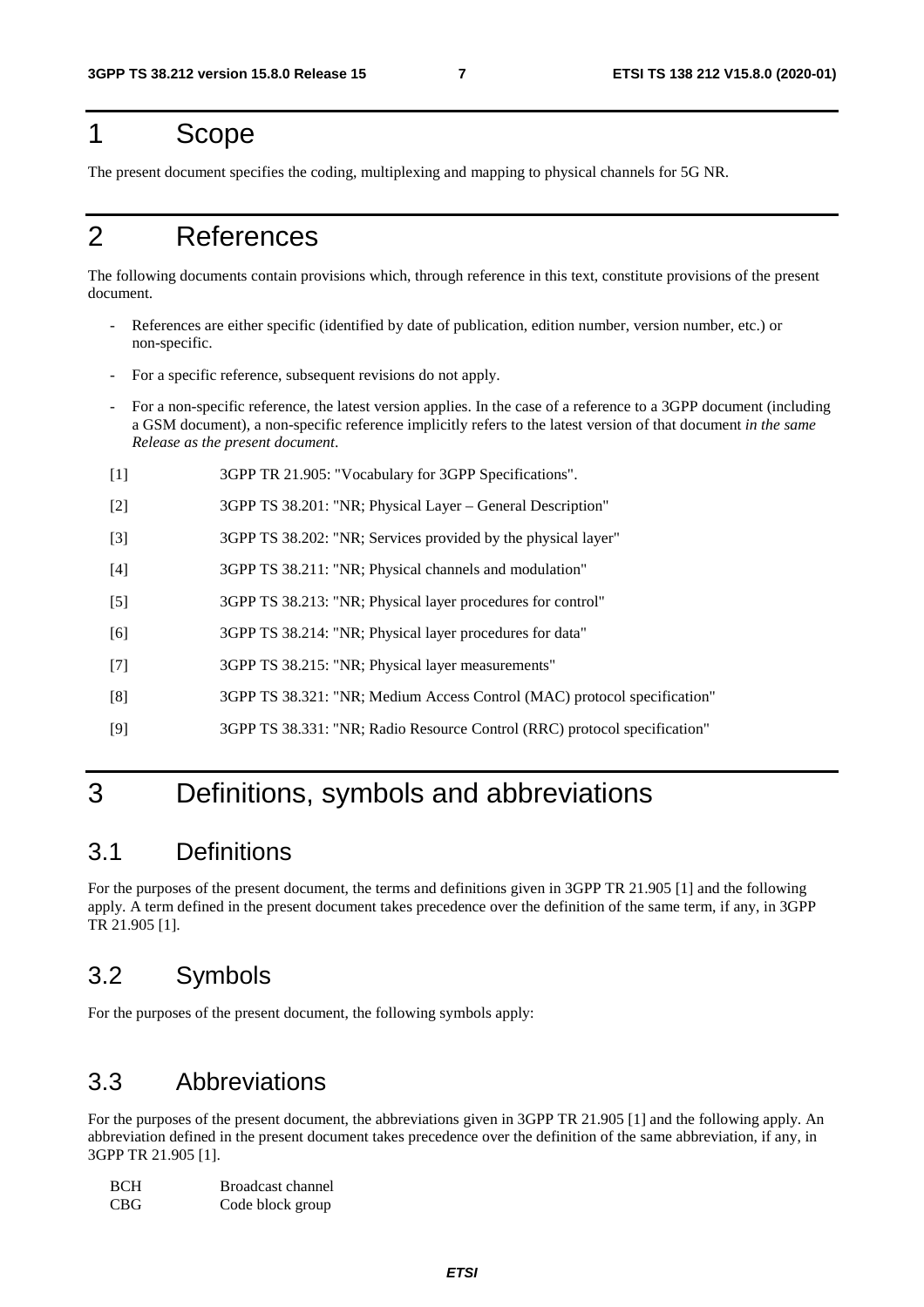# 1 Scope

The present document specifies the coding, multiplexing and mapping to physical channels for 5G NR.

# 2 References

The following documents contain provisions which, through reference in this text, constitute provisions of the present document.

- References are either specific (identified by date of publication, edition number, version number, etc.) or non-specific.
- For a specific reference, subsequent revisions do not apply.
- For a non-specific reference, the latest version applies. In the case of a reference to a 3GPP document (including a GSM document), a non-specific reference implicitly refers to the latest version of that document *in the same Release as the present document*.

[1] 3GPP TR 21.905: "Vocabulary for 3GPP Specifications".

[2] 3GPP TS 38.201: "NR; Physical Layer – General Description"

[3] 3GPP TS 38.202: "NR; Services provided by the physical layer"

[4] 3GPP TS 38.211: "NR; Physical channels and modulation"

[5] 3GPP TS 38.213: "NR; Physical layer procedures for control"

[6] 3GPP TS 38.214: "NR; Physical layer procedures for data"

[7] 3GPP TS 38.215: "NR; Physical layer measurements"

[8] 3GPP TS 38.321: "NR; Medium Access Control (MAC) protocol specification"

[9] 3GPP TS 38.331: "NR; Radio Resource Control (RRC) protocol specification"

# 3 Definitions, symbols and abbreviations

## 3.1 Definitions

For the purposes of the present document, the terms and definitions given in 3GPP TR 21.905 [1] and the following apply. A term defined in the present document takes precedence over the definition of the same term, if any, in 3GPP TR 21.905 [1].

## 3.2 Symbols

For the purposes of the present document, the following symbols apply:

## 3.3 Abbreviations

For the purposes of the present document, the abbreviations given in 3GPP TR 21.905 [1] and the following apply. An abbreviation defined in the present document takes precedence over the definition of the same abbreviation, if any, in 3GPP TR 21.905 [1].

BCH Broadcast channel
CBG Code block group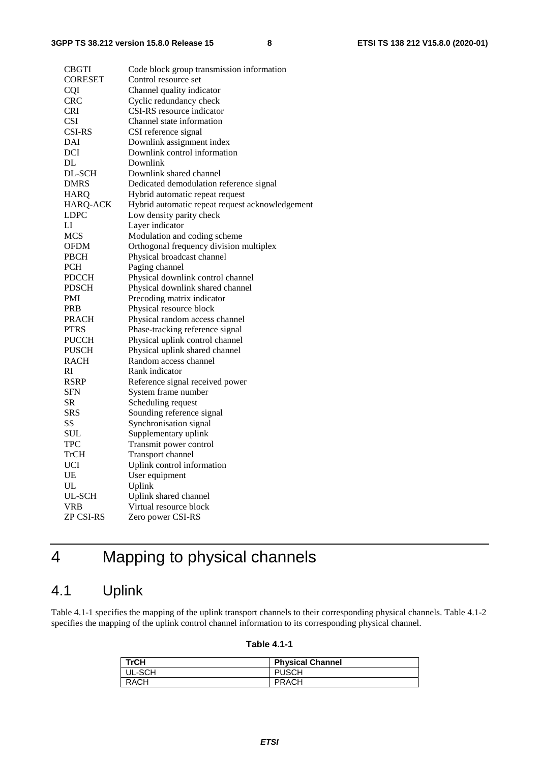CBGTI Code block group transmission information
CORESET Control resource set
CQI Channel quality indicator
CRC Cyclic redundancy check
CRI CSI-RS resource indicator
CSI Channel state information
CSI-RS CSI reference signal
DAI Downlink assignment index
DCI Downlink control information
DL Downlink
DL-SCH Downlink shared channel
DMRS Dedicated demodulation reference signal
HARQ Hybrid automatic repeat request
HARQ-ACK Hybrid automatic repeat request acknowledgement
LDPC Low density parity check
LI Layer indicator
MCS Modulation and coding scheme
OFDM Orthogonal frequency division multiplex
PBCH Physical broadcast channel
PCH Paging channel
PDCCH Physical downlink control channel
PDSCH Physical downlink shared channel
PMI Precoding matrix indicator
PRB Physical resource block
PRACH Physical random access channel
PTRS Phase-tracking reference signal
PUCCH Physical uplink control channel
PUSCH Physical uplink shared channel
RACH Random access channel
RI Rank indicator
RSRP Reference signal received power
SFN System frame number
SR Scheduling request
SRS Sounding reference signal
SS Synchronisation signal
SUL Supplementary uplink
TPC Transmit power control
TrCH Transport channel
UCI Uplink control information
UE User equipment
UL Uplink
UL-SCH Uplink shared channel
VRB Virtual resource block
ZP CSI-RS Zero power CSI-RS

# 4 Mapping to physical channels

## 4.1 Uplink

Table 4.1-1 specifies the mapping of the uplink transport channels to their corresponding physical channels. Table 4.1-2 specifies the mapping of the uplink control channel information to its corresponding physical channel.

**Table 4.1-1**

| TrCH | Physical Channel |
|---|---|
| UL-SCH | PUSCH |
| RACH | PRACH |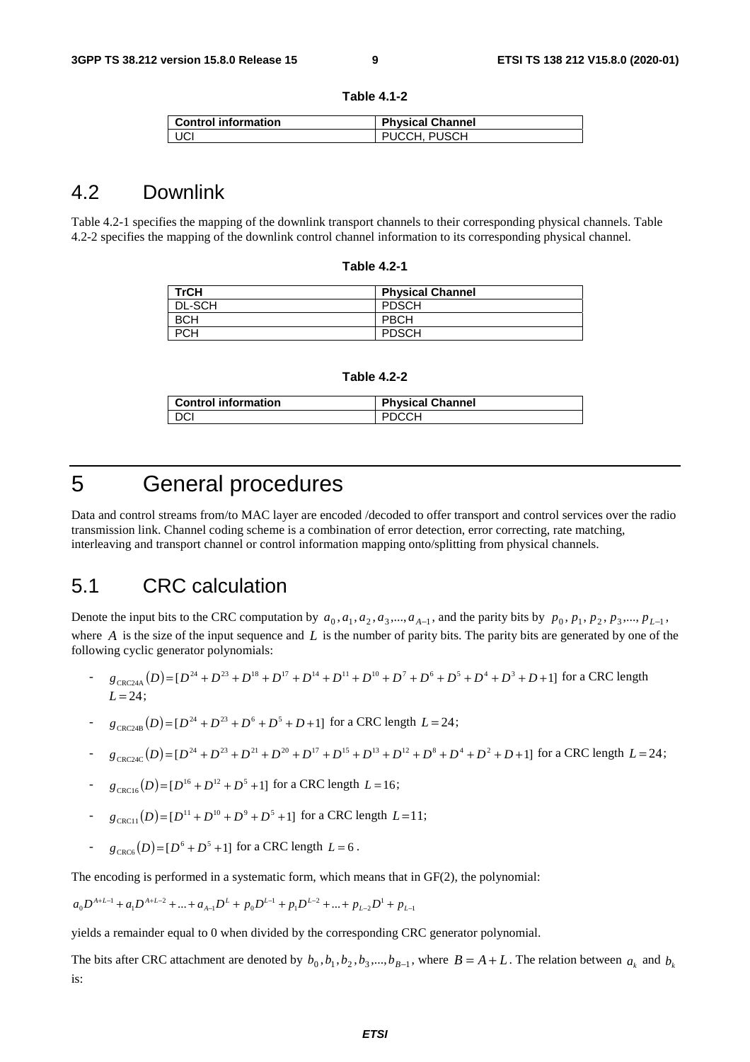**Table 4.1-2**

| Control information | Physical Channel |
|---|---|
| UCI | PUCCH, PUSCH |

## 4.2 Downlink

Table 4.2-1 specifies the mapping of the downlink transport channels to their corresponding physical channels. Table 4.2-2 specifies the mapping of the downlink control channel information to its corresponding physical channel.

**Table 4.2-1**

| TrCH | Physical Channel |
|---|---|
| DL-SCH | PDSCH |
| BCH | PBCH |
| PCH | PDSCH |

**Table 4.2-2**

| Control information | Physical Channel |
|---|---|
| DCI | PDCCH |

# 5 General procedures

Data and control streams from/to MAC layer are encoded /decoded to offer transport and control services over the radio transmission link. Channel coding scheme is a combination of error detection, error correcting, rate matching, interleaving and transport channel or control information mapping onto/splitting from physical channels.

## 5.1 CRC calculation

Denote the input bits to the CRC computation by $a_0, a_1, a_2, a_3, ..., a_{A-1}$, and the parity bits by $p_0, p_1, p_2, p_3, ..., p_{L-1}$, where $A$ is the size of the input sequence and $L$ is the number of parity bits. The parity bits are generated by one of the following cyclic generator polynomials:

- $g_{\text{CRC24A}}(D) = [D^{24} + D^{23} + D^{18} + D^{17} + D^{14} + D^{11} + D^{10} + D^{7} + D^{6} + D^{5} + D^{4} + D^{3} + D + 1]$ for a CRC length $L = 24$;
- $g_{\text{CRC24B}}(D) = [D^{24} + D^{23} + D^{6} + D^{5} + D + 1]$ for a CRC length $L = 24$;
- $g_{\text{CRC24C}}(D) = [D^{24} + D^{23} + D^{21} + D^{20} + D^{17} + D^{15} + D^{13} + D^{12} + D^{8} + D^{4} + D^{2} + D + 1]$ for a CRC length $L = 24$;
- $g_{\text{CRC16}}(D) = [D^{16} + D^{12} + D^{5} + 1]$ for a CRC length $L = 16$;
- $g_{\text{CRC11}}(D) = [D^{11} + D^{10} + D^{9} + D^{5} + 1]$ for a CRC length $L = 11$;
- $g_{\text{CRC6}}(D) = [D^{6} + D^{5} + 1]$ for a CRC length $L = 6$.

The encoding is performed in a systematic form, which means that in GF(2), the polynomial:

$$a_0 D^{A+L-1} + a_1 D^{A+L-2} + ... + a_{A-1} D^{L} + p_0 D^{L-1} + p_1 D^{L-2} + ... + p_{L-2} D^{1} + p_{L-1}$$

yields a remainder equal to 0 when divided by the corresponding CRC generator polynomial.

The bits after CRC attachment are denoted by $b_0, b_1, b_2, b_3, ..., b_{B-1}$, where $B = A + L$. The relation between $a_k$ and $b_k$ is: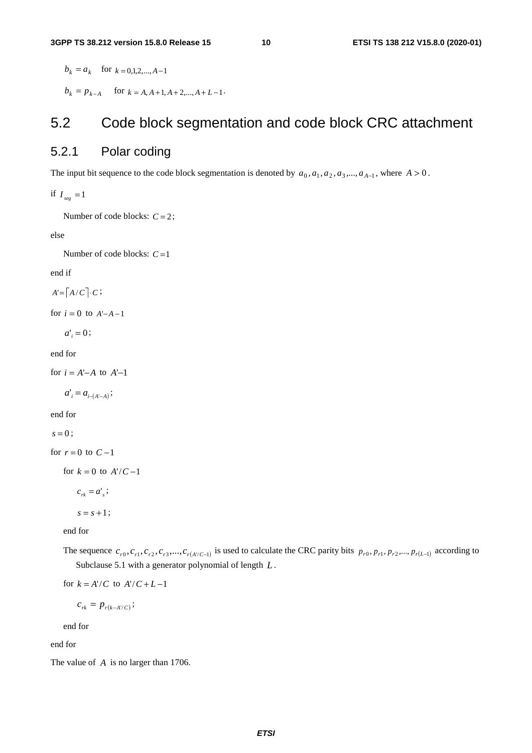$b_k = a_k$ for $k = 0,1,2,...,A-1$

$b_k = p_{k-A}$ for $k = A, A+1, A+2,..., A+L-1$.

## 5.2 Code block segmentation and code block CRC attachment

### 5.2.1 Polar coding

The input bit sequence to the code block segmentation is denoted by $a_0, a_1, a_2, a_3,..., a_{A-1}$, where $A > 0$.

if $I_{seg} = 1$

Number of code blocks: $C = 2$;

else

Number of code blocks: $C = 1$

end if

$A' = \lceil A/C \rceil \cdot C$;

for $i = 0$ to $A' - A - 1$

$a'_i = 0$;

end for

for $i = A' - A$ to $A' - 1$

$a'_i = a_{i-(A'-A)}$;

end for

$s = 0$;

for $r = 0$ to $C - 1$

for $k = 0$ to $A'/C - 1$

$c_{rk} = a'_s$;

$s = s + 1$;

end for

The sequence $c_{r0}, c_{r1}, c_{r2}, c_{r3},..., c_{r(A'/C-1)}$ is used to calculate the CRC parity bits $p_{r0}, p_{r1}, p_{r2},..., p_{r(L-1)}$ according to Subclause 5.1 with a generator polynomial of length $L$.

for $k = A'/C$ to $A'/C + L - 1$

$c_{rk} = p_{r(k-A'/C)}$;

end for

end for

The value of $A$ is no larger than 1706.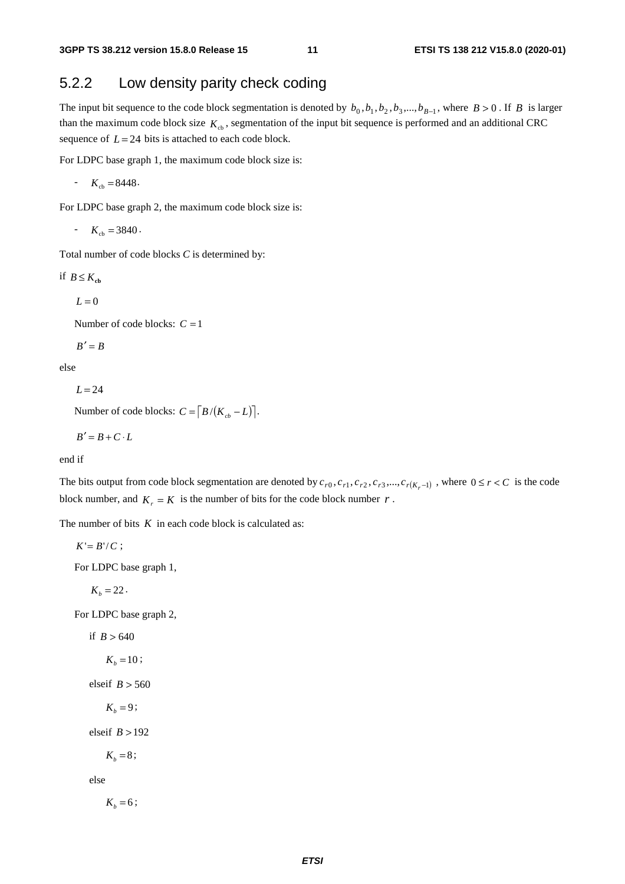### 5.2.2 Low density parity check coding

The input bit sequence to the code block segmentation is denoted by $b_0, b_1, b_2, b_3, ..., b_{B-1}$, where $B > 0$. If $B$ is larger than the maximum code block size $K_{cb}$, segmentation of the input bit sequence is performed and an additional CRC sequence of $L = 24$ bits is attached to each code block.

For LDPC base graph 1, the maximum code block size is:

- $K_{cb} = 8448$.

For LDPC base graph 2, the maximum code block size is:

- $K_{cb} = 3840$.

Total number of code blocks *C* is determined by:

if $B \le K_{\mathbf{cb}}$

$L = 0$

Number of code blocks: $C = 1$

$B' = B$

else

$L = 24$

Number of code blocks: $C = \lceil B / (K_{cb} - L) \rceil$.

$B' = B + C \cdot L$

end if

The bits output from code block segmentation are denoted by $c_{r0}, c_{r1}, c_{r2}, c_{r3}, ..., c_{r(K_r - 1)}$, where $0 \le r < C$ is the code block number, and $K_r = K$ is the number of bits for the code block number $r$.

The number of bits $K$ in each code block is calculated as:

$K' = B'/C$;

For LDPC base graph 1,

$K_b = 22$.

For LDPC base graph 2,

if $B > 640$

$K_b = 10$;

elseif $B > 560$

$K_b = 9$;

elseif $B > 192$

$K_b = 8$;

else

$K_b = 6$;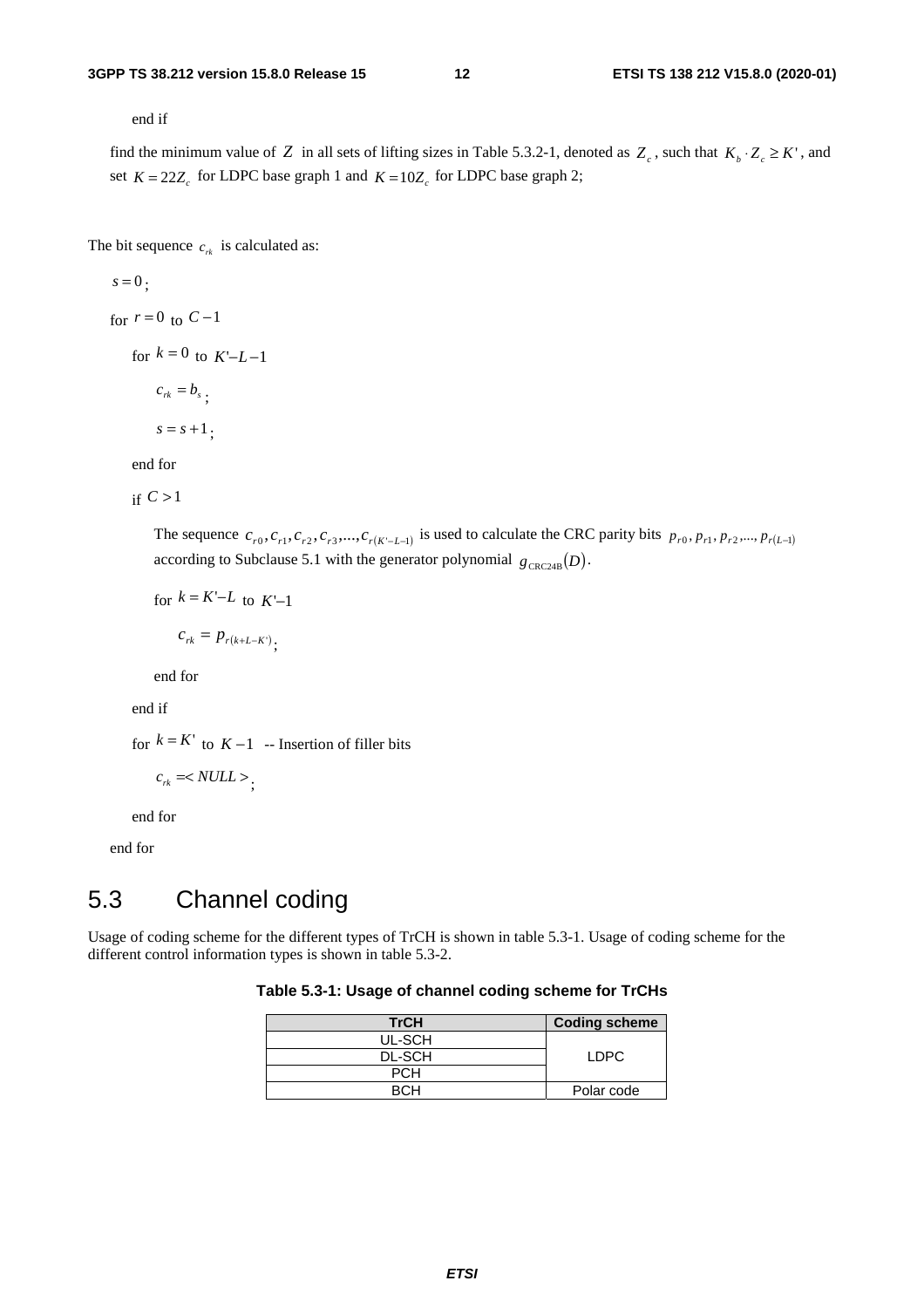end if

find the minimum value of $Z$ in all sets of lifting sizes in Table 5.3.2-1, denoted as $Z_c$, such that $K_b \cdot Z_c \geq K'$, and set $K = 22Z_c$ for LDPC base graph 1 and $K = 10Z_c$ for LDPC base graph 2;

The bit sequence $c_{rk}$ is calculated as:

$s = 0$;

for $r = 0$ to $C-1$

for $k = 0$ to $K' - L - 1$

$c_{rk} = b_s$;

$s = s + 1$;

end for

if $C > 1$

The sequence $c_{r0}, c_{r1}, c_{r2}, c_{r3}, ..., c_{r(K'-L-1)}$ is used to calculate the CRC parity bits $p_{r0}, p_{r1}, p_{r2}, ..., p_{r(L-1)}$ according to Subclause 5.1 with the generator polynomial $g_{\text{CRC24B}}(D)$.

for $k = K' - L$ to $K' - 1$

$c_{rk} = p_{r(k+L-K')}$;

end for

end if

for $k = K'$ to $K - 1$ -- Insertion of filler bits

$c_{rk} = \langle NULL \rangle$;

end for

end for

# 5.3 Channel coding

Usage of coding scheme for the different types of TrCH is shown in table 5.3-1. Usage of coding scheme for the different control information types is shown in table 5.3-2.

**Table 5.3-1: Usage of channel coding scheme for TrCHs**

| TrCH | Coding scheme |
|---|---|
| UL-SCH | LDPC |
| DL-SCH | |
| PCH | |
| BCH | Polar code |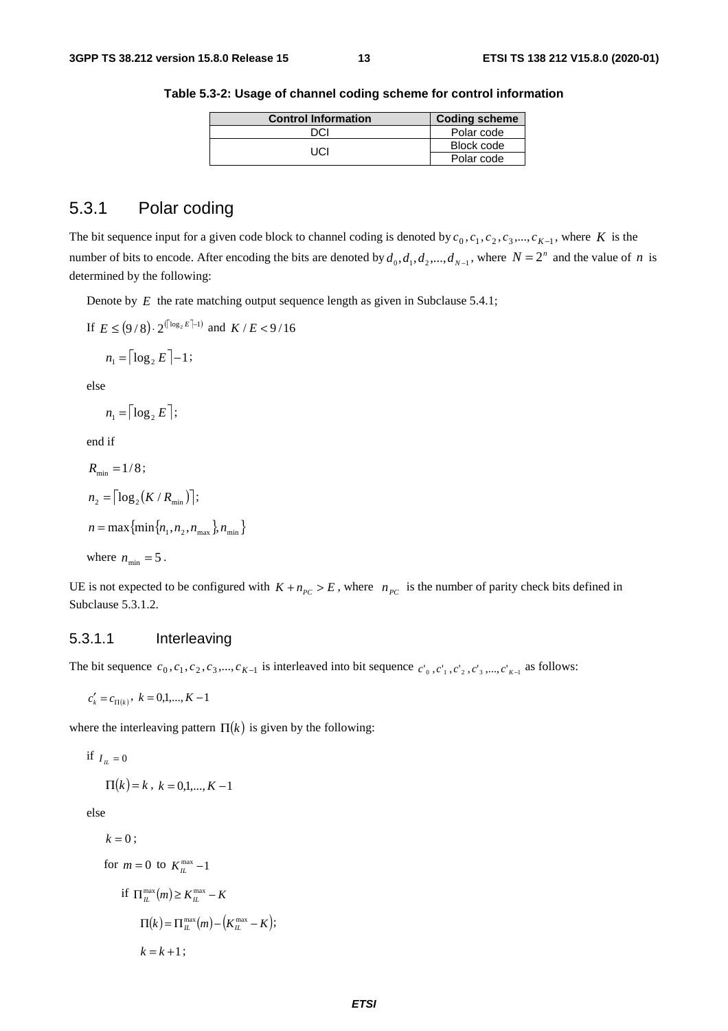**Table 5.3-2: Usage of channel coding scheme for control information**

| Control Information | Coding scheme |
|---|---|
| DCI | Polar code |
| UCI | Block code |
| | Polar code |

## 5.3.1 Polar coding

The bit sequence input for a given code block to channel coding is denoted by $c_0, c_1, c_2, c_3, ..., c_{K-1}$, where $K$ is the number of bits to encode. After encoding the bits are denoted by $d_0, d_1, d_2, ..., d_{N-1}$, where $N = 2^n$ and the value of $n$ is determined by the following:

Denote by $E$ the rate matching output sequence length as given in Subclause 5.4.1;

If $E \le (9/8) \cdot 2^{(\lceil \log_2 E \rceil - 1)}$ and $K / E < 9/16$

$n_1 = \lceil \log_2 E \rceil - 1$;

else

$n_1 = \lceil \log_2 E \rceil$;

end if

$R_{\min} = 1/8$;

$n_2 = \lceil \log_2 (K / R_{\min}) \rceil$;

$n = \max\{\min\{n_1, n_2, n_{\max}\}, n_{\min}\}$

where $n_{\min} = 5$.

UE is not expected to be configured with $K + n_{PC} > E$, where $n_{PC}$ is the number of parity check bits defined in Subclause 5.3.1.2.

### 5.3.1.1 Interleaving

The bit sequence $c_0, c_1, c_2, c_3, ..., c_{K-1}$ is interleaved into bit sequence $c'_0, c'_1, c'_2, c'_3, ..., c'_{K-1}$ as follows:

$c'_k = c_{\Pi(k)}$, $k = 0,1,..., K-1$

where the interleaving pattern $\Pi(k)$ is given by the following:

if $I_{IL} = 0$

$\Pi(k) = k$, $k = 0,1,..., K-1$

else

$k = 0$;

for $m = 0$ to $K_{IL}^{\max} - 1$

if $\Pi_{IL}^{\max}(m) \ge K_{IL}^{\max} - K$

$\Pi(k) = \Pi_{IL}^{\max}(m) - (K_{IL}^{\max} - K)$;

$k = k + 1$;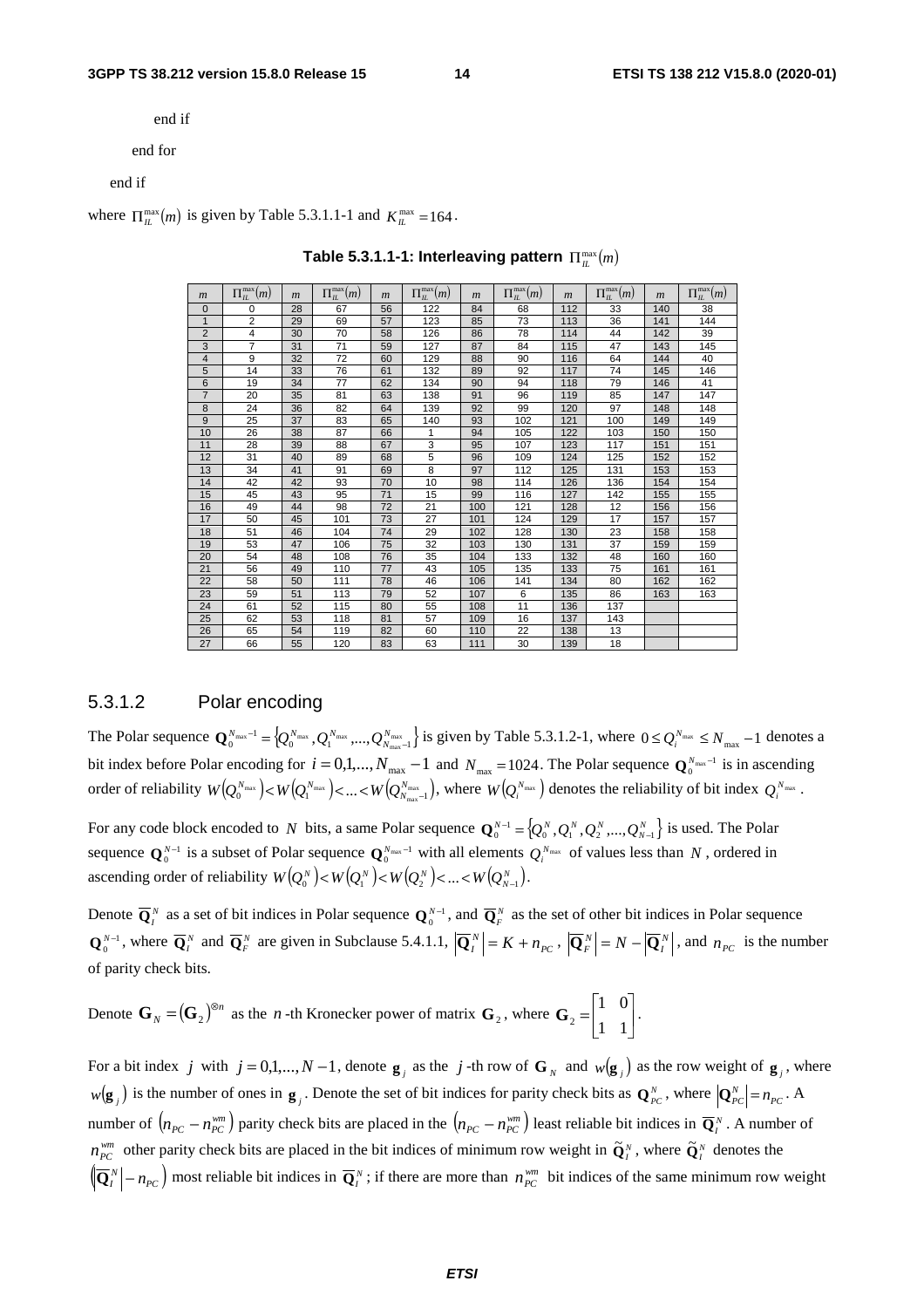end if

end for

end if

where $\Pi_{IL}^{\max}(m)$ is given by Table 5.3.1.1-1 and $K_{IL}^{\max} = 164$.

**Table 5.3.1.1-1: Interleaving pattern $\Pi_{IL}^{\max}(m)$**

| $m$ | $\Pi_{IL}^{\max}(m)$ | $m$ | $\Pi_{IL}^{\max}(m)$ | $m$ | $\Pi_{IL}^{\max}(m)$ | $m$ | $\Pi_{IL}^{\max}(m)$ | $m$ | $\Pi_{IL}^{\max}(m)$ | $m$ | $\Pi_{IL}^{\max}(m)$ |
|---|---|---|---|---|---|---|---|---|---|---|---|
| 0 | 0 | 28 | 67 | 56 | 122 | 84 | 68 | 112 | 33 | 140 | 38 |
| 1 | 2 | 29 | 69 | 57 | 123 | 85 | 73 | 113 | 36 | 141 | 144 |
| 2 | 4 | 30 | 70 | 58 | 126 | 86 | 78 | 114 | 44 | 142 | 39 |
| 3 | 7 | 31 | 71 | 59 | 127 | 87 | 84 | 115 | 47 | 143 | 145 |
| 4 | 9 | 32 | 72 | 60 | 129 | 88 | 90 | 116 | 64 | 144 | 40 |
| 5 | 14 | 33 | 76 | 61 | 132 | 89 | 92 | 117 | 74 | 145 | 146 |
| 6 | 19 | 34 | 77 | 62 | 134 | 90 | 94 | 118 | 79 | 146 | 41 |
| 7 | 20 | 35 | 81 | 63 | 138 | 91 | 96 | 119 | 85 | 147 | 147 |
| 8 | 24 | 36 | 82 | 64 | 139 | 92 | 99 | 120 | 97 | 148 | 148 |
| 9 | 25 | 37 | 83 | 65 | 140 | 93 | 102 | 121 | 100 | 149 | 149 |
| 10 | 26 | 38 | 87 | 66 | 1 | 94 | 105 | 122 | 103 | 150 | 150 |
| 11 | 28 | 39 | 88 | 67 | 3 | 95 | 107 | 123 | 117 | 151 | 151 |
| 12 | 31 | 40 | 89 | 68 | 5 | 96 | 109 | 124 | 125 | 152 | 152 |
| 13 | 34 | 41 | 91 | 69 | 8 | 97 | 112 | 125 | 131 | 153 | 153 |
| 14 | 42 | 42 | 93 | 70 | 10 | 98 | 114 | 126 | 136 | 154 | 154 |
| 15 | 45 | 43 | 95 | 71 | 15 | 99 | 116 | 127 | 142 | 155 | 155 |
| 16 | 49 | 44 | 98 | 72 | 21 | 100 | 121 | 128 | 12 | 156 | 156 |
| 17 | 50 | 45 | 101 | 73 | 27 | 101 | 124 | 129 | 17 | 157 | 157 |
| 18 | 51 | 46 | 104 | 74 | 29 | 102 | 128 | 130 | 23 | 158 | 158 |
| 19 | 53 | 47 | 106 | 75 | 32 | 103 | 130 | 131 | 37 | 159 | 159 |
| 20 | 54 | 48 | 108 | 76 | 35 | 104 | 133 | 132 | 48 | 160 | 160 |
| 21 | 56 | 49 | 110 | 77 | 43 | 105 | 135 | 133 | 75 | 161 | 161 |
| 22 | 58 | 50 | 111 | 78 | 46 | 106 | 141 | 134 | 80 | 162 | 162 |
| 23 | 59 | 51 | 113 | 79 | 52 | 107 | 6 | 135 | 86 | 163 | 163 |
| 24 | 61 | 52 | 115 | 80 | 55 | 108 | 11 | 136 | 137 | | |
| 25 | 62 | 53 | 118 | 81 | 57 | 109 | 16 | 137 | 143 | | |
| 26 | 65 | 54 | 119 | 82 | 60 | 110 | 22 | 138 | 13 | | |
| 27 | 66 | 55 | 120 | 83 | 63 | 111 | 30 | 139 | 18 | | |

### 5.3.1.2 Polar encoding

The Polar sequence $\mathbf{Q}_0^{N_{\max}-1} = \{Q_0^{N_{\max}}, Q_1^{N_{\max}}, ..., Q_{N_{\max}-1}^{N_{\max}}\}$ is given by Table 5.3.1.2-1, where $0 \le Q_i^{N_{\max}} \le N_{\max} - 1$ denotes a bit index before Polar encoding for $i = 0,1,..., N_{\max} - 1$ and $N_{\max} = 1024$. The Polar sequence $\mathbf{Q}_0^{N_{\max}-1}$ is in ascending order of reliability $W(Q_0^{N_{\max}}) < W(Q_1^{N_{\max}}) < ... < W(Q_{N_{\max}-1}^{N_{\max}})$, where $W(Q_i^{N_{\max}})$ denotes the reliability of bit index $Q_i^{N_{\max}}$.

For any code block encoded to $N$ bits, a same Polar sequence $\mathbf{Q}_0^{N-1} = \{Q_0^N, Q_1^N, Q_2^N, ..., Q_{N-1}^N\}$ is used. The Polar sequence $\mathbf{Q}_0^{N-1}$ is a subset of Polar sequence $\mathbf{Q}_0^{N_{\max}-1}$ with all elements $Q_i^{N_{\max}}$ of values less than $N$, ordered in ascending order of reliability $W(Q_0^N) < W(Q_1^N) < W(Q_2^N) < ... < W(Q_{N-1}^N)$.

Denote $\overline{\mathbf{Q}}_I^N$ as a set of bit indices in Polar sequence $\mathbf{Q}_0^{N-1}$, and $\overline{\mathbf{Q}}_F^N$ as the set of other bit indices in Polar sequence $\mathbf{Q}_0^{N-1}$, where $\overline{\mathbf{Q}}_I^N$ and $\overline{\mathbf{Q}}_F^N$ are given in Subclause 5.4.1.1, $\left|\overline{\mathbf{Q}}_I^N\right| = K + n_{PC}$, $\left|\overline{\mathbf{Q}}_F^N\right| = N - \left|\overline{\mathbf{Q}}_I^N\right|$, and $n_{PC}$ is the number of parity check bits.

Denote $\mathbf{G}_N = (\mathbf{G}_2)^{\otimes n}$ as the $n$-th Kronecker power of matrix $\mathbf{G}_2$, where $\mathbf{G}_2 = \begin{bmatrix} 1 & 0 \\ 1 & 1 \end{bmatrix}$.

For a bit index $j$ with $j = 0,1,..., N-1$, denote $\mathbf{g}_j$ as the $j$-th row of $\mathbf{G}_N$ and $w(\mathbf{g}_j)$ as the row weight of $\mathbf{g}_j$, where $w(\mathbf{g}_j)$ is the number of ones in $\mathbf{g}_j$. Denote the set of bit indices for parity check bits as $\mathbf{Q}_{PC}^N$, where $\left|\mathbf{Q}_{PC}^N\right| = n_{PC}$. A number of $(n_{PC} - n_{PC}^{wm})$ parity check bits are placed in the $(n_{PC} - n_{PC}^{wm})$ least reliable bit indices in $\overline{\mathbf{Q}}_I^N$. A number of $n_{PC}^{wm}$ other parity check bits are placed in the bit indices of minimum row weight in $\tilde{\mathbf{Q}}_I^N$, where $\tilde{\mathbf{Q}}_I^N$ denotes the $\left(\left|\overline{\mathbf{Q}}_I^N\right| - n_{PC}\right)$ most reliable bit indices in $\overline{\mathbf{Q}}_I^N$; if there are more than $n_{PC}^{wm}$ bit indices of the same minimum row weight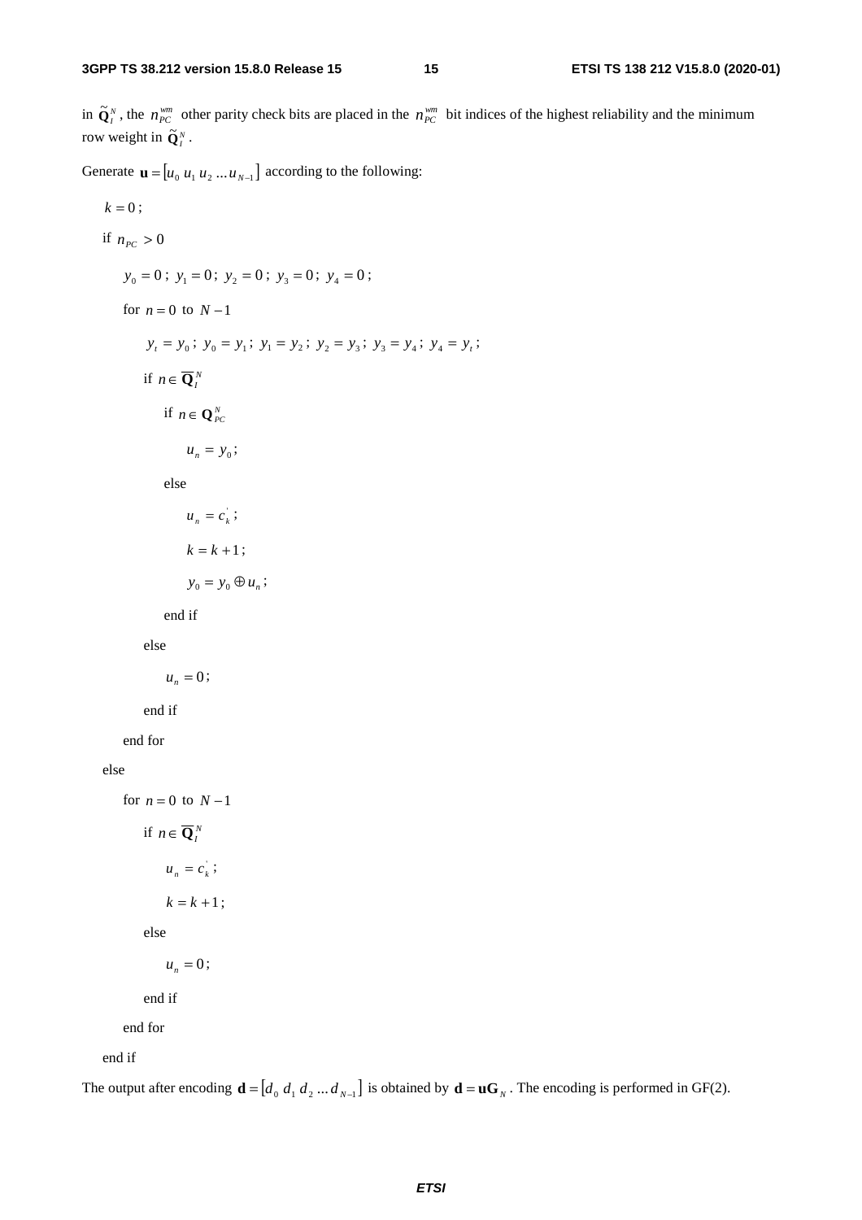in $\tilde{\mathbf{Q}}_I^N$, the $n_{PC}^{wm}$ other parity check bits are placed in the $n_{PC}^{wm}$ bit indices of the highest reliability and the minimum row weight in $\tilde{\mathbf{Q}}_I^N$.

Generate $\mathbf{u} = [u_0\ u_1\ u_2\ ...u_{N-1}]$ according to the following:

$k = 0$;

if $n_{PC} > 0$

  $y_0 = 0$; $y_1 = 0$; $y_2 = 0$; $y_3 = 0$; $y_4 = 0$;

  for $n = 0$ to $N-1$

    $y_t = y_0$; $y_0 = y_1$; $y_1 = y_2$; $y_2 = y_3$; $y_3 = y_4$; $y_4 = y_t$;

    if $n \in \overline{\mathbf{Q}}_I^N$

      if $n \in \mathbf{Q}_{PC}^N$

        $u_n = y_0$;

      else

        $u_n = c_k^{'}$;

        $k = k+1$;

        $y_0 = y_0 \oplus u_n$;

      end if

    else

      $u_n = 0$;

    end if

  end for

else

  for $n = 0$ to $N-1$

    if $n \in \overline{\mathbf{Q}}_I^N$

      $u_n = c_k^{'}$;

      $k = k+1$;

    else

      $u_n = 0$;

    end if

  end for

end if

The output after encoding $\mathbf{d} = [d_0\ d_1\ d_2\ ...d_{N-1}]$ is obtained by $\mathbf{d} = \mathbf{u}\mathbf{G}_N$. The encoding is performed in GF(2).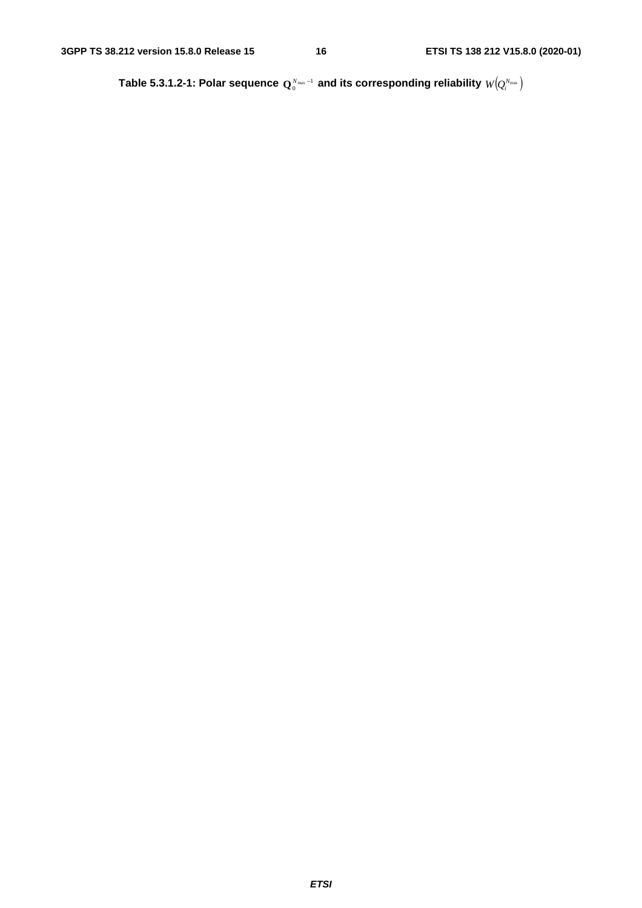**Table 5.3.1.2-1: Polar sequence $\mathbf{Q}_0^{N_{max}-1}$ and its corresponding reliability $W\left(Q_i^{N_{max}}\right)$**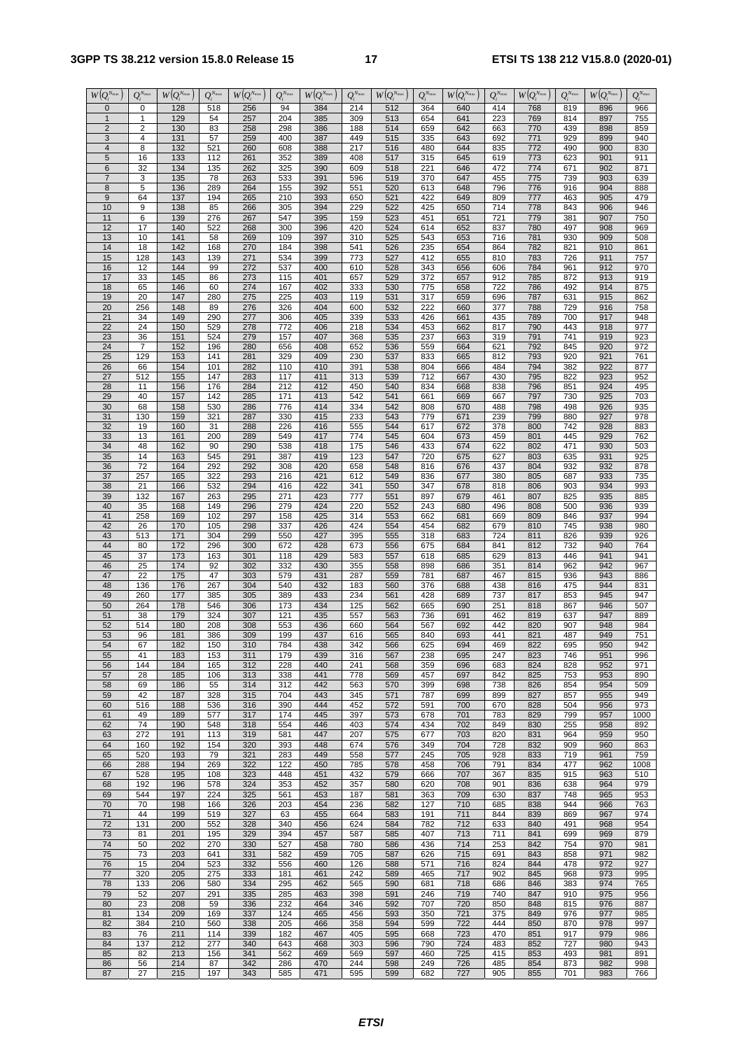| $W(Q_i^{N_{max}})$ | $Q_i^{N_{max}}$ | $W(Q_i^{N_{max}})$ | $Q_i^{N_{max}}$ | $W(Q_i^{N_{max}})$ | $Q_i^{N_{max}}$ | $W(Q_i^{N_{max}})$ | $Q_i^{N_{max}}$ | $W(Q_i^{N_{max}})$ | $Q_i^{N_{max}}$ | $W(Q_i^{N_{max}})$ | $Q_i^{N_{max}}$ | $W(Q_i^{N_{max}})$ | $Q_i^{N_{max}}$ | $W(Q_i^{N_{max}})$ | $Q_i^{N_{max}}$ |
|---|---|---|---|---|---|---|---|---|---|---|---|---|---|---|---|
| 0 | 0 | 128 | 518 | 256 | 94 | 384 | 214 | 512 | 364 | 640 | 414 | 768 | 819 | 896 | 966 |
| 1 | 1 | 129 | 54 | 257 | 204 | 385 | 309 | 513 | 654 | 641 | 223 | 769 | 814 | 897 | 755 |
| 2 | 2 | 130 | 83 | 258 | 298 | 386 | 188 | 514 | 659 | 642 | 663 | 770 | 439 | 898 | 859 |
| 3 | 4 | 131 | 57 | 259 | 400 | 387 | 449 | 515 | 335 | 643 | 692 | 771 | 929 | 899 | 940 |
| 4 | 8 | 132 | 521 | 260 | 608 | 388 | 217 | 516 | 480 | 644 | 835 | 772 | 490 | 900 | 830 |
| 5 | 16 | 133 | 112 | 261 | 352 | 389 | 408 | 517 | 315 | 645 | 619 | 773 | 623 | 901 | 911 |
| 6 | 32 | 134 | 135 | 262 | 325 | 390 | 609 | 518 | 221 | 646 | 472 | 774 | 671 | 902 | 871 |
| 7 | 3 | 135 | 78 | 263 | 533 | 391 | 596 | 519 | 370 | 647 | 455 | 775 | 739 | 903 | 639 |
| 8 | 5 | 136 | 289 | 264 | 155 | 392 | 551 | 520 | 613 | 648 | 796 | 776 | 916 | 904 | 888 |
| 9 | 64 | 137 | 194 | 265 | 210 | 393 | 650 | 521 | 422 | 649 | 809 | 777 | 463 | 905 | 479 |
| 10 | 9 | 138 | 85 | 266 | 305 | 394 | 229 | 522 | 425 | 650 | 714 | 778 | 843 | 906 | 946 |
| 11 | 6 | 139 | 276 | 267 | 547 | 395 | 159 | 523 | 451 | 651 | 721 | 779 | 381 | 907 | 750 |
| 12 | 17 | 140 | 522 | 268 | 300 | 396 | 420 | 524 | 614 | 652 | 837 | 780 | 497 | 908 | 969 |
| 13 | 10 | 141 | 58 | 269 | 109 | 397 | 310 | 525 | 543 | 653 | 716 | 781 | 930 | 909 | 508 |
| 14 | 18 | 142 | 168 | 270 | 184 | 398 | 541 | 526 | 235 | 654 | 864 | 782 | 821 | 910 | 861 |
| 15 | 128 | 143 | 139 | 271 | 534 | 399 | 773 | 527 | 412 | 655 | 810 | 783 | 726 | 911 | 757 |
| 16 | 12 | 144 | 99 | 272 | 537 | 400 | 610 | 528 | 343 | 656 | 606 | 784 | 961 | 912 | 970 |
| 17 | 33 | 145 | 86 | 273 | 115 | 401 | 657 | 529 | 372 | 657 | 912 | 785 | 872 | 913 | 919 |
| 18 | 65 | 146 | 60 | 274 | 167 | 402 | 333 | 530 | 775 | 658 | 722 | 786 | 492 | 914 | 875 |
| 19 | 20 | 147 | 280 | 275 | 225 | 403 | 119 | 531 | 317 | 659 | 696 | 787 | 631 | 915 | 862 |
| 20 | 256 | 148 | 89 | 276 | 326 | 404 | 600 | 532 | 222 | 660 | 377 | 788 | 729 | 916 | 758 |
| 21 | 34 | 149 | 290 | 277 | 306 | 405 | 339 | 533 | 426 | 661 | 435 | 789 | 700 | 917 | 948 |
| 22 | 24 | 150 | 529 | 278 | 772 | 406 | 218 | 534 | 453 | 662 | 817 | 790 | 443 | 918 | 977 |
| 23 | 36 | 151 | 524 | 279 | 157 | 407 | 368 | 535 | 237 | 663 | 319 | 791 | 741 | 919 | 923 |
| 24 | 7 | 152 | 196 | 280 | 656 | 408 | 652 | 536 | 559 | 664 | 621 | 792 | 845 | 920 | 972 |
| 25 | 129 | 153 | 141 | 281 | 329 | 409 | 230 | 537 | 833 | 665 | 812 | 793 | 920 | 921 | 761 |
| 26 | 66 | 154 | 101 | 282 | 110 | 410 | 391 | 538 | 804 | 666 | 484 | 794 | 382 | 922 | 877 |
| 27 | 512 | 155 | 147 | 283 | 117 | 411 | 313 | 539 | 712 | 667 | 430 | 795 | 822 | 923 | 952 |
| 28 | 11 | 156 | 176 | 284 | 212 | 412 | 450 | 540 | 834 | 668 | 838 | 796 | 851 | 924 | 495 |
| 29 | 40 | 157 | 142 | 285 | 171 | 413 | 542 | 541 | 661 | 669 | 667 | 797 | 730 | 925 | 703 |
| 30 | 68 | 158 | 530 | 286 | 776 | 414 | 334 | 542 | 808 | 670 | 488 | 798 | 498 | 926 | 935 |
| 31 | 130 | 159 | 321 | 287 | 330 | 415 | 233 | 543 | 779 | 671 | 239 | 799 | 880 | 927 | 978 |
| 32 | 19 | 160 | 31 | 288 | 226 | 416 | 555 | 544 | 617 | 672 | 378 | 800 | 742 | 928 | 883 |
| 33 | 13 | 161 | 200 | 289 | 549 | 417 | 774 | 545 | 604 | 673 | 459 | 801 | 445 | 929 | 762 |
| 34 | 48 | 162 | 90 | 290 | 538 | 418 | 175 | 546 | 433 | 674 | 622 | 802 | 471 | 930 | 503 |
| 35 | 14 | 163 | 545 | 291 | 387 | 419 | 123 | 547 | 720 | 675 | 627 | 803 | 635 | 931 | 925 |
| 36 | 72 | 164 | 292 | 292 | 308 | 420 | 658 | 548 | 816 | 676 | 437 | 804 | 932 | 932 | 878 |
| 37 | 257 | 165 | 322 | 293 | 216 | 421 | 612 | 549 | 836 | 677 | 380 | 805 | 687 | 933 | 735 |
| 38 | 21 | 166 | 532 | 294 | 416 | 422 | 341 | 550 | 347 | 678 | 818 | 806 | 903 | 934 | 993 |
| 39 | 132 | 167 | 263 | 295 | 271 | 423 | 777 | 551 | 897 | 679 | 461 | 807 | 825 | 935 | 885 |
| 40 | 35 | 168 | 149 | 296 | 279 | 424 | 220 | 552 | 243 | 680 | 496 | 808 | 500 | 936 | 939 |
| 41 | 258 | 169 | 102 | 297 | 158 | 425 | 314 | 553 | 662 | 681 | 669 | 809 | 846 | 937 | 994 |
| 42 | 26 | 170 | 105 | 298 | 337 | 426 | 424 | 554 | 454 | 682 | 679 | 810 | 745 | 938 | 980 |
| 43 | 513 | 171 | 304 | 299 | 550 | 427 | 395 | 555 | 318 | 683 | 724 | 811 | 826 | 939 | 926 |
| 44 | 80 | 172 | 296 | 300 | 672 | 428 | 673 | 556 | 675 | 684 | 841 | 812 | 732 | 940 | 764 |
| 45 | 37 | 173 | 163 | 301 | 118 | 429 | 583 | 557 | 618 | 685 | 629 | 813 | 446 | 941 | 941 |
| 46 | 25 | 174 | 92 | 302 | 332 | 430 | 355 | 558 | 898 | 686 | 351 | 814 | 962 | 942 | 967 |
| 47 | 22 | 175 | 47 | 303 | 579 | 431 | 287 | 559 | 781 | 687 | 467 | 815 | 936 | 943 | 886 |
| 48 | 136 | 176 | 267 | 304 | 540 | 432 | 183 | 560 | 376 | 688 | 438 | 816 | 475 | 944 | 831 |
| 49 | 260 | 177 | 385 | 305 | 389 | 433 | 234 | 561 | 428 | 689 | 737 | 817 | 853 | 945 | 947 |
| 50 | 264 | 178 | 546 | 306 | 173 | 434 | 125 | 562 | 665 | 690 | 251 | 818 | 867 | 946 | 507 |
| 51 | 38 | 179 | 324 | 307 | 121 | 435 | 557 | 563 | 736 | 691 | 462 | 819 | 637 | 947 | 889 |
| 52 | 514 | 180 | 208 | 308 | 553 | 436 | 660 | 564 | 567 | 692 | 442 | 820 | 907 | 948 | 984 |
| 53 | 96 | 181 | 386 | 309 | 199 | 437 | 616 | 565 | 840 | 693 | 441 | 821 | 487 | 949 | 751 |
| 54 | 67 | 182 | 150 | 310 | 784 | 438 | 342 | 566 | 625 | 694 | 469 | 822 | 695 | 950 | 942 |
| 55 | 41 | 183 | 153 | 311 | 179 | 439 | 316 | 567 | 238 | 695 | 247 | 823 | 746 | 951 | 996 |
| 56 | 144 | 184 | 165 | 312 | 228 | 440 | 241 | 568 | 359 | 696 | 683 | 824 | 828 | 952 | 971 |
| 57 | 28 | 185 | 106 | 313 | 338 | 441 | 778 | 569 | 457 | 697 | 842 | 825 | 753 | 953 | 890 |
| 58 | 69 | 186 | 55 | 314 | 312 | 442 | 563 | 570 | 399 | 698 | 738 | 826 | 854 | 954 | 509 |
| 59 | 42 | 187 | 328 | 315 | 704 | 443 | 345 | 571 | 787 | 699 | 899 | 827 | 857 | 955 | 949 |
| 60 | 516 | 188 | 536 | 316 | 390 | 444 | 452 | 572 | 591 | 700 | 670 | 828 | 504 | 956 | 973 |
| 61 | 49 | 189 | 577 | 317 | 174 | 445 | 397 | 573 | 678 | 701 | 783 | 829 | 799 | 957 | 1000 |
| 62 | 74 | 190 | 548 | 318 | 554 | 446 | 403 | 574 | 434 | 702 | 849 | 830 | 255 | 958 | 892 |
| 63 | 272 | 191 | 113 | 319 | 581 | 447 | 207 | 575 | 677 | 703 | 820 | 831 | 964 | 959 | 950 |
| 64 | 160 | 192 | 154 | 320 | 393 | 448 | 674 | 576 | 349 | 704 | 728 | 832 | 909 | 960 | 863 |
| 65 | 520 | 193 | 79 | 321 | 283 | 449 | 558 | 577 | 245 | 705 | 928 | 833 | 719 | 961 | 759 |
| 66 | 288 | 194 | 269 | 322 | 122 | 450 | 785 | 578 | 458 | 706 | 791 | 834 | 477 | 962 | 1008 |
| 67 | 528 | 195 | 108 | 323 | 448 | 451 | 432 | 579 | 666 | 707 | 367 | 835 | 915 | 963 | 510 |
| 68 | 192 | 196 | 578 | 324 | 353 | 452 | 357 | 580 | 620 | 708 | 901 | 836 | 638 | 964 | 979 |
| 69 | 544 | 197 | 224 | 325 | 561 | 453 | 187 | 581 | 363 | 709 | 630 | 837 | 748 | 965 | 953 |
| 70 | 70 | 198 | 166 | 326 | 203 | 454 | 236 | 582 | 127 | 710 | 685 | 838 | 944 | 966 | 763 |
| 71 | 44 | 199 | 519 | 327 | 63 | 455 | 664 | 583 | 191 | 711 | 844 | 839 | 869 | 967 | 974 |
| 72 | 131 | 200 | 552 | 328 | 340 | 456 | 624 | 584 | 782 | 712 | 633 | 840 | 491 | 968 | 954 |
| 73 | 81 | 201 | 195 | 329 | 394 | 457 | 587 | 585 | 407 | 713 | 711 | 841 | 699 | 969 | 879 |
| 74 | 50 | 202 | 270 | 330 | 527 | 458 | 780 | 586 | 436 | 714 | 253 | 842 | 754 | 970 | 981 |
| 75 | 73 | 203 | 641 | 331 | 582 | 459 | 705 | 587 | 626 | 715 | 691 | 843 | 858 | 971 | 982 |
| 76 | 15 | 204 | 523 | 332 | 556 | 460 | 126 | 588 | 571 | 716 | 824 | 844 | 478 | 972 | 927 |
| 77 | 320 | 205 | 275 | 333 | 181 | 461 | 242 | 589 | 465 | 717 | 902 | 845 | 968 | 973 | 995 |
| 78 | 133 | 206 | 580 | 334 | 295 | 462 | 565 | 590 | 681 | 718 | 686 | 846 | 383 | 974 | 765 |
| 79 | 52 | 207 | 291 | 335 | 285 | 463 | 398 | 591 | 246 | 719 | 740 | 847 | 910 | 975 | 956 |
| 80 | 23 | 208 | 59 | 336 | 232 | 464 | 346 | 592 | 707 | 720 | 850 | 848 | 815 | 976 | 887 |
| 81 | 134 | 209 | 169 | 337 | 124 | 465 | 456 | 593 | 350 | 721 | 375 | 849 | 976 | 977 | 985 |
| 82 | 384 | 210 | 560 | 338 | 205 | 466 | 358 | 594 | 599 | 722 | 444 | 850 | 870 | 978 | 997 |
| 83 | 76 | 211 | 114 | 339 | 182 | 467 | 405 | 595 | 668 | 723 | 470 | 851 | 917 | 979 | 986 |
| 84 | 137 | 212 | 277 | 340 | 643 | 468 | 303 | 596 | 790 | 724 | 483 | 852 | 727 | 980 | 943 |
| 85 | 82 | 213 | 156 | 341 | 562 | 469 | 569 | 597 | 460 | 725 | 415 | 853 | 493 | 981 | 891 |
| 86 | 56 | 214 | 87 | 342 | 286 | 470 | 244 | 598 | 249 | 726 | 485 | 854 | 873 | 982 | 998 |
| 87 | 27 | 215 | 197 | 343 | 585 | 471 | 595 | 599 | 682 | 727 | 905 | 855 | 701 | 983 | 766 |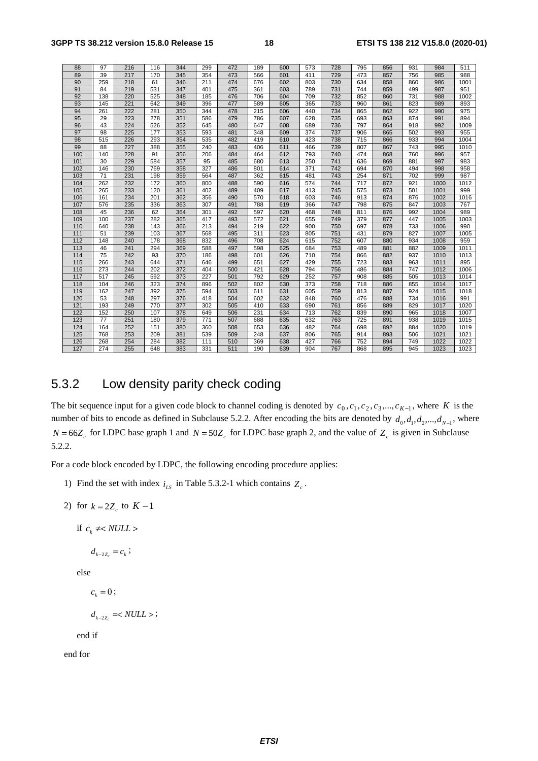| 88 | 97 | 216 | 116 | 344 | 299 | 472 | 189 | 600 | 573 | 728 | 795 | 856 | 931 | 984 | 511 |
|---|---|---|---|---|---|---|---|---|---|---|---|---|---|---|---|
| 89 | 39 | 217 | 170 | 345 | 354 | 473 | 566 | 601 | 411 | 729 | 473 | 857 | 756 | 985 | 988 |
| 90 | 259 | 218 | 61 | 346 | 211 | 474 | 676 | 602 | 803 | 730 | 634 | 858 | 860 | 986 | 1001 |
| 91 | 84 | 219 | 531 | 347 | 401 | 475 | 361 | 603 | 789 | 731 | 744 | 859 | 499 | 987 | 951 |
| 92 | 138 | 220 | 525 | 348 | 185 | 476 | 706 | 604 | 709 | 732 | 852 | 860 | 731 | 988 | 1002 |
| 93 | 145 | 221 | 642 | 349 | 396 | 477 | 589 | 605 | 365 | 733 | 960 | 861 | 823 | 989 | 893 |
| 94 | 261 | 222 | 281 | 350 | 344 | 478 | 215 | 606 | 440 | 734 | 865 | 862 | 922 | 990 | 975 |
| 95 | 29 | 223 | 278 | 351 | 586 | 479 | 786 | 607 | 628 | 735 | 693 | 863 | 874 | 991 | 894 |
| 96 | 43 | 224 | 526 | 352 | 645 | 480 | 647 | 608 | 689 | 736 | 797 | 864 | 918 | 992 | 1009 |
| 97 | 98 | 225 | 177 | 353 | 593 | 481 | 348 | 609 | 374 | 737 | 906 | 865 | 502 | 993 | 955 |
| 98 | 515 | 226 | 293 | 354 | 535 | 482 | 419 | 610 | 423 | 738 | 715 | 866 | 933 | 994 | 1004 |
| 99 | 88 | 227 | 388 | 355 | 240 | 483 | 406 | 611 | 466 | 739 | 807 | 867 | 743 | 995 | 1010 |
| 100 | 140 | 228 | 91 | 356 | 206 | 484 | 464 | 612 | 793 | 740 | 474 | 868 | 760 | 996 | 957 |
| 101 | 30 | 229 | 584 | 357 | 95 | 485 | 680 | 613 | 250 | 741 | 636 | 869 | 881 | 997 | 983 |
| 102 | 146 | 230 | 769 | 358 | 327 | 486 | 801 | 614 | 371 | 742 | 694 | 870 | 494 | 998 | 958 |
| 103 | 71 | 231 | 198 | 359 | 564 | 487 | 362 | 615 | 481 | 743 | 254 | 871 | 702 | 999 | 987 |
| 104 | 262 | 232 | 172 | 360 | 800 | 488 | 590 | 616 | 574 | 744 | 717 | 872 | 921 | 1000 | 1012 |
| 105 | 265 | 233 | 120 | 361 | 402 | 489 | 409 | 617 | 413 | 745 | 575 | 873 | 501 | 1001 | 999 |
| 106 | 161 | 234 | 201 | 362 | 356 | 490 | 570 | 618 | 603 | 746 | 913 | 874 | 876 | 1002 | 1016 |
| 107 | 576 | 235 | 336 | 363 | 307 | 491 | 788 | 619 | 366 | 747 | 798 | 875 | 847 | 1003 | 767 |
| 108 | 45 | 236 | 62 | 364 | 301 | 492 | 597 | 620 | 468 | 748 | 811 | 876 | 992 | 1004 | 989 |
| 109 | 100 | 237 | 282 | 365 | 417 | 493 | 572 | 621 | 655 | 749 | 379 | 877 | 447 | 1005 | 1003 |
| 110 | 640 | 238 | 143 | 366 | 213 | 494 | 219 | 622 | 900 | 750 | 697 | 878 | 733 | 1006 | 990 |
| 111 | 51 | 239 | 103 | 367 | 568 | 495 | 311 | 623 | 805 | 751 | 431 | 879 | 827 | 1007 | 1005 |
| 112 | 148 | 240 | 178 | 368 | 832 | 496 | 708 | 624 | 615 | 752 | 607 | 880 | 934 | 1008 | 959 |
| 113 | 46 | 241 | 294 | 369 | 588 | 497 | 598 | 625 | 684 | 753 | 489 | 881 | 882 | 1009 | 1011 |
| 114 | 75 | 242 | 93 | 370 | 186 | 498 | 601 | 626 | 710 | 754 | 866 | 882 | 937 | 1010 | 1013 |
| 115 | 266 | 243 | 644 | 371 | 646 | 499 | 651 | 627 | 429 | 755 | 723 | 883 | 963 | 1011 | 895 |
| 116 | 273 | 244 | 202 | 372 | 404 | 500 | 421 | 628 | 794 | 756 | 486 | 884 | 747 | 1012 | 1006 |
| 117 | 517 | 245 | 592 | 373 | 227 | 501 | 792 | 629 | 252 | 757 | 908 | 885 | 505 | 1013 | 1014 |
| 118 | 104 | 246 | 323 | 374 | 896 | 502 | 802 | 630 | 373 | 758 | 718 | 886 | 855 | 1014 | 1017 |
| 119 | 162 | 247 | 392 | 375 | 594 | 503 | 611 | 631 | 605 | 759 | 813 | 887 | 924 | 1015 | 1018 |
| 120 | 53 | 248 | 297 | 376 | 418 | 504 | 602 | 632 | 848 | 760 | 476 | 888 | 734 | 1016 | 991 |
| 121 | 193 | 249 | 770 | 377 | 302 | 505 | 410 | 633 | 690 | 761 | 856 | 889 | 829 | 1017 | 1020 |
| 122 | 152 | 250 | 107 | 378 | 649 | 506 | 231 | 634 | 713 | 762 | 839 | 890 | 965 | 1018 | 1007 |
| 123 | 77 | 251 | 180 | 379 | 771 | 507 | 688 | 635 | 632 | 763 | 725 | 891 | 938 | 1019 | 1015 |
| 124 | 164 | 252 | 151 | 380 | 360 | 508 | 653 | 636 | 482 | 764 | 698 | 892 | 884 | 1020 | 1019 |
| 125 | 768 | 253 | 209 | 381 | 539 | 509 | 248 | 637 | 806 | 765 | 914 | 893 | 506 | 1021 | 1021 |
| 126 | 268 | 254 | 284 | 382 | 111 | 510 | 369 | 638 | 427 | 766 | 752 | 894 | 749 | 1022 | 1022 |
| 127 | 274 | 255 | 648 | 383 | 331 | 511 | 190 | 639 | 904 | 767 | 868 | 895 | 945 | 1023 | 1023 |

## 5.3.2 Low density parity check coding

The bit sequence input for a given code block to channel coding is denoted by $c_0, c_1, c_2, c_3, ..., c_{K-1}$, where $K$ is the number of bits to encode as defined in Subclause 5.2.2. After encoding the bits are denoted by $d_0, d_1, d_2, ..., d_{N-1}$, where $N = 66Z_c$ for LDPC base graph 1 and $N = 50Z_c$ for LDPC base graph 2, and the value of $Z_c$ is given in Subclause 5.2.2.

For a code block encoded by LDPC, the following encoding procedure applies:

1) Find the set with index $i_{LS}$ in Table 5.3.2-1 which contains $Z_c$.

2) for $k = 2Z_c$ to $K-1$

 if $c_k \neq <NULL>$

  $d_{k-2Z_c} = c_k$;

 else

  $c_k = 0$;

  $d_{k-2Z_c} = <NULL>$;

 end if

end for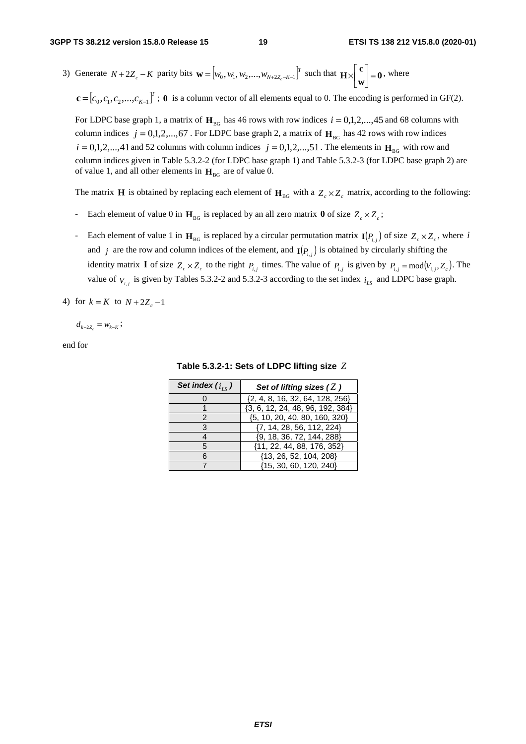3) Generate $N + 2Z_c - K$ parity bits $\mathbf{w} = [w_0, w_1, w_2, ..., w_{N+2Z_c-K-1}]^T$ such that $\mathbf{H} \times \begin{bmatrix} \mathbf{c} \\ \mathbf{w} \end{bmatrix} = \mathbf{0}$, where

   $\mathbf{c} = [c_0, c_1, c_2, ..., c_{K-1}]^T$ ; $\mathbf{0}$ is a column vector of all elements equal to 0. The encoding is performed in GF(2).

   For LDPC base graph 1, a matrix of $\mathbf{H}_{\mathrm{BG}}$ has 46 rows with row indices $i = 0,1,2,...,45$ and 68 columns with column indices $j = 0,1,2,...,67$ . For LDPC base graph 2, a matrix of $\mathbf{H}_{\mathrm{BG}}$ has 42 rows with row indices $i = 0,1,2,...,41$ and 52 columns with column indices $j = 0,1,2,...,51$ . The elements in $\mathbf{H}_{\mathrm{BG}}$ with row and column indices given in Table 5.3.2-2 (for LDPC base graph 1) and Table 5.3.2-3 (for LDPC base graph 2) are of value 1, and all other elements in $\mathbf{H}_{\mathrm{BG}}$ are of value 0.

   The matrix $\mathbf{H}$ is obtained by replacing each element of $\mathbf{H}_{\mathrm{BG}}$ with a $Z_c \times Z_c$ matrix, according to the following:

   - Each element of value 0 in $\mathbf{H}_{\mathrm{BG}}$ is replaced by an all zero matrix $\mathbf{0}$ of size $Z_c \times Z_c$;
   - Each element of value 1 in $\mathbf{H}_{\mathrm{BG}}$ is replaced by a circular permutation matrix $\mathbf{I}(P_{i,j})$ of size $Z_c \times Z_c$, where $i$ and $j$ are the row and column indices of the element, and $\mathbf{I}(P_{i,j})$ is obtained by circularly shifting the identity matrix $\mathbf{I}$ of size $Z_c \times Z_c$ to the right $P_{i,j}$ times. The value of $P_{i,j}$ is given by $P_{i,j} = \mathrm{mod}(V_{i,j}, Z_c)$. The value of $V_{i,j}$ is given by Tables 5.3.2-2 and 5.3.2-3 according to the set index $i_{LS}$ and LDPC base graph.

4) for $k = K$ to $N + 2Z_c - 1$

   $d_{k-2Z_c} = w_{k-K}$;

end for

**Table 5.3.2-1: Sets of LDPC lifting size $Z$**

| *Set index ($i_{LS}$)* | *Set of lifting sizes ($Z$)* |
|---|---|
| 0 | {2, 4, 8, 16, 32, 64, 128, 256} |
| 1 | {3, 6, 12, 24, 48, 96, 192, 384} |
| 2 | {5, 10, 20, 40, 80, 160, 320} |
| 3 | {7, 14, 28, 56, 112, 224} |
| 4 | {9, 18, 36, 72, 144, 288} |
| 5 | {11, 22, 44, 88, 176, 352} |
| 6 | {13, 26, 52, 104, 208} |
| 7 | {15, 30, 60, 120, 240} |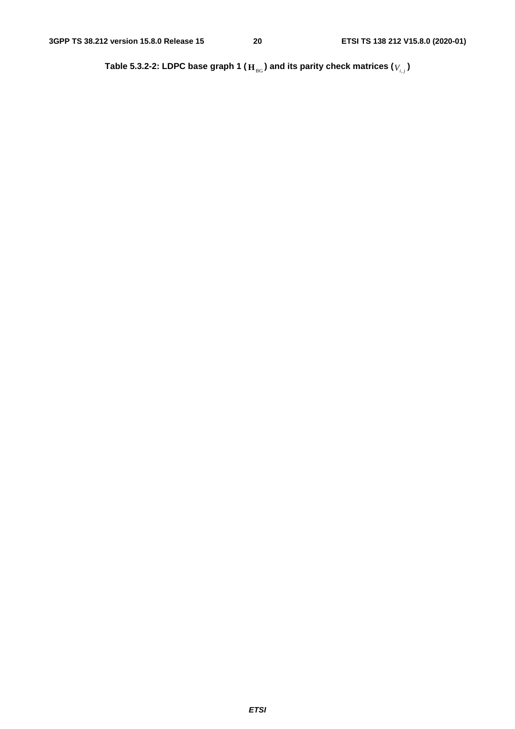**Table 5.3.2-2: LDPC base graph 1 ($\mathbf{H}_{\text{BG}}$) and its parity check matrices ($V_{i,j}$)**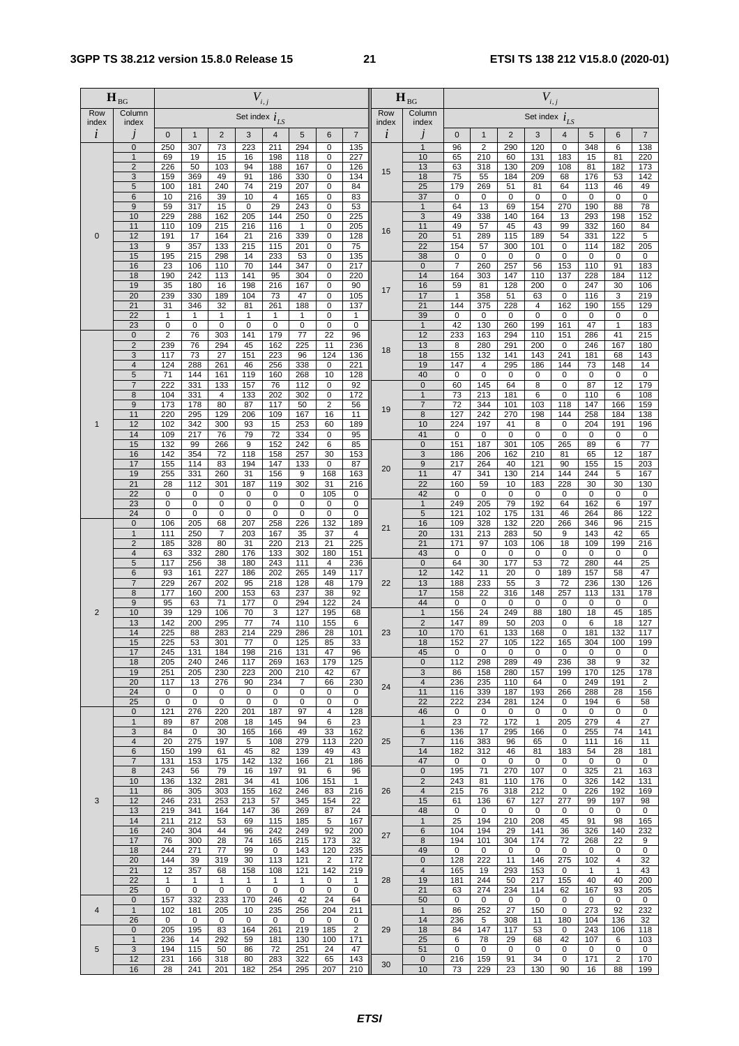| $\mathbf{H}_{BG}$ | | $V_{i,j}$ | | | | | | | | $\mathbf{H}_{BG}$ | | $V_{i,j}$ | | | | | | | |
|---|---|---|---|---|---|---|---|---|---|---|---|---|---|---|---|---|---|---|---|
| Row index | Column index | Set index $i_{LS}$ | | | | | | | | Row index | Column index | Set index $i_{LS}$ | | | | | | | |
| $i$ | $j$ | 0 | 1 | 2 | 3 | 4 | 5 | 6 | 7 | $i$ | $j$ | 0 | 1 | 2 | 3 | 4 | 5 | 6 | 7 |
| 0 | 0 | 250 | 307 | 73 | 223 | 211 | 294 | 0 | 135 | 15 | 1 | 96 | 2 | 290 | 120 | 0 | 348 | 6 | 138 |
| | 1 | 69 | 19 | 15 | 16 | 198 | 118 | 0 | 227 | | 10 | 65 | 210 | 60 | 131 | 183 | 15 | 81 | 220 |
| | 2 | 226 | 50 | 103 | 94 | 188 | 167 | 0 | 126 | | 13 | 63 | 318 | 130 | 209 | 108 | 81 | 182 | 173 |
| | 3 | 159 | 369 | 49 | 91 | 186 | 330 | 0 | 134 | | 18 | 75 | 55 | 184 | 209 | 68 | 176 | 53 | 142 |
| | 5 | 100 | 181 | 240 | 74 | 219 | 207 | 0 | 84 | | 25 | 179 | 269 | 51 | 81 | 64 | 113 | 46 | 49 |
| | 6 | 10 | 216 | 39 | 10 | 4 | 165 | 0 | 83 | | 37 | 0 | 0 | 0 | 0 | 0 | 0 | 0 | 0 |
| | 9 | 59 | 317 | 15 | 0 | 29 | 243 | 0 | 53 | 16 | 1 | 64 | 13 | 69 | 154 | 270 | 190 | 88 | 78 |
| | 10 | 229 | 288 | 162 | 205 | 144 | 250 | 0 | 225 | | 3 | 49 | 338 | 140 | 164 | 13 | 293 | 198 | 152 |
| | 11 | 110 | 109 | 215 | 216 | 116 | 1 | 0 | 205 | | 11 | 49 | 57 | 45 | 43 | 99 | 332 | 160 | 84 |
| | 12 | 191 | 17 | 164 | 21 | 216 | 339 | 0 | 128 | | 20 | 51 | 289 | 115 | 189 | 54 | 331 | 122 | 5 |
| | 13 | 9 | 357 | 133 | 215 | 115 | 201 | 0 | 75 | | 22 | 154 | 57 | 300 | 101 | 0 | 114 | 182 | 205 |
| | 15 | 195 | 215 | 298 | 14 | 233 | 53 | 0 | 135 | | 38 | 0 | 0 | 0 | 0 | 0 | 0 | 0 | 0 |
| | 16 | 23 | 106 | 110 | 70 | 144 | 347 | 0 | 217 | 17 | 0 | 7 | 260 | 257 | 56 | 153 | 110 | 91 | 183 |
| | 18 | 190 | 242 | 113 | 141 | 95 | 304 | 0 | 220 | | 14 | 164 | 303 | 147 | 110 | 137 | 228 | 184 | 112 |
| | 19 | 35 | 180 | 16 | 198 | 216 | 167 | 0 | 90 | | 16 | 59 | 81 | 128 | 200 | 0 | 247 | 30 | 106 |
| | 20 | 239 | 330 | 189 | 104 | 73 | 47 | 0 | 105 | | 17 | 1 | 358 | 51 | 63 | 0 | 116 | 3 | 219 |
| | 21 | 31 | 346 | 32 | 81 | 261 | 188 | 0 | 137 | | 21 | 144 | 375 | 228 | 4 | 162 | 190 | 155 | 129 |
| | 22 | 1 | 1 | 1 | 1 | 1 | 1 | 0 | 1 | | 39 | 0 | 0 | 0 | 0 | 0 | 0 | 0 | 0 |
| | 23 | 0 | 0 | 0 | 0 | 0 | 0 | 0 | 0 | 18 | 1 | 42 | 130 | 260 | 199 | 161 | 47 | 1 | 183 |
| 1 | 0 | 2 | 76 | 303 | 141 | 179 | 77 | 22 | 96 | | 12 | 233 | 163 | 294 | 110 | 151 | 286 | 41 | 215 |
| | 2 | 239 | 76 | 294 | 45 | 162 | 225 | 11 | 236 | | 13 | 8 | 280 | 291 | 200 | 0 | 246 | 167 | 180 |
| | 3 | 117 | 73 | 27 | 151 | 223 | 96 | 124 | 136 | | 18 | 155 | 132 | 141 | 143 | 241 | 181 | 68 | 143 |
| | 4 | 124 | 288 | 261 | 46 | 256 | 338 | 0 | 221 | | 19 | 147 | 4 | 295 | 186 | 144 | 73 | 148 | 14 |
| | 5 | 71 | 144 | 161 | 119 | 160 | 268 | 10 | 128 | | 40 | 0 | 0 | 0 | 0 | 0 | 0 | 0 | 0 |
| | 7 | 222 | 331 | 133 | 157 | 76 | 112 | 0 | 92 | 19 | 0 | 60 | 145 | 64 | 8 | 0 | 87 | 12 | 179 |
| | 8 | 104 | 331 | 4 | 133 | 202 | 302 | 0 | 172 | | 1 | 73 | 213 | 181 | 6 | 0 | 110 | 6 | 108 |
| | 9 | 173 | 178 | 80 | 87 | 117 | 50 | 2 | 56 | | 7 | 72 | 344 | 101 | 103 | 118 | 147 | 166 | 159 |
| | 11 | 220 | 295 | 129 | 206 | 109 | 167 | 16 | 11 | | 8 | 127 | 242 | 270 | 198 | 144 | 258 | 184 | 138 |
| | 12 | 102 | 342 | 300 | 93 | 15 | 253 | 60 | 189 | | 10 | 224 | 197 | 41 | 8 | 0 | 204 | 191 | 196 |
| | 14 | 109 | 217 | 76 | 79 | 72 | 334 | 0 | 95 | | 41 | 0 | 0 | 0 | 0 | 0 | 0 | 0 | 0 |
| | 15 | 132 | 99 | 266 | 9 | 152 | 242 | 6 | 85 | 20 | 0 | 151 | 187 | 301 | 105 | 265 | 89 | 6 | 77 |
| | 16 | 142 | 354 | 72 | 118 | 158 | 257 | 30 | 153 | | 3 | 186 | 206 | 162 | 210 | 81 | 65 | 12 | 187 |
| | 17 | 155 | 114 | 83 | 194 | 147 | 133 | 0 | 87 | | 9 | 217 | 264 | 40 | 121 | 90 | 155 | 15 | 203 |
| | 19 | 255 | 331 | 260 | 31 | 156 | 9 | 168 | 163 | | 11 | 47 | 341 | 130 | 214 | 144 | 244 | 5 | 167 |
| | 21 | 28 | 112 | 301 | 187 | 119 | 302 | 31 | 216 | | 22 | 160 | 59 | 10 | 183 | 228 | 30 | 30 | 130 |
| | 22 | 0 | 0 | 0 | 0 | 0 | 0 | 105 | 0 | | 42 | 0 | 0 | 0 | 0 | 0 | 0 | 0 | 0 |
| | 23 | 0 | 0 | 0 | 0 | 0 | 0 | 0 | 0 | 21 | 1 | 249 | 205 | 79 | 192 | 64 | 162 | 6 | 197 |
| | 24 | 0 | 0 | 0 | 0 | 0 | 0 | 0 | 0 | | 5 | 121 | 102 | 175 | 131 | 46 | 264 | 86 | 122 |
| 2 | 0 | 106 | 205 | 68 | 207 | 258 | 226 | 132 | 189 | | 16 | 109 | 328 | 132 | 220 | 266 | 346 | 96 | 215 |
| | 1 | 111 | 250 | 7 | 203 | 167 | 35 | 37 | 4 | | 20 | 131 | 213 | 283 | 50 | 9 | 143 | 42 | 65 |
| | 2 | 185 | 328 | 80 | 31 | 220 | 213 | 21 | 225 | | 21 | 171 | 97 | 103 | 106 | 18 | 109 | 199 | 216 |
| | 4 | 63 | 332 | 280 | 176 | 133 | 302 | 180 | 151 | | 43 | 0 | 0 | 0 | 0 | 0 | 0 | 0 | 0 |
| | 5 | 117 | 256 | 38 | 180 | 243 | 111 | 4 | 236 | 22 | 0 | 64 | 30 | 177 | 53 | 72 | 280 | 44 | 25 |
| | 6 | 93 | 161 | 227 | 186 | 202 | 265 | 149 | 117 | | 12 | 142 | 11 | 20 | 0 | 189 | 157 | 58 | 47 |
| | 7 | 229 | 267 | 202 | 95 | 218 | 128 | 48 | 179 | | 13 | 188 | 233 | 55 | 3 | 72 | 236 | 130 | 126 |
| | 8 | 177 | 160 | 200 | 153 | 63 | 237 | 38 | 92 | | 17 | 158 | 22 | 316 | 148 | 257 | 113 | 131 | 178 |
| | 9 | 95 | 63 | 71 | 177 | 0 | 294 | 122 | 24 | | 44 | 0 | 0 | 0 | 0 | 0 | 0 | 0 | 0 |
| | 10 | 39 | 129 | 106 | 70 | 3 | 127 | 195 | 68 | 23 | 1 | 156 | 24 | 249 | 88 | 180 | 18 | 45 | 185 |
| | 13 | 142 | 200 | 295 | 77 | 74 | 110 | 155 | 6 | | 2 | 147 | 89 | 50 | 203 | 0 | 6 | 18 | 127 |
| | 14 | 225 | 88 | 283 | 214 | 229 | 286 | 28 | 101 | | 10 | 170 | 61 | 133 | 168 | 0 | 181 | 132 | 117 |
| | 15 | 225 | 53 | 301 | 77 | 0 | 125 | 85 | 33 | | 18 | 152 | 27 | 105 | 122 | 165 | 304 | 100 | 199 |
| | 17 | 245 | 131 | 184 | 198 | 216 | 131 | 47 | 96 | | 45 | 0 | 0 | 0 | 0 | 0 | 0 | 0 | 0 |
| | 18 | 205 | 240 | 246 | 117 | 269 | 163 | 179 | 125 | 24 | 0 | 112 | 298 | 289 | 49 | 236 | 38 | 9 | 32 |
| | 19 | 251 | 205 | 230 | 223 | 200 | 210 | 42 | 67 | | 3 | 86 | 158 | 280 | 157 | 199 | 170 | 125 | 178 |
| | 20 | 117 | 13 | 276 | 90 | 234 | 7 | 66 | 230 | | 4 | 236 | 235 | 110 | 64 | 0 | 249 | 191 | 2 |
| | 24 | 0 | 0 | 0 | 0 | 0 | 0 | 0 | 0 | | 11 | 116 | 339 | 187 | 193 | 266 | 288 | 28 | 156 |
| | 25 | 0 | 0 | 0 | 0 | 0 | 0 | 0 | 0 | | 22 | 222 | 234 | 281 | 124 | 0 | 194 | 6 | 58 |
| 3 | 0 | 121 | 276 | 220 | 201 | 187 | 97 | 4 | 128 | | 46 | 0 | 0 | 0 | 0 | 0 | 0 | 0 | 0 |
| | 1 | 89 | 87 | 208 | 18 | 145 | 94 | 6 | 23 | 25 | 1 | 23 | 72 | 172 | 1 | 205 | 279 | 4 | 27 |
| | 3 | 84 | 0 | 30 | 165 | 166 | 49 | 33 | 162 | | 6 | 136 | 17 | 295 | 166 | 0 | 255 | 74 | 141 |
| | 4 | 20 | 275 | 197 | 5 | 108 | 279 | 113 | 220 | | 7 | 116 | 383 | 96 | 65 | 0 | 111 | 16 | 11 |
| | 6 | 150 | 199 | 61 | 45 | 82 | 139 | 49 | 43 | | 14 | 182 | 312 | 46 | 81 | 183 | 54 | 28 | 181 |
| | 7 | 131 | 153 | 175 | 142 | 132 | 166 | 21 | 186 | | 47 | 0 | 0 | 0 | 0 | 0 | 0 | 0 | 0 |
| | 8 | 243 | 56 | 79 | 16 | 197 | 91 | 6 | 96 | 26 | 0 | 195 | 71 | 270 | 107 | 0 | 325 | 21 | 163 |
| | 10 | 136 | 132 | 281 | 34 | 41 | 106 | 151 | 1 | | 2 | 243 | 81 | 110 | 176 | 0 | 326 | 142 | 131 |
| | 11 | 86 | 305 | 303 | 155 | 162 | 246 | 83 | 216 | | 4 | 215 | 76 | 318 | 212 | 0 | 226 | 192 | 169 |
| | 12 | 246 | 231 | 253 | 213 | 57 | 345 | 154 | 22 | | 15 | 61 | 136 | 67 | 127 | 277 | 99 | 197 | 98 |
| | 13 | 219 | 341 | 164 | 147 | 36 | 269 | 87 | 24 | | 48 | 0 | 0 | 0 | 0 | 0 | 0 | 0 | 0 |
| | 14 | 211 | 212 | 53 | 69 | 115 | 185 | 5 | 167 | 27 | 1 | 25 | 194 | 210 | 208 | 45 | 91 | 98 | 165 |
| | 16 | 240 | 304 | 44 | 96 | 242 | 249 | 92 | 200 | | 6 | 104 | 194 | 29 | 141 | 36 | 326 | 140 | 232 |
| | 17 | 76 | 300 | 28 | 74 | 165 | 215 | 173 | 32 | | 8 | 194 | 101 | 304 | 174 | 72 | 268 | 22 | 9 |
| | 18 | 244 | 271 | 77 | 99 | 0 | 143 | 120 | 235 | | 49 | 0 | 0 | 0 | 0 | 0 | 0 | 0 | 0 |
| | 20 | 144 | 39 | 319 | 30 | 113 | 121 | 2 | 172 | 28 | 0 | 128 | 222 | 11 | 146 | 275 | 102 | 4 | 32 |
| | 21 | 12 | 357 | 68 | 158 | 108 | 121 | 142 | 219 | | 4 | 165 | 19 | 293 | 153 | 0 | 1 | 1 | 43 |
| | 22 | 1 | 1 | 1 | 1 | 1 | 1 | 0 | 1 | | 19 | 181 | 244 | 50 | 217 | 155 | 40 | 40 | 200 |
| | 25 | 0 | 0 | 0 | 0 | 0 | 0 | 0 | 0 | | 21 | 63 | 274 | 234 | 114 | 62 | 167 | 93 | 205 |
| 4 | 0 | 157 | 332 | 233 | 170 | 246 | 42 | 24 | 64 | | 50 | 0 | 0 | 0 | 0 | 0 | 0 | 0 | 0 |
| | 1 | 102 | 181 | 205 | 10 | 235 | 256 | 204 | 211 | 29 | 1 | 86 | 252 | 27 | 150 | 0 | 273 | 92 | 232 |
| | 26 | 0 | 0 | 0 | 0 | 0 | 0 | 0 | 0 | | 14 | 236 | 5 | 308 | 11 | 180 | 104 | 136 | 32 |
| 5 | 0 | 205 | 195 | 83 | 164 | 261 | 219 | 185 | 2 | | 18 | 84 | 147 | 117 | 53 | 0 | 243 | 106 | 118 |
| | 1 | 236 | 14 | 292 | 59 | 181 | 130 | 100 | 171 | | 25 | 6 | 78 | 29 | 68 | 42 | 107 | 6 | 103 |
| | 3 | 194 | 115 | 50 | 86 | 72 | 251 | 24 | 47 | | 51 | 0 | 0 | 0 | 0 | 0 | 0 | 0 | 0 |
| | 12 | 231 | 166 | 318 | 80 | 283 | 322 | 65 | 143 | 30 | 0 | 216 | 159 | 91 | 34 | 0 | 171 | 2 | 170 |
| | 16 | 28 | 241 | 201 | 182 | 254 | 295 | 207 | 210 | | 10 | 73 | 229 | 23 | 130 | 90 | 16 | 88 | 199 |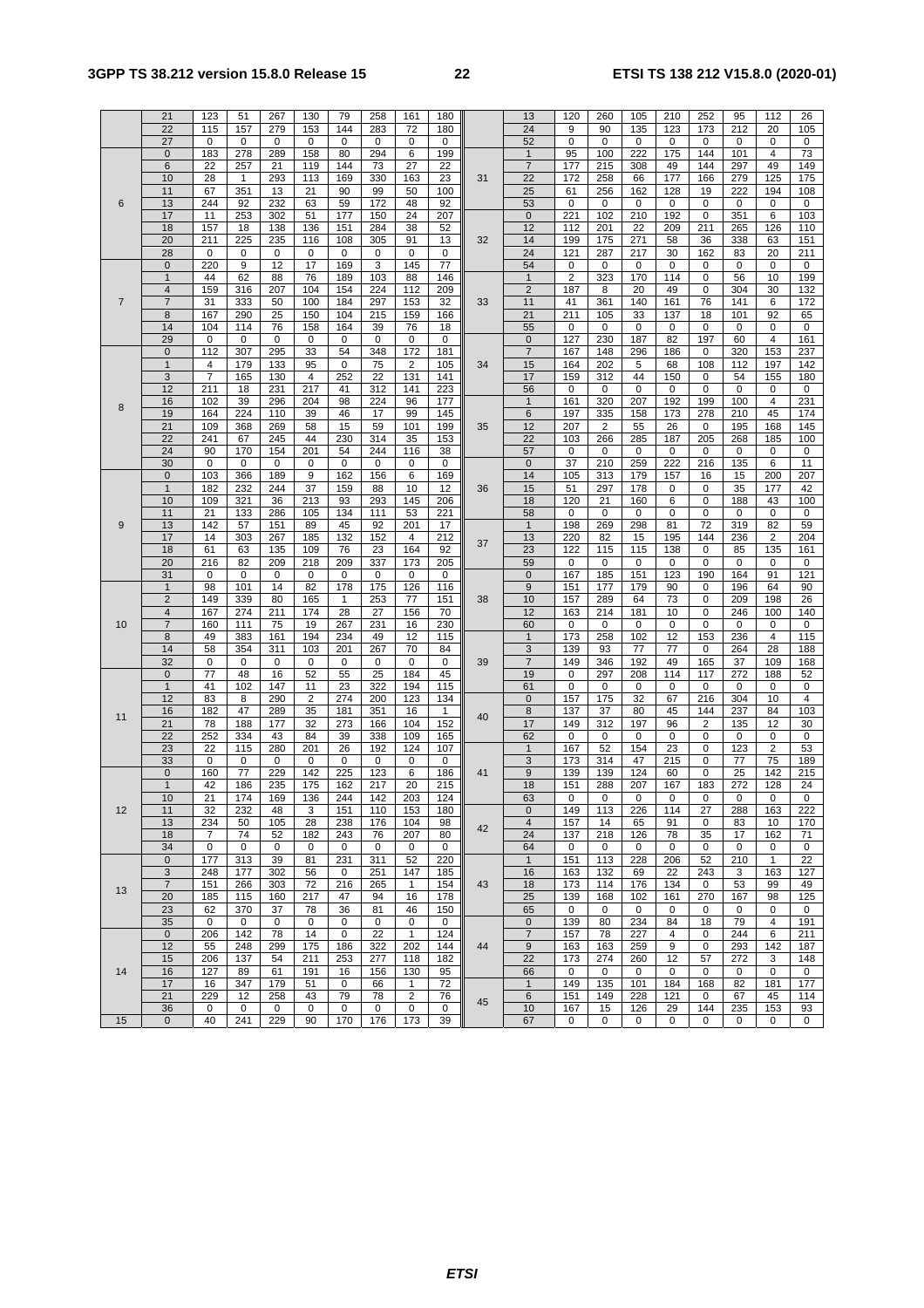| $H_{BG}$ Row Index $i$ | $H_{BG}$ Column Index $j$ | $V_{i,j}$ Set index $i_{LS}$ 0 | 1 | 2 | 3 | 4 | 5 | 6 | 7 |
|---|---|---|---|---|---|---|---|---|---|
| | 21 | 123 | 51 | 267 | 130 | 79 | 258 | 161 | 180 |
| | 22 | 115 | 157 | 279 | 153 | 144 | 283 | 72 | 180 |
| | 27 | 0 | 0 | 0 | 0 | 0 | 0 | 0 | 0 |
| 6 | 0 | 183 | 278 | 289 | 158 | 80 | 294 | 6 | 199 |
| | 6 | 22 | 257 | 21 | 119 | 144 | 73 | 27 | 22 |
| | 10 | 28 | 1 | 293 | 113 | 169 | 330 | 163 | 23 |
| | 11 | 67 | 351 | 13 | 21 | 90 | 99 | 50 | 100 |
| | 13 | 244 | 92 | 232 | 63 | 59 | 172 | 48 | 92 |
| | 17 | 11 | 253 | 302 | 51 | 177 | 150 | 24 | 207 |
| | 18 | 157 | 18 | 138 | 136 | 151 | 284 | 38 | 52 |
| | 20 | 211 | 225 | 235 | 116 | 108 | 305 | 91 | 13 |
| | 28 | 0 | 0 | 0 | 0 | 0 | 0 | 0 | 0 |
| 7 | 0 | 220 | 9 | 12 | 17 | 169 | 3 | 145 | 77 |
| | 1 | 44 | 62 | 88 | 76 | 189 | 103 | 88 | 146 |
| | 4 | 159 | 316 | 207 | 104 | 154 | 224 | 112 | 209 |
| | 7 | 31 | 333 | 50 | 100 | 184 | 297 | 153 | 32 |
| | 8 | 167 | 290 | 25 | 150 | 104 | 215 | 159 | 166 |
| | 14 | 104 | 114 | 76 | 158 | 164 | 39 | 76 | 18 |
| | 29 | 0 | 0 | 0 | 0 | 0 | 0 | 0 | 0 |
| 8 | 0 | 112 | 307 | 295 | 33 | 54 | 348 | 172 | 181 |
| | 1 | 4 | 179 | 133 | 95 | 0 | 75 | 2 | 105 |
| | 3 | 7 | 165 | 130 | 4 | 252 | 22 | 131 | 141 |
| | 12 | 211 | 18 | 231 | 217 | 41 | 312 | 141 | 223 |
| | 16 | 102 | 39 | 296 | 204 | 98 | 224 | 96 | 177 |
| | 19 | 164 | 224 | 110 | 39 | 46 | 17 | 99 | 145 |
| | 21 | 109 | 368 | 269 | 58 | 15 | 59 | 101 | 199 |
| | 22 | 241 | 67 | 245 | 44 | 230 | 314 | 35 | 153 |
| | 24 | 90 | 170 | 154 | 201 | 54 | 244 | 116 | 38 |
| | 30 | 0 | 0 | 0 | 0 | 0 | 0 | 0 | 0 |
| 9 | 0 | 103 | 366 | 189 | 9 | 162 | 156 | 6 | 169 |
| | 1 | 182 | 232 | 244 | 37 | 159 | 88 | 10 | 12 |
| | 10 | 109 | 321 | 36 | 213 | 93 | 293 | 145 | 206 |
| | 11 | 21 | 133 | 286 | 105 | 134 | 111 | 53 | 221 |
| | 13 | 142 | 57 | 151 | 89 | 45 | 92 | 201 | 17 |
| | 17 | 14 | 303 | 267 | 185 | 132 | 152 | 4 | 212 |
| | 18 | 61 | 63 | 135 | 109 | 76 | 23 | 164 | 92 |
| | 20 | 216 | 82 | 209 | 218 | 209 | 337 | 173 | 205 |
| | 31 | 0 | 0 | 0 | 0 | 0 | 0 | 0 | 0 |
| 10 | 1 | 98 | 101 | 14 | 82 | 178 | 175 | 126 | 116 |
| | 2 | 149 | 339 | 80 | 165 | 1 | 253 | 77 | 151 |
| | 4 | 167 | 274 | 211 | 174 | 28 | 27 | 156 | 70 |
| | 7 | 160 | 111 | 75 | 19 | 267 | 231 | 16 | 230 |
| | 8 | 49 | 383 | 161 | 194 | 234 | 49 | 12 | 115 |
| | 14 | 58 | 354 | 311 | 103 | 201 | 267 | 70 | 84 |
| | 32 | 0 | 0 | 0 | 0 | 0 | 0 | 0 | 0 |
| 11 | 0 | 77 | 48 | 16 | 52 | 55 | 25 | 184 | 45 |
| | 1 | 41 | 102 | 147 | 11 | 23 | 322 | 194 | 115 |
| | 12 | 83 | 8 | 290 | 2 | 274 | 200 | 123 | 134 |
| | 16 | 182 | 47 | 289 | 35 | 181 | 351 | 16 | 1 |
| | 21 | 78 | 188 | 177 | 32 | 273 | 166 | 104 | 152 |
| | 22 | 252 | 334 | 43 | 84 | 39 | 338 | 109 | 165 |
| | 23 | 22 | 115 | 280 | 201 | 26 | 192 | 124 | 107 |
| | 33 | 0 | 0 | 0 | 0 | 0 | 0 | 0 | 0 |
| 12 | 0 | 160 | 77 | 229 | 142 | 225 | 123 | 6 | 186 |
| | 1 | 42 | 186 | 235 | 175 | 162 | 217 | 20 | 215 |
| | 10 | 21 | 174 | 169 | 136 | 244 | 142 | 203 | 124 |
| | 11 | 32 | 232 | 48 | 3 | 151 | 110 | 153 | 180 |
| | 13 | 234 | 50 | 105 | 28 | 238 | 176 | 104 | 98 |
| | 18 | 7 | 74 | 52 | 182 | 243 | 76 | 207 | 80 |
| | 34 | 0 | 0 | 0 | 0 | 0 | 0 | 0 | 0 |
| 13 | 0 | 177 | 313 | 39 | 81 | 231 | 311 | 52 | 220 |
| | 3 | 248 | 177 | 302 | 56 | 0 | 251 | 147 | 185 |
| | 7 | 151 | 266 | 303 | 72 | 216 | 265 | 1 | 154 |
| | 20 | 185 | 115 | 160 | 217 | 47 | 94 | 16 | 178 |
| | 23 | 62 | 370 | 37 | 78 | 36 | 81 | 46 | 150 |
| | 35 | 0 | 0 | 0 | 0 | 0 | 0 | 0 | 0 |
| 14 | 0 | 206 | 142 | 78 | 14 | 0 | 22 | 1 | 124 |
| | 12 | 55 | 248 | 299 | 175 | 186 | 322 | 202 | 144 |
| | 15 | 206 | 137 | 54 | 211 | 253 | 277 | 118 | 182 |
| | 16 | 127 | 89 | 61 | 191 | 16 | 156 | 130 | 95 |
| | 17 | 16 | 347 | 179 | 51 | 0 | 66 | 1 | 72 |
| | 21 | 229 | 12 | 258 | 43 | 79 | 78 | 2 | 76 |
| | 36 | 0 | 0 | 0 | 0 | 0 | 0 | 0 | 0 |
| 15 | 0 | 40 | 241 | 229 | 90 | 170 | 176 | 173 | 39 |
| | 13 | 120 | 260 | 105 | 210 | 252 | 95 | 112 | 26 |
| | 24 | 9 | 90 | 135 | 123 | 173 | 212 | 20 | 105 |
| | 52 | 0 | 0 | 0 | 0 | 0 | 0 | 0 | 0 |
| 31 | 1 | 95 | 100 | 222 | 175 | 144 | 101 | 4 | 73 |
| | 7 | 177 | 215 | 308 | 49 | 144 | 297 | 49 | 149 |
| | 22 | 172 | 258 | 66 | 177 | 166 | 279 | 125 | 175 |
| | 25 | 61 | 256 | 162 | 128 | 19 | 222 | 194 | 108 |
| | 53 | 0 | 0 | 0 | 0 | 0 | 0 | 0 | 0 |
| 32 | 0 | 221 | 102 | 210 | 192 | 0 | 351 | 6 | 103 |
| | 12 | 112 | 201 | 22 | 209 | 211 | 265 | 126 | 110 |
| | 14 | 199 | 175 | 271 | 58 | 36 | 338 | 63 | 151 |
| | 24 | 121 | 287 | 217 | 30 | 162 | 83 | 20 | 211 |
| | 54 | 0 | 0 | 0 | 0 | 0 | 0 | 0 | 0 |
| 33 | 1 | 2 | 323 | 170 | 114 | 0 | 56 | 10 | 199 |
| | 2 | 187 | 8 | 20 | 49 | 0 | 304 | 30 | 132 |
| | 11 | 41 | 361 | 140 | 161 | 76 | 141 | 6 | 172 |
| | 21 | 211 | 105 | 33 | 137 | 18 | 101 | 92 | 65 |
| | 55 | 0 | 0 | 0 | 0 | 0 | 0 | 0 | 0 |
| 34 | 0 | 127 | 230 | 187 | 82 | 197 | 60 | 4 | 161 |
| | 7 | 167 | 148 | 296 | 186 | 0 | 320 | 153 | 237 |
| | 15 | 164 | 202 | 5 | 68 | 108 | 112 | 197 | 142 |
| | 17 | 159 | 312 | 44 | 150 | 0 | 54 | 155 | 180 |
| | 56 | 0 | 0 | 0 | 0 | 0 | 0 | 0 | 0 |
| 35 | 1 | 161 | 320 | 207 | 192 | 199 | 100 | 4 | 231 |
| | 6 | 197 | 335 | 158 | 173 | 278 | 210 | 45 | 174 |
| | 12 | 207 | 2 | 55 | 26 | 0 | 195 | 168 | 145 |
| | 22 | 103 | 266 | 285 | 187 | 205 | 268 | 185 | 100 |
| | 57 | 0 | 0 | 0 | 0 | 0 | 0 | 0 | 0 |
| 36 | 0 | 37 | 210 | 259 | 222 | 216 | 135 | 6 | 11 |
| | 14 | 105 | 313 | 179 | 157 | 16 | 15 | 200 | 207 |
| | 15 | 51 | 297 | 178 | 0 | 0 | 35 | 177 | 42 |
| | 18 | 120 | 21 | 160 | 6 | 0 | 188 | 43 | 100 |
| | 58 | 0 | 0 | 0 | 0 | 0 | 0 | 0 | 0 |
| 37 | 1 | 198 | 269 | 298 | 81 | 72 | 319 | 82 | 59 |
| | 13 | 220 | 82 | 15 | 195 | 144 | 236 | 2 | 204 |
| | 23 | 122 | 115 | 115 | 138 | 0 | 85 | 135 | 161 |
| | 59 | 0 | 0 | 0 | 0 | 0 | 0 | 0 | 0 |
| 38 | 0 | 167 | 185 | 151 | 123 | 190 | 164 | 91 | 121 |
| | 9 | 151 | 177 | 179 | 90 | 0 | 196 | 64 | 90 |
| | 10 | 157 | 289 | 64 | 73 | 0 | 209 | 198 | 26 |
| | 12 | 163 | 214 | 181 | 10 | 0 | 246 | 100 | 140 |
| | 60 | 0 | 0 | 0 | 0 | 0 | 0 | 0 | 0 |
| 39 | 1 | 173 | 258 | 102 | 12 | 153 | 236 | 4 | 115 |
| | 3 | 139 | 93 | 77 | 77 | 0 | 264 | 28 | 188 |
| | 7 | 149 | 346 | 192 | 49 | 165 | 37 | 109 | 168 |
| | 19 | 0 | 297 | 208 | 114 | 117 | 272 | 188 | 52 |
| | 61 | 0 | 0 | 0 | 0 | 0 | 0 | 0 | 0 |
| 40 | 0 | 157 | 175 | 32 | 67 | 216 | 304 | 10 | 4 |
| | 8 | 137 | 37 | 80 | 45 | 144 | 237 | 84 | 103 |
| | 17 | 149 | 312 | 197 | 96 | 2 | 135 | 12 | 30 |
| | 62 | 0 | 0 | 0 | 0 | 0 | 0 | 0 | 0 |
| 41 | 1 | 167 | 52 | 154 | 23 | 0 | 123 | 2 | 53 |
| | 3 | 173 | 314 | 47 | 215 | 0 | 77 | 75 | 189 |
| | 9 | 139 | 139 | 124 | 60 | 0 | 25 | 142 | 215 |
| | 18 | 151 | 288 | 207 | 167 | 183 | 272 | 128 | 24 |
| | 63 | 0 | 0 | 0 | 0 | 0 | 0 | 0 | 0 |
| 42 | 0 | 149 | 113 | 226 | 114 | 27 | 288 | 163 | 222 |
| | 4 | 157 | 14 | 65 | 91 | 0 | 83 | 10 | 170 |
| | 24 | 137 | 218 | 126 | 78 | 35 | 17 | 162 | 71 |
| | 64 | 0 | 0 | 0 | 0 | 0 | 0 | 0 | 0 |
| 43 | 1 | 151 | 113 | 228 | 206 | 52 | 210 | 1 | 22 |
| | 16 | 163 | 132 | 69 | 22 | 243 | 3 | 163 | 127 |
| | 18 | 173 | 114 | 176 | 134 | 0 | 53 | 99 | 49 |
| | 25 | 139 | 168 | 102 | 161 | 270 | 167 | 98 | 125 |
| | 65 | 0 | 0 | 0 | 0 | 0 | 0 | 0 | 0 |
| 44 | 0 | 139 | 80 | 234 | 84 | 18 | 79 | 4 | 191 |
| | 7 | 157 | 78 | 227 | 4 | 0 | 244 | 6 | 211 |
| | 9 | 163 | 163 | 259 | 9 | 0 | 293 | 142 | 187 |
| | 22 | 173 | 274 | 260 | 12 | 57 | 272 | 3 | 148 |
| | 66 | 0 | 0 | 0 | 0 | 0 | 0 | 0 | 0 |
| 45 | 1 | 149 | 135 | 101 | 184 | 168 | 82 | 181 | 177 |
| | 6 | 151 | 149 | 228 | 121 | 0 | 67 | 45 | 114 |
| | 10 | 167 | 15 | 126 | 29 | 144 | 235 | 153 | 93 |
| | 67 | 0 | 0 | 0 | 0 | 0 | 0 | 0 | 0 |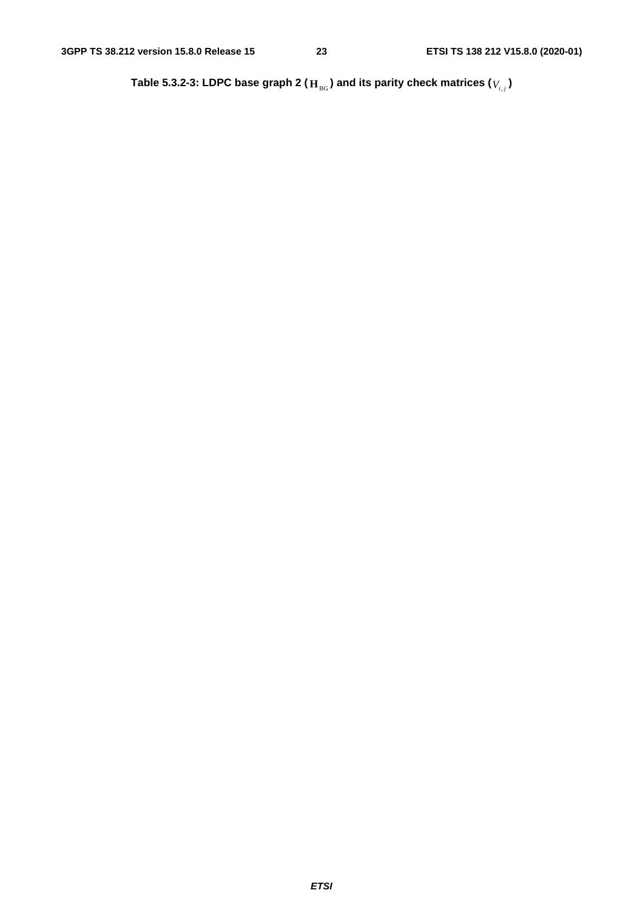**Table 5.3.2-3: LDPC base graph 2 ($\mathbf{H}_{\text{BG}}$) and its parity check matrices ($V_{i,j}$)**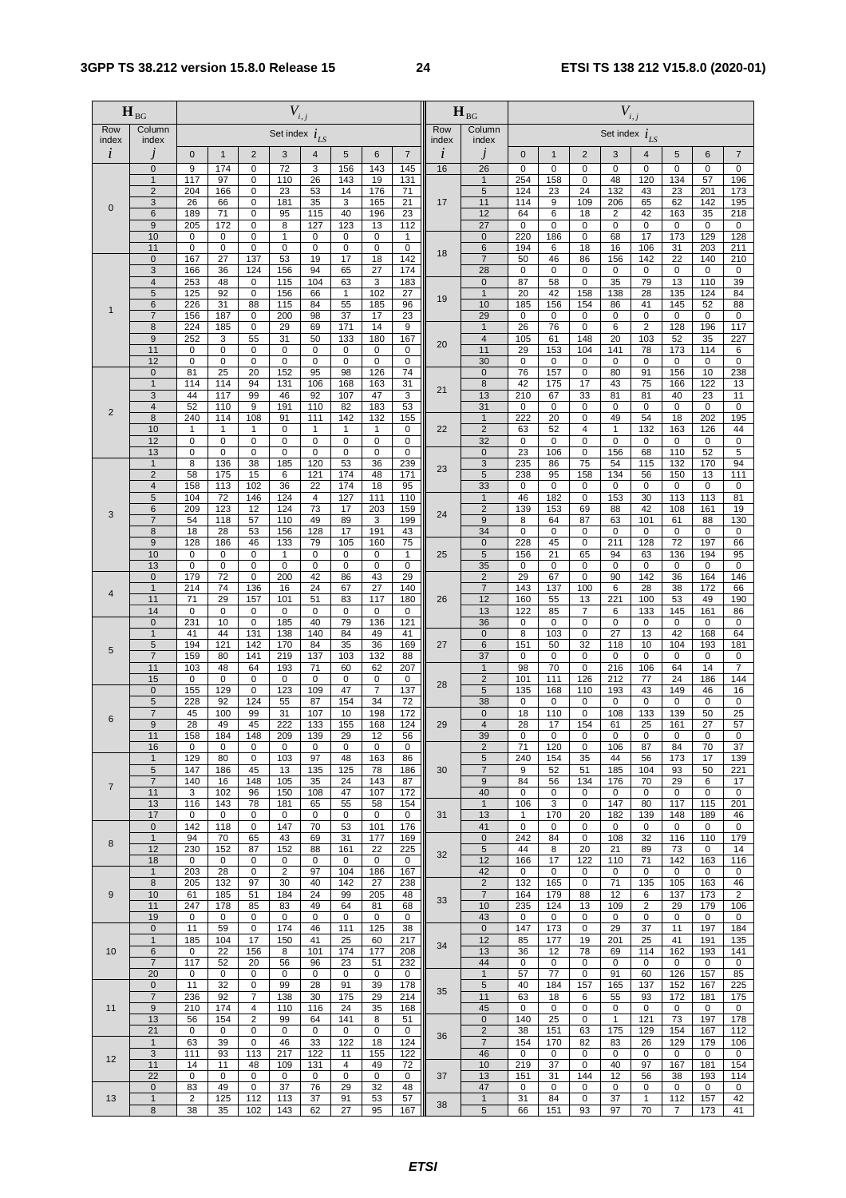| $\mathbf{H}_{BG}$ | | $V_{i,j}$ | | | | | | | | $\mathbf{H}_{BG}$ | | $V_{i,j}$ | | | | | | | |
|---|---|---|---|---|---|---|---|---|---|---|---|---|---|---|---|---|---|---|---|
| Row index | Column index | Set index $i_{LS}$ | | | | | | | | Row index | Column index | Set index $i_{LS}$ | | | | | | | |
| $i$ | $j$ | 0 | 1 | 2 | 3 | 4 | 5 | 6 | 7 | $i$ | $j$ | 0 | 1 | 2 | 3 | 4 | 5 | 6 | 7 |
| 0 | 0 | 9 | 174 | 0 | 72 | 3 | 156 | 143 | 145 | 16 | 26 | 0 | 0 | 0 | 0 | 0 | 0 | 0 | 0 |
| | 1 | 117 | 97 | 0 | 110 | 26 | 143 | 19 | 131 | 17 | 1 | 254 | 158 | 0 | 48 | 120 | 134 | 57 | 196 |
| | 2 | 204 | 166 | 0 | 23 | 53 | 14 | 176 | 71 | | 5 | 124 | 23 | 24 | 132 | 43 | 23 | 201 | 173 |
| | 3 | 26 | 66 | 0 | 181 | 35 | 3 | 165 | 21 | | 11 | 114 | 9 | 109 | 206 | 65 | 62 | 142 | 195 |
| | 6 | 189 | 71 | 0 | 95 | 115 | 40 | 196 | 23 | | 12 | 64 | 6 | 18 | 2 | 42 | 163 | 35 | 218 |
| | 9 | 205 | 172 | 0 | 8 | 127 | 123 | 13 | 112 | | 27 | 0 | 0 | 0 | 0 | 0 | 0 | 0 | 0 |
| | 10 | 0 | 0 | 0 | 1 | 0 | 0 | 0 | 1 | 18 | 0 | 220 | 186 | 0 | 68 | 17 | 173 | 129 | 128 |
| | 11 | 0 | 0 | 0 | 0 | 0 | 0 | 0 | 0 | | 6 | 194 | 6 | 18 | 16 | 106 | 31 | 203 | 211 |
| 1 | 0 | 167 | 27 | 137 | 53 | 19 | 17 | 18 | 142 | | 7 | 50 | 46 | 86 | 156 | 142 | 22 | 140 | 210 |
| | 3 | 166 | 36 | 124 | 156 | 94 | 65 | 27 | 174 | | 28 | 0 | 0 | 0 | 0 | 0 | 0 | 0 | 0 |
| | 4 | 253 | 48 | 0 | 115 | 104 | 63 | 3 | 183 | 19 | 0 | 87 | 58 | 0 | 35 | 79 | 13 | 110 | 39 |
| | 5 | 125 | 92 | 0 | 156 | 66 | 1 | 102 | 27 | | 1 | 20 | 42 | 158 | 138 | 28 | 135 | 124 | 84 |
| | 6 | 226 | 31 | 88 | 115 | 84 | 55 | 185 | 96 | | 10 | 185 | 156 | 154 | 86 | 41 | 145 | 52 | 88 |
| | 7 | 156 | 187 | 0 | 200 | 98 | 37 | 17 | 23 | | 29 | 0 | 0 | 0 | 0 | 0 | 0 | 0 | 0 |
| | 8 | 224 | 185 | 0 | 29 | 69 | 171 | 14 | 9 | 20 | 1 | 26 | 76 | 0 | 6 | 2 | 128 | 196 | 117 |
| | 9 | 252 | 3 | 55 | 31 | 50 | 133 | 180 | 167 | | 4 | 105 | 61 | 148 | 20 | 103 | 52 | 35 | 227 |
| | 11 | 0 | 0 | 0 | 0 | 0 | 0 | 0 | 0 | | 11 | 29 | 153 | 104 | 141 | 78 | 173 | 114 | 6 |
| | 12 | 0 | 0 | 0 | 0 | 0 | 0 | 0 | 0 | | 30 | 0 | 0 | 0 | 0 | 0 | 0 | 0 | 0 |
| 2 | 0 | 81 | 25 | 20 | 152 | 95 | 98 | 126 | 74 | 21 | 0 | 76 | 157 | 0 | 80 | 91 | 156 | 10 | 238 |
| | 1 | 114 | 114 | 94 | 131 | 106 | 168 | 163 | 31 | | 8 | 42 | 175 | 17 | 43 | 75 | 166 | 122 | 13 |
| | 3 | 44 | 117 | 99 | 46 | 92 | 107 | 47 | 3 | | 13 | 210 | 67 | 33 | 81 | 81 | 40 | 23 | 11 |
| | 4 | 52 | 110 | 9 | 191 | 110 | 82 | 183 | 53 | | 31 | 0 | 0 | 0 | 0 | 0 | 0 | 0 | 0 |
| | 8 | 240 | 114 | 108 | 91 | 111 | 142 | 132 | 155 | 22 | 1 | 222 | 20 | 0 | 49 | 54 | 18 | 202 | 195 |
| | 10 | 1 | 1 | 1 | 0 | 1 | 1 | 1 | 0 | | 2 | 63 | 52 | 4 | 1 | 132 | 163 | 126 | 44 |
| | 12 | 0 | 0 | 0 | 0 | 0 | 0 | 0 | 0 | | 32 | 0 | 0 | 0 | 0 | 0 | 0 | 0 | 0 |
| | 13 | 0 | 0 | 0 | 0 | 0 | 0 | 0 | 0 | 23 | 0 | 23 | 106 | 0 | 156 | 68 | 110 | 52 | 5 |
| 3 | 1 | 8 | 136 | 38 | 185 | 120 | 53 | 36 | 239 | | 3 | 235 | 86 | 75 | 54 | 115 | 132 | 170 | 94 |
| | 2 | 58 | 175 | 15 | 6 | 121 | 174 | 48 | 171 | | 5 | 238 | 95 | 158 | 134 | 56 | 150 | 13 | 111 |
| | 4 | 158 | 113 | 102 | 36 | 22 | 174 | 18 | 95 | | 33 | 0 | 0 | 0 | 0 | 0 | 0 | 0 | 0 |
| | 5 | 104 | 72 | 146 | 124 | 4 | 127 | 111 | 110 | 24 | 1 | 46 | 182 | 0 | 153 | 30 | 113 | 113 | 81 |
| | 6 | 209 | 123 | 12 | 124 | 73 | 17 | 203 | 159 | | 2 | 139 | 153 | 69 | 88 | 42 | 108 | 161 | 19 |
| | 7 | 54 | 118 | 57 | 110 | 49 | 89 | 3 | 199 | | 9 | 8 | 64 | 87 | 63 | 101 | 61 | 88 | 130 |
| | 8 | 18 | 28 | 53 | 156 | 128 | 17 | 191 | 43 | | 34 | 0 | 0 | 0 | 0 | 0 | 0 | 0 | 0 |
| | 9 | 128 | 186 | 46 | 133 | 79 | 105 | 160 | 75 | 25 | 0 | 228 | 45 | 0 | 211 | 128 | 72 | 197 | 66 |
| | 10 | 0 | 0 | 0 | 1 | 0 | 0 | 0 | 1 | | 5 | 156 | 21 | 65 | 94 | 63 | 136 | 194 | 95 |
| | 13 | 0 | 0 | 0 | 0 | 0 | 0 | 0 | 0 | | 35 | 0 | 0 | 0 | 0 | 0 | 0 | 0 | 0 |
| 4 | 0 | 179 | 72 | 0 | 200 | 42 | 86 | 43 | 29 | 26 | 2 | 29 | 67 | 0 | 90 | 142 | 36 | 164 | 146 |
| | 1 | 214 | 74 | 136 | 16 | 24 | 67 | 27 | 140 | | 7 | 143 | 137 | 100 | 6 | 28 | 38 | 172 | 66 |
| | 11 | 71 | 29 | 157 | 101 | 51 | 83 | 117 | 180 | | 12 | 160 | 55 | 13 | 221 | 100 | 53 | 49 | 190 |
| | 14 | 0 | 0 | 0 | 0 | 0 | 0 | 0 | 0 | | 13 | 122 | 85 | 7 | 6 | 133 | 145 | 161 | 86 |
| 5 | 0 | 231 | 10 | 0 | 185 | 40 | 79 | 136 | 121 | | 36 | 0 | 0 | 0 | 0 | 0 | 0 | 0 | 0 |
| | 1 | 41 | 44 | 131 | 138 | 140 | 84 | 49 | 41 | 27 | 0 | 8 | 103 | 0 | 27 | 13 | 42 | 168 | 64 |
| | 5 | 194 | 121 | 142 | 170 | 84 | 35 | 36 | 169 | | 6 | 151 | 50 | 32 | 118 | 10 | 104 | 193 | 181 |
| | 7 | 159 | 80 | 141 | 219 | 137 | 103 | 132 | 88 | | 37 | 0 | 0 | 0 | 0 | 0 | 0 | 0 | 0 |
| | 11 | 103 | 48 | 64 | 193 | 71 | 60 | 62 | 207 | 28 | 1 | 98 | 70 | 0 | 216 | 106 | 64 | 14 | 7 |
| | 15 | 0 | 0 | 0 | 0 | 0 | 0 | 0 | 0 | | 2 | 101 | 111 | 126 | 212 | 77 | 24 | 186 | 144 |
| 6 | 0 | 155 | 129 | 0 | 123 | 109 | 47 | 7 | 137 | | 5 | 135 | 168 | 110 | 193 | 43 | 149 | 46 | 16 |
| | 5 | 228 | 92 | 124 | 55 | 87 | 154 | 34 | 72 | | 38 | 0 | 0 | 0 | 0 | 0 | 0 | 0 | 0 |
| | 7 | 45 | 100 | 99 | 31 | 107 | 10 | 198 | 172 | 29 | 0 | 18 | 110 | 0 | 108 | 133 | 139 | 50 | 25 |
| | 9 | 28 | 49 | 45 | 222 | 133 | 155 | 168 | 124 | | 4 | 28 | 17 | 154 | 61 | 25 | 161 | 27 | 57 |
| | 11 | 158 | 184 | 148 | 209 | 139 | 29 | 12 | 56 | | 39 | 0 | 0 | 0 | 0 | 0 | 0 | 0 | 0 |
| | 16 | 0 | 0 | 0 | 0 | 0 | 0 | 0 | 0 | 30 | 2 | 71 | 120 | 0 | 106 | 87 | 84 | 70 | 37 |
| 7 | 1 | 129 | 80 | 0 | 103 | 97 | 48 | 163 | 86 | | 5 | 240 | 154 | 35 | 44 | 56 | 173 | 17 | 139 |
| | 5 | 147 | 186 | 45 | 13 | 135 | 125 | 78 | 186 | | 7 | 9 | 52 | 51 | 185 | 104 | 93 | 50 | 221 |
| | 7 | 140 | 16 | 148 | 105 | 35 | 24 | 143 | 87 | | 9 | 84 | 56 | 134 | 176 | 70 | 29 | 6 | 17 |
| | 11 | 3 | 102 | 96 | 150 | 108 | 47 | 107 | 172 | | 40 | 0 | 0 | 0 | 0 | 0 | 0 | 0 | 0 |
| | 13 | 116 | 143 | 78 | 181 | 65 | 55 | 58 | 154 | 31 | 1 | 106 | 3 | 0 | 147 | 80 | 117 | 115 | 201 |
| | 17 | 0 | 0 | 0 | 0 | 0 | 0 | 0 | 0 | | 13 | 1 | 170 | 20 | 182 | 139 | 148 | 189 | 46 |
| 8 | 0 | 142 | 118 | 0 | 147 | 70 | 53 | 101 | 176 | | 41 | 0 | 0 | 0 | 0 | 0 | 0 | 0 | 0 |
| | 1 | 94 | 70 | 65 | 43 | 69 | 31 | 177 | 169 | 32 | 0 | 242 | 84 | 0 | 108 | 32 | 116 | 110 | 179 |
| | 12 | 230 | 152 | 87 | 152 | 88 | 161 | 22 | 225 | | 5 | 44 | 8 | 20 | 21 | 89 | 73 | 0 | 14 |
| | 18 | 0 | 0 | 0 | 0 | 0 | 0 | 0 | 0 | | 12 | 166 | 17 | 122 | 110 | 71 | 142 | 163 | 116 |
| 9 | 1 | 203 | 28 | 0 | 2 | 97 | 104 | 186 | 167 | | 42 | 0 | 0 | 0 | 0 | 0 | 0 | 0 | 0 |
| | 8 | 205 | 132 | 97 | 30 | 40 | 142 | 27 | 238 | 33 | 2 | 132 | 165 | 0 | 71 | 135 | 105 | 163 | 46 |
| | 10 | 61 | 185 | 51 | 184 | 24 | 99 | 205 | 48 | | 7 | 164 | 179 | 88 | 12 | 6 | 137 | 173 | 2 |
| | 11 | 247 | 178 | 85 | 83 | 49 | 64 | 81 | 68 | | 10 | 235 | 124 | 13 | 109 | 2 | 29 | 179 | 106 |
| | 19 | 0 | 0 | 0 | 0 | 0 | 0 | 0 | 0 | | 43 | 0 | 0 | 0 | 0 | 0 | 0 | 0 | 0 |
| 10 | 0 | 11 | 59 | 0 | 174 | 46 | 111 | 125 | 38 | 34 | 0 | 147 | 173 | 0 | 29 | 37 | 11 | 197 | 184 |
| | 1 | 185 | 104 | 17 | 150 | 41 | 25 | 60 | 217 | | 12 | 85 | 177 | 19 | 201 | 25 | 41 | 191 | 135 |
| | 6 | 0 | 22 | 156 | 8 | 101 | 174 | 177 | 208 | | 13 | 36 | 12 | 78 | 69 | 114 | 162 | 193 | 141 |
| | 7 | 117 | 52 | 20 | 56 | 96 | 23 | 51 | 232 | | 44 | 0 | 0 | 0 | 0 | 0 | 0 | 0 | 0 |
| | 20 | 0 | 0 | 0 | 0 | 0 | 0 | 0 | 0 | 35 | 1 | 57 | 77 | 0 | 91 | 60 | 126 | 157 | 85 |
| 11 | 0 | 11 | 32 | 0 | 99 | 28 | 91 | 39 | 178 | | 5 | 40 | 184 | 157 | 165 | 137 | 152 | 167 | 225 |
| | 7 | 236 | 92 | 7 | 138 | 30 | 175 | 29 | 214 | | 11 | 63 | 18 | 6 | 55 | 93 | 172 | 181 | 175 |
| | 9 | 210 | 174 | 4 | 110 | 116 | 24 | 35 | 168 | | 45 | 0 | 0 | 0 | 0 | 0 | 0 | 0 | 0 |
| | 13 | 56 | 154 | 2 | 99 | 64 | 141 | 8 | 51 | 36 | 0 | 140 | 25 | 0 | 1 | 121 | 73 | 197 | 178 |
| | 21 | 0 | 0 | 0 | 0 | 0 | 0 | 0 | 0 | | 2 | 38 | 151 | 63 | 175 | 129 | 154 | 167 | 112 |
| 12 | 1 | 63 | 39 | 0 | 46 | 33 | 122 | 18 | 124 | | 7 | 154 | 170 | 82 | 83 | 26 | 129 | 179 | 106 |
| | 3 | 111 | 93 | 113 | 217 | 122 | 11 | 155 | 122 | | 46 | 0 | 0 | 0 | 0 | 0 | 0 | 0 | 0 |
| | 11 | 14 | 11 | 48 | 109 | 131 | 4 | 49 | 72 | 37 | 10 | 219 | 37 | 0 | 40 | 97 | 167 | 181 | 154 |
| | 22 | 0 | 0 | 0 | 0 | 0 | 0 | 0 | 0 | | 13 | 151 | 31 | 144 | 12 | 56 | 38 | 193 | 114 |
| 13 | 0 | 83 | 49 | 0 | 37 | 76 | 29 | 32 | 48 | | 47 | 0 | 0 | 0 | 0 | 0 | 0 | 0 | 0 |
| | 1 | 2 | 125 | 112 | 113 | 37 | 91 | 53 | 57 | 38 | 1 | 31 | 84 | 0 | 37 | 1 | 112 | 157 | 42 |
| | 8 | 38 | 35 | 102 | 143 | 62 | 27 | 95 | 167 | | 5 | 66 | 151 | 93 | 97 | 70 | 7 | 173 | 41 |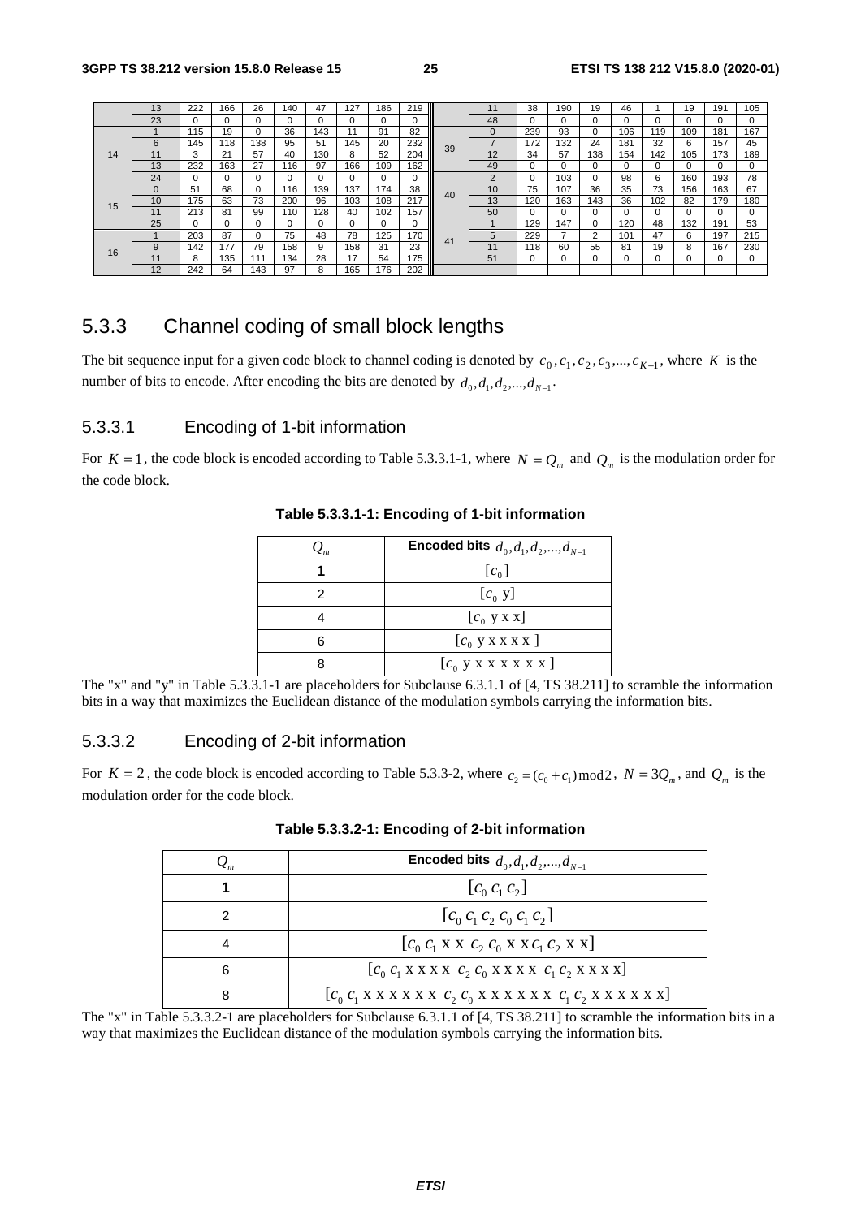|  | 13 | 222 | 166 | 26 | 140 | 47 | 127 | 186 | 219 |  | 11 | 38 | 190 | 19 | 46 | 1 | 19 | 191 | 105 |
|---|---|---|---|---|---|---|---|---|---|---|---|---|---|---|---|---|---|---|---|
|  | 23 | 0 | 0 | 0 | 0 | 0 | 0 | 0 | 0 |  | 48 | 0 | 0 | 0 | 0 | 0 | 0 | 0 | 0 |
| 14 | 1 | 115 | 19 | 0 | 36 | 143 | 11 | 91 | 82 | 39 | 0 | 239 | 93 | 0 | 106 | 119 | 109 | 181 | 167 |
|  | 6 | 145 | 118 | 138 | 95 | 51 | 145 | 20 | 232 |  | 7 | 172 | 132 | 24 | 181 | 32 | 6 | 157 | 45 |
|  | 11 | 3 | 21 | 57 | 40 | 130 | 8 | 52 | 204 |  | 12 | 34 | 57 | 138 | 154 | 142 | 105 | 173 | 189 |
|  | 13 | 232 | 163 | 27 | 116 | 97 | 166 | 109 | 162 |  | 49 | 0 | 0 | 0 | 0 | 0 | 0 | 0 | 0 |
|  | 24 | 0 | 0 | 0 | 0 | 0 | 0 | 0 | 0 | 40 | 2 | 0 | 103 | 0 | 98 | 6 | 160 | 193 | 78 |
| 15 | 0 | 51 | 68 | 0 | 116 | 139 | 137 | 174 | 38 |  | 10 | 75 | 107 | 36 | 35 | 73 | 156 | 163 | 67 |
|  | 10 | 175 | 63 | 73 | 200 | 96 | 103 | 108 | 217 |  | 13 | 120 | 163 | 143 | 36 | 102 | 82 | 179 | 180 |
|  | 11 | 213 | 81 | 99 | 110 | 128 | 40 | 102 | 157 |  | 50 | 0 | 0 | 0 | 0 | 0 | 0 | 0 | 0 |
|  | 25 | 0 | 0 | 0 | 0 | 0 | 0 | 0 | 0 | 41 | 1 | 129 | 147 | 0 | 120 | 48 | 132 | 191 | 53 |
| 16 | 1 | 203 | 87 | 0 | 75 | 48 | 78 | 125 | 170 |  | 5 | 229 | 7 | 2 | 101 | 47 | 6 | 197 | 215 |
|  | 9 | 142 | 177 | 79 | 158 | 9 | 158 | 31 | 23 |  | 11 | 118 | 60 | 55 | 81 | 19 | 8 | 167 | 230 |
|  | 11 | 8 | 135 | 111 | 134 | 28 | 17 | 54 | 175 |  | 51 | 0 | 0 | 0 | 0 | 0 | 0 | 0 | 0 |
|  | 12 | 242 | 64 | 143 | 97 | 8 | 165 | 176 | 202 |  |  |  |  |  |  |  |  |  |  |

## 5.3.3 Channel coding of small block lengths

The bit sequence input for a given code block to channel coding is denoted by $c_0, c_1, c_2, c_3, ..., c_{K-1}$, where $K$ is the number of bits to encode. After encoding the bits are denoted by $d_0, d_1, d_2, ..., d_{N-1}$.

### 5.3.3.1 Encoding of 1-bit information

For $K = 1$, the code block is encoded according to Table 5.3.3.1-1, where $N = Q_m$ and $Q_m$ is the modulation order for the code block.

**Table 5.3.3.1-1: Encoding of 1-bit information**

| $Q_m$ | **Encoded bits** $d_0, d_1, d_2, ..., d_{N-1}$ |
|---|---|
| **1** | $[c_0]$ |
| 2 | $[c_0 \ \mathrm{y}]$ |
| 4 | $[c_0 \ \mathrm{y \ x \ x}]$ |
| 6 | $[c_0 \ \mathrm{y \ x \ x \ x \ x}]$ |
| 8 | $[c_0 \ \mathrm{y \ x \ x \ x \ x \ x \ x}]$ |

The "x" and "y" in Table 5.3.3.1-1 are placeholders for Subclause 6.3.1.1 of [4, TS 38.211] to scramble the information bits in a way that maximizes the Euclidean distance of the modulation symbols carrying the information bits.

### 5.3.3.2 Encoding of 2-bit information

For $K = 2$, the code block is encoded according to Table 5.3.3-2, where $c_2 = (c_0 + c_1) \bmod 2$, $N = 3Q_m$, and $Q_m$ is the modulation order for the code block.

**Table 5.3.3.2-1: Encoding of 2-bit information**

| $Q_m$ | **Encoded bits** $d_0, d_1, d_2, ..., d_{N-1}$ |
|---|---|
| **1** | $[c_0 \ c_1 \ c_2]$ |
| 2 | $[c_0 \ c_1 \ c_2 \ c_0 \ c_1 \ c_2]$ |
| 4 | $[c_0 \ c_1 \ \mathrm{x \ x} \ c_2 \ c_0 \ \mathrm{x \ x} \ c_1 \ c_2 \ \mathrm{x \ x}]$ |
| 6 | $[c_0 \ c_1 \ \mathrm{x \ x \ x \ x} \ c_2 \ c_0 \ \mathrm{x \ x \ x \ x} \ c_1 \ c_2 \ \mathrm{x \ x \ x \ x}]$ |
| 8 | $[c_0 \ c_1 \ \mathrm{x \ x \ x \ x \ x \ x} \ c_2 \ c_0 \ \mathrm{x \ x \ x \ x \ x \ x} \ c_1 \ c_2 \ \mathrm{x \ x \ x \ x \ x \ x}]$ |

The "x" in Table 5.3.3.2-1 are placeholders for Subclause 6.3.1.1 of [4, TS 38.211] to scramble the information bits in a way that maximizes the Euclidean distance of the modulation symbols carrying the information bits.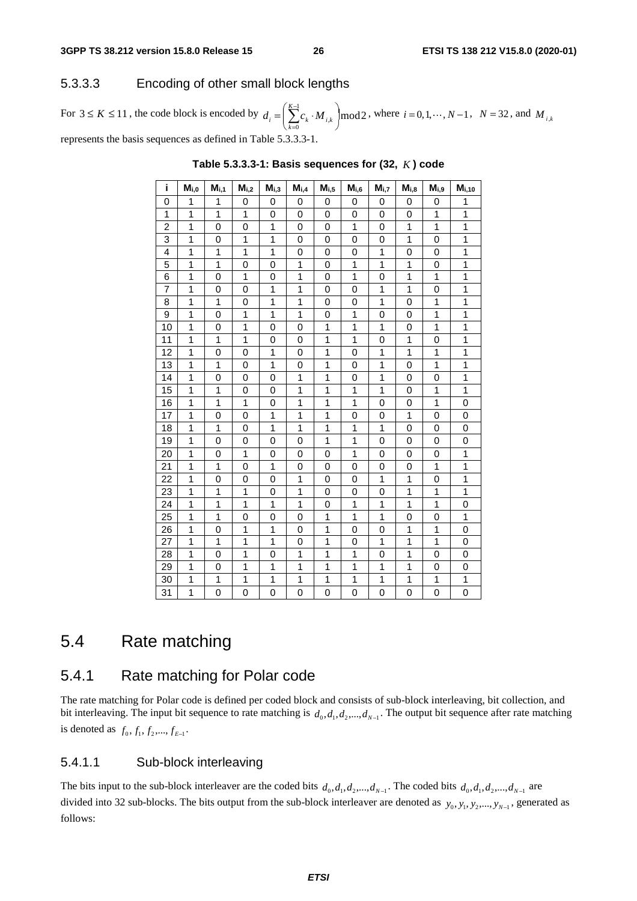### 5.3.3.3 Encoding of other small block lengths

For $3 \le K \le 11$, the code block is encoded by $d_i = \left( \sum_{k=0}^{K-1} c_k \cdot M_{i,k} \right) \bmod 2$, where $i = 0, 1, \cdots, N-1$, $N = 32$, and $M_{i,k}$ represents the basis sequences as defined in Table 5.3.3.3-1.

**Table 5.3.3.3-1: Basis sequences for (32, $K$) code**

| i | $M_{i,0}$ | $M_{i,1}$ | $M_{i,2}$ | $M_{i,3}$ | $M_{i,4}$ | $M_{i,5}$ | $M_{i,6}$ | $M_{i,7}$ | $M_{i,8}$ | $M_{i,9}$ | $M_{i,10}$ |
|---|---|---|---|---|---|---|---|---|---|---|---|
| 0 | 1 | 1 | 0 | 0 | 0 | 0 | 0 | 0 | 0 | 0 | 1 |
| 1 | 1 | 1 | 1 | 0 | 0 | 0 | 0 | 0 | 0 | 1 | 1 |
| 2 | 1 | 0 | 0 | 1 | 0 | 0 | 1 | 0 | 1 | 1 | 1 |
| 3 | 1 | 0 | 1 | 1 | 0 | 0 | 0 | 0 | 1 | 0 | 1 |
| 4 | 1 | 1 | 1 | 1 | 0 | 0 | 0 | 1 | 0 | 0 | 1 |
| 5 | 1 | 1 | 0 | 0 | 1 | 0 | 1 | 1 | 1 | 0 | 1 |
| 6 | 1 | 0 | 1 | 0 | 1 | 0 | 1 | 0 | 1 | 1 | 1 |
| 7 | 1 | 0 | 0 | 1 | 1 | 0 | 0 | 1 | 1 | 0 | 1 |
| 8 | 1 | 1 | 0 | 1 | 1 | 0 | 0 | 1 | 0 | 1 | 1 |
| 9 | 1 | 0 | 1 | 1 | 1 | 0 | 1 | 0 | 0 | 1 | 1 |
| 10 | 1 | 0 | 1 | 0 | 0 | 1 | 1 | 1 | 0 | 1 | 1 |
| 11 | 1 | 1 | 1 | 0 | 0 | 1 | 1 | 0 | 1 | 0 | 1 |
| 12 | 1 | 0 | 0 | 1 | 0 | 1 | 0 | 1 | 1 | 1 | 1 |
| 13 | 1 | 1 | 0 | 1 | 0 | 1 | 0 | 1 | 0 | 1 | 1 |
| 14 | 1 | 0 | 0 | 0 | 1 | 1 | 0 | 1 | 0 | 0 | 1 |
| 15 | 1 | 1 | 0 | 0 | 1 | 1 | 1 | 1 | 0 | 1 | 1 |
| 16 | 1 | 1 | 1 | 0 | 1 | 1 | 1 | 0 | 0 | 1 | 0 |
| 17 | 1 | 0 | 0 | 1 | 1 | 1 | 0 | 0 | 1 | 0 | 0 |
| 18 | 1 | 1 | 0 | 1 | 1 | 1 | 1 | 1 | 0 | 0 | 0 |
| 19 | 1 | 0 | 0 | 0 | 0 | 1 | 1 | 0 | 0 | 0 | 0 |
| 20 | 1 | 0 | 1 | 0 | 0 | 0 | 1 | 0 | 0 | 0 | 1 |
| 21 | 1 | 1 | 0 | 1 | 0 | 0 | 0 | 0 | 0 | 1 | 1 |
| 22 | 1 | 0 | 0 | 0 | 1 | 0 | 0 | 1 | 1 | 0 | 1 |
| 23 | 1 | 1 | 1 | 0 | 1 | 0 | 0 | 0 | 1 | 1 | 1 |
| 24 | 1 | 1 | 1 | 1 | 1 | 0 | 1 | 1 | 1 | 1 | 0 |
| 25 | 1 | 1 | 0 | 0 | 0 | 1 | 1 | 1 | 0 | 0 | 1 |
| 26 | 1 | 0 | 1 | 1 | 0 | 1 | 0 | 0 | 1 | 1 | 0 |
| 27 | 1 | 1 | 1 | 1 | 0 | 1 | 0 | 1 | 1 | 1 | 0 |
| 28 | 1 | 0 | 1 | 0 | 1 | 1 | 1 | 0 | 1 | 0 | 0 |
| 29 | 1 | 0 | 1 | 1 | 1 | 1 | 1 | 1 | 1 | 0 | 0 |
| 30 | 1 | 1 | 1 | 1 | 1 | 1 | 1 | 1 | 1 | 1 | 1 |
| 31 | 1 | 0 | 0 | 0 | 0 | 0 | 0 | 0 | 0 | 0 | 0 |

## 5.4 Rate matching

### 5.4.1 Rate matching for Polar code

The rate matching for Polar code is defined per coded block and consists of sub-block interleaving, bit collection, and bit interleaving. The input bit sequence to rate matching is $d_0, d_1, d_2, ..., d_{N-1}$. The output bit sequence after rate matching is denoted as $f_0, f_1, f_2, ..., f_{E-1}$.

#### 5.4.1.1 Sub-block interleaving

The bits input to the sub-block interleaver are the coded bits $d_0, d_1, d_2, ..., d_{N-1}$. The coded bits $d_0, d_1, d_2, ..., d_{N-1}$ are divided into 32 sub-blocks. The bits output from the sub-block interleaver are denoted as $y_0, y_1, y_2, ..., y_{N-1}$, generated as follows: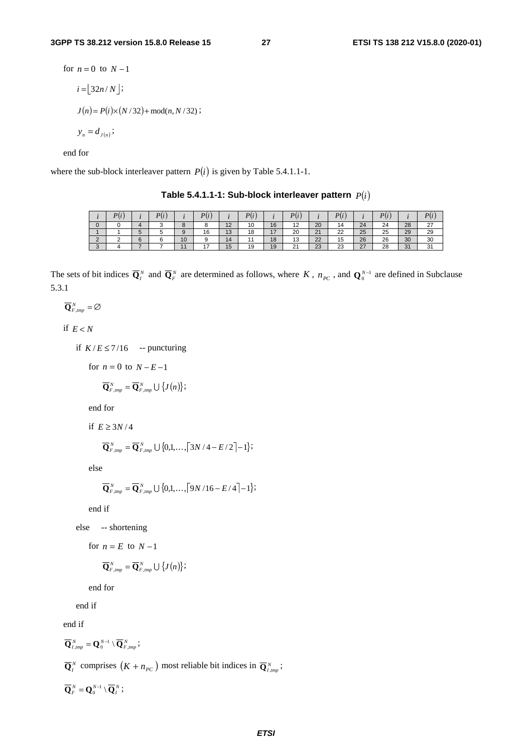for $n = 0$ to $N-1$

$i = \lfloor 32n/N \rfloor$;

$J(n) = P(i) \times (N/32) + \text{mod}(n, N/32)$;

$y_n = d_{J(n)}$;

end for

where the sub-block interleaver pattern $P(i)$ is given by Table 5.4.1.1-1.

**Table 5.4.1.1-1: Sub-block interleaver pattern $P(i)$**

| $i$ | $P(i)$ | $i$ | $P(i)$ | $i$ | $P(i)$ | $i$ | $P(i)$ | $i$ | $P(i)$ | $i$ | $P(i)$ | $i$ | $P(i)$ | $i$ | $P(i)$ |
|---|---|---|---|---|---|---|---|---|---|---|---|---|---|---|---|
| 0 | 0 | 4 | 3 | 8 | 8 | 12 | 10 | 16 | 12 | 20 | 14 | 24 | 24 | 28 | 27 |
| 1 | 1 | 5 | 5 | 9 | 16 | 13 | 18 | 17 | 20 | 21 | 22 | 25 | 25 | 29 | 29 |
| 2 | 2 | 6 | 6 | 10 | 9 | 14 | 11 | 18 | 13 | 22 | 15 | 26 | 26 | 30 | 30 |
| 3 | 4 | 7 | 7 | 11 | 17 | 15 | 19 | 19 | 21 | 23 | 23 | 27 | 28 | 31 | 31 |

The sets of bit indices $\overline{\mathbf{Q}}_I^N$ and $\overline{\mathbf{Q}}_F^N$ are determined as follows, where $K$, $n_{PC}$, and $\mathbf{Q}_0^{N-1}$ are defined in Subclause 5.3.1

$\overline{\mathbf{Q}}_{F,tmp}^N = \varnothing$

if $E < N$

if $K/E \le 7/16$ -- puncturing

for $n = 0$ to $N - E - 1$

$\overline{\mathbf{Q}}_{F,tmp}^N = \overline{\mathbf{Q}}_{F,tmp}^N \cup \{J(n)\}$;

end for

if $E \ge 3N/4$

$\overline{\mathbf{Q}}_{F,tmp}^N = \overline{\mathbf{Q}}_{F,tmp}^N \cup \{0,1,\ldots,\lceil 3N/4 - E/2 \rceil - 1\}$;

else

$\overline{\mathbf{Q}}_{F,tmp}^N = \overline{\mathbf{Q}}_{F,tmp}^N \cup \{0,1,\ldots,\lceil 9N/16 - E/4 \rceil - 1\}$;

end if

else -- shortening

for $n = E$ to $N-1$

$\overline{\mathbf{Q}}_{F,tmp}^N = \overline{\mathbf{Q}}_{F,tmp}^N \cup \{J(n)\}$;

end for

end if

end if

$\overline{\mathbf{Q}}_{I,tmp}^N = \mathbf{Q}_0^{N-1} \setminus \overline{\mathbf{Q}}_{F,tmp}^N$;

$\overline{\mathbf{Q}}_I^N$ comprises $(K + n_{PC})$ most reliable bit indices in $\overline{\mathbf{Q}}_{I,tmp}^N$;

$\overline{\mathbf{Q}}_F^N = \mathbf{Q}_0^{N-1} \setminus \overline{\mathbf{Q}}_I^N$;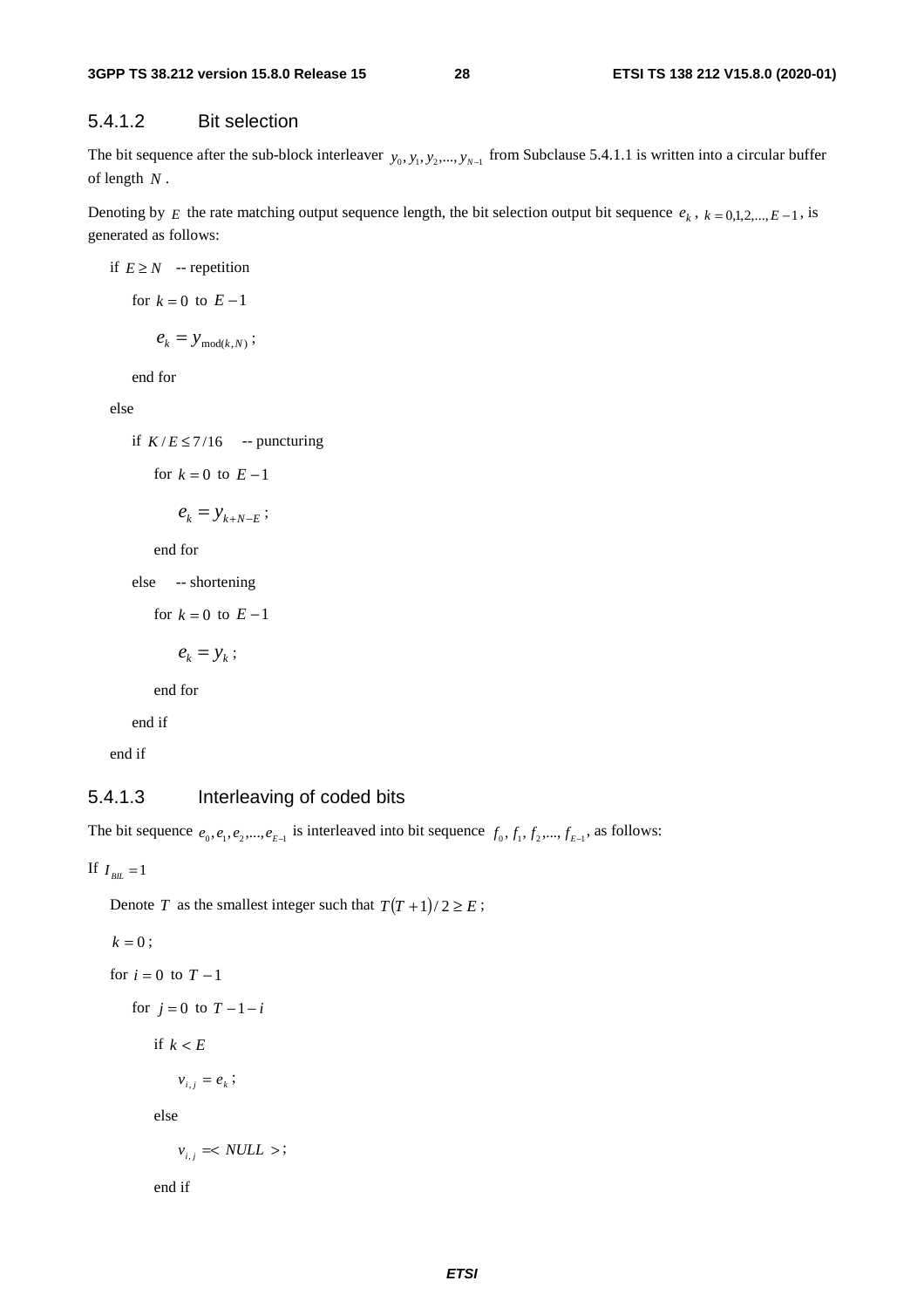### 5.4.1.2 Bit selection

The bit sequence after the sub-block interleaver $y_0, y_1, y_2, ..., y_{N-1}$ from Subclause 5.4.1.1 is written into a circular buffer of length $N$.

Denoting by $E$ the rate matching output sequence length, the bit selection output bit sequence $e_k$, $k = 0,1,2,..., E-1$, is generated as follows:

if $E \geq N$ -- repetition

for $k = 0$ to $E - 1$

$e_k = y_{\text{mod}(k,N)}$;

end for

else

if $K/E \leq 7/16$ -- puncturing

for $k = 0$ to $E - 1$

$e_k = y_{k+N-E}$;

end for

else -- shortening

for $k = 0$ to $E - 1$

$e_k = y_k$;

end for

end if

end if

### 5.4.1.3 Interleaving of coded bits

The bit sequence $e_0, e_1, e_2, ..., e_{E-1}$ is interleaved into bit sequence $f_0, f_1, f_2, ..., f_{E-1}$, as follows:

If $I_{BIL} = 1$

Denote $T$ as the smallest integer such that $T(T+1)/2 \geq E$;

$k = 0$;

for $i = 0$ to $T - 1$

for $j = 0$ to $T - 1 - i$

if $k < E$

$v_{i,j} = e_k$;

else

$v_{i,j} = < NULL >$;

end if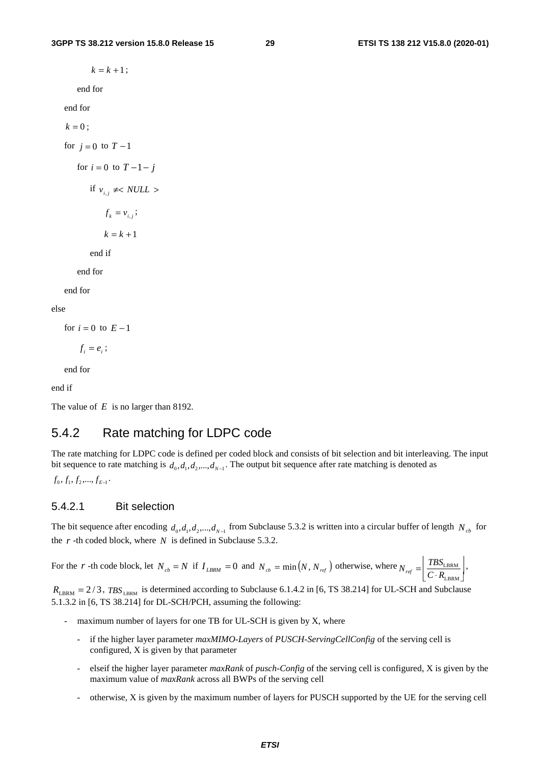$k = k + 1$;

end for

end for

$k = 0$;

for $j = 0$ to $T - 1$

for $i = 0$ to $T - 1 - j$

if $v_{i,j} \neq <NULL>$

$f_k = v_{i,j}$;

$k = k + 1$

end if

end for

end for

else

for $i = 0$ to $E - 1$

$f_i = e_i$;

end for

end if

The value of $E$ is no larger than 8192.

### 5.4.2 Rate matching for LDPC code

The rate matching for LDPC code is defined per coded block and consists of bit selection and bit interleaving. The input bit sequence to rate matching is $d_0, d_1, d_2, ..., d_{N-1}$. The output bit sequence after rate matching is denoted as $f_0, f_1, f_2, ..., f_{E-1}$.

#### 5.4.2.1 Bit selection

The bit sequence after encoding $d_0, d_1, d_2, ..., d_{N-1}$ from Subclause 5.3.2 is written into a circular buffer of length $N_{cb}$ for the $r$ -th coded block, where $N$ is defined in Subclause 5.3.2.

For the $r$ -th code block, let $N_{cb} = N$ if $I_{LBRM} = 0$ and $N_{cb} = \min(N, N_{ref})$ otherwise, where $N_{ref} = \left\lfloor \frac{TBS_{\text{LBRM}}}{C \cdot R_{\text{LBRM}}} \right\rfloor$, $R_{\text{LBRM}} = 2/3$, $TBS_{\text{LBRM}}$ is determined according to Subclause 6.1.4.2 in [6, TS 38.214] for UL-SCH and Subclause 5.1.3.2 in [6, TS 38.214] for DL-SCH/PCH, assuming the following:

- maximum number of layers for one TB for UL-SCH is given by X, where
  - if the higher layer parameter *maxMIMO-Layers* of *PUSCH-ServingCellConfig* of the serving cell is configured, X is given by that parameter
  - elseif the higher layer parameter *maxRank* of *pusch-Config* of the serving cell is configured, X is given by the maximum value of *maxRank* across all BWPs of the serving cell
  - otherwise, X is given by the maximum number of layers for PUSCH supported by the UE for the serving cell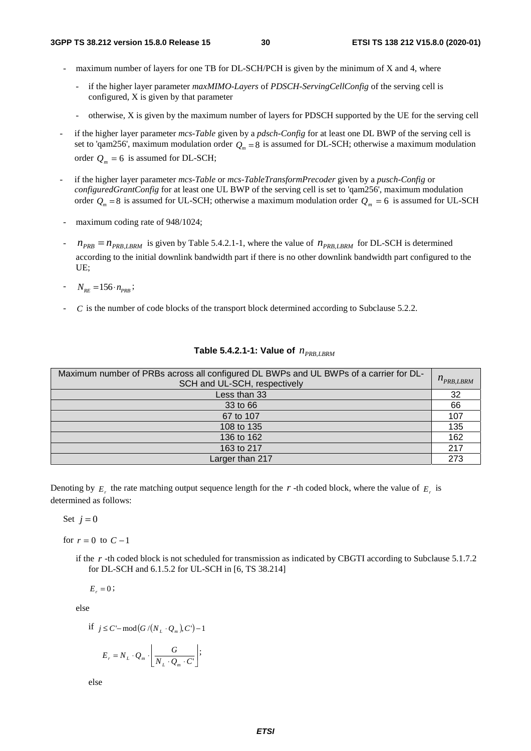- maximum number of layers for one TB for DL-SCH/PCH is given by the minimum of X and 4, where
  - if the higher layer parameter *maxMIMO-Layers* of *PDSCH-ServingCellConfig* of the serving cell is configured, X is given by that parameter
  - otherwise, X is given by the maximum number of layers for PDSCH supported by the UE for the serving cell
- if the higher layer parameter *mcs-Table* given by a *pdsch-Config* for at least one DL BWP of the serving cell is set to 'qam256', maximum modulation order $Q_m = 8$ is assumed for DL-SCH; otherwise a maximum modulation order $Q_m = 6$ is assumed for DL-SCH;
- if the higher layer parameter *mcs-Table* or *mcs-TableTransformPrecoder* given by a *pusch-Config* or *configuredGrantConfig* for at least one UL BWP of the serving cell is set to 'qam256', maximum modulation order $Q_m = 8$ is assumed for UL-SCH; otherwise a maximum modulation order $Q_m = 6$ is assumed for UL-SCH
- maximum coding rate of 948/1024;
- $n_{PRB} = n_{PRB,LBRM}$ is given by Table 5.4.2.1-1, where the value of $n_{PRB,LBRM}$ for DL-SCH is determined according to the initial downlink bandwidth part if there is no other downlink bandwidth part configured to the UE;
- $N_{RE} = 156 \cdot n_{PRB}$;
- $C$ is the number of code blocks of the transport block determined according to Subclause 5.2.2.

**Table 5.4.2.1-1: Value of $n_{PRB,LBRM}$**

| Maximum number of PRBs across all configured DL BWPs and UL BWPs of a carrier for DL-SCH and UL-SCH, respectively | $n_{PRB,LBRM}$ |
|---|---|
| Less than 33 | 32 |
| 33 to 66 | 66 |
| 67 to 107 | 107 |
| 108 to 135 | 135 |
| 136 to 162 | 162 |
| 163 to 217 | 217 |
| Larger than 217 | 273 |

Denoting by $E_r$ the rate matching output sequence length for the $r$-th coded block, where the value of $E_r$ is determined as follows:

Set $j = 0$

for $r = 0$ to $C - 1$

if the $r$-th coded block is not scheduled for transmission as indicated by CBGTI according to Subclause 5.1.7.2 for DL-SCH and 6.1.5.2 for UL-SCH in [6, TS 38.214]

$E_r = 0$;

else

if $j \le C' - \mathrm{mod}\left(G/\left(N_L \cdot Q_m\right), C'\right) - 1$

$$E_r = N_L \cdot Q_m \cdot \left\lfloor \frac{G}{N_L \cdot Q_m \cdot C'} \right\rfloor;$$

else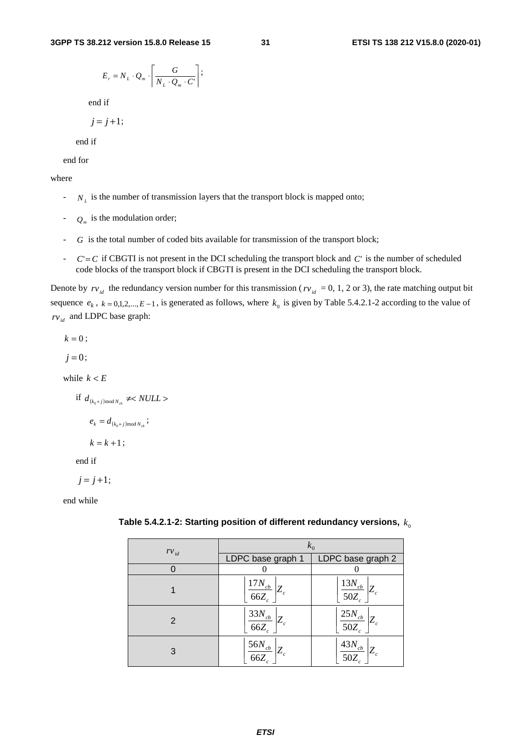$$E_r = N_L \cdot Q_m \cdot \left\lceil \frac{G}{N_L \cdot Q_m \cdot C'} \right\rceil;$$

end if

$j = j + 1;$

end if

end for

where

- $N_L$ is the number of transmission layers that the transport block is mapped onto;
- $Q_m$ is the modulation order;
- $G$ is the total number of coded bits available for transmission of the transport block;
- $C' = C$ if CBGTI is not present in the DCI scheduling the transport block and $C'$ is the number of scheduled code blocks of the transport block if CBGTI is present in the DCI scheduling the transport block.

Denote by $rv_{id}$ the redundancy version number for this transmission ($rv_{id}$ = 0, 1, 2 or 3), the rate matching output bit sequence $e_k$, $k = 0,1,2,...,E-1$, is generated as follows, where $k_0$ is given by Table 5.4.2.1-2 according to the value of $rv_{id}$ and LDPC base graph:

$k = 0;$

$j = 0;$

while $k < E$

if $d_{(k_0+j) \bmod N_{cb}} \neq <NULL>$

$e_k = d_{(k_0+j) \bmod N_{cb}};$

$k = k + 1;$

end if

$j = j + 1;$

end while

**Table 5.4.2.1-2: Starting position of different redundancy versions, $k_0$**

| $rv_{id}$ | $k_0$ | |
|---|---|---|
| | LDPC base graph 1 | LDPC base graph 2 |
| 0 | 0 | 0 |
| 1 | $\left\lfloor \frac{17N_{cb}}{66Z_c} \right\rfloor Z_c$ | $\left\lfloor \frac{13N_{cb}}{50Z_c} \right\rfloor Z_c$ |
| 2 | $\left\lfloor \frac{33N_{cb}}{66Z_c} \right\rfloor Z_c$ | $\left\lfloor \frac{25N_{cb}}{50Z_c} \right\rfloor Z_c$ |
| 3 | $\left\lfloor \frac{56N_{cb}}{66Z_c} \right\rfloor Z_c$ | $\left\lfloor \frac{43N_{cb}}{50Z_c} \right\rfloor Z_c$ |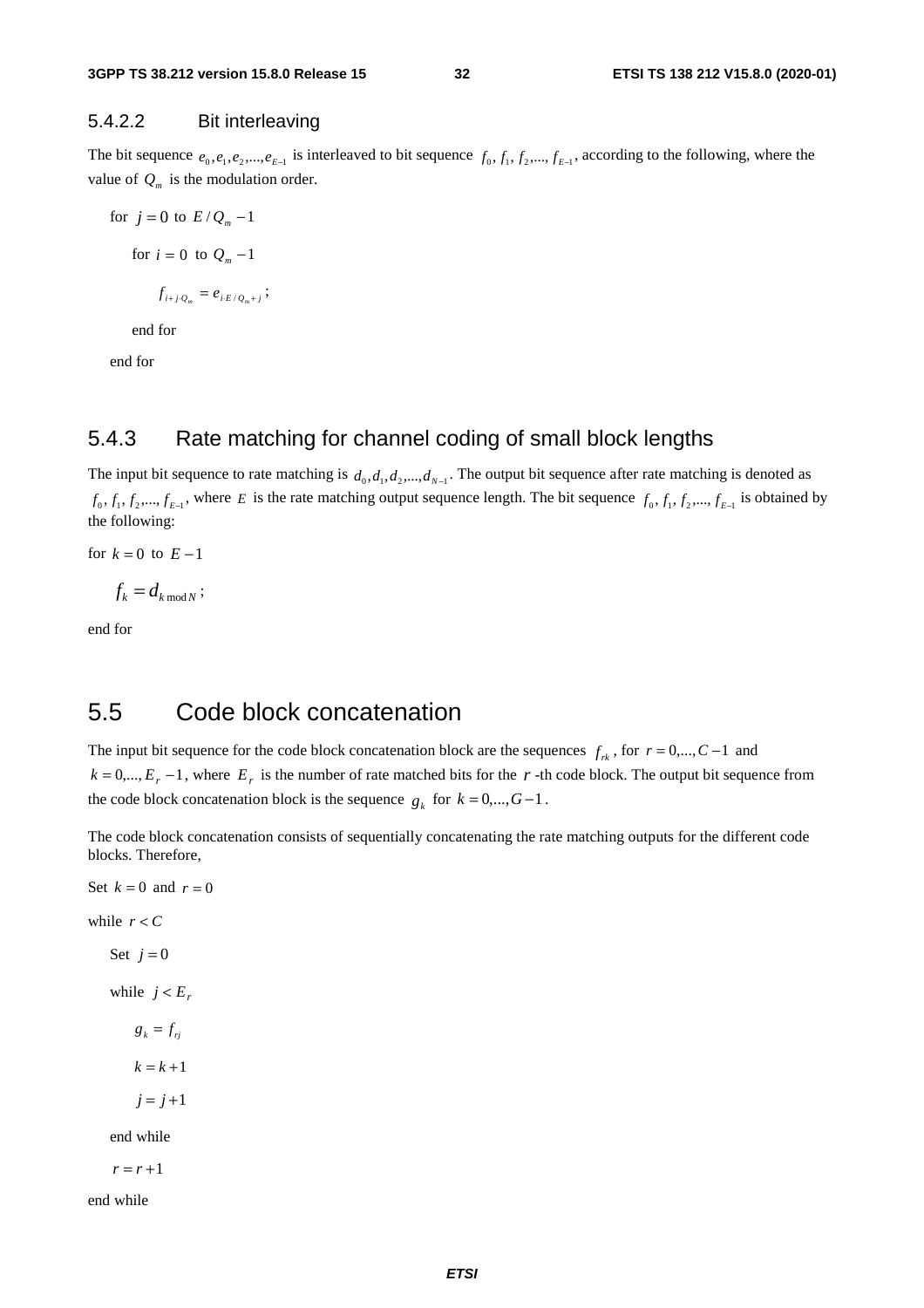#### 5.4.2.2 Bit interleaving

The bit sequence $e_0, e_1, e_2, ..., e_{E-1}$ is interleaved to bit sequence $f_0, f_1, f_2, ..., f_{E-1}$, according to the following, where the value of $Q_m$ is the modulation order.

for $j = 0$ to $E/Q_m - 1$

  for $i = 0$ to $Q_m - 1$

    $f_{i+j \cdot Q_m} = e_{i \cdot E/Q_m + j}$;

  end for

end for

### 5.4.3 Rate matching for channel coding of small block lengths

The input bit sequence to rate matching is $d_0, d_1, d_2, ..., d_{N-1}$. The output bit sequence after rate matching is denoted as $f_0, f_1, f_2, ..., f_{E-1}$, where $E$ is the rate matching output sequence length. The bit sequence $f_0, f_1, f_2, ..., f_{E-1}$ is obtained by the following:

for $k = 0$ to $E - 1$

  $f_k = d_{k \bmod N}$;

end for

## 5.5 Code block concatenation

The input bit sequence for the code block concatenation block are the sequences $f_{rk}$, for $r = 0, ..., C-1$ and $k = 0, ..., E_r - 1$, where $E_r$ is the number of rate matched bits for the $r$-th code block. The output bit sequence from the code block concatenation block is the sequence $g_k$ for $k = 0, ..., G-1$.

The code block concatenation consists of sequentially concatenating the rate matching outputs for the different code blocks. Therefore,

Set $k = 0$ and $r = 0$

while $r < C$

  Set $j = 0$

  while $j < E_r$

    $g_k = f_{rj}$

    $k = k + 1$

    $j = j + 1$

  end while

  $r = r + 1$

end while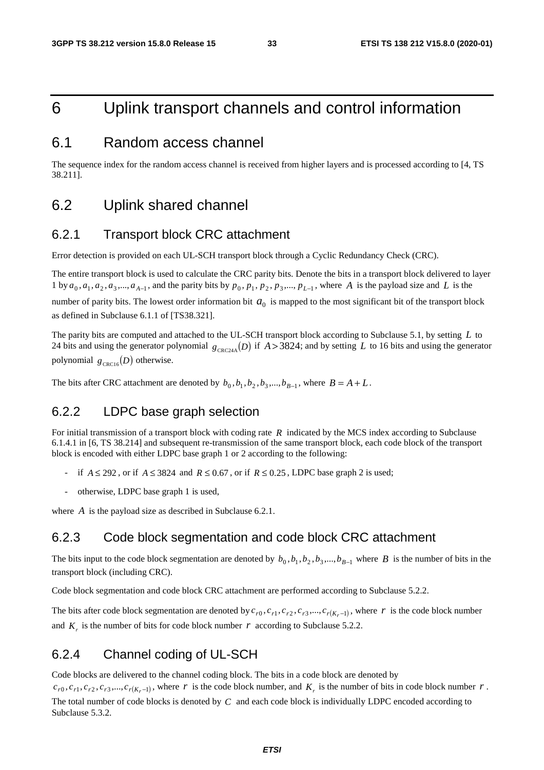# 6 Uplink transport channels and control information

## 6.1 Random access channel

The sequence index for the random access channel is received from higher layers and is processed according to [4, TS 38.211].

## 6.2 Uplink shared channel

### 6.2.1 Transport block CRC attachment

Error detection is provided on each UL-SCH transport block through a Cyclic Redundancy Check (CRC).

The entire transport block is used to calculate the CRC parity bits. Denote the bits in a transport block delivered to layer 1 by $a_0, a_1, a_2, a_3, ..., a_{A-1}$, and the parity bits by $p_0, p_1, p_2, p_3, ..., p_{L-1}$, where $A$ is the payload size and $L$ is the number of parity bits. The lowest order information bit $a_0$ is mapped to the most significant bit of the transport block as defined in Subclause 6.1.1 of [TS38.321].

The parity bits are computed and attached to the UL-SCH transport block according to Subclause 5.1, by setting $L$ to 24 bits and using the generator polynomial $g_{\text{CRC24A}}(D)$ if $A > 3824$; and by setting $L$ to 16 bits and using the generator polynomial $g_{\text{CRC16}}(D)$ otherwise.

The bits after CRC attachment are denoted by $b_0, b_1, b_2, b_3, ..., b_{B-1}$, where $B = A + L$.

### 6.2.2 LDPC base graph selection

For initial transmission of a transport block with coding rate $R$ indicated by the MCS index according to Subclause 6.1.4.1 in [6, TS 38.214] and subsequent re-transmission of the same transport block, each code block of the transport block is encoded with either LDPC base graph 1 or 2 according to the following:

- if $A \leq 292$, or if $A \leq 3824$ and $R \leq 0.67$, or if $R \leq 0.25$, LDPC base graph 2 is used;
- otherwise, LDPC base graph 1 is used,

where $A$ is the payload size as described in Subclause 6.2.1.

### 6.2.3 Code block segmentation and code block CRC attachment

The bits input to the code block segmentation are denoted by $b_0, b_1, b_2, b_3, ..., b_{B-1}$ where $B$ is the number of bits in the transport block (including CRC).

Code block segmentation and code block CRC attachment are performed according to Subclause 5.2.2.

The bits after code block segmentation are denoted by $c_{r0}, c_{r1}, c_{r2}, c_{r3}, ..., c_{r(K_r-1)}$, where $r$ is the code block number and $K_r$ is the number of bits for code block number $r$ according to Subclause 5.2.2.

### 6.2.4 Channel coding of UL-SCH

Code blocks are delivered to the channel coding block. The bits in a code block are denoted by $c_{r0}, c_{r1}, c_{r2}, c_{r3}, ..., c_{r(K_r-1)}$, where $r$ is the code block number, and $K_r$ is the number of bits in code block number $r$. The total number of code blocks is denoted by $C$ and each code block is individually LDPC encoded according to Subclause 5.3.2.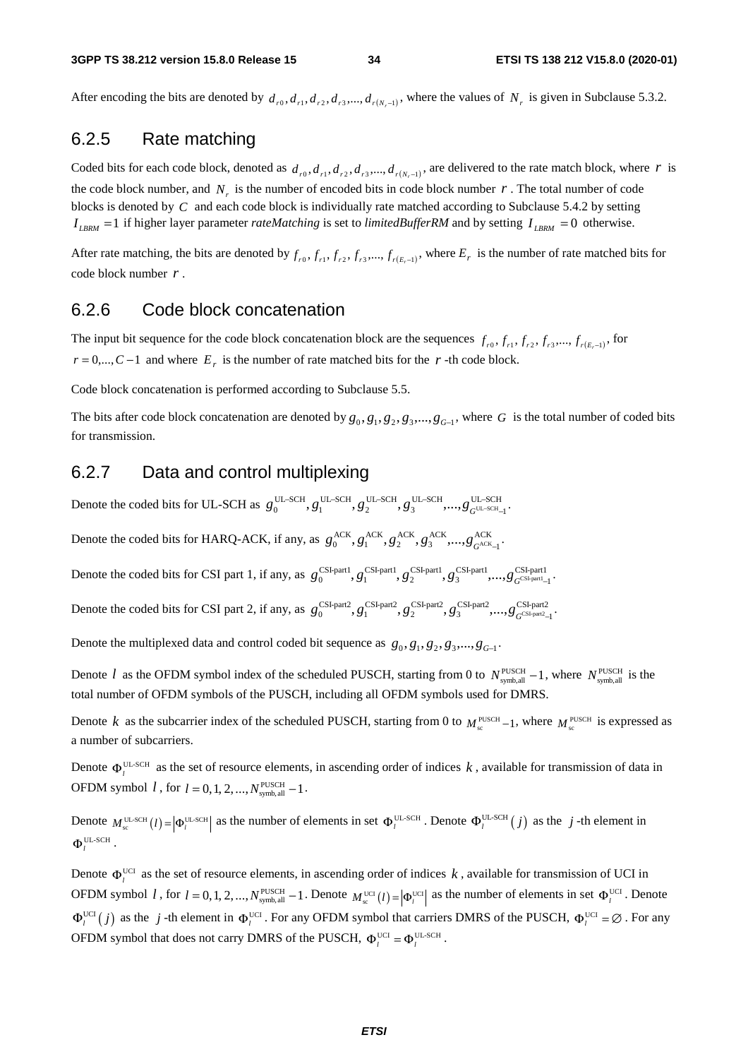After encoding the bits are denoted by $d_{r0}, d_{r1}, d_{r2}, d_{r3},..., d_{r(N_r-1)}$, where the values of $N_r$ is given in Subclause 5.3.2.

### 6.2.5 Rate matching

Coded bits for each code block, denoted as $d_{r0}, d_{r1}, d_{r2}, d_{r3},..., d_{r(N_r-1)}$, are delivered to the rate match block, where $r$ is the code block number, and $N_r$ is the number of encoded bits in code block number $r$. The total number of code blocks is denoted by $C$ and each code block is individually rate matched according to Subclause 5.4.2 by setting $I_{LBRM} = 1$ if higher layer parameter *rateMatching* is set to *limitedBufferRM* and by setting $I_{LBRM} = 0$ otherwise.

After rate matching, the bits are denoted by $f_{r0}, f_{r1}, f_{r2}, f_{r3},..., f_{r(E_r-1)}$, where $E_r$ is the number of rate matched bits for code block number $r$.

### 6.2.6 Code block concatenation

The input bit sequence for the code block concatenation block are the sequences $f_{r0}, f_{r1}, f_{r2}, f_{r3},..., f_{r(E_r-1)}$, for $r = 0,..., C-1$ and where $E_r$ is the number of rate matched bits for the $r$-th code block.

Code block concatenation is performed according to Subclause 5.5.

The bits after code block concatenation are denoted by $g_0, g_1, g_2, g_3,..., g_{G-1}$, where $G$ is the total number of coded bits for transmission.

### 6.2.7 Data and control multiplexing

Denote the coded bits for UL-SCH as $g_0^{\text{UL-SCH}}, g_1^{\text{UL-SCH}}, g_2^{\text{UL-SCH}}, g_3^{\text{UL-SCH}},..., g_{G^{\text{UL-SCH}}-1}^{\text{UL-SCH}}$.

Denote the coded bits for HARQ-ACK, if any, as $g_0^{\text{ACK}}, g_1^{\text{ACK}}, g_2^{\text{ACK}}, g_3^{\text{ACK}},..., g_{G^{\text{ACK}}-1}^{\text{ACK}}$.

Denote the coded bits for CSI part 1, if any, as $g_0^{\text{CSI-part1}}, g_1^{\text{CSI-part1}}, g_2^{\text{CSI-part1}}, g_3^{\text{CSI-part1}},..., g_{G^{\text{CSI-part1}}-1}^{\text{CSI-part1}}$.

Denote the coded bits for CSI part 2, if any, as $g_0^{\text{CSI-part2}}, g_1^{\text{CSI-part2}}, g_2^{\text{CSI-part2}}, g_3^{\text{CSI-part2}},..., g_{G^{\text{CSI-part2}}-1}^{\text{CSI-part2}}$.

Denote the multiplexed data and control coded bit sequence as $g_0, g_1, g_2, g_3,..., g_{G-1}$.

Denote $l$ as the OFDM symbol index of the scheduled PUSCH, starting from 0 to $N_{\text{symb,all}}^{\text{PUSCH}} - 1$, where $N_{\text{symb,all}}^{\text{PUSCH}}$ is the total number of OFDM symbols of the PUSCH, including all OFDM symbols used for DMRS.

Denote $k$ as the subcarrier index of the scheduled PUSCH, starting from 0 to $M_{\text{sc}}^{\text{PUSCH}} - 1$, where $M_{\text{sc}}^{\text{PUSCH}}$ is expressed as a number of subcarriers.

Denote $\Phi_l^{\text{UL-SCH}}$ as the set of resource elements, in ascending order of indices $k$, available for transmission of data in OFDM symbol $l$, for $l = 0, 1, 2, ..., N_{\text{symb,all}}^{\text{PUSCH}} - 1$.

Denote $M_{\text{sc}}^{\text{UL-SCH}}(l) = \left|\Phi_l^{\text{UL-SCH}}\right|$ as the number of elements in set $\Phi_l^{\text{UL-SCH}}$. Denote $\Phi_l^{\text{UL-SCH}}(j)$ as the $j$-th element in $\Phi_l^{\text{UL-SCH}}$.

Denote $\Phi_l^{\text{UCI}}$ as the set of resource elements, in ascending order of indices $k$, available for transmission of UCI in OFDM symbol $l$, for $l = 0, 1, 2, ..., N_{\text{symb,all}}^{\text{PUSCH}} - 1$. Denote $M_{\text{sc}}^{\text{UCI}}(l) = \left|\Phi_l^{\text{UCI}}\right|$ as the number of elements in set $\Phi_l^{\text{UCI}}$. Denote $\Phi_l^{\text{UCI}}(j)$ as the $j$-th element in $\Phi_l^{\text{UCI}}$. For any OFDM symbol that carriers DMRS of the PUSCH, $\Phi_l^{\text{UCI}} = \emptyset$. For any OFDM symbol that does not carry DMRS of the PUSCH, $\Phi_l^{\text{UCI}} = \Phi_l^{\text{UL-SCH}}$.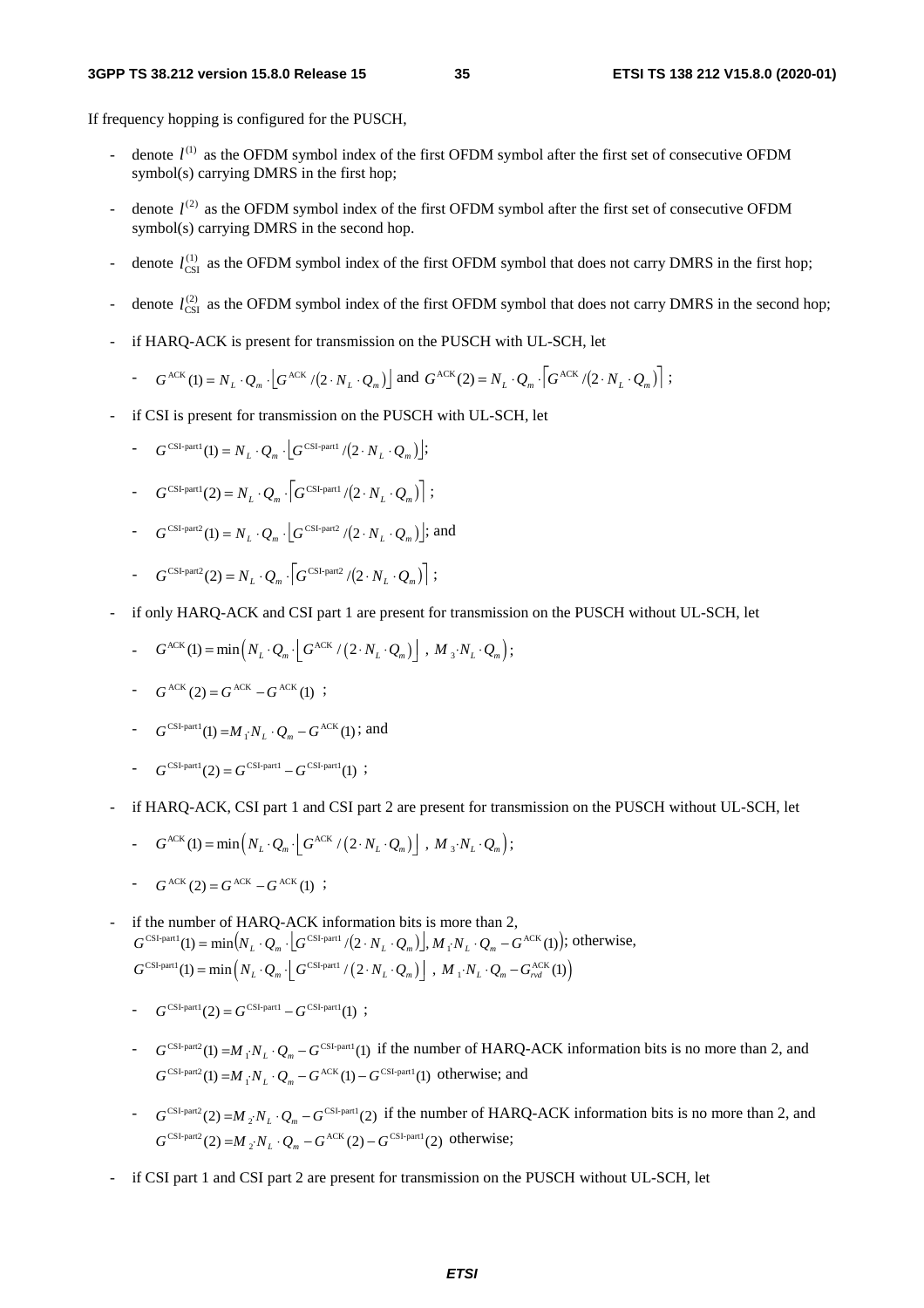If frequency hopping is configured for the PUSCH,

- denote $l^{(1)}$ as the OFDM symbol index of the first OFDM symbol after the first set of consecutive OFDM symbol(s) carrying DMRS in the first hop;
- denote $l^{(2)}$ as the OFDM symbol index of the first OFDM symbol after the first set of consecutive OFDM symbol(s) carrying DMRS in the second hop.
- denote $l_{\text{CSI}}^{(1)}$ as the OFDM symbol index of the first OFDM symbol that does not carry DMRS in the first hop;
- denote $l_{\text{CSI}}^{(2)}$ as the OFDM symbol index of the first OFDM symbol that does not carry DMRS in the second hop;
- if HARQ-ACK is present for transmission on the PUSCH with UL-SCH, let
    - $G^{\text{ACK}}(1) = N_L \cdot Q_m \cdot \lfloor G^{\text{ACK}} / (2 \cdot N_L \cdot Q_m) \rfloor$ and $G^{\text{ACK}}(2) = N_L \cdot Q_m \cdot \lceil G^{\text{ACK}} / (2 \cdot N_L \cdot Q_m) \rceil$ ;
- if CSI is present for transmission on the PUSCH with UL-SCH, let
    - $G^{\text{CSI-part1}}(1) = N_L \cdot Q_m \cdot \lfloor G^{\text{CSI-part1}} / (2 \cdot N_L \cdot Q_m) \rfloor$;
    - $G^{\text{CSI-part1}}(2) = N_L \cdot Q_m \cdot \lceil G^{\text{CSI-part1}} / (2 \cdot N_L \cdot Q_m) \rceil$ ;
    - $G^{\text{CSI-part2}}(1) = N_L \cdot Q_m \cdot \lfloor G^{\text{CSI-part2}} / (2 \cdot N_L \cdot Q_m) \rfloor$; and
    - $G^{\text{CSI-part2}}(2) = N_L \cdot Q_m \cdot \lceil G^{\text{CSI-part2}} / (2 \cdot N_L \cdot Q_m) \rceil$ ;
- if only HARQ-ACK and CSI part 1 are present for transmission on the PUSCH without UL-SCH, let
    - $G^{\text{ACK}}(1) = \min\left(N_L \cdot Q_m \cdot \left\lfloor G^{\text{ACK}} / \left(2 \cdot N_L \cdot Q_m\right) \right\rfloor,\ M_3 \cdot N_L \cdot Q_m\right)$;
    - $G^{\text{ACK}}(2) = G^{\text{ACK}} - G^{\text{ACK}}(1)$ ;
    - $G^{\text{CSI-part1}}(1) = M_1 \cdot N_L \cdot Q_m - G^{\text{ACK}}(1)$; and
    - $G^{\text{CSI-part1}}(2) = G^{\text{CSI-part1}} - G^{\text{CSI-part1}}(1)$ ;
- if HARQ-ACK, CSI part 1 and CSI part 2 are present for transmission on the PUSCH without UL-SCH, let
    - $G^{\text{ACK}}(1) = \min\left(N_L \cdot Q_m \cdot \left\lfloor G^{\text{ACK}} / \left(2 \cdot N_L \cdot Q_m\right) \right\rfloor,\ M_3 \cdot N_L \cdot Q_m\right)$;
    - $G^{\text{ACK}}(2) = G^{\text{ACK}} - G^{\text{ACK}}(1)$ ;
- if the number of HARQ-ACK information bits is more than 2, $G^{\text{CSI-part1}}(1) = \min\left(N_L \cdot Q_m \cdot \lfloor G^{\text{CSI-part1}} / (2 \cdot N_L \cdot Q_m) \rfloor, M_1 \cdot N_L \cdot Q_m - G^{\text{ACK}}(1)\right)$; otherwise, $G^{\text{CSI-part1}}(1) = \min\left(N_L \cdot Q_m \cdot \left\lfloor G^{\text{CSI-part1}} / \left(2 \cdot N_L \cdot Q_m\right) \right\rfloor,\ M_1 \cdot N_L \cdot Q_m - G_{rvd}^{\text{ACK}}(1)\right)$
    - $G^{\text{CSI-part1}}(2) = G^{\text{CSI-part1}} - G^{\text{CSI-part1}}(1)$ ;
    - $G^{\text{CSI-part2}}(1) = M_1 \cdot N_L \cdot Q_m - G^{\text{CSI-part1}}(1)$ if the number of HARQ-ACK information bits is no more than 2, and $G^{\text{CSI-part2}}(1) = M_1 \cdot N_L \cdot Q_m - G^{\text{ACK}}(1) - G^{\text{CSI-part1}}(1)$ otherwise; and
    - $G^{\text{CSI-part2}}(2) = M_2 \cdot N_L \cdot Q_m - G^{\text{CSI-part1}}(2)$ if the number of HARQ-ACK information bits is no more than 2, and $G^{\text{CSI-part2}}(2) = M_2 \cdot N_L \cdot Q_m - G^{\text{ACK}}(2) - G^{\text{CSI-part1}}(2)$ otherwise;
- if CSI part 1 and CSI part 2 are present for transmission on the PUSCH without UL-SCH, let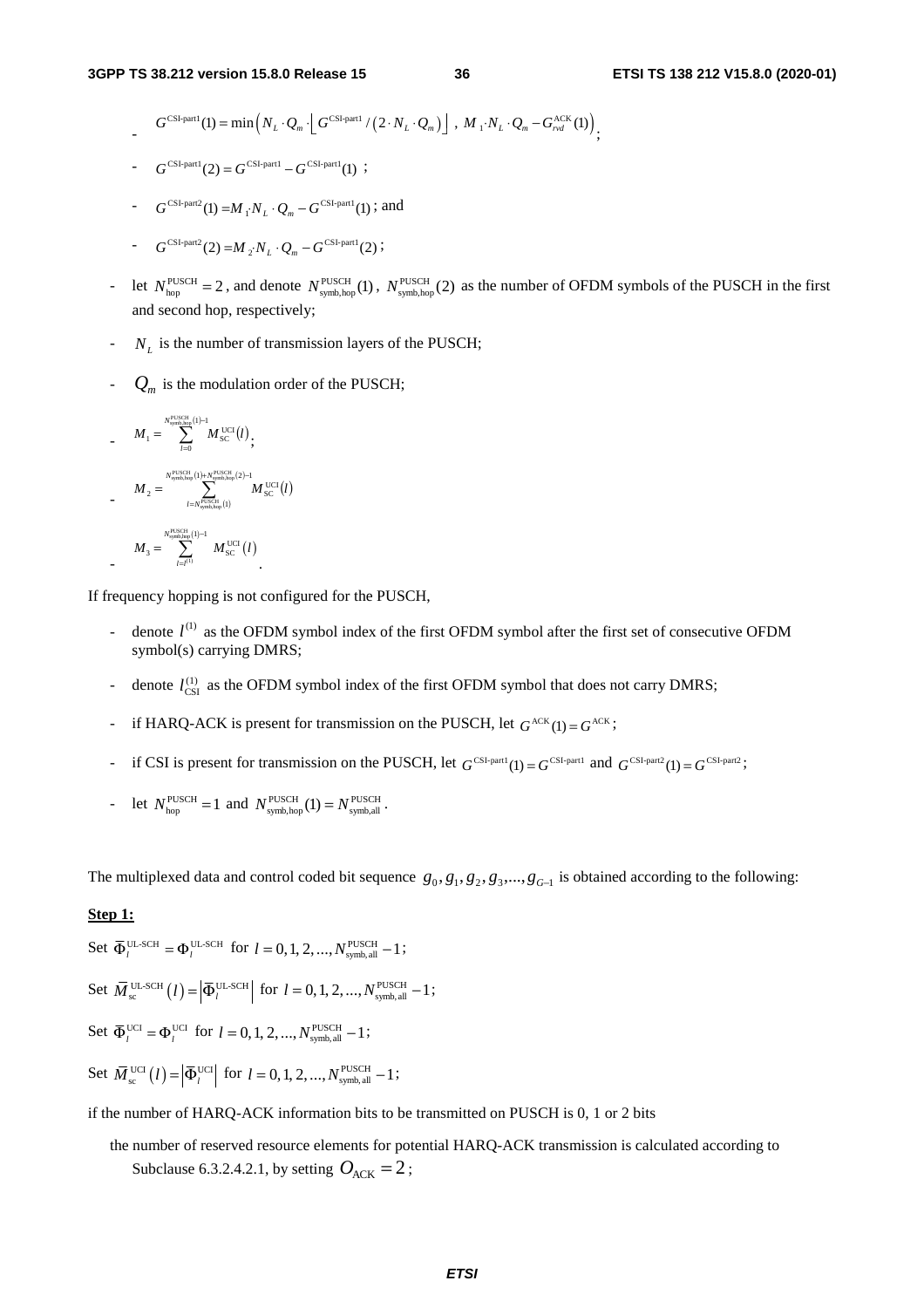- $G^{\text{CSI-part1}}(1) = \min\left(N_L \cdot Q_m \cdot \left\lfloor G^{\text{CSI-part1}} / \left(2 \cdot N_L \cdot Q_m\right)\right\rfloor, \ M_1 \cdot N_L \cdot Q_m - G_{rvd}^{\text{ACK}}(1)\right)$;
- $G^{\text{CSI-part1}}(2) = G^{\text{CSI-part1}} - G^{\text{CSI-part1}}(1)$ ;
- $G^{\text{CSI-part2}}(1) = M_1 \cdot N_L \cdot Q_m - G^{\text{CSI-part1}}(1)$ ; and
- $G^{\text{CSI-part2}}(2) = M_2 \cdot N_L \cdot Q_m - G^{\text{CSI-part1}}(2)$ ;
- let $N_{\text{hop}}^{\text{PUSCH}} = 2$ , and denote $N_{\text{symb,hop}}^{\text{PUSCH}}(1)$ , $N_{\text{symb,hop}}^{\text{PUSCH}}(2)$ as the number of OFDM symbols of the PUSCH in the first and second hop, respectively;
- $N_L$ is the number of transmission layers of the PUSCH;
- $Q_m$ is the modulation order of the PUSCH;
- $M_1 = \sum_{l=0}^{N_{\text{symb,hop}}^{\text{PUSCH}}(1)-1} M_{\text{SC}}^{\text{UCI}}(l)$;
- $M_2 = \sum_{l=N_{\text{symb,hop}}^{\text{PUSCH}}(1)}^{N_{\text{symb,hop}}^{\text{PUSCH}}(1)+N_{\text{symb,hop}}^{\text{PUSCH}}(2)-1} M_{\text{SC}}^{\text{UCI}}(l)$
- $M_3 = \sum_{l=l^{(1)}}^{N_{\text{symb,hop}}^{\text{PUSCH}}(1)-1} M_{\text{SC}}^{\text{UCI}}(l)$ .

If frequency hopping is not configured for the PUSCH,

- denote $l^{(1)}$ as the OFDM symbol index of the first OFDM symbol after the first set of consecutive OFDM symbol(s) carrying DMRS;
- denote $l_{\text{CSI}}^{(1)}$ as the OFDM symbol index of the first OFDM symbol that does not carry DMRS;
- if HARQ-ACK is present for transmission on the PUSCH, let $G^{\text{ACK}}(1) = G^{\text{ACK}}$;
- if CSI is present for transmission on the PUSCH, let $G^{\text{CSI-part1}}(1) = G^{\text{CSI-part1}}$ and $G^{\text{CSI-part2}}(1) = G^{\text{CSI-part2}}$;
- let $N_{\text{hop}}^{\text{PUSCH}} = 1$ and $N_{\text{symb,hop}}^{\text{PUSCH}}(1) = N_{\text{symb,all}}^{\text{PUSCH}}$ .

The multiplexed data and control coded bit sequence $g_0, g_1, g_2, g_3, ..., g_{G-1}$ is obtained according to the following:

**Step 1:**

Set $\overline{\Phi}_l^{\text{UL-SCH}} = \Phi_l^{\text{UL-SCH}}$ for $l = 0, 1, 2, ..., N_{\text{symb,all}}^{\text{PUSCH}} - 1$;

Set $\overline{M}_{\text{sc}}^{\text{UL-SCH}}(l) = \left|\overline{\Phi}_l^{\text{UL-SCH}}\right|$ for $l = 0, 1, 2, ..., N_{\text{symb,all}}^{\text{PUSCH}} - 1$;

Set $\overline{\Phi}_l^{\text{UCI}} = \Phi_l^{\text{UCI}}$ for $l = 0, 1, 2, ..., N_{\text{symb,all}}^{\text{PUSCH}} - 1$;

Set $\overline{M}_{\text{sc}}^{\text{UCI}}(l) = \left|\overline{\Phi}_l^{\text{UCI}}\right|$ for $l = 0, 1, 2, ..., N_{\text{symb,all}}^{\text{PUSCH}} - 1$;

if the number of HARQ-ACK information bits to be transmitted on PUSCH is 0, 1 or 2 bits

the number of reserved resource elements for potential HARQ-ACK transmission is calculated according to Subclause 6.3.2.4.2.1, by setting $O_{\text{ACK}} = 2$ ;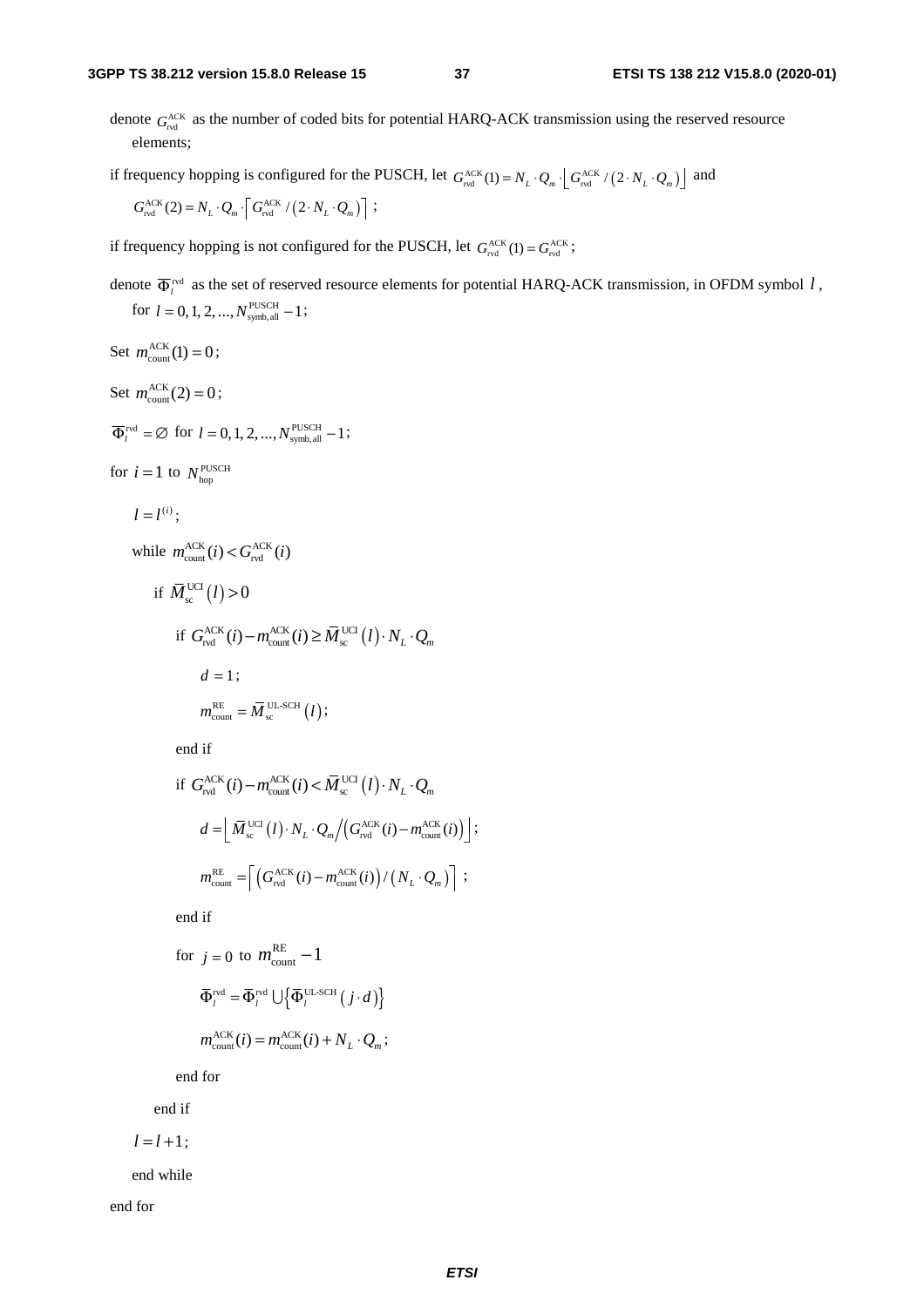denote $G_{\text{rvd}}^{\text{ACK}}$ as the number of coded bits for potential HARQ-ACK transmission using the reserved resource elements;

if frequency hopping is configured for the PUSCH, let $G_{\text{rvd}}^{\text{ACK}}(1) = N_L \cdot Q_m \cdot \left\lfloor G_{\text{rvd}}^{\text{ACK}} / (2 \cdot N_L \cdot Q_m) \right\rfloor$ and $G_{\text{rvd}}^{\text{ACK}}(2) = N_L \cdot Q_m \cdot \left\lceil G_{\text{rvd}}^{\text{ACK}} / (2 \cdot N_L \cdot Q_m) \right\rceil$ ;

if frequency hopping is not configured for the PUSCH, let $G_{\text{rvd}}^{\text{ACK}}(1) = G_{\text{rvd}}^{\text{ACK}}$ ;

denote $\overline{\Phi}_l^{\text{rvd}}$ as the set of reserved resource elements for potential HARQ-ACK transmission, in OFDM symbol $l$, for $l = 0, 1, 2, ..., N_{\text{symb,all}}^{\text{PUSCH}} - 1$;

Set $m_{\text{count}}^{\text{ACK}}(1) = 0$;

Set $m_{\text{count}}^{\text{ACK}}(2) = 0$;

$\overline{\Phi}_l^{\text{rvd}} = \varnothing$ for $l = 0, 1, 2, ..., N_{\text{symb,all}}^{\text{PUSCH}} - 1$;

for $i = 1$ to $N_{\text{hop}}^{\text{PUSCH}}$

&nbsp;&nbsp;&nbsp;&nbsp;$l = l^{(i)}$;

&nbsp;&nbsp;&nbsp;&nbsp;while $m_{\text{count}}^{\text{ACK}}(i) < G_{\text{rvd}}^{\text{ACK}}(i)$

&nbsp;&nbsp;&nbsp;&nbsp;&nbsp;&nbsp;&nbsp;&nbsp;if $\overline{M}_{\text{sc}}^{\text{UCI}}(l) > 0$

&nbsp;&nbsp;&nbsp;&nbsp;&nbsp;&nbsp;&nbsp;&nbsp;&nbsp;&nbsp;&nbsp;&nbsp;if $G_{\text{rvd}}^{\text{ACK}}(i) - m_{\text{count}}^{\text{ACK}}(i) \geq \overline{M}_{\text{sc}}^{\text{UCI}}(l) \cdot N_L \cdot Q_m$

&nbsp;&nbsp;&nbsp;&nbsp;&nbsp;&nbsp;&nbsp;&nbsp;&nbsp;&nbsp;&nbsp;&nbsp;&nbsp;&nbsp;&nbsp;&nbsp;$d = 1$;

&nbsp;&nbsp;&nbsp;&nbsp;&nbsp;&nbsp;&nbsp;&nbsp;&nbsp;&nbsp;&nbsp;&nbsp;&nbsp;&nbsp;&nbsp;&nbsp;$m_{\text{count}}^{\text{RE}} = \overline{M}_{\text{sc}}^{\text{UL-SCH}}(l)$;

&nbsp;&nbsp;&nbsp;&nbsp;&nbsp;&nbsp;&nbsp;&nbsp;&nbsp;&nbsp;&nbsp;&nbsp;end if

&nbsp;&nbsp;&nbsp;&nbsp;&nbsp;&nbsp;&nbsp;&nbsp;&nbsp;&nbsp;&nbsp;&nbsp;if $G_{\text{rvd}}^{\text{ACK}}(i) - m_{\text{count}}^{\text{ACK}}(i) < \overline{M}_{\text{sc}}^{\text{UCI}}(l) \cdot N_L \cdot Q_m$

&nbsp;&nbsp;&nbsp;&nbsp;&nbsp;&nbsp;&nbsp;&nbsp;&nbsp;&nbsp;&nbsp;&nbsp;&nbsp;&nbsp;&nbsp;&nbsp;$d = \left\lfloor \overline{M}_{\text{sc}}^{\text{UCI}}(l) \cdot N_L \cdot Q_m \middle/ \left( G_{\text{rvd}}^{\text{ACK}}(i) - m_{\text{count}}^{\text{ACK}}(i) \right) \right\rfloor$;

&nbsp;&nbsp;&nbsp;&nbsp;&nbsp;&nbsp;&nbsp;&nbsp;&nbsp;&nbsp;&nbsp;&nbsp;&nbsp;&nbsp;&nbsp;&nbsp;$m_{\text{count}}^{\text{RE}} = \left\lceil \left( G_{\text{rvd}}^{\text{ACK}}(i) - m_{\text{count}}^{\text{ACK}}(i) \right) / \left( N_L \cdot Q_m \right) \right\rceil$ ;

&nbsp;&nbsp;&nbsp;&nbsp;&nbsp;&nbsp;&nbsp;&nbsp;&nbsp;&nbsp;&nbsp;&nbsp;end if

&nbsp;&nbsp;&nbsp;&nbsp;&nbsp;&nbsp;&nbsp;&nbsp;&nbsp;&nbsp;&nbsp;&nbsp;for $j = 0$ to $m_{\text{count}}^{\text{RE}} - 1$

&nbsp;&nbsp;&nbsp;&nbsp;&nbsp;&nbsp;&nbsp;&nbsp;&nbsp;&nbsp;&nbsp;&nbsp;&nbsp;&nbsp;&nbsp;&nbsp;$\overline{\Phi}_l^{\text{rvd}} = \overline{\Phi}_l^{\text{rvd}} \bigcup \left\{ \overline{\Phi}_l^{\text{UL-SCH}}(j \cdot d) \right\}$

&nbsp;&nbsp;&nbsp;&nbsp;&nbsp;&nbsp;&nbsp;&nbsp;&nbsp;&nbsp;&nbsp;&nbsp;&nbsp;&nbsp;&nbsp;&nbsp;$m_{\text{count}}^{\text{ACK}}(i) = m_{\text{count}}^{\text{ACK}}(i) + N_L \cdot Q_m$;

&nbsp;&nbsp;&nbsp;&nbsp;&nbsp;&nbsp;&nbsp;&nbsp;&nbsp;&nbsp;&nbsp;&nbsp;end for

&nbsp;&nbsp;&nbsp;&nbsp;&nbsp;&nbsp;&nbsp;&nbsp;end if

&nbsp;&nbsp;&nbsp;&nbsp;$l = l + 1$;

&nbsp;&nbsp;&nbsp;&nbsp;end while

end for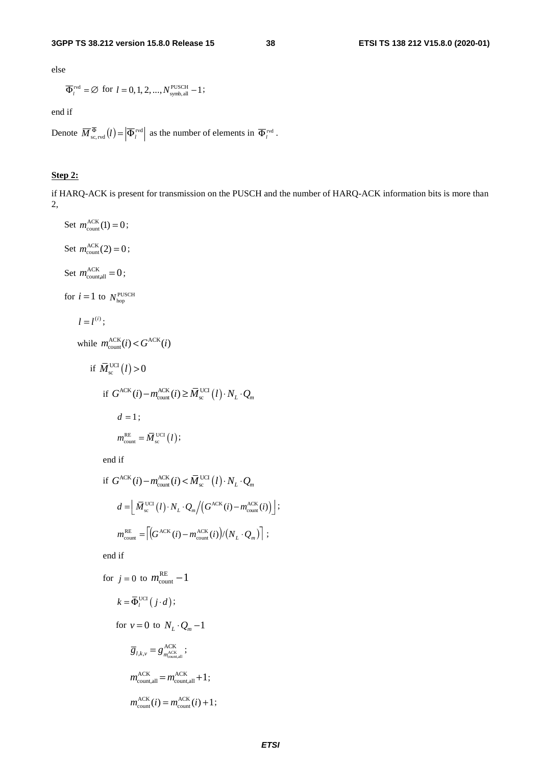else

$\overline{\Phi}_l^{\text{rvd}} = \varnothing$ for $l = 0, 1, 2, ..., N_{\text{symb,all}}^{\text{PUSCH}} - 1$;

end if

Denote $\overline{M}_{\text{sc,rvd}}^{\Phi}(l) = \left|\overline{\Phi}_l^{\text{rvd}}\right|$ as the number of elements in $\overline{\Phi}_l^{\text{rvd}}$.

**Step 2:**

if HARQ-ACK is present for transmission on the PUSCH and the number of HARQ-ACK information bits is more than 2,

Set $m_{\text{count}}^{\text{ACK}}(1) = 0$;

Set $m_{\text{count}}^{\text{ACK}}(2) = 0$;

Set $m_{\text{count,all}}^{\text{ACK}} = 0$;

for $i = 1$ to $N_{\text{hop}}^{\text{PUSCH}}$

$l = l^{(i)}$;

while $m_{\text{count}}^{\text{ACK}}(i) < G^{\text{ACK}}(i)$

if $\overline{M}_{\text{sc}}^{\text{UCI}}(l) > 0$

if $G^{\text{ACK}}(i) - m_{\text{count}}^{\text{ACK}}(i) \geq \overline{M}_{\text{sc}}^{\text{UCI}}(l) \cdot N_L \cdot Q_m$

$d = 1$;

$m_{\text{count}}^{\text{RE}} = \overline{M}_{\text{sc}}^{\text{UCI}}(l)$;

end if

if $G^{\text{ACK}}(i) - m_{\text{count}}^{\text{ACK}}(i) < \overline{M}_{\text{sc}}^{\text{UCI}}(l) \cdot N_L \cdot Q_m$

$d = \left\lfloor \overline{M}_{\text{sc}}^{\text{UCI}}(l) \cdot N_L \cdot Q_m \big/ \left(G^{\text{ACK}}(i) - m_{\text{count}}^{\text{ACK}}(i)\right) \right\rfloor$;

$m_{\text{count}}^{\text{RE}} = \left\lceil \left(G^{\text{ACK}}(i) - m_{\text{count}}^{\text{ACK}}(i)\right) / \left(N_L \cdot Q_m\right) \right\rceil$;

end if

for $j = 0$ to $m_{\text{count}}^{\text{RE}} - 1$

$k = \overline{\Phi}_l^{\text{UCI}}(j \cdot d)$;

for $v = 0$ to $N_L \cdot Q_m - 1$

$\overline{g}_{l,k,v} = g_{m_{\text{count,all}}^{\text{ACK}}}^{\text{ACK}}$;

$m_{\text{count,all}}^{\text{ACK}} = m_{\text{count,all}}^{\text{ACK}} + 1$;

$m_{\text{count}}^{\text{ACK}}(i) = m_{\text{count}}^{\text{ACK}}(i) + 1$;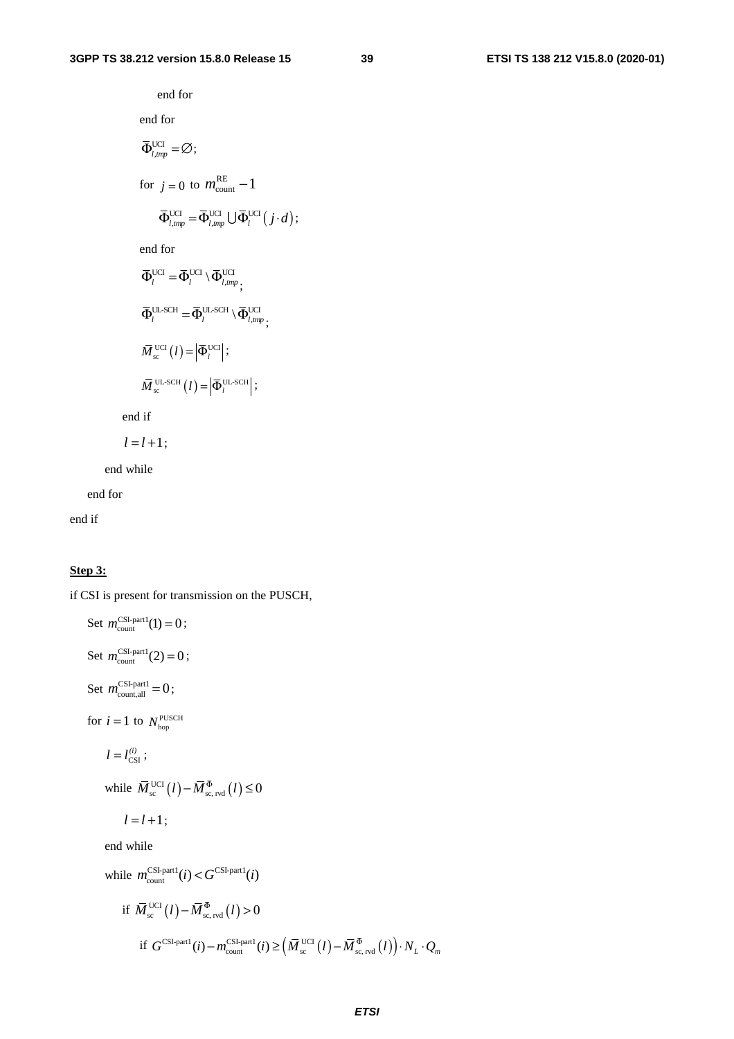end for

end for

$\bar{\Phi}_{l,tmp}^{\text{UCI}} = \varnothing$;

for $j = 0$ to $m_{\text{count}}^{\text{RE}} - 1$

$\bar{\Phi}_{l,tmp}^{\text{UCI}} = \bar{\Phi}_{l,tmp}^{\text{UCI}} \cup \bar{\Phi}_{l}^{\text{UCI}}\left(j \cdot d\right)$;

end for

$\bar{\Phi}_{l}^{\text{UCI}} = \bar{\Phi}_{l}^{\text{UCI}} \setminus \bar{\Phi}_{l,tmp}^{\text{UCI}}$;

$\bar{\Phi}_{l}^{\text{UL-SCH}} = \bar{\Phi}_{l}^{\text{UL-SCH}} \setminus \bar{\Phi}_{l,tmp}^{\text{UCI}}$;

$\bar{M}_{\text{sc}}^{\text{UCI}}\left(l\right) = \left|\bar{\Phi}_{l}^{\text{UCI}}\right|$;

$\bar{M}_{\text{sc}}^{\text{UL-SCH}}\left(l\right) = \left|\bar{\Phi}_{l}^{\text{UL-SCH}}\right|$;

end if

$l = l + 1$;

end while

end for

end if

**Step 3:**

if CSI is present for transmission on the PUSCH,

Set $m_{\text{count}}^{\text{CSI-part1}}(1) = 0$;

Set $m_{\text{count}}^{\text{CSI-part1}}(2) = 0$;

Set $m_{\text{count,all}}^{\text{CSI-part1}} = 0$;

for $i = 1$ to $N_{\text{hop}}^{\text{PUSCH}}$

$l = l_{\text{CSI}}^{(i)}$;

while $\bar{M}_{\text{sc}}^{\text{UCI}}\left(l\right) - \bar{M}_{\text{sc, rvd}}^{\Phi}\left(l\right) \leq 0$

$l = l + 1$;

end while

while $m_{\text{count}}^{\text{CSI-part1}}(i) < G^{\text{CSI-part1}}(i)$

if $\bar{M}_{\text{sc}}^{\text{UCI}}\left(l\right) - \bar{M}_{\text{sc, rvd}}^{\Phi}\left(l\right) > 0$

if $G^{\text{CSI-part1}}(i) - m_{\text{count}}^{\text{CSI-part1}}(i) \geq \left(\bar{M}_{\text{sc}}^{\text{UCI}}\left(l\right) - \bar{M}_{\text{sc, rvd}}^{\Phi}\left(l\right)\right) \cdot N_L \cdot Q_m$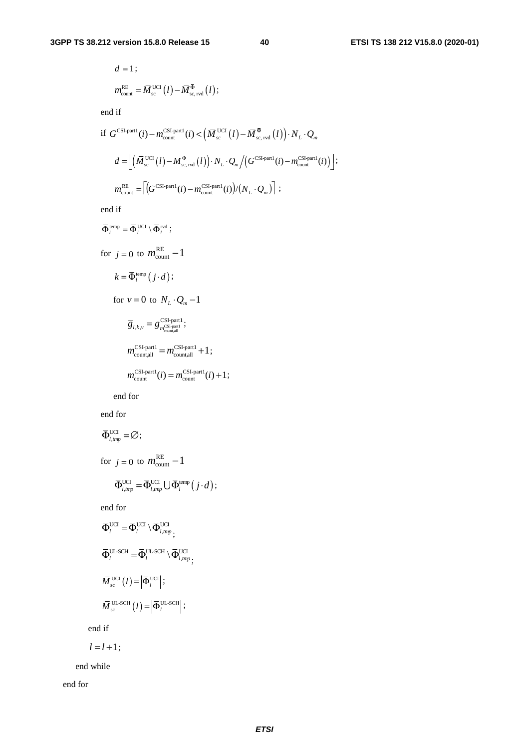$d = 1$;

$m_{\text{count}}^{\text{RE}} = \overline{M}_{\text{sc}}^{\text{UCI}}(l) - \overline{M}_{\text{sc, rvd}}^{\Phi}(l)$;

end if

if $G^{\text{CSI-part1}}(i) - m_{\text{count}}^{\text{CSI-part1}}(i) < \left(\overline{M}_{\text{sc}}^{\text{UCI}}(l) - \overline{M}_{\text{sc, rvd}}^{\Phi}(l)\right) \cdot N_L \cdot Q_m$

$d = \left\lfloor \left(\overline{M}_{\text{sc}}^{\text{UCI}}(l) - M_{\text{sc, rvd}}^{\Phi}(l)\right) \cdot N_L \cdot Q_m \Big/ \left(G^{\text{CSI-part1}}(i) - m_{\text{count}}^{\text{CSI-part1}}(i)\right) \right\rfloor$;

$m_{\text{count}}^{\text{RE}} = \left\lceil \left(G^{\text{CSI-part1}}(i) - m_{\text{count}}^{\text{CSI-part1}}(i)\right) / \left(N_L \cdot Q_m\right) \right\rceil$ ;

end if

$\overline{\Phi}_l^{\text{temp}} = \overline{\Phi}_l^{\text{UCI}} \setminus \overline{\Phi}_l^{\text{rvd}}$;

for $j = 0$ to $m_{\text{count}}^{\text{RE}} - 1$

$k = \overline{\Phi}_l^{\text{temp}}(j \cdot d)$;

for $v = 0$ to $N_L \cdot Q_m - 1$

$\overline{g}_{l,k,v} = g_{m_{\text{count,all}}^{\text{CSI-part1}}}^{\text{CSI-part1}}$;

$m_{\text{count,all}}^{\text{CSI-part1}} = m_{\text{count,all}}^{\text{CSI-part1}} + 1$;

$m_{\text{count}}^{\text{CSI-part1}}(i) = m_{\text{count}}^{\text{CSI-part1}}(i) + 1$;

end for

end for

$\overline{\Phi}_{l,tmp}^{\text{UCI}} = \varnothing$;

for $j = 0$ to $m_{\text{count}}^{\text{RE}} - 1$

$\overline{\Phi}_{l,tmp}^{\text{UCI}} = \overline{\Phi}_{l,tmp}^{\text{UCI}} \bigcup \overline{\Phi}_l^{\text{temp}}(j \cdot d)$;

end for

$\overline{\Phi}_l^{\text{UCI}} = \overline{\Phi}_l^{\text{UCI}} \setminus \overline{\Phi}_{l,tmp}^{\text{UCI}}$;

$\overline{\Phi}_l^{\text{UL-SCH}} = \overline{\Phi}_l^{\text{UL-SCH}} \setminus \overline{\Phi}_{l,tmp}^{\text{UCI}}$;

$\overline{M}_{\text{sc}}^{\text{UCI}}(l) = \left|\overline{\Phi}_l^{\text{UCI}}\right|$;

$\overline{M}_{\text{sc}}^{\text{UL-SCH}}(l) = \left|\overline{\Phi}_l^{\text{UL-SCH}}\right|$;

end if

$l = l + 1$;

end while

end for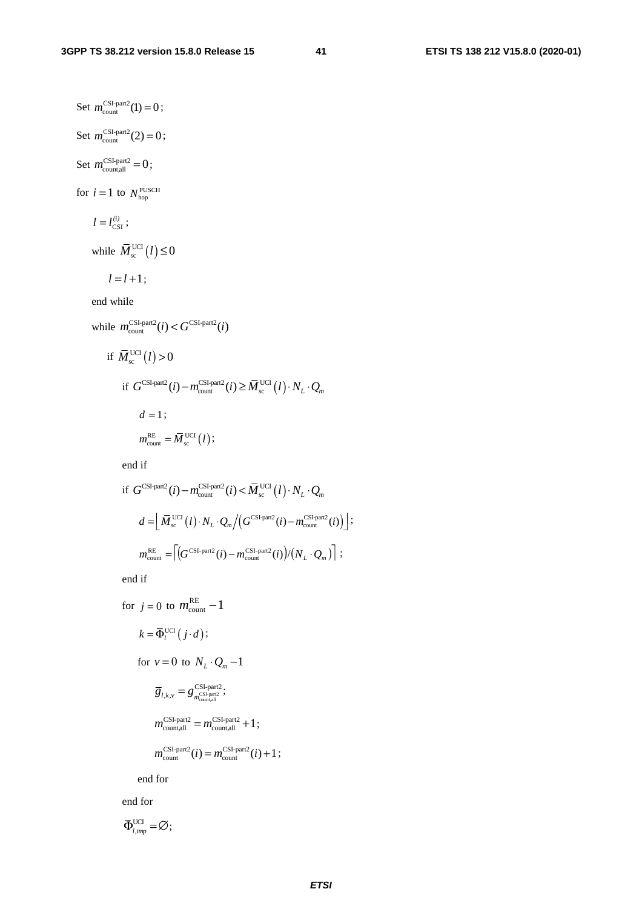Set $m_{\text{count}}^{\text{CSI-part2}}(1) = 0$;

Set $m_{\text{count}}^{\text{CSI-part2}}(2) = 0$;

Set $m_{\text{count,all}}^{\text{CSI-part2}} = 0$;

for $i = 1$ to $N_{\text{hop}}^{\text{PUSCH}}$

  $l = l_{\text{CSI}}^{(i)}$;

  while $\bar{M}_{\text{sc}}^{\text{UCI}}(l) \leq 0$

    $l = l + 1$;

  end while

  while $m_{\text{count}}^{\text{CSI-part2}}(i) < G^{\text{CSI-part2}}(i)$

    if $\bar{M}_{\text{sc}}^{\text{UCI}}(l) > 0$

      if $G^{\text{CSI-part2}}(i) - m_{\text{count}}^{\text{CSI-part2}}(i) \geq \bar{M}_{\text{sc}}^{\text{UCI}}(l) \cdot N_L \cdot Q_m$

        $d = 1$;

        $m_{\text{count}}^{\text{RE}} = \bar{M}_{\text{sc}}^{\text{UCI}}(l)$;

      end if

      if $G^{\text{CSI-part2}}(i) - m_{\text{count}}^{\text{CSI-part2}}(i) < \bar{M}_{\text{sc}}^{\text{UCI}}(l) \cdot N_L \cdot Q_m$

        $d = \left\lfloor \bar{M}_{\text{sc}}^{\text{UCI}}(l) \cdot N_L \cdot Q_m \big/ \left( G^{\text{CSI-part2}}(i) - m_{\text{count}}^{\text{CSI-part2}}(i) \right) \right\rfloor$;

        $m_{\text{count}}^{\text{RE}} = \left\lceil \left( G^{\text{CSI-part2}}(i) - m_{\text{count}}^{\text{CSI-part2}}(i) \right) / \left( N_L \cdot Q_m \right) \right\rceil$;

      end if

      for $j = 0$ to $m_{\text{count}}^{\text{RE}} - 1$

        $k = \bar{\Phi}_l^{\text{UCI}}(j \cdot d)$;

        for $v = 0$ to $N_L \cdot Q_m - 1$

          $\bar{g}_{l,k,v} = g_{m_{\text{count,all}}^{\text{CSI-part2}}}^{\text{CSI-part2}}$;

          $m_{\text{count,all}}^{\text{CSI-part2}} = m_{\text{count,all}}^{\text{CSI-part2}} + 1$;

          $m_{\text{count}}^{\text{CSI-part2}}(i) = m_{\text{count}}^{\text{CSI-part2}}(i) + 1$;

        end for

      end for

      $\bar{\Phi}_{l,tmp}^{\text{UCI}} = \varnothing$;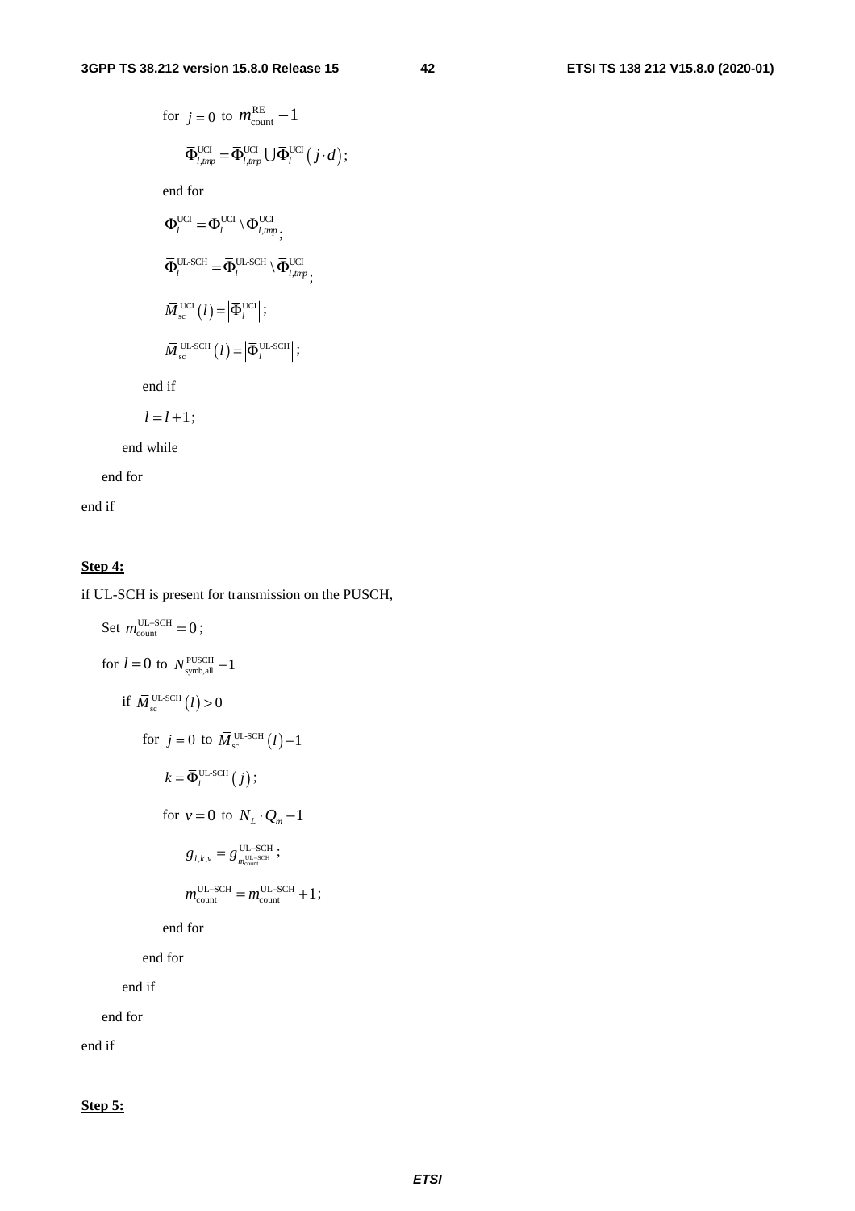for $j = 0$ to $m_{\text{count}}^{\text{RE}} - 1$

$\bar{\Phi}_{l,tmp}^{\text{UCI}} = \bar{\Phi}_{l,tmp}^{\text{UCI}} \cup \bar{\Phi}_{l}^{\text{UCI}}\left(j \cdot d\right)$;

end for

$\bar{\Phi}_{l}^{\text{UCI}} = \bar{\Phi}_{l}^{\text{UCI}} \setminus \bar{\Phi}_{l,tmp}^{\text{UCI}}$;

$\bar{\Phi}_{l}^{\text{UL-SCH}} = \bar{\Phi}_{l}^{\text{UL-SCH}} \setminus \bar{\Phi}_{l,tmp}^{\text{UCI}}$;

$\bar{M}_{\text{sc}}^{\text{UCI}}\left(l\right) = \left|\bar{\Phi}_{l}^{\text{UCI}}\right|$;

$\bar{M}_{\text{sc}}^{\text{UL-SCH}}\left(l\right) = \left|\bar{\Phi}_{l}^{\text{UL-SCH}}\right|$;

end if

$l = l + 1$;

end while

end for

end if

**Step 4:**

if UL-SCH is present for transmission on the PUSCH,

Set $m_{\text{count}}^{\text{UL-SCH}} = 0$;

for $l = 0$ to $N_{\text{symb,all}}^{\text{PUSCH}} - 1$

if $\bar{M}_{\text{sc}}^{\text{UL-SCH}}\left(l\right) > 0$

for $j = 0$ to $\bar{M}_{\text{sc}}^{\text{UL-SCH}}\left(l\right) - 1$

$k = \bar{\Phi}_{l}^{\text{UL-SCH}}\left(j\right)$;

for $v = 0$ to $N_L \cdot Q_m - 1$

$\bar{g}_{l,k,v} = g_{m_{\text{count}}^{\text{UL-SCH}}}^{\text{UL-SCH}}$;

$m_{\text{count}}^{\text{UL-SCH}} = m_{\text{count}}^{\text{UL-SCH}} + 1$;

end for

end for

end if

end for

end if

**Step 5:**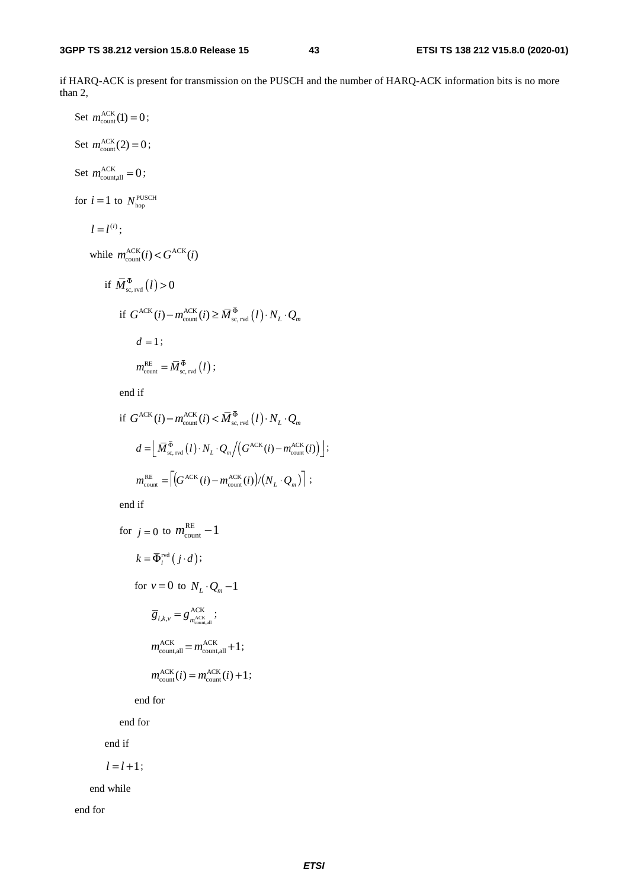if HARQ-ACK is present for transmission on the PUSCH and the number of HARQ-ACK information bits is no more than 2,

Set $m_{\text{count}}^{\text{ACK}}(1) = 0$;

Set $m_{\text{count}}^{\text{ACK}}(2) = 0$;

Set $m_{\text{count,all}}^{\text{ACK}} = 0$;

for $i = 1$ to $N_{\text{hop}}^{\text{PUSCH}}$

&nbsp;&nbsp;&nbsp;&nbsp;$l = l^{(i)}$;

&nbsp;&nbsp;&nbsp;&nbsp;while $m_{\text{count}}^{\text{ACK}}(i) < G^{\text{ACK}}(i)$

&nbsp;&nbsp;&nbsp;&nbsp;&nbsp;&nbsp;&nbsp;&nbsp;if $\bar{M}_{\text{sc, rvd}}^{\Phi}(l) > 0$

&nbsp;&nbsp;&nbsp;&nbsp;&nbsp;&nbsp;&nbsp;&nbsp;&nbsp;&nbsp;&nbsp;&nbsp;if $G^{\text{ACK}}(i) - m_{\text{count}}^{\text{ACK}}(i) \geq \bar{M}_{\text{sc, rvd}}^{\Phi}(l) \cdot N_L \cdot Q_m$

&nbsp;&nbsp;&nbsp;&nbsp;&nbsp;&nbsp;&nbsp;&nbsp;&nbsp;&nbsp;&nbsp;&nbsp;&nbsp;&nbsp;&nbsp;&nbsp;$d = 1$;

&nbsp;&nbsp;&nbsp;&nbsp;&nbsp;&nbsp;&nbsp;&nbsp;&nbsp;&nbsp;&nbsp;&nbsp;&nbsp;&nbsp;&nbsp;&nbsp;$m_{\text{count}}^{\text{RE}} = \bar{M}_{\text{sc, rvd}}^{\Phi}(l)$;

&nbsp;&nbsp;&nbsp;&nbsp;&nbsp;&nbsp;&nbsp;&nbsp;&nbsp;&nbsp;&nbsp;&nbsp;end if

&nbsp;&nbsp;&nbsp;&nbsp;&nbsp;&nbsp;&nbsp;&nbsp;&nbsp;&nbsp;&nbsp;&nbsp;if $G^{\text{ACK}}(i) - m_{\text{count}}^{\text{ACK}}(i) < \bar{M}_{\text{sc, rvd}}^{\Phi}(l) \cdot N_L \cdot Q_m$

&nbsp;&nbsp;&nbsp;&nbsp;&nbsp;&nbsp;&nbsp;&nbsp;&nbsp;&nbsp;&nbsp;&nbsp;&nbsp;&nbsp;&nbsp;&nbsp;$d = \left\lfloor \bar{M}_{\text{sc, rvd}}^{\Phi}(l) \cdot N_L \cdot Q_m \Big/ \left(G^{\text{ACK}}(i) - m_{\text{count}}^{\text{ACK}}(i)\right) \right\rfloor$;

&nbsp;&nbsp;&nbsp;&nbsp;&nbsp;&nbsp;&nbsp;&nbsp;&nbsp;&nbsp;&nbsp;&nbsp;&nbsp;&nbsp;&nbsp;&nbsp;$m_{\text{count}}^{\text{RE}} = \left\lceil \left(G^{\text{ACK}}(i) - m_{\text{count}}^{\text{ACK}}(i)\right) / \left(N_L \cdot Q_m\right) \right\rceil$;

&nbsp;&nbsp;&nbsp;&nbsp;&nbsp;&nbsp;&nbsp;&nbsp;&nbsp;&nbsp;&nbsp;&nbsp;end if

&nbsp;&nbsp;&nbsp;&nbsp;&nbsp;&nbsp;&nbsp;&nbsp;&nbsp;&nbsp;&nbsp;&nbsp;for $j = 0$ to $m_{\text{count}}^{\text{RE}} - 1$

&nbsp;&nbsp;&nbsp;&nbsp;&nbsp;&nbsp;&nbsp;&nbsp;&nbsp;&nbsp;&nbsp;&nbsp;&nbsp;&nbsp;&nbsp;&nbsp;$k = \bar{\Phi}_l^{\text{rvd}}(j \cdot d)$;

&nbsp;&nbsp;&nbsp;&nbsp;&nbsp;&nbsp;&nbsp;&nbsp;&nbsp;&nbsp;&nbsp;&nbsp;&nbsp;&nbsp;&nbsp;&nbsp;for $v = 0$ to $N_L \cdot Q_m - 1$

&nbsp;&nbsp;&nbsp;&nbsp;&nbsp;&nbsp;&nbsp;&nbsp;&nbsp;&nbsp;&nbsp;&nbsp;&nbsp;&nbsp;&nbsp;&nbsp;&nbsp;&nbsp;&nbsp;&nbsp;$\bar{g}_{l,k,v} = g_{m_{\text{count,all}}^{\text{ACK}}}^{\text{ACK}}$;

&nbsp;&nbsp;&nbsp;&nbsp;&nbsp;&nbsp;&nbsp;&nbsp;&nbsp;&nbsp;&nbsp;&nbsp;&nbsp;&nbsp;&nbsp;&nbsp;&nbsp;&nbsp;&nbsp;&nbsp;$m_{\text{count,all}}^{\text{ACK}} = m_{\text{count,all}}^{\text{ACK}} + 1$;

&nbsp;&nbsp;&nbsp;&nbsp;&nbsp;&nbsp;&nbsp;&nbsp;&nbsp;&nbsp;&nbsp;&nbsp;&nbsp;&nbsp;&nbsp;&nbsp;&nbsp;&nbsp;&nbsp;&nbsp;$m_{\text{count}}^{\text{ACK}}(i) = m_{\text{count}}^{\text{ACK}}(i) + 1$;

&nbsp;&nbsp;&nbsp;&nbsp;&nbsp;&nbsp;&nbsp;&nbsp;&nbsp;&nbsp;&nbsp;&nbsp;&nbsp;&nbsp;&nbsp;&nbsp;end for

&nbsp;&nbsp;&nbsp;&nbsp;&nbsp;&nbsp;&nbsp;&nbsp;&nbsp;&nbsp;&nbsp;&nbsp;end for

&nbsp;&nbsp;&nbsp;&nbsp;&nbsp;&nbsp;&nbsp;&nbsp;end if

&nbsp;&nbsp;&nbsp;&nbsp;&nbsp;&nbsp;&nbsp;&nbsp;$l = l + 1$;

&nbsp;&nbsp;&nbsp;&nbsp;end while

end for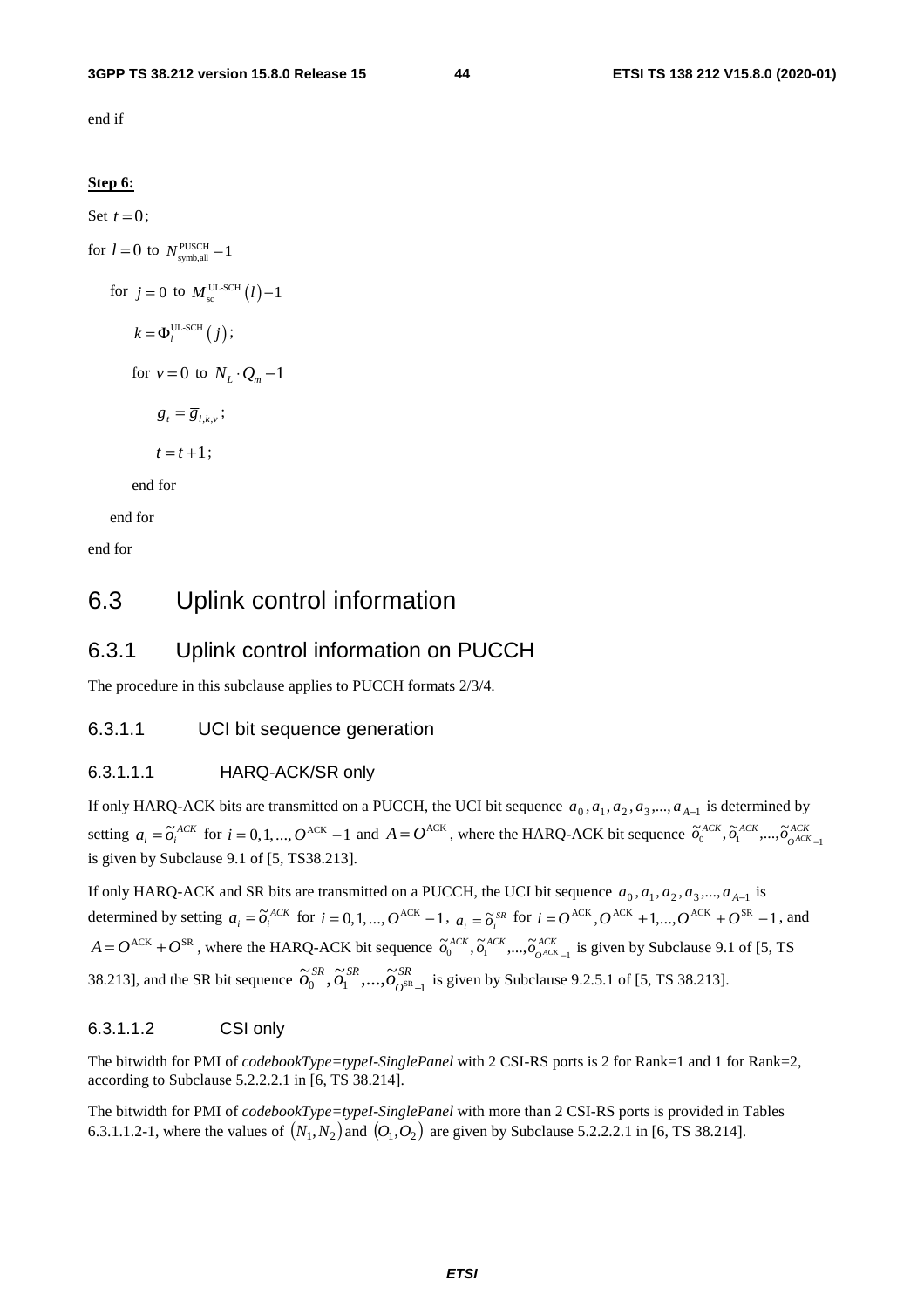end if

**Step 6:**

Set $t = 0$;

for $l = 0$ to $N_{\text{symb,all}}^{\text{PUSCH}} - 1$

  for $j = 0$ to $M_{\text{sc}}^{\text{UL-SCH}}(l) - 1$

    $k = \Phi_l^{\text{UL-SCH}}(j)$;

    for $v = 0$ to $N_L \cdot Q_m - 1$

      $g_t = \overline{g}_{l,k,v}$;

      $t = t + 1$;

    end for

  end for

end for

## 6.3 Uplink control information

### 6.3.1 Uplink control information on PUCCH

The procedure in this subclause applies to PUCCH formats 2/3/4.

#### 6.3.1.1 UCI bit sequence generation

##### 6.3.1.1.1 HARQ-ACK/SR only

If only HARQ-ACK bits are transmitted on a PUCCH, the UCI bit sequence $a_0, a_1, a_2, a_3, ..., a_{A-1}$ is determined by setting $a_i = \tilde{o}_i^{ACK}$ for $i = 0,1,...,O^{\text{ACK}} - 1$ and $A = O^{\text{ACK}}$, where the HARQ-ACK bit sequence $\tilde{o}_0^{ACK}, \tilde{o}_1^{ACK}, ..., \tilde{o}_{O^{ACK}-1}^{ACK}$ is given by Subclause 9.1 of [5, TS38.213].

If only HARQ-ACK and SR bits are transmitted on a PUCCH, the UCI bit sequence $a_0, a_1, a_2, a_3, ..., a_{A-1}$ is determined by setting $a_i = \tilde{o}_i^{ACK}$ for $i = 0,1,...,O^{\text{ACK}} - 1$, $a_i = \tilde{o}_i^{SR}$ for $i = O^{\text{ACK}}, O^{\text{ACK}} + 1, ..., O^{\text{ACK}} + O^{\text{SR}} - 1$, and $A = O^{\text{ACK}} + O^{\text{SR}}$, where the HARQ-ACK bit sequence $\tilde{o}_0^{ACK}, \tilde{o}_1^{ACK}, ..., \tilde{o}_{O^{ACK}-1}^{ACK}$ is given by Subclause 9.1 of [5, TS 38.213], and the SR bit sequence $\tilde{o}_0^{SR}, \tilde{o}_1^{SR}, ..., \tilde{o}_{O^{\text{SR}}-1}^{SR}$ is given by Subclause 9.2.5.1 of [5, TS 38.213].

##### 6.3.1.1.2 CSI only

The bitwidth for PMI of *codebookType=typeI-SinglePanel* with 2 CSI-RS ports is 2 for Rank=1 and 1 for Rank=2, according to Subclause 5.2.2.2.1 in [6, TS 38.214].

The bitwidth for PMI of *codebookType=typeI-SinglePanel* with more than 2 CSI-RS ports is provided in Tables 6.3.1.1.2-1, where the values of $(N_1, N_2)$ and $(O_1, O_2)$ are given by Subclause 5.2.2.2.1 in [6, TS 38.214].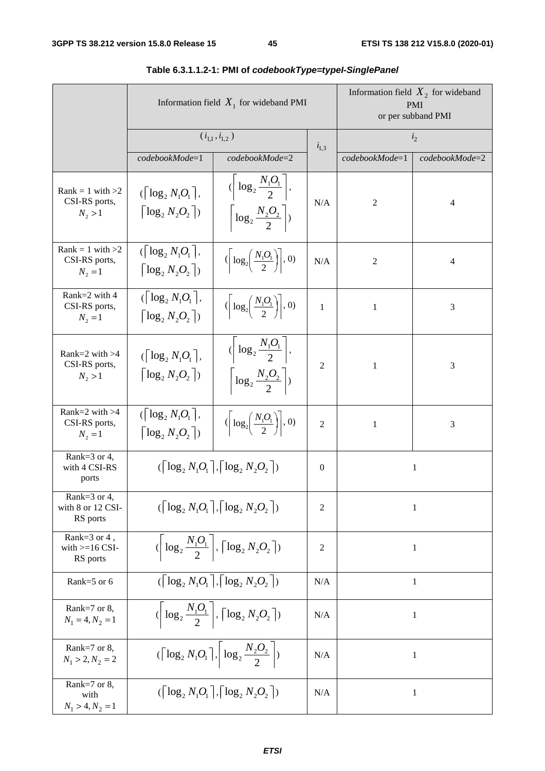**Table 6.3.1.1.2-1: PMI of *codebookType=typeI-SinglePanel***

| | Information field $X_1$ for wideband PMI | | | Information field $X_2$ for wideband PMI or per subband PMI | |
|---|---|---|---|---|---|
| | $(i_{1,1}, i_{1,2})$ | | $i_{1,3}$ | $i_2$ | |
| | *codebookMode*=1 | *codebookMode*=2 | | *codebookMode*=1 | *codebookMode*=2 |
| Rank = 1 with >2 CSI-RS ports, $N_2 > 1$ | $(\lceil \log_2 N_1O_1 \rceil, \lceil \log_2 N_2O_2 \rceil)$ | $(\left\lceil \log_2 \frac{N_1O_1}{2} \right\rceil, \left\lceil \log_2 \frac{N_2O_2}{2} \right\rceil)$ | N/A | 2 | 4 |
| Rank = 1 with >2 CSI-RS ports, $N_2 = 1$ | $(\lceil \log_2 N_1O_1 \rceil, \lceil \log_2 N_2O_2 \rceil)$ | $(\left\lceil \log_2 \left( \frac{N_1O_1}{2} \right) \right\rceil, 0)$ | N/A | 2 | 4 |
| Rank=2 with 4 CSI-RS ports, $N_2 = 1$ | $(\lceil \log_2 N_1O_1 \rceil, \lceil \log_2 N_2O_2 \rceil)$ | $(\left\lceil \log_2 \left( \frac{N_1O_1}{2} \right) \right\rceil, 0)$ | 1 | 1 | 3 |
| Rank=2 with >4 CSI-RS ports, $N_2 > 1$ | $(\lceil \log_2 N_1O_1 \rceil, \lceil \log_2 N_2O_2 \rceil)$ | $(\left\lceil \log_2 \frac{N_1O_1}{2} \right\rceil, \left\lceil \log_2 \frac{N_2O_2}{2} \right\rceil)$ | 2 | 1 | 3 |
| Rank=2 with >4 CSI-RS ports, $N_2 = 1$ | $(\lceil \log_2 N_1O_1 \rceil, \lceil \log_2 N_2O_2 \rceil)$ | $(\left\lceil \log_2 \left( \frac{N_1O_1}{2} \right) \right\rceil, 0)$ | 2 | 1 | 3 |
| Rank=3 or 4, with 4 CSI-RS ports | $(\lceil \log_2 N_1O_1 \rceil, \lceil \log_2 N_2O_2 \rceil)$ | | 0 | 1 | |
| Rank=3 or 4, with 8 or 12 CSI-RS ports | $(\lceil \log_2 N_1O_1 \rceil, \lceil \log_2 N_2O_2 \rceil)$ | | 2 | 1 | |
| Rank=3 or 4 , with >=16 CSI-RS ports | $(\left\lceil \log_2 \frac{N_1O_1}{2} \right\rceil, \lceil \log_2 N_2O_2 \rceil)$ | | 2 | 1 | |
| Rank=5 or 6 | $(\lceil \log_2 N_1O_1 \rceil, \lceil \log_2 N_2O_2 \rceil)$ | | N/A | 1 | |
| Rank=7 or 8, $N_1 = 4, N_2 = 1$ | $(\left\lceil \log_2 \frac{N_1O_1}{2} \right\rceil, \lceil \log_2 N_2O_2 \rceil)$ | | N/A | 1 | |
| Rank=7 or 8, $N_1 > 2, N_2 = 2$ | $(\lceil \log_2 N_1O_1 \rceil, \left\lceil \log_2 \frac{N_2O_2}{2} \right\rceil)$ | | N/A | 1 | |
| Rank=7 or 8, with $N_1 > 4, N_2 = 1$ | $(\lceil \log_2 N_1O_1 \rceil, \lceil \log_2 N_2O_2 \rceil)$ | | N/A | 1 | |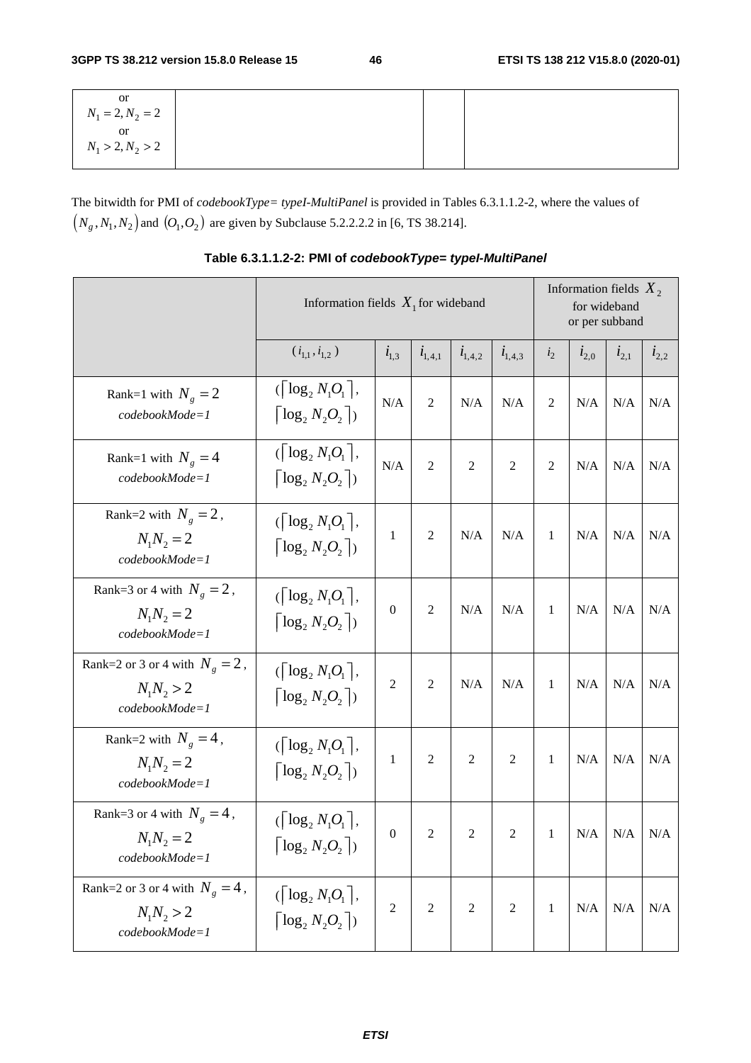| or $N_1 = 2, N_2 = 2$ or $N_1 > 2, N_2 > 2$ | | | |
|---|---|---|---|

The bitwidth for PMI of *codebookType= typeI-MultiPanel* is provided in Tables 6.3.1.1.2-2, where the values of $(N_g, N_1, N_2)$ and $(O_1, O_2)$ are given by Subclause 5.2.2.2.2 in [6, TS 38.214].

**Table 6.3.1.1.2-2: PMI of *codebookType= typeI-MultiPanel***

| | Information fields $X_1$ for wideband | | | | | Information fields $X_2$ for wideband or per subband | | | |
|---|---|---|---|---|---|---|---|---|---|
| | $(i_{1,1}, i_{1,2})$ | $i_{1,3}$ | $i_{1,4,1}$ | $i_{1,4,2}$ | $i_{1,4,3}$ | $i_2$ | $i_{2,0}$ | $i_{2,1}$ | $i_{2,2}$ |
| Rank=1 with $N_g = 2$ *codebookMode=1* | $(\lceil \log_2 N_1O_1 \rceil, \lceil \log_2 N_2O_2 \rceil)$ | N/A | 2 | N/A | N/A | 2 | N/A | N/A | N/A |
| Rank=1 with $N_g = 4$ *codebookMode=1* | $(\lceil \log_2 N_1O_1 \rceil, \lceil \log_2 N_2O_2 \rceil)$ | N/A | 2 | 2 | 2 | 2 | N/A | N/A | N/A |
| Rank=2 with $N_g = 2$, $N_1N_2 = 2$ *codebookMode=1* | $(\lceil \log_2 N_1O_1 \rceil, \lceil \log_2 N_2O_2 \rceil)$ | 1 | 2 | N/A | N/A | 1 | N/A | N/A | N/A |
| Rank=3 or 4 with $N_g = 2$, $N_1N_2 = 2$ *codebookMode=1* | $(\lceil \log_2 N_1O_1 \rceil, \lceil \log_2 N_2O_2 \rceil)$ | 0 | 2 | N/A | N/A | 1 | N/A | N/A | N/A |
| Rank=2 or 3 or 4 with $N_g = 2$, $N_1N_2 > 2$ *codebookMode=1* | $(\lceil \log_2 N_1O_1 \rceil, \lceil \log_2 N_2O_2 \rceil)$ | 2 | 2 | N/A | N/A | 1 | N/A | N/A | N/A |
| Rank=2 with $N_g = 4$, $N_1N_2 = 2$ *codebookMode=1* | $(\lceil \log_2 N_1O_1 \rceil, \lceil \log_2 N_2O_2 \rceil)$ | 1 | 2 | 2 | 2 | 1 | N/A | N/A | N/A |
| Rank=3 or 4 with $N_g = 4$, $N_1N_2 = 2$ *codebookMode=1* | $(\lceil \log_2 N_1O_1 \rceil, \lceil \log_2 N_2O_2 \rceil)$ | 0 | 2 | 2 | 2 | 1 | N/A | N/A | N/A |
| Rank=2 or 3 or 4 with $N_g = 4$, $N_1N_2 > 2$ *codebookMode=1* | $(\lceil \log_2 N_1O_1 \rceil, \lceil \log_2 N_2O_2 \rceil)$ | 2 | 2 | 2 | 2 | 1 | N/A | N/A | N/A |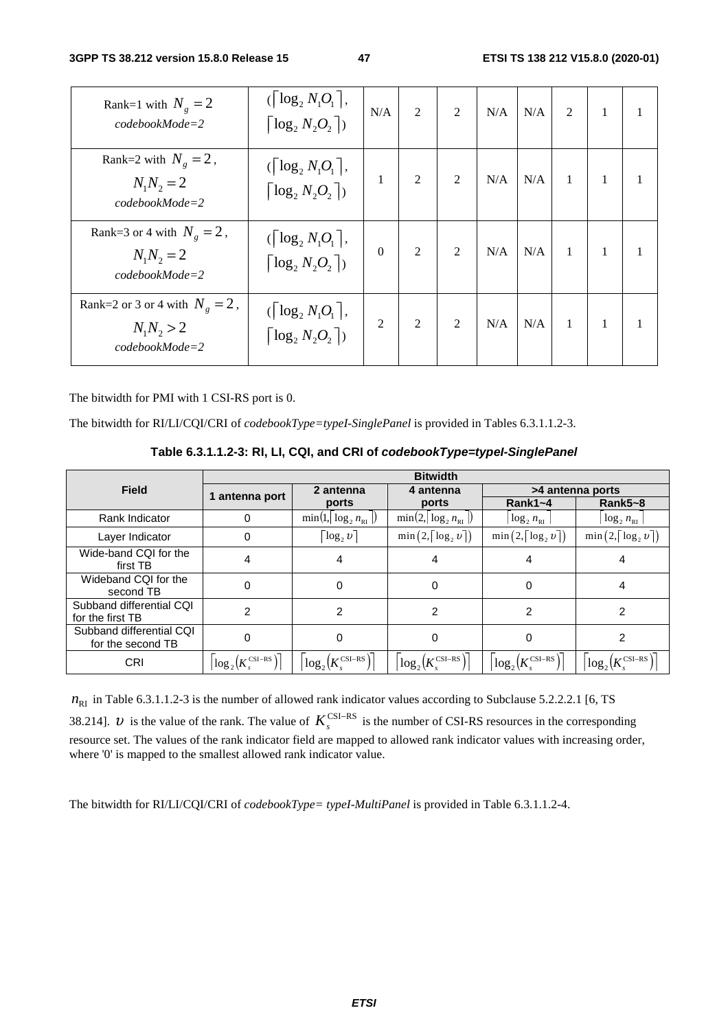| | | | | | | | | | |
|---|---|---|---|---|---|---|---|---|---|
| Rank=1 with $N_g = 2$ *codebookMode=2* | $(\lceil \log_2 N_1O_1 \rceil, \lceil \log_2 N_2O_2 \rceil)$ | N/A | 2 | 2 | N/A | N/A | 2 | 1 | 1 |
| Rank=2 with $N_g = 2$, $N_1N_2 = 2$ *codebookMode=2* | $(\lceil \log_2 N_1O_1 \rceil, \lceil \log_2 N_2O_2 \rceil)$ | 1 | 2 | 2 | N/A | N/A | 1 | 1 | 1 |
| Rank=3 or 4 with $N_g = 2$, $N_1N_2 = 2$ *codebookMode=2* | $(\lceil \log_2 N_1O_1 \rceil, \lceil \log_2 N_2O_2 \rceil)$ | 0 | 2 | 2 | N/A | N/A | 1 | 1 | 1 |
| Rank=2 or 3 or 4 with $N_g = 2$, $N_1N_2 > 2$ *codebookMode=2* | $(\lceil \log_2 N_1O_1 \rceil, \lceil \log_2 N_2O_2 \rceil)$ | 2 | 2 | 2 | N/A | N/A | 1 | 1 | 1 |

The bitwidth for PMI with 1 CSI-RS port is 0.

The bitwidth for RI/LI/CQI/CRI of *codebookType=typeI-SinglePanel* is provided in Tables 6.3.1.1.2-3.

**Table 6.3.1.1.2-3: RI, LI, CQI, and CRI of *codebookType=typeI-SinglePanel***

| Field | Bitwidth | | | | |
|---|---|---|---|---|---|
| | 1 antenna port | 2 antenna ports | 4 antenna ports | >4 antenna ports | |
| | | | | Rank1~4 | Rank5~8 |
| Rank Indicator | 0 | $\min(1, \lceil \log_2 n_{\text{RI}} \rceil)$ | $\min(2, \lceil \log_2 n_{\text{RI}} \rceil)$ | $\lceil \log_2 n_{\text{RI}} \rceil$ | $\lceil \log_2 n_{\text{RI}} \rceil$ |
| Layer Indicator | 0 | $\lceil \log_2 \upsilon \rceil$ | $\min(2, \lceil \log_2 \upsilon \rceil)$ | $\min(2, \lceil \log_2 \upsilon \rceil)$ | $\min(2, \lceil \log_2 \upsilon \rceil)$ |
| Wide-band CQI for the first TB | 4 | 4 | 4 | 4 | 4 |
| Wideband CQI for the second TB | 0 | 0 | 0 | 0 | 4 |
| Subband differential CQI for the first TB | 2 | 2 | 2 | 2 | 2 |
| Subband differential CQI for the second TB | 0 | 0 | 0 | 0 | 2 |
| CRI | $\lceil \log_2(K_s^{\text{CSI-RS}}) \rceil$ | $\lceil \log_2(K_s^{\text{CSI-RS}}) \rceil$ | $\lceil \log_2(K_s^{\text{CSI-RS}}) \rceil$ | $\lceil \log_2(K_s^{\text{CSI-RS}}) \rceil$ | $\lceil \log_2(K_s^{\text{CSI-RS}}) \rceil$ |

$n_{\text{RI}}$ in Table 6.3.1.1.2-3 is the number of allowed rank indicator values according to Subclause 5.2.2.2.1 [6, TS 38.214]. $\upsilon$ is the value of the rank. The value of $K_s^{\text{CSI-RS}}$ is the number of CSI-RS resources in the corresponding resource set. The values of the rank indicator field are mapped to allowed rank indicator values with increasing order, where '0' is mapped to the smallest allowed rank indicator value.

The bitwidth for RI/LI/CQI/CRI of *codebookType= typeI-MultiPanel* is provided in Table 6.3.1.1.2-4.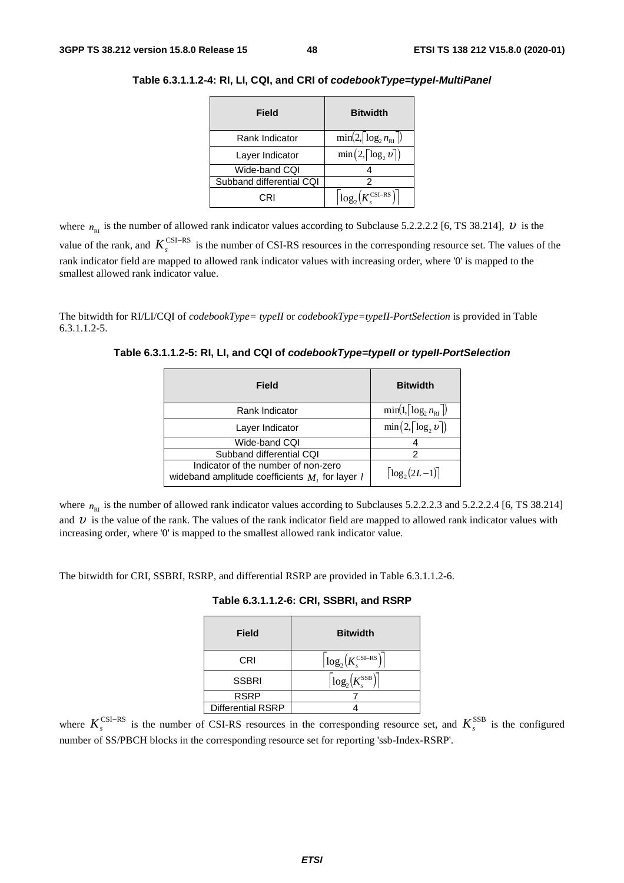**Table 6.3.1.1.2-4: RI, LI, CQI, and CRI of *codebookType=typeI-MultiPanel***

| Field | Bitwidth |
|---|---|
| Rank Indicator | $\min(2, \lceil \log_2 n_{\text{RI}} \rceil)$ |
| Layer Indicator | $\min(2, \lceil \log_2 \upsilon \rceil)$ |
| Wide-band CQI | 4 |
| Subband differential CQI | 2 |
| CRI | $\lceil \log_2 (K_s^{\text{CSI-RS}}) \rceil$ |

where $n_{\text{RI}}$ is the number of allowed rank indicator values according to Subclause 5.2.2.2.2 [6, TS 38.214], $\upsilon$ is the value of the rank, and $K_s^{\text{CSI-RS}}$ is the number of CSI-RS resources in the corresponding resource set. The values of the rank indicator field are mapped to allowed rank indicator values with increasing order, where '0' is mapped to the smallest allowed rank indicator value.

The bitwidth for RI/LI/CQI of *codebookType= typeII* or *codebookType=typeII-PortSelection* is provided in Table 6.3.1.1.2-5.

**Table 6.3.1.1.2-5: RI, LI, and CQI of *codebookType=typeII or typeII-PortSelection***

| Field | Bitwidth |
|---|---|
| Rank Indicator | $\min(1, \lceil \log_2 n_{\text{RI}} \rceil)$ |
| Layer Indicator | $\min(2, \lceil \log_2 \upsilon \rceil)$ |
| Wide-band CQI | 4 |
| Subband differential CQI | 2 |
| Indicator of the number of non-zero wideband amplitude coefficients $M_l$ for layer $l$ | $\lceil \log_2 (2L-1) \rceil$ |

where $n_{\text{RI}}$ is the number of allowed rank indicator values according to Subclauses 5.2.2.2.3 and 5.2.2.2.4 [6, TS 38.214] and $\upsilon$ is the value of the rank. The values of the rank indicator field are mapped to allowed rank indicator values with increasing order, where '0' is mapped to the smallest allowed rank indicator value.

The bitwidth for CRI, SSBRI, RSRP, and differential RSRP are provided in Table 6.3.1.1.2-6.

**Table 6.3.1.1.2-6: CRI, SSBRI, and RSRP**

| Field | Bitwidth |
|---|---|
| CRI | $\lceil \log_2 (K_s^{\text{CSI-RS}}) \rceil$ |
| SSBRI | $\lceil \log_2 (K_s^{\text{SSB}}) \rceil$ |
| RSRP | 7 |
| Differential RSRP | 4 |

where $K_s^{\text{CSI-RS}}$ is the number of CSI-RS resources in the corresponding resource set, and $K_s^{\text{SSB}}$ is the configured number of SS/PBCH blocks in the corresponding resource set for reporting 'ssb-Index-RSRP'.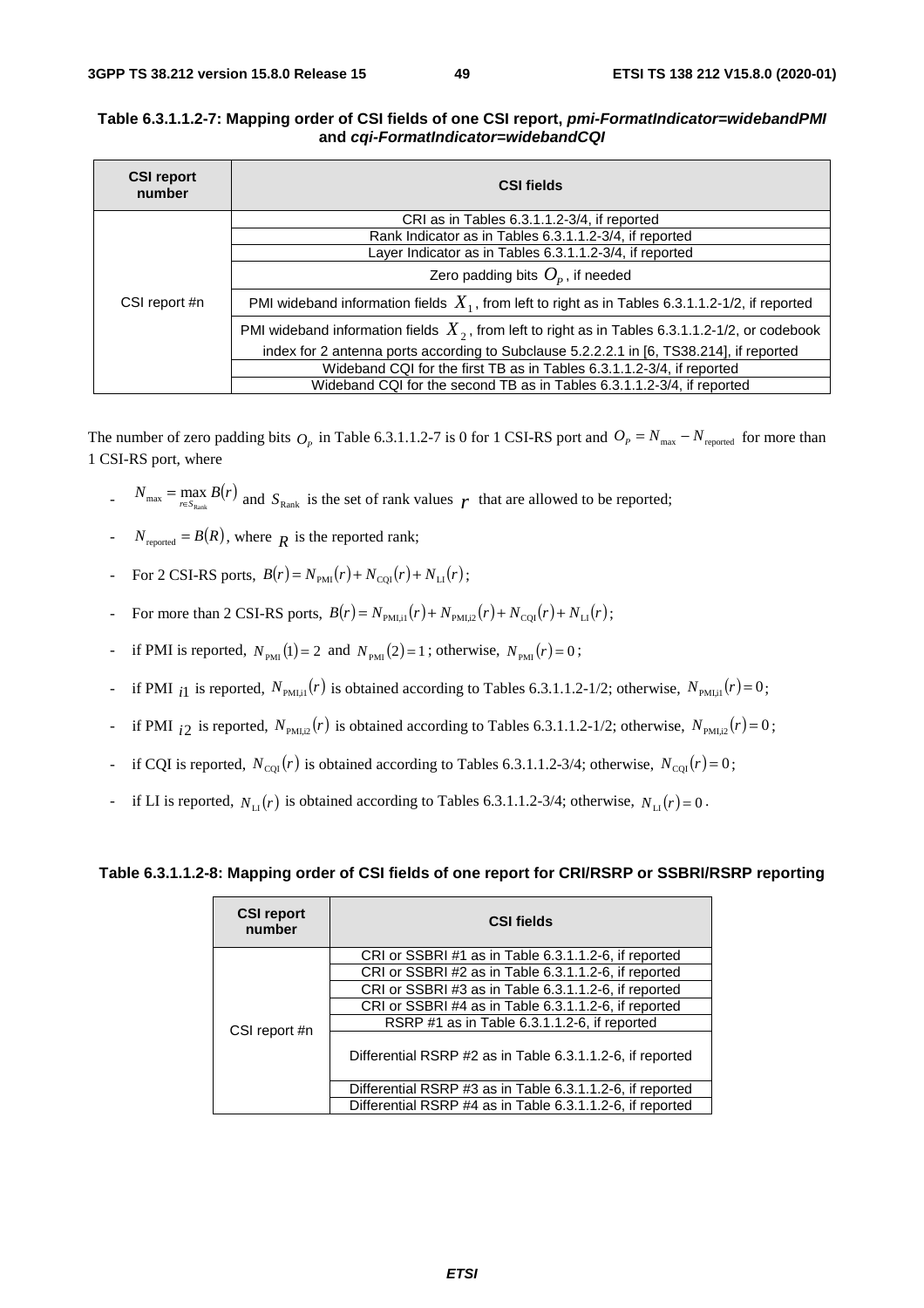**Table 6.3.1.1.2-7: Mapping order of CSI fields of one CSI report, *pmi-FormatIndicator=widebandPMI* and *cqi-FormatIndicator=widebandCQI***

| CSI report number | CSI fields |
|---|---|
| CSI report #n | CRI as in Tables 6.3.1.1.2-3/4, if reported |
| | Rank Indicator as in Tables 6.3.1.1.2-3/4, if reported |
| | Layer Indicator as in Tables 6.3.1.1.2-3/4, if reported |
| | Zero padding bits $O_P$, if needed |
| | PMI wideband information fields $X_1$, from left to right as in Tables 6.3.1.1.2-1/2, if reported |
| | PMI wideband information fields $X_2$, from left to right as in Tables 6.3.1.1.2-1/2, or codebook index for 2 antenna ports according to Subclause 5.2.2.2.1 in [6, TS38.214], if reported |
| | Wideband CQI for the first TB as in Tables 6.3.1.1.2-3/4, if reported |
| | Wideband CQI for the second TB as in Tables 6.3.1.1.2-3/4, if reported |

The number of zero padding bits $O_P$ in Table 6.3.1.1.2-7 is 0 for 1 CSI-RS port and $O_P = N_{\max} - N_{\text{reported}}$ for more than 1 CSI-RS port, where

- $N_{\max} = \max_{r \in S_{\text{Rank}}} B(r)$ and $S_{\text{Rank}}$ is the set of rank values $r$ that are allowed to be reported;
- $N_{\text{reported}} = B(R)$, where $R$ is the reported rank;
- For 2 CSI-RS ports, $B(r) = N_{\text{PMI}}(r) + N_{\text{CQI}}(r) + N_{\text{LI}}(r)$;
- For more than 2 CSI-RS ports, $B(r) = N_{\text{PMI,i1}}(r) + N_{\text{PMI,i2}}(r) + N_{\text{CQI}}(r) + N_{\text{LI}}(r)$;
- if PMI is reported, $N_{\text{PMI}}(1) = 2$ and $N_{\text{PMI}}(2) = 1$; otherwise, $N_{\text{PMI}}(r) = 0$;
- if PMI $i1$ is reported, $N_{\text{PMI,i1}}(r)$ is obtained according to Tables 6.3.1.1.2-1/2; otherwise, $N_{\text{PMI,i1}}(r) = 0$;
- if PMI $i2$ is reported, $N_{\text{PMI,i2}}(r)$ is obtained according to Tables 6.3.1.1.2-1/2; otherwise, $N_{\text{PMI,i2}}(r) = 0$;
- if CQI is reported, $N_{\text{CQI}}(r)$ is obtained according to Tables 6.3.1.1.2-3/4; otherwise, $N_{\text{CQI}}(r) = 0$;
- if LI is reported, $N_{\text{LI}}(r)$ is obtained according to Tables 6.3.1.1.2-3/4; otherwise, $N_{\text{LI}}(r) = 0$.

**Table 6.3.1.1.2-8: Mapping order of CSI fields of one report for CRI/RSRP or SSBRI/RSRP reporting**

| CSI report number | CSI fields |
|---|---|
| CSI report #n | CRI or SSBRI #1 as in Table 6.3.1.1.2-6, if reported |
| | CRI or SSBRI #2 as in Table 6.3.1.1.2-6, if reported |
| | CRI or SSBRI #3 as in Table 6.3.1.1.2-6, if reported |
| | CRI or SSBRI #4 as in Table 6.3.1.1.2-6, if reported |
| | RSRP #1 as in Table 6.3.1.1.2-6, if reported |
| | Differential RSRP #2 as in Table 6.3.1.1.2-6, if reported |
| | Differential RSRP #3 as in Table 6.3.1.1.2-6, if reported |
| | Differential RSRP #4 as in Table 6.3.1.1.2-6, if reported |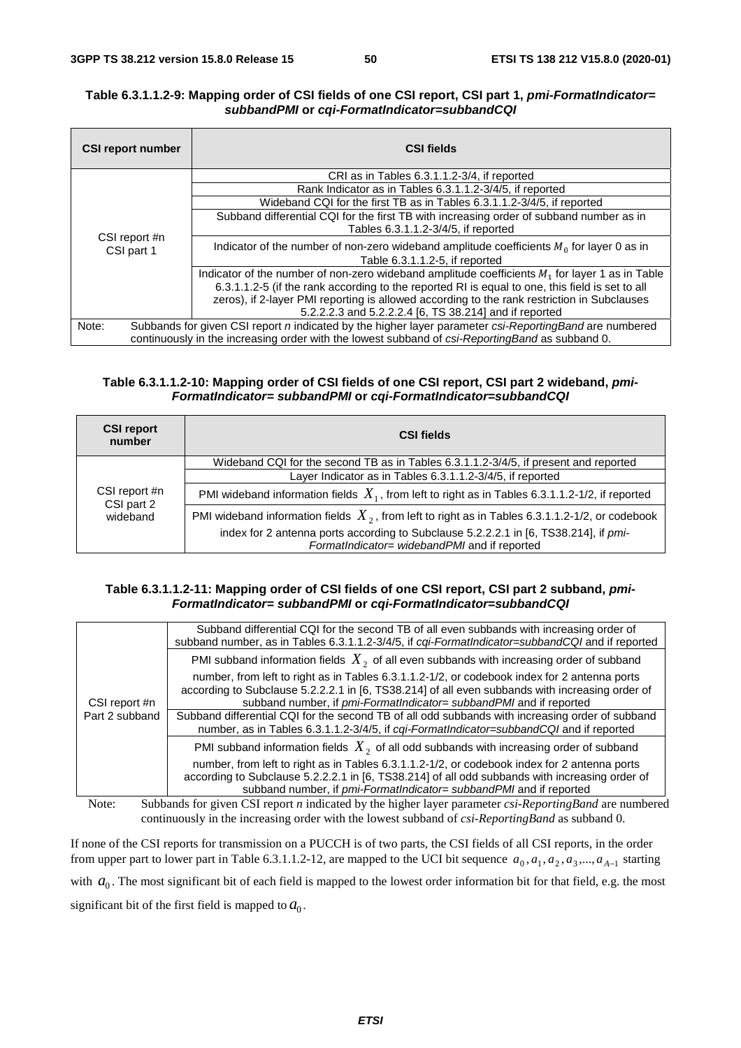**Table 6.3.1.1.2-9: Mapping order of CSI fields of one CSI report, CSI part 1, *pmi-FormatIndicator= subbandPMI* or *cqi-FormatIndicator=subbandCQI***

| CSI report number | CSI fields |
|---|---|
| CSI report #n CSI part 1 | CRI as in Tables 6.3.1.1.2-3/4, if reported |
| | Rank Indicator as in Tables 6.3.1.1.2-3/4/5, if reported |
| | Wideband CQI for the first TB as in Tables 6.3.1.1.2-3/4/5, if reported |
| | Subband differential CQI for the first TB with increasing order of subband number as in Tables 6.3.1.1.2-3/4/5, if reported |
| | Indicator of the number of non-zero wideband amplitude coefficients $M_0$ for layer 0 as in Table 6.3.1.1.2-5, if reported |
| | Indicator of the number of non-zero wideband amplitude coefficients $M_1$ for layer 1 as in Table 6.3.1.1.2-5 (if the rank according to the reported RI is equal to one, this field is set to all zeros), if 2-layer PMI reporting is allowed according to the rank restriction in Subclauses 5.2.2.2.3 and 5.2.2.2.4 [6, TS 38.214] and if reported |
| Note: Subbands for given CSI report *n* indicated by the higher layer parameter *csi-ReportingBand* are numbered continuously in the increasing order with the lowest subband of *csi-ReportingBand* as subband 0. | |

**Table 6.3.1.1.2-10: Mapping order of CSI fields of one CSI report, CSI part 2 wideband, *pmi-FormatIndicator= subbandPMI* or *cqi-FormatIndicator=subbandCQI***

| CSI report number | CSI fields |
|---|---|
| CSI report #n CSI part 2 wideband | Wideband CQI for the second TB as in Tables 6.3.1.1.2-3/4/5, if present and reported |
| | Layer Indicator as in Tables 6.3.1.1.2-3/4/5, if reported |
| | PMI wideband information fields $X_1$, from left to right as in Tables 6.3.1.1.2-1/2, if reported |
| | PMI wideband information fields $X_2$, from left to right as in Tables 6.3.1.1.2-1/2, or codebook index for 2 antenna ports according to Subclause 5.2.2.2.1 in [6, TS38.214], if *pmi-FormatIndicator= widebandPMI* and if reported |

**Table 6.3.1.1.2-11: Mapping order of CSI fields of one CSI report, CSI part 2 subband, *pmi-FormatIndicator= subbandPMI* or *cqi-FormatIndicator=subbandCQI***

| | |
|---|---|
| CSI report #n Part 2 subband | Subband differential CQI for the second TB of all even subbands with increasing order of subband number, as in Tables 6.3.1.1.2-3/4/5, if *cqi-FormatIndicator=subbandCQI* and if reported |
| | PMI subband information fields $X_2$ of all even subbands with increasing order of subband number, from left to right as in Tables 6.3.1.1.2-1/2, or codebook index for 2 antenna ports according to Subclause 5.2.2.2.1 in [6, TS38.214] of all even subbands with increasing order of subband number, if *pmi-FormatIndicator= subbandPMI* and if reported |
| | Subband differential CQI for the second TB of all odd subbands with increasing order of subband number, as in Tables 6.3.1.1.2-3/4/5, if *cqi-FormatIndicator=subbandCQI* and if reported |
| | PMI subband information fields $X_2$ of all odd subbands with increasing order of subband number, from left to right as in Tables 6.3.1.1.2-1/2, or codebook index for 2 antenna ports according to Subclause 5.2.2.2.1 in [6, TS38.214] of all odd subbands with increasing order of subband number, if *pmi-FormatIndicator= subbandPMI* and if reported |

Note: Subbands for given CSI report *n* indicated by the higher layer parameter *csi-ReportingBand* are numbered continuously in the increasing order with the lowest subband of *csi-ReportingBand* as subband 0.

If none of the CSI reports for transmission on a PUCCH is of two parts, the CSI fields of all CSI reports, in the order from upper part to lower part in Table 6.3.1.1.2-12, are mapped to the UCI bit sequence $a_0, a_1, a_2, a_3, ..., a_{A-1}$ starting with $a_0$. The most significant bit of each field is mapped to the lowest order information bit for that field, e.g. the most significant bit of the first field is mapped to $a_0$.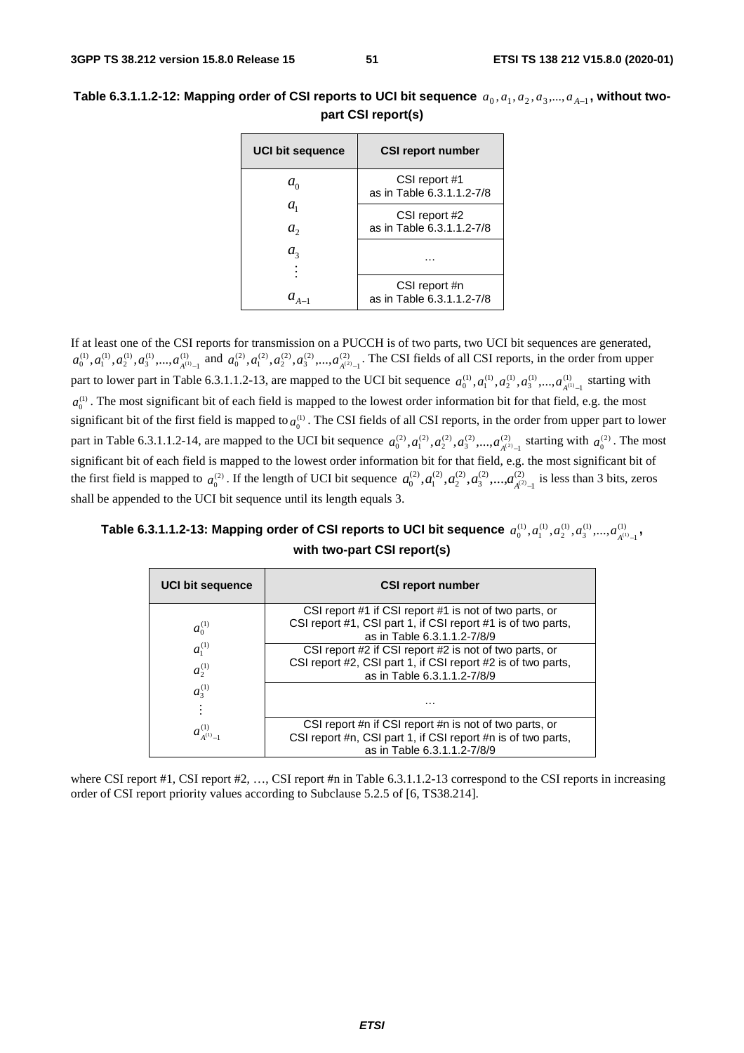**Table 6.3.1.1.2-12: Mapping order of CSI reports to UCI bit sequence $a_0, a_1, a_2, a_3, ..., a_{A-1}$, without two-part CSI report(s)**

| UCI bit sequence | CSI report number |
|---|---|
| $a_0$ | CSI report #1 as in Table 6.3.1.1.2-7/8 |
| $a_1$ $a_2$ | CSI report #2 as in Table 6.3.1.1.2-7/8 |
| $a_3$ $\vdots$ | … |
| $a_{A-1}$ | CSI report #n as in Table 6.3.1.1.2-7/8 |

If at least one of the CSI reports for transmission on a PUCCH is of two parts, two UCI bit sequences are generated, $a_0^{(1)}, a_1^{(1)}, a_2^{(1)}, a_3^{(1)}, ..., a_{A^{(1)}-1}^{(1)}$ and $a_0^{(2)}, a_1^{(2)}, a_2^{(2)}, a_3^{(2)}, ..., a_{A^{(2)}-1}^{(2)}$. The CSI fields of all CSI reports, in the order from upper part to lower part in Table 6.3.1.1.2-13, are mapped to the UCI bit sequence $a_0^{(1)}, a_1^{(1)}, a_2^{(1)}, a_3^{(1)}, ..., a_{A^{(1)}-1}^{(1)}$ starting with $a_0^{(1)}$. The most significant bit of each field is mapped to the lowest order information bit for that field, e.g. the most significant bit of the first field is mapped to $a_0^{(1)}$. The CSI fields of all CSI reports, in the order from upper part to lower part in Table 6.3.1.1.2-14, are mapped to the UCI bit sequence $a_0^{(2)}, a_1^{(2)}, a_2^{(2)}, a_3^{(2)}, ..., a_{A^{(2)}-1}^{(2)}$ starting with $a_0^{(2)}$. The most significant bit of each field is mapped to the lowest order information bit for that field, e.g. the most significant bit of the first field is mapped to $a_0^{(2)}$. If the length of UCI bit sequence $a_0^{(2)}, a_1^{(2)}, a_2^{(2)}, a_3^{(2)}, ..., a_{A^{(2)}-1}^{(2)}$ is less than 3 bits, zeros shall be appended to the UCI bit sequence until its length equals 3.

**Table 6.3.1.1.2-13: Mapping order of CSI reports to UCI bit sequence $a_0^{(1)}, a_1^{(1)}, a_2^{(1)}, a_3^{(1)}, ..., a_{A^{(1)}-1}^{(1)}$, with two-part CSI report(s)**

| UCI bit sequence | CSI report number |
|---|---|
| $a_0^{(1)}$ | CSI report #1 if CSI report #1 is not of two parts, or CSI report #1, CSI part 1, if CSI report #1 is of two parts, as in Table 6.3.1.1.2-7/8/9 |
| $a_1^{(1)}$ $a_2^{(1)}$ | CSI report #2 if CSI report #2 is not of two parts, or CSI report #2, CSI part 1, if CSI report #2 is of two parts, as in Table 6.3.1.1.2-7/8/9 |
| $a_3^{(1)}$ $\vdots$ | … |
| $a_{A^{(1)}-1}^{(1)}$ | CSI report #n if CSI report #n is not of two parts, or CSI report #n, CSI part 1, if CSI report #n is of two parts, as in Table 6.3.1.1.2-7/8/9 |

where CSI report #1, CSI report #2, …, CSI report #n in Table 6.3.1.1.2-13 correspond to the CSI reports in increasing order of CSI report priority values according to Subclause 5.2.5 of [6, TS38.214].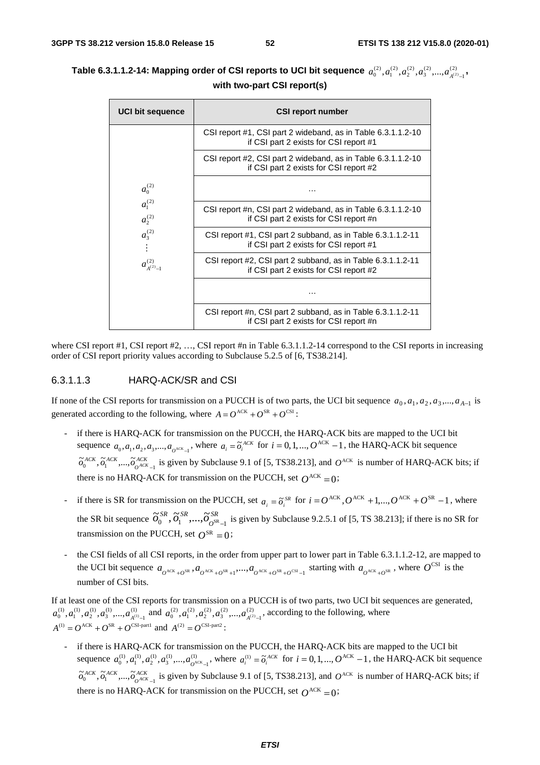**Table 6.3.1.1.2-14: Mapping order of CSI reports to UCI bit sequence $a_0^{(2)}, a_1^{(2)}, a_2^{(2)}, a_3^{(2)}, ..., a_{A^{(2)}-1}^{(2)}$, with two-part CSI report(s)**

| UCI bit sequence | CSI report number |
|---|---|
| $a_0^{(2)}$ $a_1^{(2)}$ $a_2^{(2)}$ $a_3^{(2)}$ $\vdots$ $a_{A^{(2)}-1}^{(2)}$ | CSI report #1, CSI part 2 wideband, as in Table 6.3.1.1.2-10 if CSI part 2 exists for CSI report #1 |
| | CSI report #2, CSI part 2 wideband, as in Table 6.3.1.1.2-10 if CSI part 2 exists for CSI report #2 |
| | … |
| | CSI report #n, CSI part 2 wideband, as in Table 6.3.1.1.2-10 if CSI part 2 exists for CSI report #n |
| | CSI report #1, CSI part 2 subband, as in Table 6.3.1.1.2-11 if CSI part 2 exists for CSI report #1 |
| | CSI report #2, CSI part 2 subband, as in Table 6.3.1.1.2-11 if CSI part 2 exists for CSI report #2 |
| | … |
| | CSI report #n, CSI part 2 subband, as in Table 6.3.1.1.2-11 if CSI part 2 exists for CSI report #n |

where CSI report #1, CSI report #2, …, CSI report #n in Table 6.3.1.1.2-14 correspond to the CSI reports in increasing order of CSI report priority values according to Subclause 5.2.5 of [6, TS38.214].

#### 6.3.1.1.3 HARQ-ACK/SR and CSI

If none of the CSI reports for transmission on a PUCCH is of two parts, the UCI bit sequence $a_0, a_1, a_2, a_3, ..., a_{A-1}$ is generated according to the following, where $A = O^{\text{ACK}} + O^{\text{SR}} + O^{\text{CSI}}$:

- if there is HARQ-ACK for transmission on the PUCCH, the HARQ-ACK bits are mapped to the UCI bit sequence $a_0, a_1, a_2, a_3, ..., a_{O^{\text{ACK}}-1}$, where $a_i = \tilde{o}_i^{ACK}$ for $i = 0, 1, ..., O^{\text{ACK}} - 1$, the HARQ-ACK bit sequence $\tilde{o}_0^{ACK}, \tilde{o}_1^{ACK}, ..., \tilde{o}_{O^{ACK}-1}^{ACK}$ is given by Subclause 9.1 of [5, TS38.213], and $O^{\text{ACK}}$ is number of HARQ-ACK bits; if there is no HARQ-ACK for transmission on the PUCCH, set $O^{\text{ACK}} = 0$;
- if there is SR for transmission on the PUCCH, set $a_i = \tilde{o}_i^{SR}$ for $i = O^{\text{ACK}}, O^{\text{ACK}} + 1, ..., O^{\text{ACK}} + O^{\text{SR}} - 1$, where the SR bit sequence $\tilde{o}_0^{SR}, \tilde{o}_1^{SR}, ..., \tilde{o}_{O^{\text{SR}}-1}^{SR}$ is given by Subclause 9.2.5.1 of [5, TS 38.213]; if there is no SR for transmission on the PUCCH, set $O^{\text{SR}} = 0$;
- the CSI fields of all CSI reports, in the order from upper part to lower part in Table 6.3.1.1.2-12, are mapped to the UCI bit sequence $a_{O^{\text{ACK}}+O^{\text{SR}}}, a_{O^{\text{ACK}}+O^{\text{SR}}+1}, ..., a_{O^{\text{ACK}}+O^{\text{SR}}+O^{\text{CSI}}-1}$ starting with $a_{O^{\text{ACK}}+O^{\text{SR}}}$, where $O^{\text{CSI}}$ is the number of CSI bits.

If at least one of the CSI reports for transmission on a PUCCH is of two parts, two UCI bit sequences are generated, $a_0^{(1)}, a_1^{(1)}, a_2^{(1)}, a_3^{(1)}, ..., a_{A^{(1)}-1}^{(1)}$ and $a_0^{(2)}, a_1^{(2)}, a_2^{(2)}, a_3^{(2)}, ..., a_{A^{(2)}-1}^{(2)}$, according to the following, where $A^{(1)} = O^{\text{ACK}} + O^{\text{SR}} + O^{\text{CSI-part1}}$ and $A^{(2)} = O^{\text{CSI-part2}}$:

- if there is HARQ-ACK for transmission on the PUCCH, the HARQ-ACK bits are mapped to the UCI bit sequence $a_0^{(1)}, a_1^{(1)}, a_2^{(1)}, a_3^{(1)}, ..., a_{O^{\text{ACK}}-1}^{(1)}$, where $a_i^{(1)} = \tilde{o}_i^{ACK}$ for $i = 0, 1, ..., O^{\text{ACK}} - 1$, the HARQ-ACK bit sequence $\tilde{o}_0^{ACK}, \tilde{o}_1^{ACK}, ..., \tilde{o}_{O^{ACK}-1}^{ACK}$ is given by Subclause 9.1 of [5, TS38.213], and $O^{\text{ACK}}$ is number of HARQ-ACK bits; if there is no HARQ-ACK for transmission on the PUCCH, set $O^{\text{ACK}} = 0$;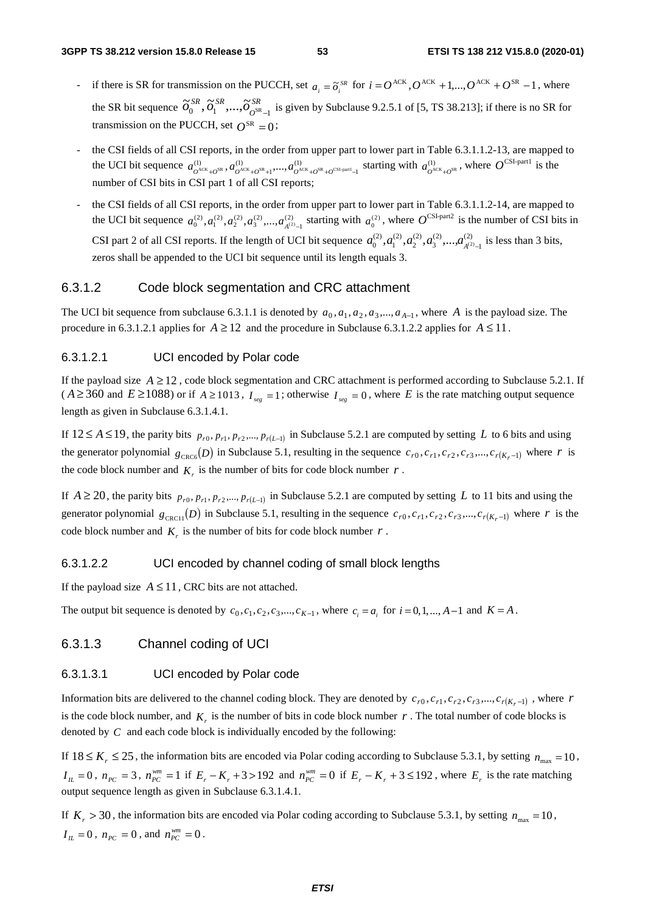- if there is SR for transmission on the PUCCH, set $a_i = \tilde{o}_i^{SR}$ for $i = O^{\text{ACK}}, O^{\text{ACK}}+1, ..., O^{\text{ACK}}+O^{\text{SR}}-1$, where the SR bit sequence $\tilde{o}_0^{SR}, \tilde{o}_1^{SR}, ..., \tilde{o}_{O^{\text{SR}}-1}^{SR}$ is given by Subclause 9.2.5.1 of [5, TS 38.213]; if there is no SR for transmission on the PUCCH, set $O^{\text{SR}} = 0$;

- the CSI fields of all CSI reports, in the order from upper part to lower part in Table 6.3.1.1.2-13, are mapped to the UCI bit sequence $a_{O^{\text{ACK}}+O^{\text{SR}}}^{(1)}, a_{O^{\text{ACK}}+O^{\text{SR}}+1}^{(1)}, ..., a_{O^{\text{ACK}}+O^{\text{SR}}+O^{\text{CSI-part1}}-1}^{(1)}$ starting with $a_{O^{\text{ACK}}+O^{\text{SR}}}^{(1)}$, where $O^{\text{CSI-part1}}$ is the number of CSI bits in CSI part 1 of all CSI reports;

- the CSI fields of all CSI reports, in the order from upper part to lower part in Table 6.3.1.1.2-14, are mapped to the UCI bit sequence $a_0^{(2)}, a_1^{(2)}, a_2^{(2)}, a_3^{(2)}, ..., a_{A^{(2)}-1}^{(2)}$ starting with $a_0^{(2)}$, where $O^{\text{CSI-part2}}$ is the number of CSI bits in CSI part 2 of all CSI reports. If the length of UCI bit sequence $a_0^{(2)}, a_1^{(2)}, a_2^{(2)}, a_3^{(2)}, ..., a_{A^{(2)}-1}^{(2)}$ is less than 3 bits, zeros shall be appended to the UCI bit sequence until its length equals 3.

### 6.3.1.2 Code block segmentation and CRC attachment

The UCI bit sequence from subclause 6.3.1.1 is denoted by $a_0, a_1, a_2, a_3, ..., a_{A-1}$, where $A$ is the payload size. The procedure in 6.3.1.2.1 applies for $A \geq 12$ and the procedure in Subclause 6.3.1.2.2 applies for $A \leq 11$.

#### 6.3.1.2.1 UCI encoded by Polar code

If the payload size $A \geq 12$, code block segmentation and CRC attachment is performed according to Subclause 5.2.1. If ($A \geq 360$ and $E \geq 1088$) or if $A \geq 1013$, $I_{seg} = 1$; otherwise $I_{seg} = 0$, where $E$ is the rate matching output sequence length as given in Subclause 6.3.1.4.1.

If $12 \leq A \leq 19$, the parity bits $p_{r0}, p_{r1}, p_{r2}, ..., p_{r(L-1)}$ in Subclause 5.2.1 are computed by setting $L$ to 6 bits and using the generator polynomial $g_{\text{CRC6}}(D)$ in Subclause 5.1, resulting in the sequence $c_{r0}, c_{r1}, c_{r2}, c_{r3}, ..., c_{r(K_r-1)}$ where $r$ is the code block number and $K_r$ is the number of bits for code block number $r$.

If $A \geq 20$, the parity bits $p_{r0}, p_{r1}, p_{r2}, ..., p_{r(L-1)}$ in Subclause 5.2.1 are computed by setting $L$ to 11 bits and using the generator polynomial $g_{\text{CRC11}}(D)$ in Subclause 5.1, resulting in the sequence $c_{r0}, c_{r1}, c_{r2}, c_{r3}, ..., c_{r(K_r-1)}$ where $r$ is the code block number and $K_r$ is the number of bits for code block number $r$.

#### 6.3.1.2.2 UCI encoded by channel coding of small block lengths

If the payload size $A \leq 11$, CRC bits are not attached.

The output bit sequence is denoted by $c_0, c_1, c_2, c_3, ..., c_{K-1}$, where $c_i = a_i$ for $i = 0, 1, ..., A-1$ and $K = A$.

### 6.3.1.3 Channel coding of UCI

#### 6.3.1.3.1 UCI encoded by Polar code

Information bits are delivered to the channel coding block. They are denoted by $c_{r0}, c_{r1}, c_{r2}, c_{r3}, ..., c_{r(K_r-1)}$, where $r$ is the code block number, and $K_r$ is the number of bits in code block number $r$. The total number of code blocks is denoted by $C$ and each code block is individually encoded by the following:

If $18 \leq K_r \leq 25$, the information bits are encoded via Polar coding according to Subclause 5.3.1, by setting $n_{\max} = 10$, $I_{IL} = 0$, $n_{PC} = 3$, $n_{PC}^{wm} = 1$ if $E_r - K_r + 3 > 192$ and $n_{PC}^{wm} = 0$ if $E_r - K_r + 3 \leq 192$, where $E_r$ is the rate matching output sequence length as given in Subclause 6.3.1.4.1.

If $K_r > 30$, the information bits are encoded via Polar coding according to Subclause 5.3.1, by setting $n_{\max} = 10$, $I_{IL} = 0$, $n_{PC} = 0$, and $n_{PC}^{wm} = 0$.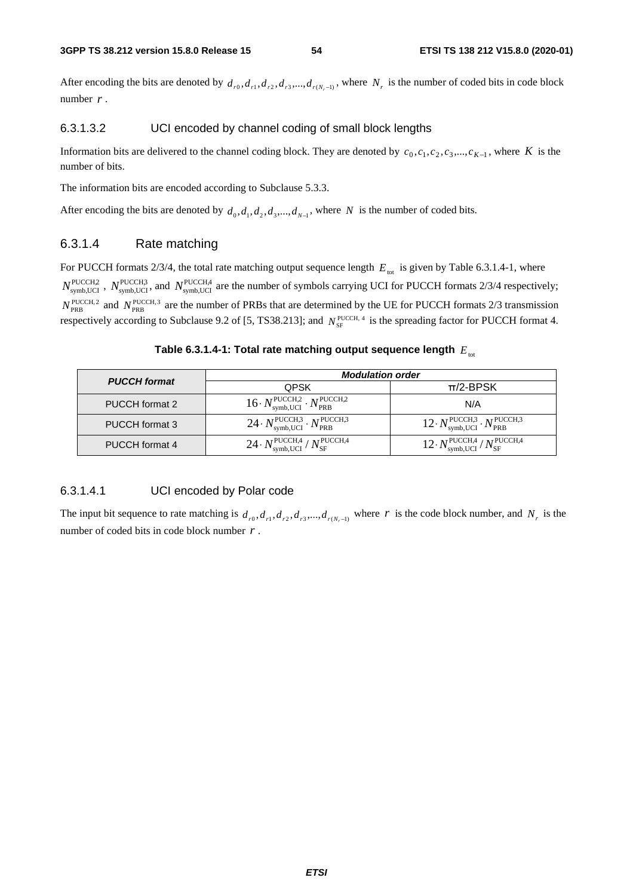After encoding the bits are denoted by $d_{r0}, d_{r1}, d_{r2}, d_{r3}, ..., d_{r(N_r-1)}$, where $N_r$ is the number of coded bits in code block number $r$.

#### 6.3.1.3.2 UCI encoded by channel coding of small block lengths

Information bits are delivered to the channel coding block. They are denoted by $c_0, c_1, c_2, c_3, ..., c_{K-1}$, where $K$ is the number of bits.

The information bits are encoded according to Subclause 5.3.3.

After encoding the bits are denoted by $d_0, d_1, d_2, d_3, ..., d_{N-1}$, where $N$ is the number of coded bits.

### 6.3.1.4 Rate matching

For PUCCH formats 2/3/4, the total rate matching output sequence length $E_{\text{tot}}$ is given by Table 6.3.1.4-1, where $N_{\text{symb,UCI}}^{\text{PUCCH,2}}$, $N_{\text{symb,UCI}}^{\text{PUCCH,3}}$, and $N_{\text{symb,UCI}}^{\text{PUCCH,4}}$ are the number of symbols carrying UCI for PUCCH formats 2/3/4 respectively; $N_{\text{PRB}}^{\text{PUCCH,2}}$ and $N_{\text{PRB}}^{\text{PUCCH,3}}$ are the number of PRBs that are determined by the UE for PUCCH formats 2/3 transmission respectively according to Subclause 9.2 of [5, TS38.213]; and $N_{\text{SF}}^{\text{PUCCH,4}}$ is the spreading factor for PUCCH format 4.

**Table 6.3.1.4-1: Total rate matching output sequence length $E_{\text{tot}}$**

| ***PUCCH format*** | ***Modulation order*** | |
|---|---|---|
| | QPSK | π/2-BPSK |
| PUCCH format 2 | $16 \cdot N_{\text{symb,UCI}}^{\text{PUCCH,2}} \cdot N_{\text{PRB}}^{\text{PUCCH,2}}$ | N/A |
| PUCCH format 3 | $24 \cdot N_{\text{symb,UCI}}^{\text{PUCCH,3}} \cdot N_{\text{PRB}}^{\text{PUCCH,3}}$ | $12 \cdot N_{\text{symb,UCI}}^{\text{PUCCH,3}} \cdot N_{\text{PRB}}^{\text{PUCCH,3}}$ |
| PUCCH format 4 | $24 \cdot N_{\text{symb,UCI}}^{\text{PUCCH,4}} / N_{\text{SF}}^{\text{PUCCH,4}}$ | $12 \cdot N_{\text{symb,UCI}}^{\text{PUCCH,4}} / N_{\text{SF}}^{\text{PUCCH,4}}$ |

#### 6.3.1.4.1 UCI encoded by Polar code

The input bit sequence to rate matching is $d_{r0}, d_{r1}, d_{r2}, d_{r3}, ..., d_{r(N_r-1)}$ where $r$ is the code block number, and $N_r$ is the number of coded bits in code block number $r$.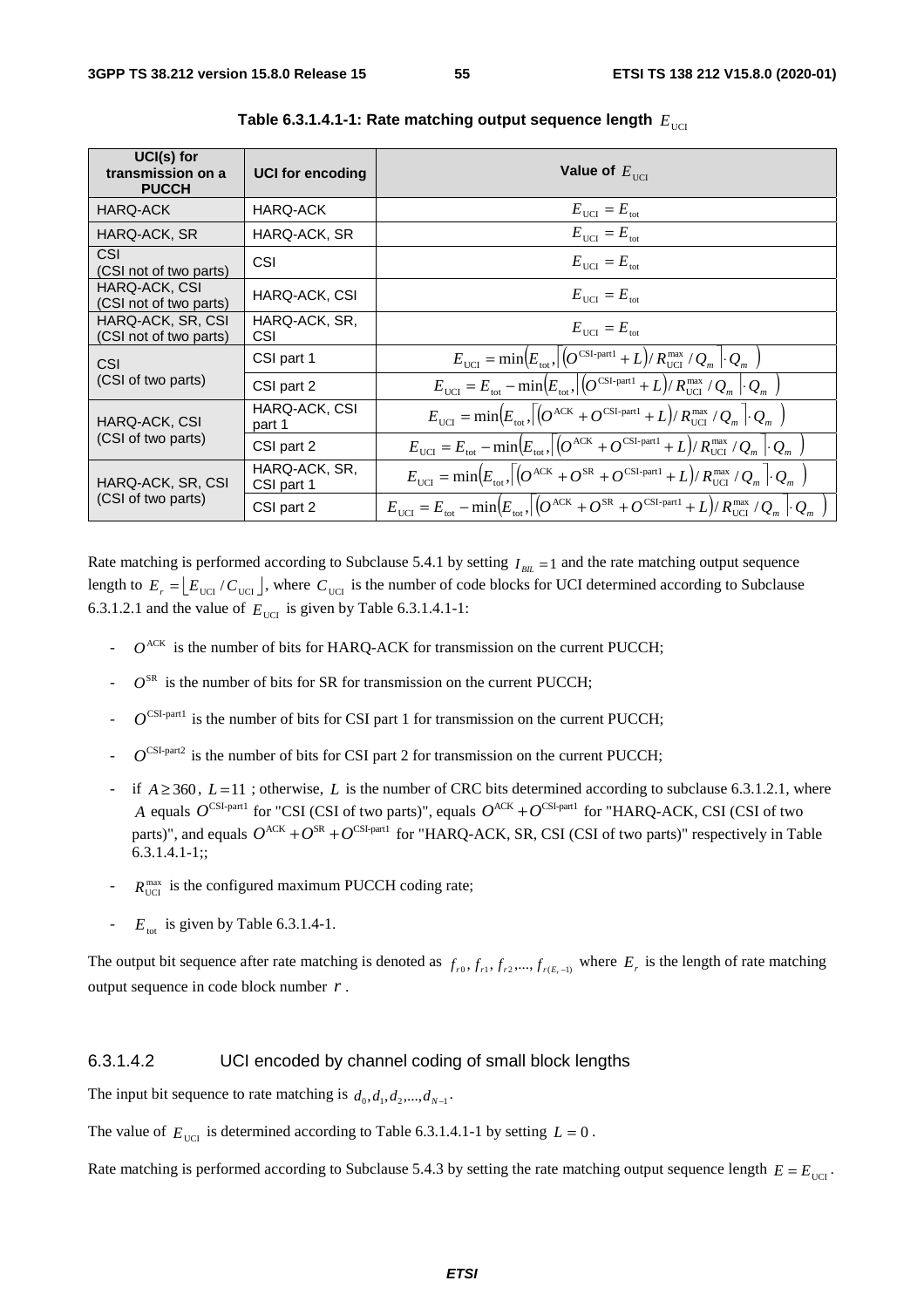**Table 6.3.1.4.1-1: Rate matching output sequence length $E_{\text{UCI}}$**

| UCI(s) for transmission on a PUCCH | UCI for encoding | Value of $E_{\text{UCI}}$ |
|---|---|---|
| HARQ-ACK | HARQ-ACK | $E_{\text{UCI}} = E_{\text{tot}}$ |
| HARQ-ACK, SR | HARQ-ACK, SR | $E_{\text{UCI}} = E_{\text{tot}}$ |
| CSI (CSI not of two parts) | CSI | $E_{\text{UCI}} = E_{\text{tot}}$ |
| HARQ-ACK, CSI (CSI not of two parts) | HARQ-ACK, CSI | $E_{\text{UCI}} = E_{\text{tot}}$ |
| HARQ-ACK, SR, CSI (CSI not of two parts) | HARQ-ACK, SR, CSI | $E_{\text{UCI}} = E_{\text{tot}}$ |
| CSI (CSI of two parts) | CSI part 1 | $E_{\text{UCI}} = \min\left(E_{\text{tot}}, \left\lceil \left(O^{\text{CSI-part1}} + L\right) / R_{\text{UCI}}^{\max} / Q_m \right\rceil \cdot Q_m \right)$ |
| | CSI part 2 | $E_{\text{UCI}} = E_{\text{tot}} - \min\left(E_{\text{tot}}, \left\lceil \left(O^{\text{CSI-part1}} + L\right) / R_{\text{UCI}}^{\max} / Q_m \right\rceil \cdot Q_m \right)$ |
| HARQ-ACK, CSI (CSI of two parts) | HARQ-ACK, CSI part 1 | $E_{\text{UCI}} = \min\left(E_{\text{tot}}, \left\lceil \left(O^{\text{ACK}} + O^{\text{CSI-part1}} + L\right) / R_{\text{UCI}}^{\max} / Q_m \right\rceil \cdot Q_m \right)$ |
| | CSI part 2 | $E_{\text{UCI}} = E_{\text{tot}} - \min\left(E_{\text{tot}}, \left\lceil \left(O^{\text{ACK}} + O^{\text{CSI-part1}} + L\right) / R_{\text{UCI}}^{\max} / Q_m \right\rceil \cdot Q_m \right)$ |
| HARQ-ACK, SR, CSI (CSI of two parts) | HARQ-ACK, SR, CSI part 1 | $E_{\text{UCI}} = \min\left(E_{\text{tot}}, \left\lceil \left(O^{\text{ACK}} + O^{\text{SR}} + O^{\text{CSI-part1}} + L\right) / R_{\text{UCI}}^{\max} / Q_m \right\rceil \cdot Q_m \right)$ |
| | CSI part 2 | $E_{\text{UCI}} = E_{\text{tot}} - \min\left(E_{\text{tot}}, \left\lceil \left(O^{\text{ACK}} + O^{\text{SR}} + O^{\text{CSI-part1}} + L\right) / R_{\text{UCI}}^{\max} / Q_m \right\rceil \cdot Q_m \right)$ |

Rate matching is performed according to Subclause 5.4.1 by setting $I_{BIL} = 1$ and the rate matching output sequence length to $E_r = \lfloor E_{\text{UCI}} / C_{\text{UCI}} \rfloor$, where $C_{\text{UCI}}$ is the number of code blocks for UCI determined according to Subclause 6.3.1.2.1 and the value of $E_{\text{UCI}}$ is given by Table 6.3.1.4.1-1:

- $O^{\text{ACK}}$ is the number of bits for HARQ-ACK for transmission on the current PUCCH;
- $O^{\text{SR}}$ is the number of bits for SR for transmission on the current PUCCH;
- $O^{\text{CSI-part1}}$ is the number of bits for CSI part 1 for transmission on the current PUCCH;
- $O^{\text{CSI-part2}}$ is the number of bits for CSI part 2 for transmission on the current PUCCH;
- if $A \geq 360$, $L = 11$ ; otherwise, $L$ is the number of CRC bits determined according to subclause 6.3.1.2.1, where $A$ equals $O^{\text{CSI-part1}}$ for "CSI (CSI of two parts)", equals $O^{\text{ACK}} + O^{\text{CSI-part1}}$ for "HARQ-ACK, CSI (CSI of two parts)", and equals $O^{\text{ACK}} + O^{\text{SR}} + O^{\text{CSI-part1}}$ for "HARQ-ACK, SR, CSI (CSI of two parts)" respectively in Table 6.3.1.4.1-1;;
- $R_{\text{UCI}}^{\max}$ is the configured maximum PUCCH coding rate;
- $E_{\text{tot}}$ is given by Table 6.3.1.4-1.

The output bit sequence after rate matching is denoted as $f_{r0}, f_{r1}, f_{r2}, ..., f_{r(E_r - 1)}$ where $E_r$ is the length of rate matching output sequence in code block number $r$ .

### 6.3.1.4.2 UCI encoded by channel coding of small block lengths

The input bit sequence to rate matching is $d_0, d_1, d_2, ..., d_{N-1}$.

The value of $E_{\text{UCI}}$ is determined according to Table 6.3.1.4.1-1 by setting $L = 0$ .

Rate matching is performed according to Subclause 5.4.3 by setting the rate matching output sequence length $E = E_{\text{UCI}}$.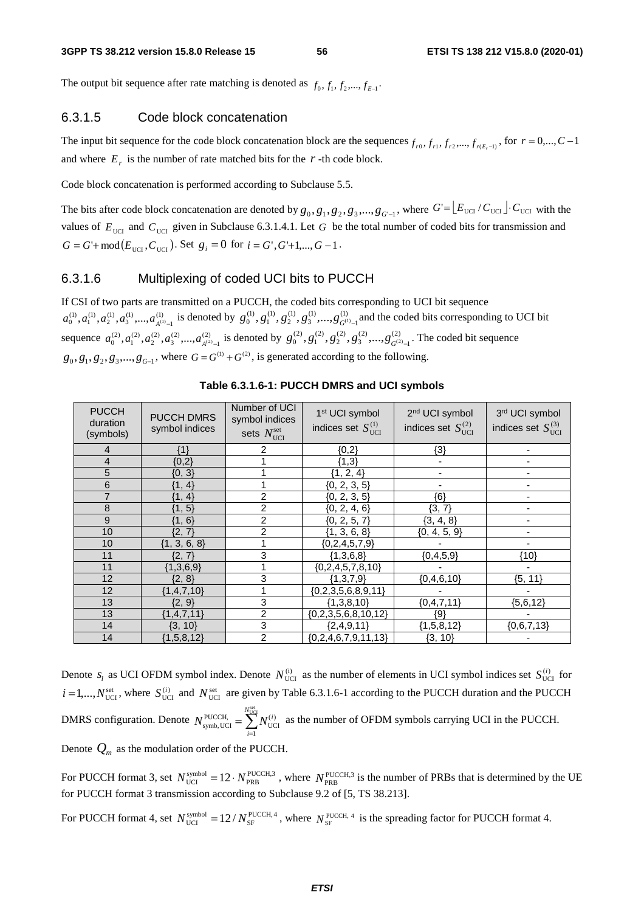The output bit sequence after rate matching is denoted as $f_0, f_1, f_2,..., f_{E-1}$.

### 6.3.1.5 Code block concatenation

The input bit sequence for the code block concatenation block are the sequences $f_{r0}, f_{r1}, f_{r2},..., f_{r(E_r-1)}$, for $r = 0,..., C-1$ and where $E_r$ is the number of rate matched bits for the $r$-th code block.

Code block concatenation is performed according to Subclause 5.5.

The bits after code block concatenation are denoted by $g_0, g_1, g_2, g_3,..., g_{G'-1}$, where $G' = \lfloor E_{\text{UCI}} / C_{\text{UCI}} \rfloor \cdot C_{\text{UCI}}$ with the values of $E_{\text{UCI}}$ and $C_{\text{UCI}}$ given in Subclause 6.3.1.4.1. Let $G$ be the total number of coded bits for transmission and $G = G' + \text{mod}(E_{\text{UCI}}, C_{\text{UCI}})$. Set $g_i = 0$ for $i = G', G'+1,..., G-1$.

### 6.3.1.6 Multiplexing of coded UCI bits to PUCCH

If CSI of two parts are transmitted on a PUCCH, the coded bits corresponding to UCI bit sequence $a_0^{(1)}, a_1^{(1)}, a_2^{(1)}, a_3^{(1)},..., a_{A^{(1)}-1}^{(1)}$ is denoted by $g_0^{(1)}, g_1^{(1)}, g_2^{(1)}, g_3^{(1)},..., g_{G^{(1)}-1}^{(1)}$ and the coded bits corresponding to UCI bit sequence $a_0^{(2)}, a_1^{(2)}, a_2^{(2)}, a_3^{(2)},..., a_{A^{(2)}-1}^{(2)}$ is denoted by $g_0^{(2)}, g_1^{(2)}, g_2^{(2)}, g_3^{(2)},..., g_{G^{(2)}-1}^{(2)}$. The coded bit sequence $g_0, g_1, g_2, g_3,..., g_{G-1}$, where $G = G^{(1)} + G^{(2)}$, is generated according to the following.

**Table 6.3.1.6-1: PUCCH DMRS and UCI symbols**

| PUCCH duration (symbols) | PUCCH DMRS symbol indices | Number of UCI symbol indices sets $N_{\text{UCI}}^{\text{set}}$ | 1st UCI symbol indices set $S_{\text{UCI}}^{(1)}$ | 2nd UCI symbol indices set $S_{\text{UCI}}^{(2)}$ | 3rd UCI symbol indices set $S_{\text{UCI}}^{(3)}$ |
|---|---|---|---|---|---|
| 4 | {1} | 2 | {0,2} | {3} | - |
| 4 | {0,2} | 1 | {1,3} | - | - |
| 5 | {0, 3} | 1 | {1, 2, 4} | - | - |
| 6 | {1, 4} | 1 | {0, 2, 3, 5} | - | - |
| 7 | {1, 4} | 2 | {0, 2, 3, 5} | {6} | - |
| 8 | {1, 5} | 2 | {0, 2, 4, 6} | {3, 7} | - |
| 9 | {1, 6} | 2 | {0, 2, 5, 7} | {3, 4, 8} | - |
| 10 | {2, 7} | 2 | {1, 3, 6, 8} | {0, 4, 5, 9} | - |
| 10 | {1, 3, 6, 8} | 1 | {0,2,4,5,7,9} | - | - |
| 11 | {2, 7} | 3 | {1,3,6,8} | {0,4,5,9} | {10} |
| 11 | {1,3,6,9} | 1 | {0,2,4,5,7,8,10} | - | - |
| 12 | {2, 8} | 3 | {1,3,7,9} | {0,4,6,10} | {5, 11} |
| 12 | {1,4,7,10} | 1 | {0,2,3,5,6,8,9,11} | - | - |
| 13 | {2, 9} | 3 | {1,3,8,10} | {0,4,7,11} | {5,6,12} |
| 13 | {1,4,7,11} | 2 | {0,2,3,5,6,8,10,12} | {9} | - |
| 14 | {3, 10} | 3 | {2,4,9,11} | {1,5,8,12} | {0,6,7,13} |
| 14 | {1,5,8,12} | 2 | {0,2,4,6,7,9,11,13} | {3, 10} | - |

Denote $s_l$ as UCI OFDM symbol index. Denote $N_{\text{UCI}}^{(i)}$ as the number of elements in UCI symbol indices set $S_{\text{UCI}}^{(i)}$ for $i = 1,..., N_{\text{UCI}}^{\text{set}}$, where $S_{\text{UCI}}^{(i)}$ and $N_{\text{UCI}}^{\text{set}}$ are given by Table 6.3.1.6-1 according to the PUCCH duration and the PUCCH DMRS configuration. Denote $N_{\text{symb,UCI}}^{\text{PUCCH,}} = \sum_{i=1}^{N_{\text{UCI}}^{\text{set}}} N_{\text{UCI}}^{(i)}$ as the number of OFDM symbols carrying UCI in the PUCCH.

Denote $Q_m$ as the modulation order of the PUCCH.

For PUCCH format 3, set $N_{\text{UCI}}^{\text{symbol}} = 12 \cdot N_{\text{PRB}}^{\text{PUCCH,3}}$, where $N_{\text{PRB}}^{\text{PUCCH,3}}$ is the number of PRBs that is determined by the UE for PUCCH format 3 transmission according to Subclause 9.2 of [5, TS 38.213].

For PUCCH format 4, set $N_{\text{UCI}}^{\text{symbol}} = 12 / N_{\text{SF}}^{\text{PUCCH,4}}$, where $N_{\text{SF}}^{\text{PUCCH,4}}$ is the spreading factor for PUCCH format 4.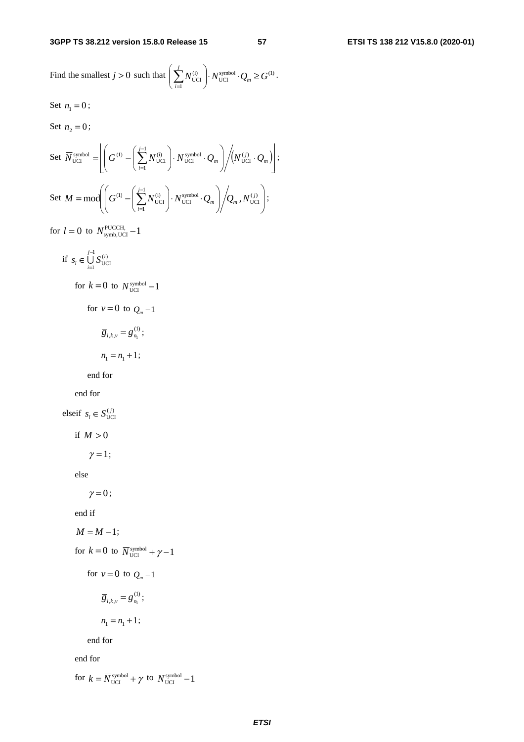Find the smallest $j > 0$ such that $\left(\sum_{i=1}^{j} N_{\text{UCI}}^{(i)}\right) \cdot N_{\text{UCI}}^{\text{symbol}} \cdot Q_m \geq G^{(1)}$.

Set $n_1 = 0$;

Set $n_2 = 0$;

Set $\overline{N}_{\text{UCI}}^{\text{symbol}} = \left\lfloor \left( G^{(1)} - \left(\sum_{i=1}^{j-1} N_{\text{UCI}}^{(i)}\right) \cdot N_{\text{UCI}}^{\text{symbol}} \cdot Q_m \right) \Big/ \left( N_{\text{UCI}}^{(j)} \cdot Q_m \right) \right\rfloor$;

Set $M = \text{mod}\left( \left( G^{(1)} - \left(\sum_{i=1}^{j-1} N_{\text{UCI}}^{(i)}\right) \cdot N_{\text{UCI}}^{\text{symbol}} \cdot Q_m \right) \Big/ Q_m , N_{\text{UCI}}^{(j)} \right)$;

for $l = 0$ to $N_{\text{symb,UCI}}^{\text{PUCCH,}} - 1$

&emsp;if $s_l \in \bigcup_{i=1}^{j-1} S_{\text{UCI}}^{(i)}$

&emsp;&emsp;for $k = 0$ to $N_{\text{UCI}}^{\text{symbol}} - 1$

&emsp;&emsp;&emsp;for $v = 0$ to $Q_m - 1$

&emsp;&emsp;&emsp;&emsp;$\overline{g}_{l,k,v} = g_{n_1}^{(1)}$;

&emsp;&emsp;&emsp;&emsp;$n_1 = n_1 + 1$;

&emsp;&emsp;&emsp;end for

&emsp;&emsp;end for

&emsp;elseif $s_l \in S_{\text{UCI}}^{(j)}$

&emsp;&emsp;if $M > 0$

&emsp;&emsp;&emsp;$\gamma = 1$;

&emsp;&emsp;else

&emsp;&emsp;&emsp;$\gamma = 0$;

&emsp;&emsp;end if

&emsp;&emsp;$M = M - 1$;

&emsp;&emsp;for $k = 0$ to $\overline{N}_{\text{UCI}}^{\text{symbol}} + \gamma - 1$

&emsp;&emsp;&emsp;for $v = 0$ to $Q_m - 1$

&emsp;&emsp;&emsp;&emsp;$\overline{g}_{l,k,v} = g_{n_1}^{(1)}$;

&emsp;&emsp;&emsp;&emsp;$n_1 = n_1 + 1$;

&emsp;&emsp;&emsp;end for

&emsp;&emsp;end for

&emsp;&emsp;for $k = \overline{N}_{\text{UCI}}^{\text{symbol}} + \gamma$ to $N_{\text{UCI}}^{\text{symbol}} - 1$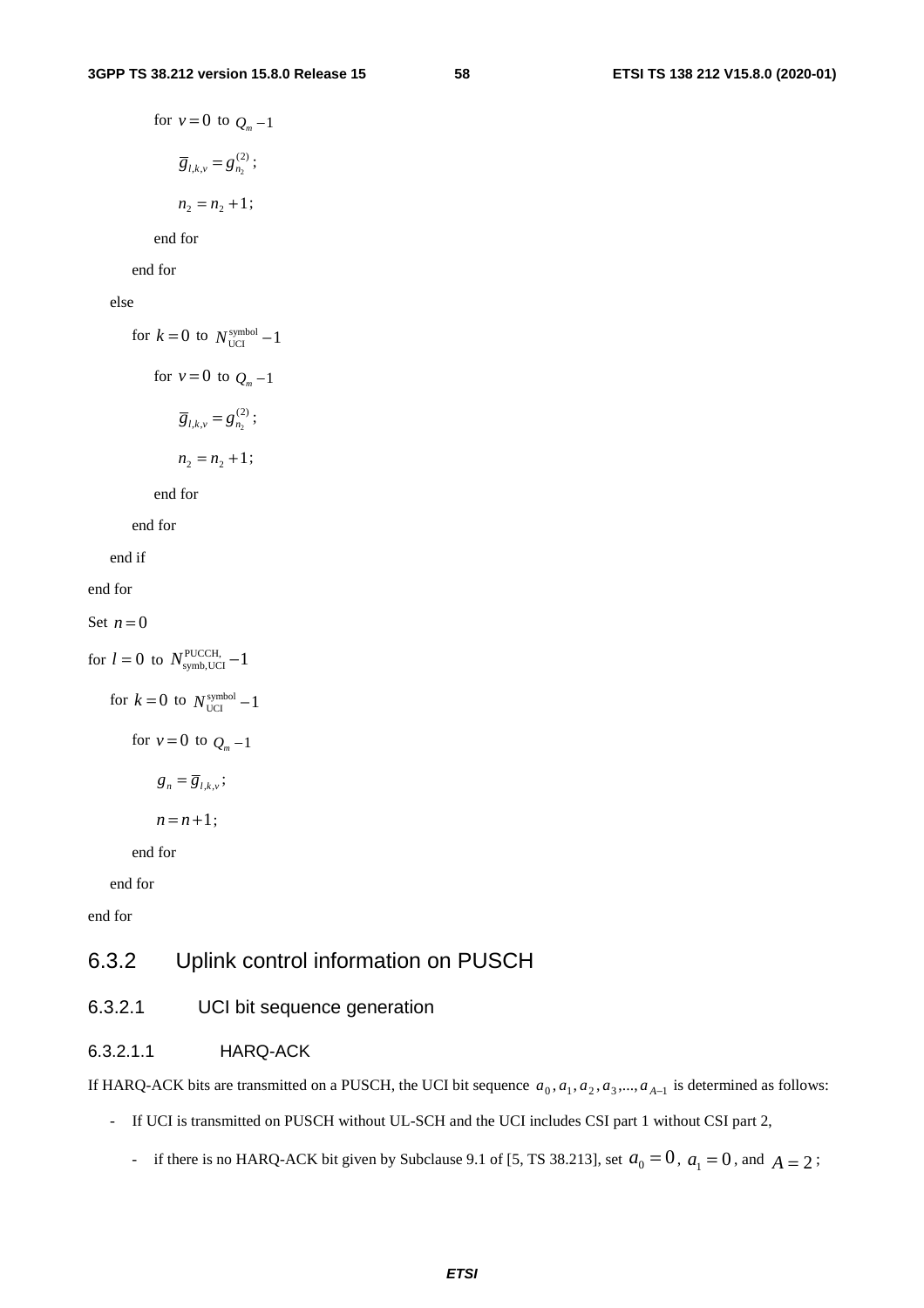for $v = 0$ to $Q_m - 1$

$\bar{g}_{l,k,v} = g^{(2)}_{n_2}$ ;

$n_2 = n_2 + 1$;

end for

end for

else

for $k = 0$ to $N^{\text{symbol}}_{\text{UCI}} - 1$

for $v = 0$ to $Q_m - 1$

$\bar{g}_{l,k,v} = g^{(2)}_{n_2}$ ;

$n_2 = n_2 + 1$;

end for

end for

end if

end for

Set $n = 0$

for $l = 0$ to $N^{\text{PUCCH,}}_{\text{symb,UCI}} - 1$

for $k = 0$ to $N^{\text{symbol}}_{\text{UCI}} - 1$

for $v = 0$ to $Q_m - 1$

$g_n = \bar{g}_{l,k,v}$ ;

$n = n + 1$;

end for

end for

end for

## 6.3.2 Uplink control information on PUSCH

### 6.3.2.1 UCI bit sequence generation

#### 6.3.2.1.1 HARQ-ACK

If HARQ-ACK bits are transmitted on a PUSCH, the UCI bit sequence $a_0, a_1, a_2, a_3, ..., a_{A-1}$ is determined as follows:

- If UCI is transmitted on PUSCH without UL-SCH and the UCI includes CSI part 1 without CSI part 2,
  - if there is no HARQ-ACK bit given by Subclause 9.1 of [5, TS 38.213], set $a_0 = 0$, $a_1 = 0$, and $A = 2$;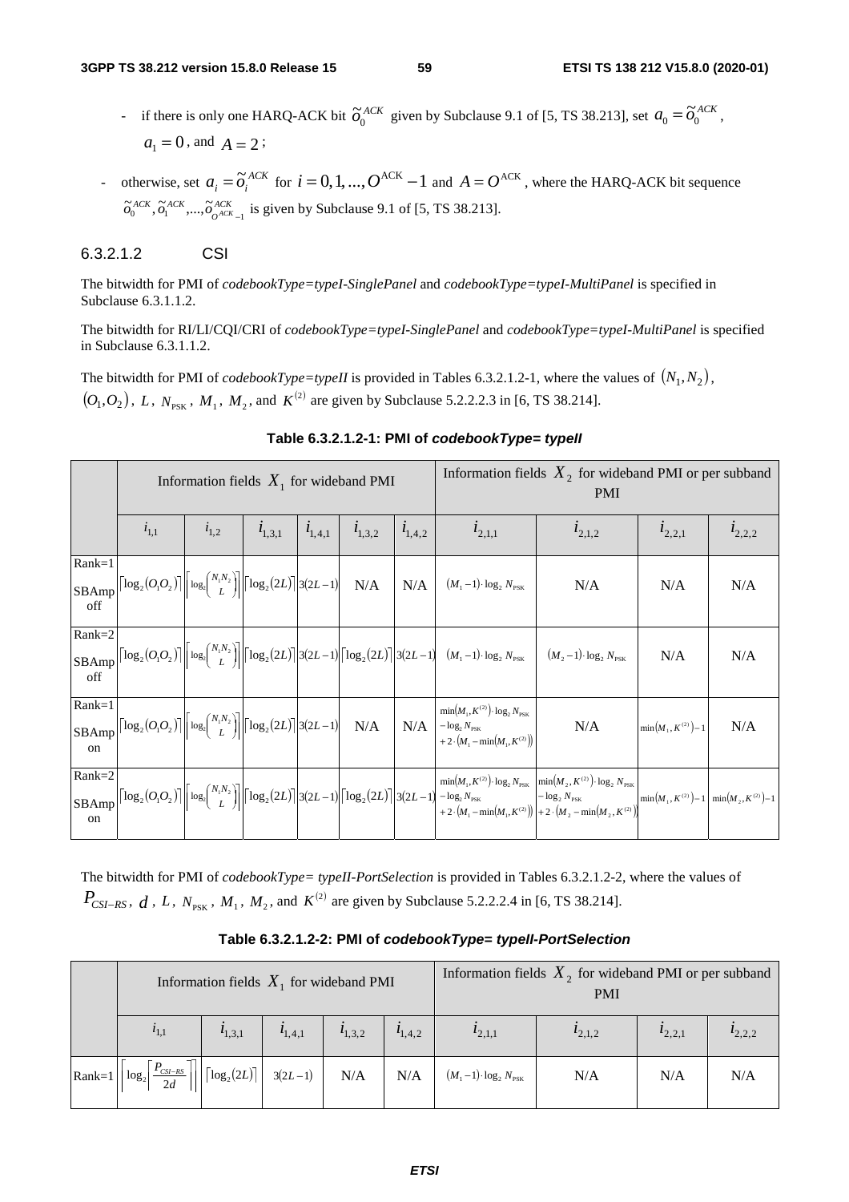- if there is only one HARQ-ACK bit $\tilde{o}_0^{ACK}$ given by Subclause 9.1 of [5, TS 38.213], set $a_0 = \tilde{o}_0^{ACK}$, $a_1 = 0$, and $A = 2$;

- otherwise, set $a_i = \tilde{o}_i^{ACK}$ for $i = 0,1,...,O^{\text{ACK}} - 1$ and $A = O^{\text{ACK}}$, where the HARQ-ACK bit sequence $\tilde{o}_0^{ACK}, \tilde{o}_1^{ACK}, ..., \tilde{o}_{O^{ACK}-1}^{ACK}$ is given by Subclause 9.1 of [5, TS 38.213].

#### 6.3.2.1.2 CSI

The bitwidth for PMI of *codebookType=typeI-SinglePanel* and *codebookType=typeI-MultiPanel* is specified in Subclause 6.3.1.1.2.

The bitwidth for RI/LI/CQI/CRI of *codebookType=typeI-SinglePanel* and *codebookType=typeI-MultiPanel* is specified in Subclause 6.3.1.1.2.

The bitwidth for PMI of *codebookType=typeII* is provided in Tables 6.3.2.1.2-1, where the values of $(N_1, N_2)$, $(O_1, O_2)$, $L$, $N_{\text{PSK}}$, $M_1$, $M_2$, and $K^{(2)}$ are given by Subclause 5.2.2.2.3 in [6, TS 38.214].

**Table 6.3.2.1.2-1: PMI of *codebookType= typeII***

| | Information fields $X_1$ for wideband PMI | | | | | | Information fields $X_2$ for wideband PMI or per subband PMI | | | |
|---|---|---|---|---|---|---|---|---|---|---|
| | $i_{1,1}$ | $i_{1,2}$ | $i_{1,3,1}$ | $i_{1,4,1}$ | $i_{1,3,2}$ | $i_{1,4,2}$ | $i_{2,1,1}$ | $i_{2,1,2}$ | $i_{2,2,1}$ | $i_{2,2,2}$ |
| Rank=1 SBAmp off | $\lceil \log_2(O_1O_2) \rceil$ | $\left\lceil \log_2 \binom{N_1N_2}{L} \right\rceil$ | $\lceil \log_2(2L) \rceil$ | $3(2L-1)$ | N/A | N/A | $(M_1-1)\cdot\log_2 N_{\text{PSK}}$ | N/A | N/A | N/A |
| Rank=2 SBAmp off | $\lceil \log_2(O_1O_2) \rceil$ | $\left\lceil \log_2 \binom{N_1N_2}{L} \right\rceil$ | $\lceil \log_2(2L) \rceil$ | $3(2L-1)$ | $\lceil \log_2(2L) \rceil$ | $3(2L-1)$ | $(M_1-1)\cdot\log_2 N_{\text{PSK}}$ | $(M_2-1)\cdot\log_2 N_{\text{PSK}}$ | N/A | N/A |
| Rank=1 SBAmp on | $\lceil \log_2(O_1O_2) \rceil$ | $\left\lceil \log_2 \binom{N_1N_2}{L} \right\rceil$ | $\lceil \log_2(2L) \rceil$ | $3(2L-1)$ | N/A | N/A | $\min(M_1,K^{(2)})\cdot\log_2 N_{\text{PSK}} - \log_2 N_{\text{PSK}} + 2\cdot(M_1-\min(M_1,K^{(2)}))$ | N/A | $\min(M_1,K^{(2)})-1$ | N/A |
| Rank=2 SBAmp on | $\lceil \log_2(O_1O_2) \rceil$ | $\left\lceil \log_2 \binom{N_1N_2}{L} \right\rceil$ | $\lceil \log_2(2L) \rceil$ | $3(2L-1)$ | $\lceil \log_2(2L) \rceil$ | $3(2L-1)$ | $\min(M_1,K^{(2)})\cdot\log_2 N_{\text{PSK}} - \log_2 N_{\text{PSK}} + 2\cdot(M_1-\min(M_1,K^{(2)}))$ | $\min(M_2,K^{(2)})\cdot\log_2 N_{\text{PSK}} - \log_2 N_{\text{PSK}} + 2\cdot(M_2-\min(M_2,K^{(2)}))$ | $\min(M_1,K^{(2)})-1$ | $\min(M_2,K^{(2)})-1$ |

The bitwidth for PMI of *codebookType= typeII-PortSelection* is provided in Tables 6.3.2.1.2-2, where the values of $P_{CSI-RS}$, $d$, $L$, $N_{\text{PSK}}$, $M_1$, $M_2$, and $K^{(2)}$ are given by Subclause 5.2.2.2.4 in [6, TS 38.214].

**Table 6.3.2.1.2-2: PMI of *codebookType= typeII-PortSelection***

| | Information fields $X_1$ for wideband PMI | | | | | Information fields $X_2$ for wideband PMI or per subband PMI | | | |
|---|---|---|---|---|---|---|---|---|---|
| | $i_{1,1}$ | $i_{1,3,1}$ | $i_{1,4,1}$ | $i_{1,3,2}$ | $i_{1,4,2}$ | $i_{2,1,1}$ | $i_{2,1,2}$ | $i_{2,2,1}$ | $i_{2,2,2}$ |
| Rank=1 | $\left\lceil \log_2 \left\lceil \frac{P_{CSI-RS}}{2d} \right\rceil \right\rceil$ | $\lceil \log_2(2L) \rceil$ | $3(2L-1)$ | N/A | N/A | $(M_1-1)\cdot\log_2 N_{\text{PSK}}$ | N/A | N/A | N/A |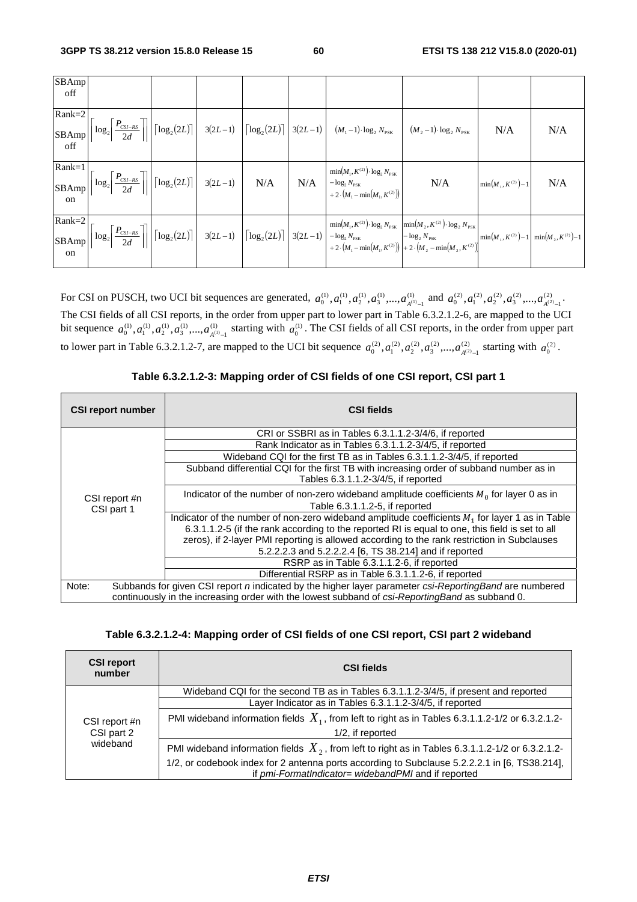| SBAmp off | | | | | | | | | |
|---|---|---|---|---|---|---|---|---|---|
| Rank=2 SBAmp off | $\left\lceil \log_2 \left\lceil \frac{P_{CSI-RS}}{2d} \right\rceil \right\rceil$ | $\lceil \log_2(2L) \rceil$ | $3(2L-1)$ | $\lceil \log_2(2L) \rceil$ | $3(2L-1)$ | $(M_1-1)\cdot \log_2 N_{PSK}$ | $(M_2-1)\cdot \log_2 N_{PSK}$ | N/A | N/A |
| Rank=1 SBAmp on | $\left\lceil \log_2 \left\lceil \frac{P_{CSI-RS}}{2d} \right\rceil \right\rceil$ | $\lceil \log_2(2L) \rceil$ | $3(2L-1)$ | N/A | N/A | $\min(M_1, K^{(2)})\cdot \log_2 N_{PSK} - \log_2 N_{PSK} + 2\cdot(M_1 - \min(M_1, K^{(2)}))$ | N/A | $\min(M_1, K^{(2)})-1$ | N/A |
| Rank=2 SBAmp on | $\left\lceil \log_2 \left\lceil \frac{P_{CSI-RS}}{2d} \right\rceil \right\rceil$ | $\lceil \log_2(2L) \rceil$ | $3(2L-1)$ | $\lceil \log_2(2L) \rceil$ | $3(2L-1)$ | $\min(M_1, K^{(2)})\cdot \log_2 N_{PSK} - \log_2 N_{PSK} + 2\cdot(M_1 - \min(M_1, K^{(2)}))$ | $\min(M_2, K^{(2)})\cdot \log_2 N_{PSK} - \log_2 N_{PSK} + 2\cdot(M_2 - \min(M_2, K^{(2)}))$ | $\min(M_1, K^{(2)})-1$ | $\min(M_2, K^{(2)})-1$ |

For CSI on PUSCH, two UCI bit sequences are generated, $a_0^{(1)}, a_1^{(1)}, a_2^{(1)}, a_3^{(1)}, ..., a_{A^{(1)}-1}^{(1)}$ and $a_0^{(2)}, a_1^{(2)}, a_2^{(2)}, a_3^{(2)}, ..., a_{A^{(2)}-1}^{(2)}$. The CSI fields of all CSI reports, in the order from upper part to lower part in Table 6.3.2.1.2-6, are mapped to the UCI bit sequence $a_0^{(1)}, a_1^{(1)}, a_2^{(1)}, a_3^{(1)}, ..., a_{A^{(1)}-1}^{(1)}$ starting with $a_0^{(1)}$. The CSI fields of all CSI reports, in the order from upper part to lower part in Table 6.3.2.1.2-7, are mapped to the UCI bit sequence $a_0^{(2)}, a_1^{(2)}, a_2^{(2)}, a_3^{(2)}, ..., a_{A^{(2)}-1}^{(2)}$ starting with $a_0^{(2)}$.

**Table 6.3.2.1.2-3: Mapping order of CSI fields of one CSI report, CSI part 1**

| CSI report number | CSI fields |
|---|---|
| CSI report #n CSI part 1 | CRI or SSBRI as in Tables 6.3.1.1.2-3/4/6, if reported |
| | Rank Indicator as in Tables 6.3.1.1.2-3/4/5, if reported |
| | Wideband CQI for the first TB as in Tables 6.3.1.1.2-3/4/5, if reported |
| | Subband differential CQI for the first TB with increasing order of subband number as in Tables 6.3.1.1.2-3/4/5, if reported |
| | Indicator of the number of non-zero wideband amplitude coefficients $M_0$ for layer 0 as in Table 6.3.1.1.2-5, if reported |
| | Indicator of the number of non-zero wideband amplitude coefficients $M_1$ for layer 1 as in Table 6.3.1.1.2-5 (if the rank according to the reported RI is equal to one, this field is set to all zeros), if 2-layer PMI reporting is allowed according to the rank restriction in Subclauses 5.2.2.2.3 and 5.2.2.2.4 [6, TS 38.214] and if reported |
| | RSRP as in Table 6.3.1.1.2-6, if reported |
| | Differential RSRP as in Table 6.3.1.1.2-6, if reported |
| Note: Subbands for given CSI report *n* indicated by the higher layer parameter *csi-ReportingBand* are numbered continuously in the increasing order with the lowest subband of *csi-ReportingBand* as subband 0. | |

**Table 6.3.2.1.2-4: Mapping order of CSI fields of one CSI report, CSI part 2 wideband**

| CSI report number | CSI fields |
|---|---|
| CSI report #n CSI part 2 wideband | Wideband CQI for the second TB as in Tables 6.3.1.1.2-3/4/5, if present and reported |
| | Layer Indicator as in Tables 6.3.1.1.2-3/4/5, if reported |
| | PMI wideband information fields $X_1$, from left to right as in Tables 6.3.1.1.2-1/2 or 6.3.2.1.2-1/2, if reported |
| | PMI wideband information fields $X_2$, from left to right as in Tables 6.3.1.1.2-1/2 or 6.3.2.1.2-1/2, or codebook index for 2 antenna ports according to Subclause 5.2.2.2.1 in [6, TS38.214], if *pmi-FormatIndicator= widebandPMI* and if reported |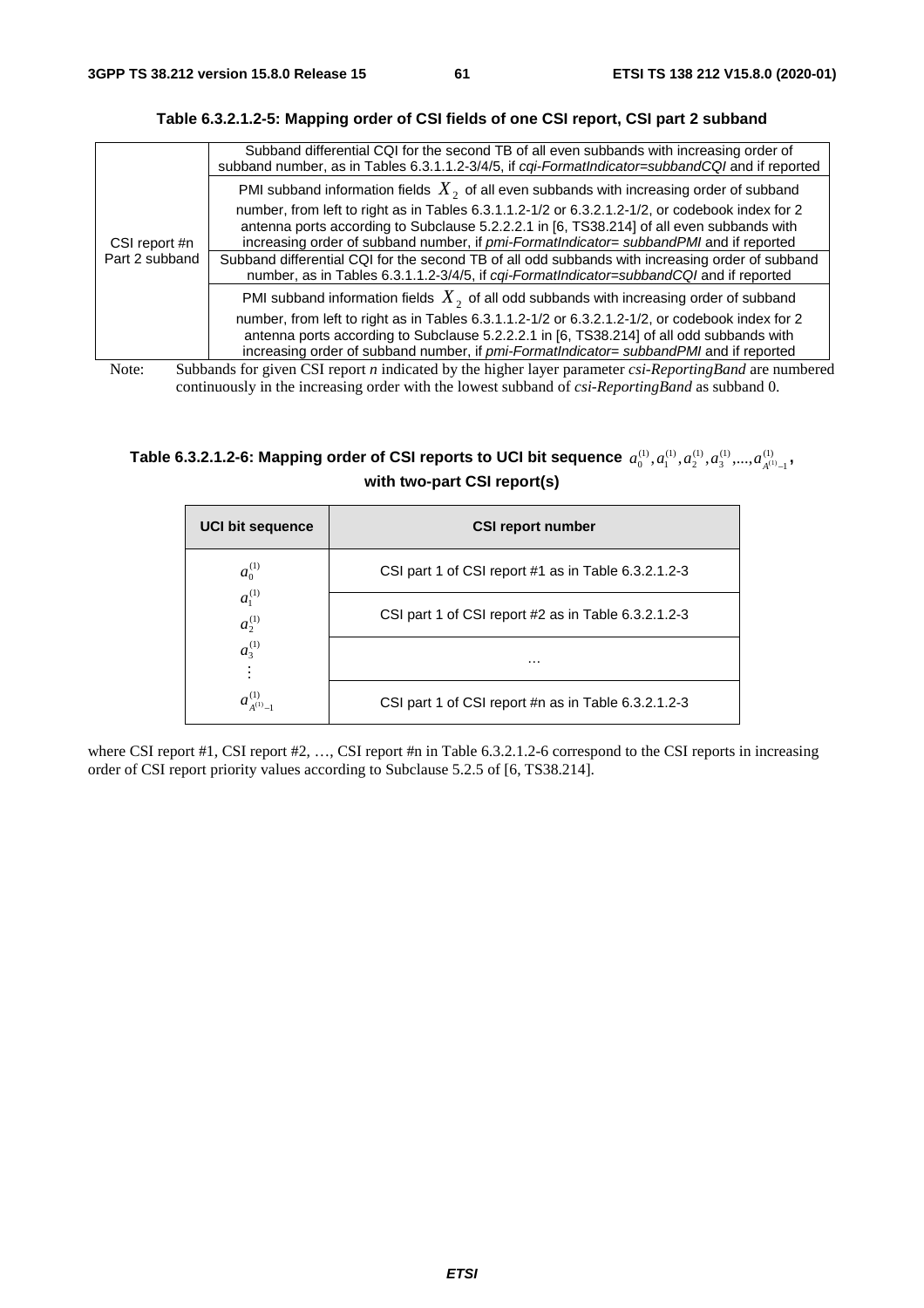**Table 6.3.2.1.2-5: Mapping order of CSI fields of one CSI report, CSI part 2 subband**

| | |
|---|---|
| CSI report #n Part 2 subband | Subband differential CQI for the second TB of all even subbands with increasing order of subband number, as in Tables 6.3.1.1.2-3/4/5, if *cqi-FormatIndicator=subbandCQI* and if reported |
| | PMI subband information fields $X_2$ of all even subbands with increasing order of subband number, from left to right as in Tables 6.3.1.1.2-1/2 or 6.3.2.1.2-1/2, or codebook index for 2 antenna ports according to Subclause 5.2.2.2.1 in [6, TS38.214] of all even subbands with increasing order of subband number, if *pmi-FormatIndicator= subbandPMI* and if reported |
| | Subband differential CQI for the second TB of all odd subbands with increasing order of subband number, as in Tables 6.3.1.1.2-3/4/5, if *cqi-FormatIndicator=subbandCQI* and if reported |
| | PMI subband information fields $X_2$ of all odd subbands with increasing order of subband number, from left to right as in Tables 6.3.1.1.2-1/2 or 6.3.2.1.2-1/2, or codebook index for 2 antenna ports according to Subclause 5.2.2.2.1 in [6, TS38.214] of all odd subbands with increasing order of subband number, if *pmi-FormatIndicator= subbandPMI* and if reported |

Note: Subbands for given CSI report *n* indicated by the higher layer parameter *csi-ReportingBand* are numbered continuously in the increasing order with the lowest subband of *csi-ReportingBand* as subband 0.

**Table 6.3.2.1.2-6: Mapping order of CSI reports to UCI bit sequence $a_0^{(1)}, a_1^{(1)}, a_2^{(1)}, a_3^{(1)}, ..., a_{A^{(1)}-1}^{(1)}$, with two-part CSI report(s)**

| UCI bit sequence | CSI report number |
|---|---|
| $a_0^{(1)}$ $a_1^{(1)}$ $a_2^{(1)}$ $a_3^{(1)}$ $\vdots$ $a_{A^{(1)}-1}^{(1)}$ | CSI part 1 of CSI report #1 as in Table 6.3.2.1.2-3 |
| | CSI part 1 of CSI report #2 as in Table 6.3.2.1.2-3 |
| | … |
| | CSI part 1 of CSI report #n as in Table 6.3.2.1.2-3 |

where CSI report #1, CSI report #2, …, CSI report #n in Table 6.3.2.1.2-6 correspond to the CSI reports in increasing order of CSI report priority values according to Subclause 5.2.5 of [6, TS38.214].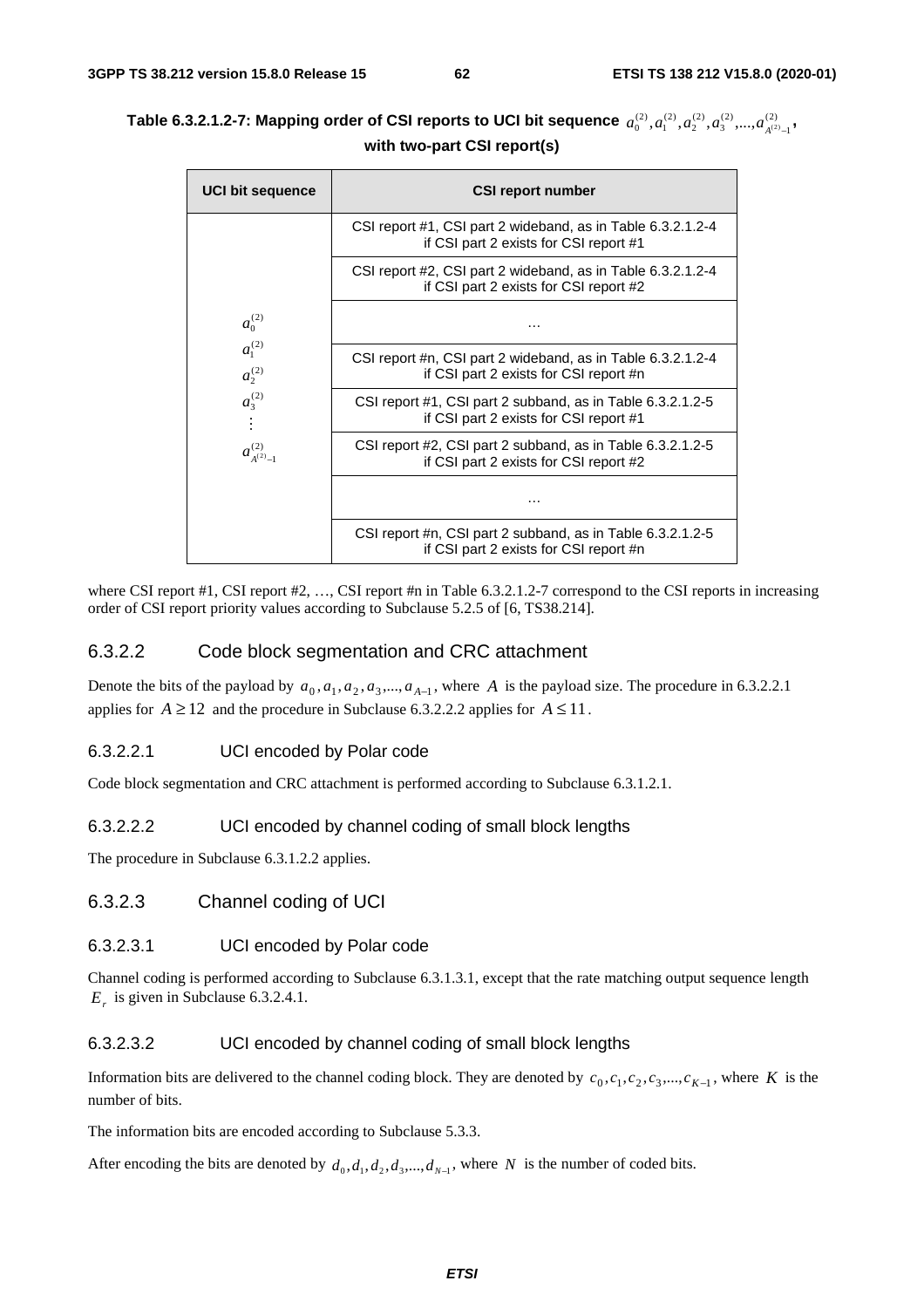**Table 6.3.2.1.2-7: Mapping order of CSI reports to UCI bit sequence $a_0^{(2)}, a_1^{(2)}, a_2^{(2)}, a_3^{(2)}, ..., a_{A^{(2)}-1}^{(2)}$, with two-part CSI report(s)**

| UCI bit sequence | CSI report number |
|---|---|
| $a_0^{(2)}$<br>$a_1^{(2)}$<br>$a_2^{(2)}$<br>$a_3^{(2)}$<br>$\vdots$<br>$a_{A^{(2)}-1}^{(2)}$ | CSI report #1, CSI part 2 wideband, as in Table 6.3.2.1.2-4 if CSI part 2 exists for CSI report #1 |
| | CSI report #2, CSI part 2 wideband, as in Table 6.3.2.1.2-4 if CSI part 2 exists for CSI report #2 |
| | … |
| | CSI report #n, CSI part 2 wideband, as in Table 6.3.2.1.2-4 if CSI part 2 exists for CSI report #n |
| | CSI report #1, CSI part 2 subband, as in Table 6.3.2.1.2-5 if CSI part 2 exists for CSI report #1 |
| | CSI report #2, CSI part 2 subband, as in Table 6.3.2.1.2-5 if CSI part 2 exists for CSI report #2 |
| | … |
| | CSI report #n, CSI part 2 subband, as in Table 6.3.2.1.2-5 if CSI part 2 exists for CSI report #n |

where CSI report #1, CSI report #2, …, CSI report #n in Table 6.3.2.1.2-7 correspond to the CSI reports in increasing order of CSI report priority values according to Subclause 5.2.5 of [6, TS38.214].

### 6.3.2.2 Code block segmentation and CRC attachment

Denote the bits of the payload by $a_0, a_1, a_2, a_3, ..., a_{A-1}$, where $A$ is the payload size. The procedure in 6.3.2.2.1 applies for $A \geq 12$ and the procedure in Subclause 6.3.2.2.2 applies for $A \leq 11$.

#### 6.3.2.2.1 UCI encoded by Polar code

Code block segmentation and CRC attachment is performed according to Subclause 6.3.1.2.1.

#### 6.3.2.2.2 UCI encoded by channel coding of small block lengths

The procedure in Subclause 6.3.1.2.2 applies.

### 6.3.2.3 Channel coding of UCI

#### 6.3.2.3.1 UCI encoded by Polar code

Channel coding is performed according to Subclause 6.3.1.3.1, except that the rate matching output sequence length $E_r$ is given in Subclause 6.3.2.4.1.

#### 6.3.2.3.2 UCI encoded by channel coding of small block lengths

Information bits are delivered to the channel coding block. They are denoted by $c_0, c_1, c_2, c_3, ..., c_{K-1}$, where $K$ is the number of bits.

The information bits are encoded according to Subclause 5.3.3.

After encoding the bits are denoted by $d_0, d_1, d_2, d_3, ..., d_{N-1}$, where $N$ is the number of coded bits.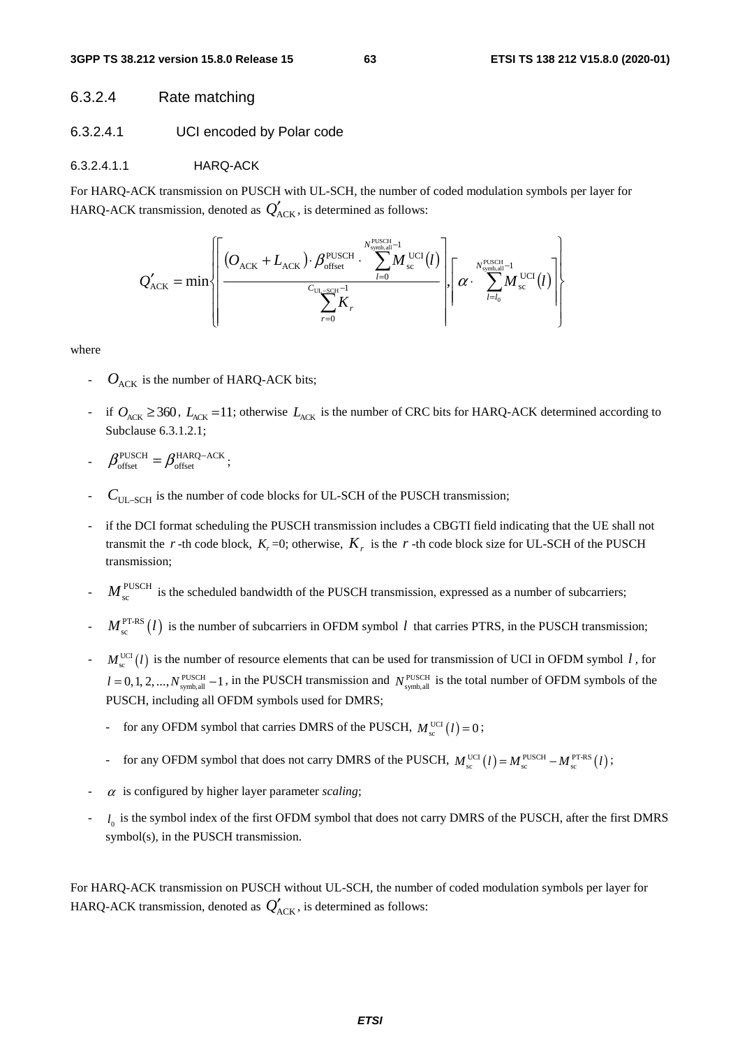#### 6.3.2.4 Rate matching

##### 6.3.2.4.1 UCI encoded by Polar code

###### 6.3.2.4.1.1 HARQ-ACK

For HARQ-ACK transmission on PUSCH with UL-SCH, the number of coded modulation symbols per layer for HARQ-ACK transmission, denoted as $Q'_{\mathrm{ACK}}$, is determined as follows:

$$Q'_{\mathrm{ACK}} = \min\left\{ \left\lceil \frac{(O_{\mathrm{ACK}} + L_{\mathrm{ACK}}) \cdot \beta_{\mathrm{offset}}^{\mathrm{PUSCH}} \cdot \sum_{l=0}^{N_{\mathrm{symb,all}}^{\mathrm{PUSCH}}-1} M_{\mathrm{sc}}^{\mathrm{UCI}}(l)}{\sum_{r=0}^{C_{\mathrm{UL-SCH}}-1} K_r} \right\rceil, \left\lceil \alpha \cdot \sum_{l=l_0}^{N_{\mathrm{symb,all}}^{\mathrm{PUSCH}}-1} M_{\mathrm{sc}}^{\mathrm{UCI}}(l) \right\rceil \right\}$$

where

- $O_{\mathrm{ACK}}$ is the number of HARQ-ACK bits;
- if $O_{\mathrm{ACK}} \geq 360$, $L_{\mathrm{ACK}} = 11$; otherwise $L_{\mathrm{ACK}}$ is the number of CRC bits for HARQ-ACK determined according to Subclause 6.3.1.2.1;
- $\beta_{\mathrm{offset}}^{\mathrm{PUSCH}} = \beta_{\mathrm{offset}}^{\mathrm{HARQ-ACK}}$;
- $C_{\mathrm{UL-SCH}}$ is the number of code blocks for UL-SCH of the PUSCH transmission;
- if the DCI format scheduling the PUSCH transmission includes a CBGTI field indicating that the UE shall not transmit the $r$-th code block, $K_r$=0; otherwise, $K_r$ is the $r$-th code block size for UL-SCH of the PUSCH transmission;
- $M_{\mathrm{sc}}^{\mathrm{PUSCH}}$ is the scheduled bandwidth of the PUSCH transmission, expressed as a number of subcarriers;
- $M_{\mathrm{sc}}^{\mathrm{PT-RS}}(l)$ is the number of subcarriers in OFDM symbol $l$ that carries PTRS, in the PUSCH transmission;
- $M_{\mathrm{sc}}^{\mathrm{UCI}}(l)$ is the number of resource elements that can be used for transmission of UCI in OFDM symbol $l$, for $l = 0, 1, 2, ..., N_{\mathrm{symb,all}}^{\mathrm{PUSCH}} - 1$, in the PUSCH transmission and $N_{\mathrm{symb,all}}^{\mathrm{PUSCH}}$ is the total number of OFDM symbols of the PUSCH, including all OFDM symbols used for DMRS;
  - for any OFDM symbol that carries DMRS of the PUSCH, $M_{\mathrm{sc}}^{\mathrm{UCI}}(l) = 0$;
  - for any OFDM symbol that does not carry DMRS of the PUSCH, $M_{\mathrm{sc}}^{\mathrm{UCI}}(l) = M_{\mathrm{sc}}^{\mathrm{PUSCH}} - M_{\mathrm{sc}}^{\mathrm{PT-RS}}(l)$;
- $\alpha$ is configured by higher layer parameter *scaling*;
- $l_0$ is the symbol index of the first OFDM symbol that does not carry DMRS of the PUSCH, after the first DMRS symbol(s), in the PUSCH transmission.

For HARQ-ACK transmission on PUSCH without UL-SCH, the number of coded modulation symbols per layer for HARQ-ACK transmission, denoted as $Q'_{\mathrm{ACK}}$, is determined as follows: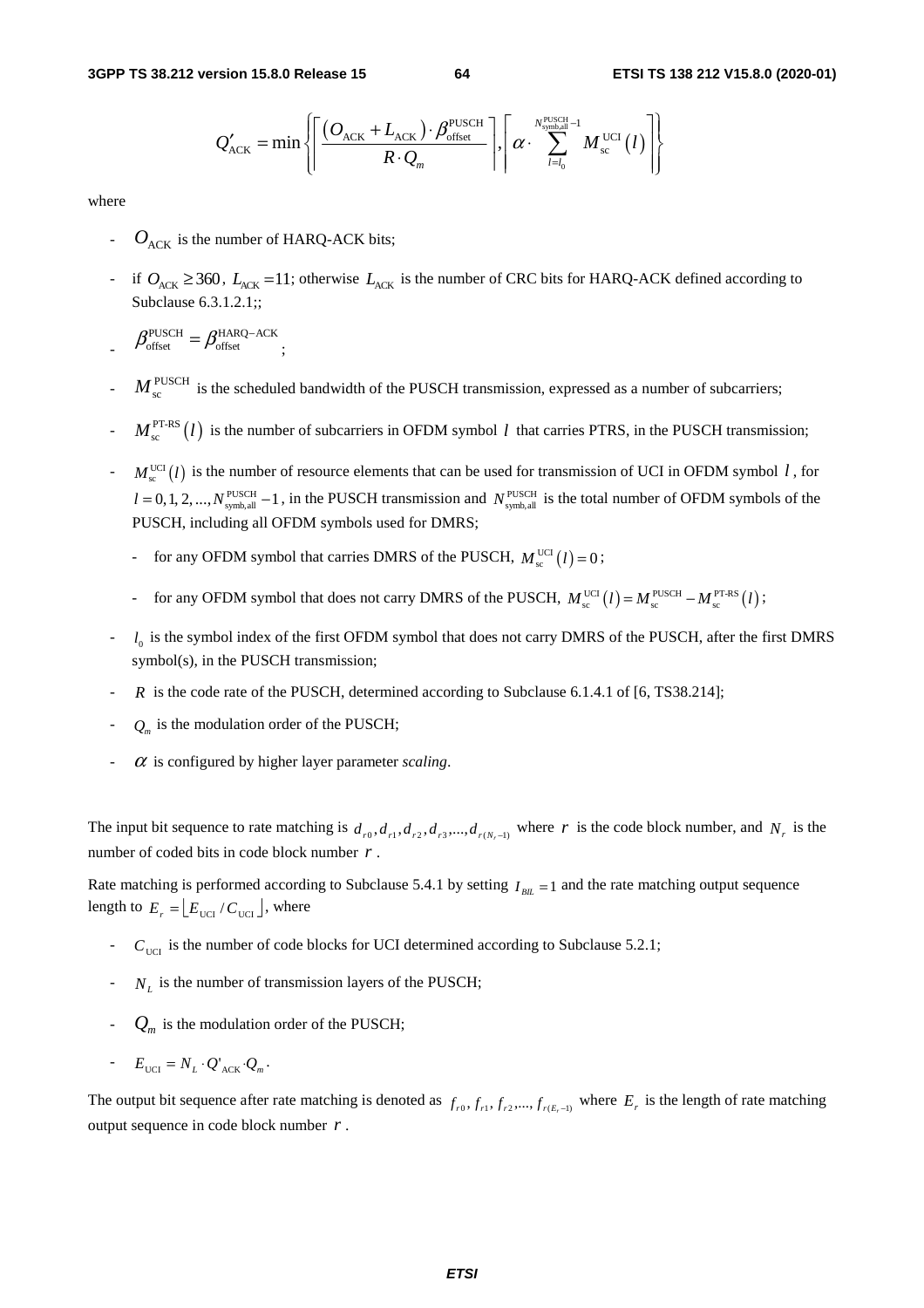$$Q'_{\mathrm{ACK}} = \min\left\{ \left\lceil \frac{(O_{\mathrm{ACK}} + L_{\mathrm{ACK}}) \cdot \beta_{\mathrm{offset}}^{\mathrm{PUSCH}}}{R \cdot Q_m} \right\rceil, \left\lceil \alpha \cdot \sum_{l=l_0}^{N_{\mathrm{symb,all}}^{\mathrm{PUSCH}}-1} M_{\mathrm{sc}}^{\mathrm{UCI}}(l) \right\rceil \right\}$$

where

- $O_{\mathrm{ACK}}$ is the number of HARQ-ACK bits;
- if $O_{\mathrm{ACK}} \geq 360$, $L_{\mathrm{ACK}} = 11$; otherwise $L_{\mathrm{ACK}}$ is the number of CRC bits for HARQ-ACK defined according to Subclause 6.3.1.2.1;;
- $\beta_{\mathrm{offset}}^{\mathrm{PUSCH}} = \beta_{\mathrm{offset}}^{\mathrm{HARQ-ACK}}$;
- $M_{\mathrm{sc}}^{\mathrm{PUSCH}}$ is the scheduled bandwidth of the PUSCH transmission, expressed as a number of subcarriers;
- $M_{\mathrm{sc}}^{\mathrm{PT-RS}}(l)$ is the number of subcarriers in OFDM symbol $l$ that carries PTRS, in the PUSCH transmission;
- $M_{\mathrm{sc}}^{\mathrm{UCI}}(l)$ is the number of resource elements that can be used for transmission of UCI in OFDM symbol $l$, for $l = 0, 1, 2, ..., N_{\mathrm{symb,all}}^{\mathrm{PUSCH}} - 1$, in the PUSCH transmission and $N_{\mathrm{symb,all}}^{\mathrm{PUSCH}}$ is the total number of OFDM symbols of the PUSCH, including all OFDM symbols used for DMRS;
  - for any OFDM symbol that carries DMRS of the PUSCH, $M_{\mathrm{sc}}^{\mathrm{UCI}}(l) = 0$;
  - for any OFDM symbol that does not carry DMRS of the PUSCH, $M_{\mathrm{sc}}^{\mathrm{UCI}}(l) = M_{\mathrm{sc}}^{\mathrm{PUSCH}} - M_{\mathrm{sc}}^{\mathrm{PT-RS}}(l)$;
- $l_0$ is the symbol index of the first OFDM symbol that does not carry DMRS of the PUSCH, after the first DMRS symbol(s), in the PUSCH transmission;
- $R$ is the code rate of the PUSCH, determined according to Subclause 6.1.4.1 of [6, TS38.214];
- $Q_m$ is the modulation order of the PUSCH;
- $\alpha$ is configured by higher layer parameter *scaling*.

The input bit sequence to rate matching is $d_{r0}, d_{r1}, d_{r2}, d_{r3}, ..., d_{r(N_r-1)}$ where $r$ is the code block number, and $N_r$ is the number of coded bits in code block number $r$.

Rate matching is performed according to Subclause 5.4.1 by setting $I_{BIL} = 1$ and the rate matching output sequence length to $E_r = \lfloor E_{\mathrm{UCI}} / C_{\mathrm{UCI}} \rfloor$, where

- $C_{\mathrm{UCI}}$ is the number of code blocks for UCI determined according to Subclause 5.2.1;
- $N_L$ is the number of transmission layers of the PUSCH;
- $Q_m$ is the modulation order of the PUSCH;
- $E_{\mathrm{UCI}} = N_L \cdot Q'_{\mathrm{ACK}} \cdot Q_m$.

The output bit sequence after rate matching is denoted as $f_{r0}, f_{r1}, f_{r2}, ..., f_{r(E_r-1)}$ where $E_r$ is the length of rate matching output sequence in code block number $r$.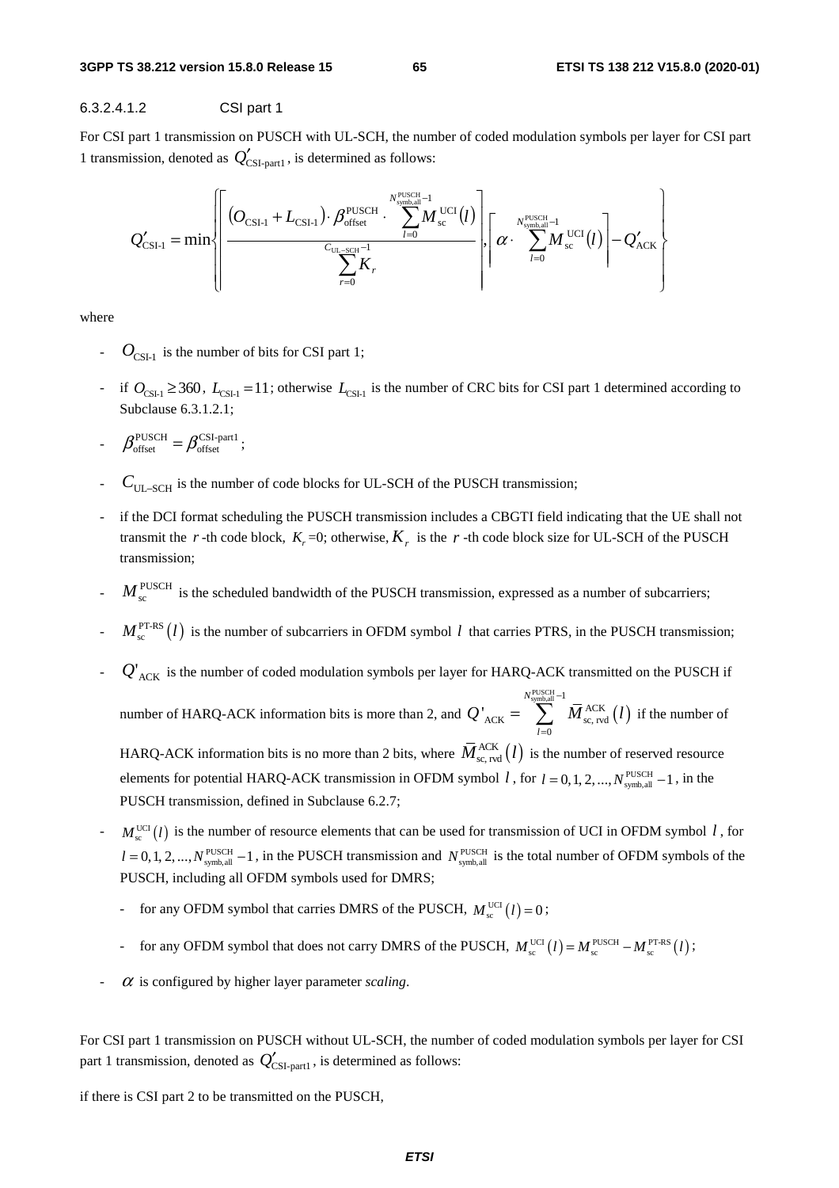#### 6.3.2.4.1.2 CSI part 1

For CSI part 1 transmission on PUSCH with UL-SCH, the number of coded modulation symbols per layer for CSI part 1 transmission, denoted as $Q'_{\text{CSI-part1}}$, is determined as follows:

$$Q'_{\text{CSI-1}} = \min\left\{ \left\lceil \frac{(O_{\text{CSI-1}} + L_{\text{CSI-1}}) \cdot \beta_{\text{offset}}^{\text{PUSCH}} \cdot \sum_{l=0}^{N_{\text{symb,all}}^{\text{PUSCH}}-1} M_{\text{sc}}^{\text{UCI}}(l)}{\sum_{r=0}^{C_{\text{UL-SCH}}-1} K_r} \right\rceil, \left\lceil \alpha \cdot \sum_{l=0}^{N_{\text{symb,all}}^{\text{PUSCH}}-1} M_{\text{sc}}^{\text{UCI}}(l) \right\rceil - Q'_{\text{ACK}} \right\}$$

where

- $O_{\text{CSI-1}}$ is the number of bits for CSI part 1;
- if $O_{\text{CSI-1}} \geq 360$, $L_{\text{CSI-1}} = 11$; otherwise $L_{\text{CSI-1}}$ is the number of CRC bits for CSI part 1 determined according to Subclause 6.3.1.2.1;
- $\beta_{\text{offset}}^{\text{PUSCH}} = \beta_{\text{offset}}^{\text{CSI-part1}}$;
- $C_{\text{UL-SCH}}$ is the number of code blocks for UL-SCH of the PUSCH transmission;
- if the DCI format scheduling the PUSCH transmission includes a CBGTI field indicating that the UE shall not transmit the $r$-th code block, $K_r$=0; otherwise, $K_r$ is the $r$-th code block size for UL-SCH of the PUSCH transmission;
- $M_{\text{sc}}^{\text{PUSCH}}$ is the scheduled bandwidth of the PUSCH transmission, expressed as a number of subcarriers;
- $M_{\text{sc}}^{\text{PT-RS}}(l)$ is the number of subcarriers in OFDM symbol $l$ that carries PTRS, in the PUSCH transmission;
- $Q'_{\text{ACK}}$ is the number of coded modulation symbols per layer for HARQ-ACK transmitted on the PUSCH if number of HARQ-ACK information bits is more than 2, and $Q'_{\text{ACK}} = \sum_{l=0}^{N_{\text{symb,all}}^{\text{PUSCH}}-1} \bar{M}_{\text{sc,rvd}}^{\text{ACK}}(l)$ if the number of HARQ-ACK information bits is no more than 2 bits, where $\bar{M}_{\text{sc,rvd}}^{\text{ACK}}(l)$ is the number of reserved resource elements for potential HARQ-ACK transmission in OFDM symbol $l$, for $l = 0,1,2,...,N_{\text{symb,all}}^{\text{PUSCH}}-1$, in the PUSCH transmission, defined in Subclause 6.2.7;
- $M_{\text{sc}}^{\text{UCI}}(l)$ is the number of resource elements that can be used for transmission of UCI in OFDM symbol $l$, for $l = 0,1,2,...,N_{\text{symb,all}}^{\text{PUSCH}}-1$, in the PUSCH transmission and $N_{\text{symb,all}}^{\text{PUSCH}}$ is the total number of OFDM symbols of the PUSCH, including all OFDM symbols used for DMRS;
  - for any OFDM symbol that carries DMRS of the PUSCH, $M_{\text{sc}}^{\text{UCI}}(l) = 0$;
  - for any OFDM symbol that does not carry DMRS of the PUSCH, $M_{\text{sc}}^{\text{UCI}}(l) = M_{\text{sc}}^{\text{PUSCH}} - M_{\text{sc}}^{\text{PT-RS}}(l)$;
- $\alpha$ is configured by higher layer parameter *scaling*.

For CSI part 1 transmission on PUSCH without UL-SCH, the number of coded modulation symbols per layer for CSI part 1 transmission, denoted as $Q'_{\text{CSI-part1}}$, is determined as follows:

if there is CSI part 2 to be transmitted on the PUSCH,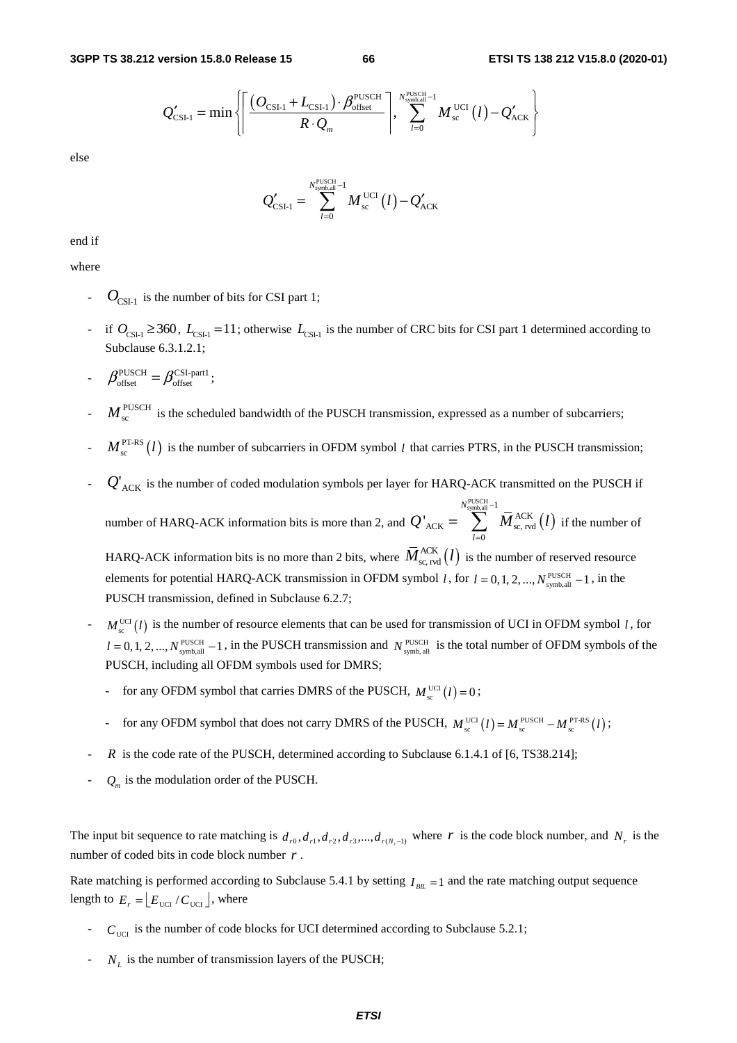$$Q'_{\text{CSI-1}} = \min\left\{ \left\lceil \frac{(O_{\text{CSI-1}} + L_{\text{CSI-1}}) \cdot \beta_{\text{offset}}^{\text{PUSCH}}}{R \cdot Q_m} \right\rceil, \sum_{l=0}^{N_{\text{symb,all}}^{\text{PUSCH}}-1} M_{\text{sc}}^{\text{UCI}}(l) - Q'_{\text{ACK}} \right\}$$

else

$$Q'_{\text{CSI-1}} = \sum_{l=0}^{N_{\text{symb,all}}^{\text{PUSCH}}-1} M_{\text{sc}}^{\text{UCI}}(l) - Q'_{\text{ACK}}$$

end if

where

- $O_{\text{CSI-1}}$ is the number of bits for CSI part 1;
- if $O_{\text{CSI-1}} \geq 360$, $L_{\text{CSI-1}} = 11$; otherwise $L_{\text{CSI-1}}$ is the number of CRC bits for CSI part 1 determined according to Subclause 6.3.1.2.1;
- $\beta_{\text{offset}}^{\text{PUSCH}} = \beta_{\text{offset}}^{\text{CSI-part1}}$;
- $M_{\text{sc}}^{\text{PUSCH}}$ is the scheduled bandwidth of the PUSCH transmission, expressed as a number of subcarriers;
- $M_{\text{sc}}^{\text{PT-RS}}(l)$ is the number of subcarriers in OFDM symbol $l$ that carries PTRS, in the PUSCH transmission;
- $Q'_{\text{ACK}}$ is the number of coded modulation symbols per layer for HARQ-ACK transmitted on the PUSCH if number of HARQ-ACK information bits is more than 2, and $Q'_{\text{ACK}} = \sum_{l=0}^{N_{\text{symb,all}}^{\text{PUSCH}}-1} \bar{M}_{\text{sc, rvd}}^{\text{ACK}}(l)$ if the number of HARQ-ACK information bits is no more than 2 bits, where $\bar{M}_{\text{sc, rvd}}^{\text{ACK}}(l)$ is the number of reserved resource elements for potential HARQ-ACK transmission in OFDM symbol $l$, for $l = 0,1,2,...,N_{\text{symb,all}}^{\text{PUSCH}} - 1$, in the PUSCH transmission, defined in Subclause 6.2.7;
- $M_{\text{sc}}^{\text{UCI}}(l)$ is the number of resource elements that can be used for transmission of UCI in OFDM symbol $l$, for $l = 0,1,2,...,N_{\text{symb,all}}^{\text{PUSCH}} - 1$, in the PUSCH transmission and $N_{\text{symb, all}}^{\text{PUSCH}}$ is the total number of OFDM symbols of the PUSCH, including all OFDM symbols used for DMRS;
  - for any OFDM symbol that carries DMRS of the PUSCH, $M_{\text{sc}}^{\text{UCI}}(l) = 0$;
  - for any OFDM symbol that does not carry DMRS of the PUSCH, $M_{\text{sc}}^{\text{UCI}}(l) = M_{\text{sc}}^{\text{PUSCH}} - M_{\text{sc}}^{\text{PT-RS}}(l)$;
- $R$ is the code rate of the PUSCH, determined according to Subclause 6.1.4.1 of [6, TS38.214];
- $Q_m$ is the modulation order of the PUSCH.

The input bit sequence to rate matching is $d_{r0}, d_{r1}, d_{r2}, d_{r3}, ..., d_{r(N_r-1)}$ where $r$ is the code block number, and $N_r$ is the number of coded bits in code block number $r$.

Rate matching is performed according to Subclause 5.4.1 by setting $I_{BIL} = 1$ and the rate matching output sequence length to $E_r = \lfloor E_{\text{UCI}} / C_{\text{UCI}} \rfloor$, where

- $C_{\text{UCI}}$ is the number of code blocks for UCI determined according to Subclause 5.2.1;
- $N_L$ is the number of transmission layers of the PUSCH;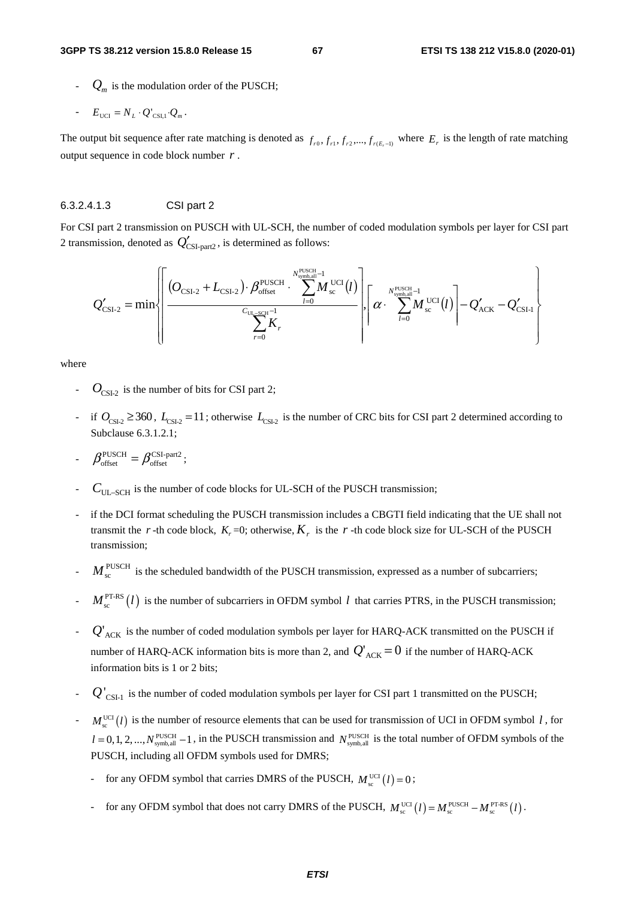- $Q_m$ is the modulation order of the PUSCH;

- $E_{\text{UCI}} = N_L \cdot Q'_{\text{CSI,1}} \cdot Q_m$.

The output bit sequence after rate matching is denoted as $f_{r0}, f_{r1}, f_{r2}, ..., f_{r(E_r-1)}$ where $E_r$ is the length of rate matching output sequence in code block number $r$.

#### 6.3.2.4.1.3 CSI part 2

For CSI part 2 transmission on PUSCH with UL-SCH, the number of coded modulation symbols per layer for CSI part 2 transmission, denoted as $Q'_{\text{CSI-part2}}$, is determined as follows:

$$Q'_{\text{CSI-2}} = \min\left\{ \left\lceil \frac{\left(O_{\text{CSI-2}} + L_{\text{CSI-2}}\right) \cdot \beta_{\text{offset}}^{\text{PUSCH}} \cdot \sum_{l=0}^{N_{\text{symb,all}}^{\text{PUSCH}}-1} M_{\text{sc}}^{\text{UCI}}(l)}{\sum_{r=0}^{C_{\text{UL-SCH}}-1} K_r} \right\rceil, \left\lceil \alpha \cdot \sum_{l=0}^{N_{\text{symb,all}}^{\text{PUSCH}}-1} M_{\text{sc}}^{\text{UCI}}(l) \right\rceil - Q'_{\text{ACK}} - Q'_{\text{CSI-1}} \right\}$$

where

- $O_{\text{CSI-2}}$ is the number of bits for CSI part 2;

- if $O_{\text{CSI-2}} \geq 360$, $L_{\text{CSI-2}} = 11$; otherwise $L_{\text{CSI-2}}$ is the number of CRC bits for CSI part 2 determined according to Subclause 6.3.1.2.1;

- $\beta_{\text{offset}}^{\text{PUSCH}} = \beta_{\text{offset}}^{\text{CSI-part2}}$;

- $C_{\text{UL-SCH}}$ is the number of code blocks for UL-SCH of the PUSCH transmission;

- if the DCI format scheduling the PUSCH transmission includes a CBGTI field indicating that the UE shall not transmit the $r$-th code block, $K_r$=0; otherwise, $K_r$ is the $r$-th code block size for UL-SCH of the PUSCH transmission;

- $M_{\text{sc}}^{\text{PUSCH}}$ is the scheduled bandwidth of the PUSCH transmission, expressed as a number of subcarriers;

- $M_{\text{sc}}^{\text{PT-RS}}(l)$ is the number of subcarriers in OFDM symbol $l$ that carries PTRS, in the PUSCH transmission;

- $Q'_{\text{ACK}}$ is the number of coded modulation symbols per layer for HARQ-ACK transmitted on the PUSCH if number of HARQ-ACK information bits is more than 2, and $Q'_{\text{ACK}} = 0$ if the number of HARQ-ACK information bits is 1 or 2 bits;

- $Q'_{\text{CSI-1}}$ is the number of coded modulation symbols per layer for CSI part 1 transmitted on the PUSCH;

- $M_{\text{sc}}^{\text{UCI}}(l)$ is the number of resource elements that can be used for transmission of UCI in OFDM symbol $l$, for $l = 0, 1, 2, ..., N_{\text{symb,all}}^{\text{PUSCH}} - 1$, in the PUSCH transmission and $N_{\text{symb,all}}^{\text{PUSCH}}$ is the total number of OFDM symbols of the PUSCH, including all OFDM symbols used for DMRS;

  - for any OFDM symbol that carries DMRS of the PUSCH, $M_{\text{sc}}^{\text{UCI}}(l) = 0$;

  - for any OFDM symbol that does not carry DMRS of the PUSCH, $M_{\text{sc}}^{\text{UCI}}(l) = M_{\text{sc}}^{\text{PUSCH}} - M_{\text{sc}}^{\text{PT-RS}}(l)$.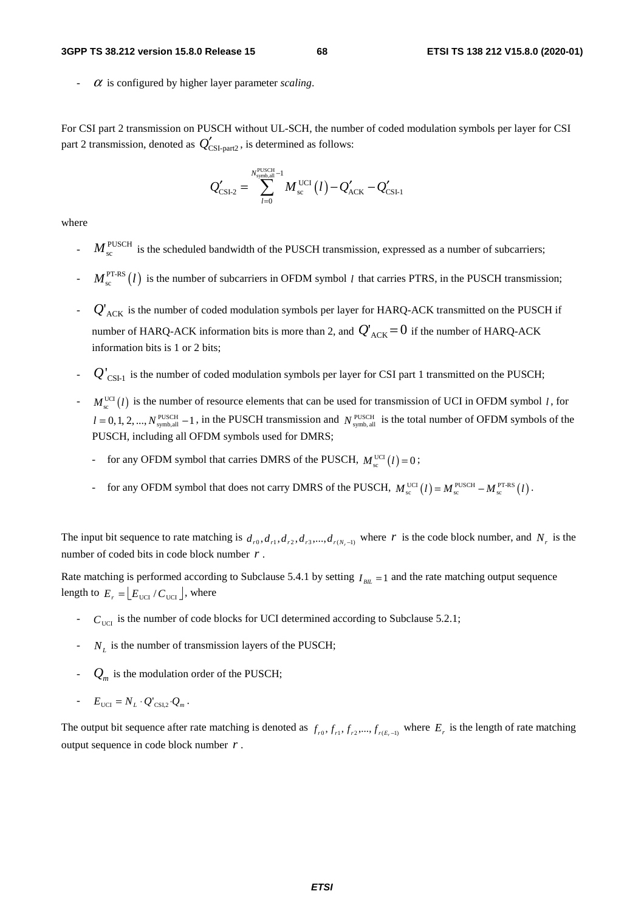- $\alpha$ is configured by higher layer parameter *scaling*.

For CSI part 2 transmission on PUSCH without UL-SCH, the number of coded modulation symbols per layer for CSI part 2 transmission, denoted as $Q'_{\text{CSI-part2}}$, is determined as follows:

$$Q'_{\text{CSI-2}} = \sum_{l=0}^{N_{\text{symb,all}}^{\text{PUSCH}}-1} M_{\text{sc}}^{\text{UCI}}(l) - Q'_{\text{ACK}} - Q'_{\text{CSI-1}}$$

where

- $M_{\text{sc}}^{\text{PUSCH}}$ is the scheduled bandwidth of the PUSCH transmission, expressed as a number of subcarriers;
- $M_{\text{sc}}^{\text{PT-RS}}(l)$ is the number of subcarriers in OFDM symbol $l$ that carries PTRS, in the PUSCH transmission;
- $Q'_{\text{ACK}}$ is the number of coded modulation symbols per layer for HARQ-ACK transmitted on the PUSCH if number of HARQ-ACK information bits is more than 2, and $Q'_{\text{ACK}} = 0$ if the number of HARQ-ACK information bits is 1 or 2 bits;
- $Q'_{\text{CSI-1}}$ is the number of coded modulation symbols per layer for CSI part 1 transmitted on the PUSCH;
- $M_{\text{sc}}^{\text{UCI}}(l)$ is the number of resource elements that can be used for transmission of UCI in OFDM symbol $l$, for $l = 0, 1, 2, ..., N_{\text{symb,all}}^{\text{PUSCH}} - 1$, in the PUSCH transmission and $N_{\text{symb,all}}^{\text{PUSCH}}$ is the total number of OFDM symbols of the PUSCH, including all OFDM symbols used for DMRS;
  - for any OFDM symbol that carries DMRS of the PUSCH, $M_{\text{sc}}^{\text{UCI}}(l) = 0$;
  - for any OFDM symbol that does not carry DMRS of the PUSCH, $M_{\text{sc}}^{\text{UCI}}(l) = M_{\text{sc}}^{\text{PUSCH}} - M_{\text{sc}}^{\text{PT-RS}}(l)$.

The input bit sequence to rate matching is $d_{r0}, d_{r1}, d_{r2}, d_{r3}, ..., d_{r(N_r-1)}$ where $r$ is the code block number, and $N_r$ is the number of coded bits in code block number $r$.

Rate matching is performed according to Subclause 5.4.1 by setting $I_{BIL} = 1$ and the rate matching output sequence length to $E_r = \lfloor E_{\text{UCI}} / C_{\text{UCI}} \rfloor$, where

- $C_{\text{UCI}}$ is the number of code blocks for UCI determined according to Subclause 5.2.1;
- $N_L$ is the number of transmission layers of the PUSCH;
- $Q_m$ is the modulation order of the PUSCH;
- $E_{\text{UCI}} = N_L \cdot Q'_{\text{CSI,2}} \cdot Q_m$.

The output bit sequence after rate matching is denoted as $f_{r0}, f_{r1}, f_{r2}, ..., f_{r(E_r-1)}$ where $E_r$ is the length of rate matching output sequence in code block number $r$.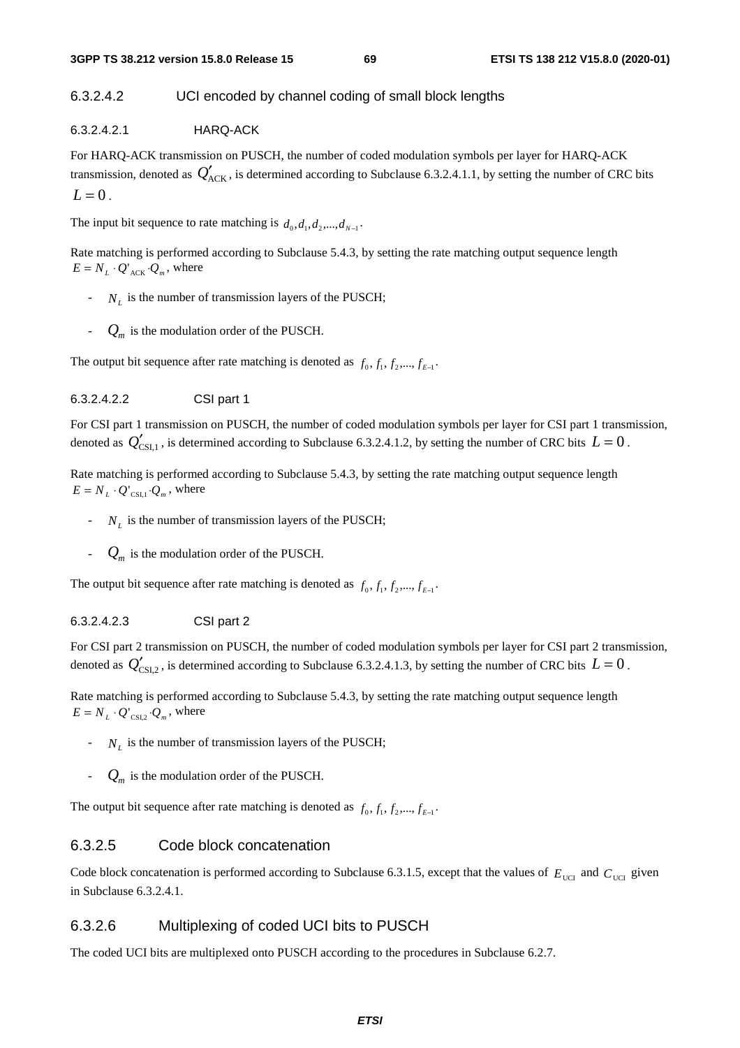#### 6.3.2.4.2 UCI encoded by channel coding of small block lengths

##### 6.3.2.4.2.1 HARQ-ACK

For HARQ-ACK transmission on PUSCH, the number of coded modulation symbols per layer for HARQ-ACK transmission, denoted as $Q'_{\mathrm{ACK}}$, is determined according to Subclause 6.3.2.4.1.1, by setting the number of CRC bits $L = 0$.

The input bit sequence to rate matching is $d_0, d_1, d_2, ..., d_{N-1}$.

Rate matching is performed according to Subclause 5.4.3, by setting the rate matching output sequence length $E = N_L \cdot Q'_{\mathrm{ACK}} \cdot Q_m$, where

- $N_L$ is the number of transmission layers of the PUSCH;
- $Q_m$ is the modulation order of the PUSCH.

The output bit sequence after rate matching is denoted as $f_0, f_1, f_2, ..., f_{E-1}$.

##### 6.3.2.4.2.2 CSI part 1

For CSI part 1 transmission on PUSCH, the number of coded modulation symbols per layer for CSI part 1 transmission, denoted as $Q'_{\mathrm{CSI},1}$, is determined according to Subclause 6.3.2.4.1.2, by setting the number of CRC bits $L = 0$.

Rate matching is performed according to Subclause 5.4.3, by setting the rate matching output sequence length $E = N_L \cdot Q'_{\mathrm{CSI},1} \cdot Q_m$, where

- $N_L$ is the number of transmission layers of the PUSCH;
- $Q_m$ is the modulation order of the PUSCH.

The output bit sequence after rate matching is denoted as $f_0, f_1, f_2, ..., f_{E-1}$.

##### 6.3.2.4.2.3 CSI part 2

For CSI part 2 transmission on PUSCH, the number of coded modulation symbols per layer for CSI part 2 transmission, denoted as $Q'_{\mathrm{CSI},2}$, is determined according to Subclause 6.3.2.4.1.3, by setting the number of CRC bits $L = 0$.

Rate matching is performed according to Subclause 5.4.3, by setting the rate matching output sequence length $E = N_L \cdot Q'_{\mathrm{CSI},2} \cdot Q_m$, where

- $N_L$ is the number of transmission layers of the PUSCH;
- $Q_m$ is the modulation order of the PUSCH.

The output bit sequence after rate matching is denoted as $f_0, f_1, f_2, ..., f_{E-1}$.

### 6.3.2.5 Code block concatenation

Code block concatenation is performed according to Subclause 6.3.1.5, except that the values of $E_{\mathrm{UCI}}$ and $C_{\mathrm{UCI}}$ given in Subclause 6.3.2.4.1.

### 6.3.2.6 Multiplexing of coded UCI bits to PUSCH

The coded UCI bits are multiplexed onto PUSCH according to the procedures in Subclause 6.2.7.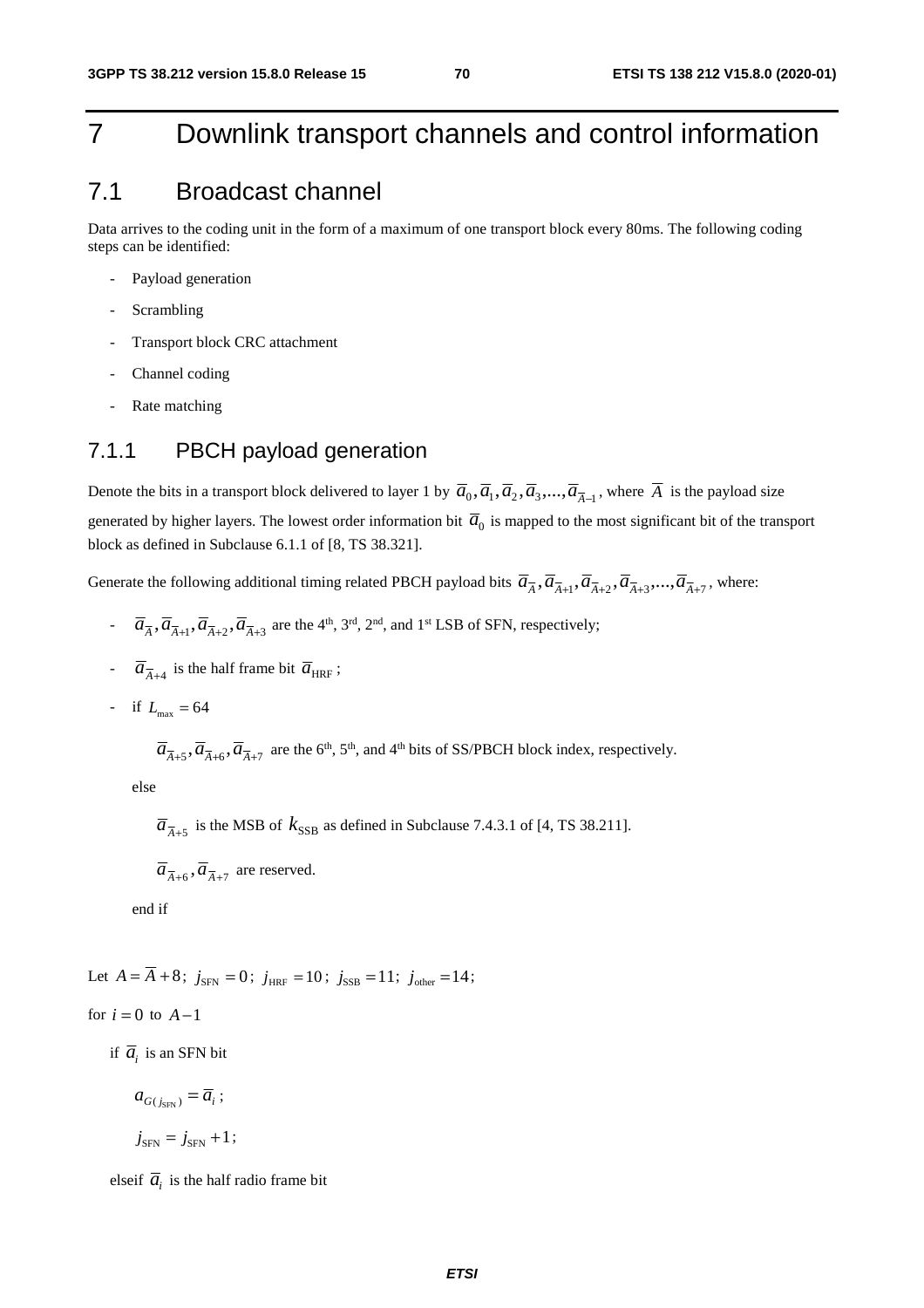# 7 Downlink transport channels and control information

## 7.1 Broadcast channel

Data arrives to the coding unit in the form of a maximum of one transport block every 80ms. The following coding steps can be identified:

- Payload generation
- Scrambling
- Transport block CRC attachment
- Channel coding
- Rate matching

### 7.1.1 PBCH payload generation

Denote the bits in a transport block delivered to layer 1 by $\bar{a}_0, \bar{a}_1, \bar{a}_2, \bar{a}_3, ..., \bar{a}_{\bar{A}-1}$, where $\bar{A}$ is the payload size generated by higher layers. The lowest order information bit $\bar{a}_0$ is mapped to the most significant bit of the transport block as defined in Subclause 6.1.1 of [8, TS 38.321].

Generate the following additional timing related PBCH payload bits $\bar{a}_{\bar{A}}, \bar{a}_{\bar{A}+1}, \bar{a}_{\bar{A}+2}, \bar{a}_{\bar{A}+3}, ..., \bar{a}_{\bar{A}+7}$, where:

- $\bar{a}_{\bar{A}}, \bar{a}_{\bar{A}+1}, \bar{a}_{\bar{A}+2}, \bar{a}_{\bar{A}+3}$ are the 4th, 3rd, 2nd, and 1st LSB of SFN, respectively;
- $\bar{a}_{\bar{A}+4}$ is the half frame bit $\bar{a}_{\text{HRF}}$;
- if $L_{\max} = 64$

  $\bar{a}_{\bar{A}+5}, \bar{a}_{\bar{A}+6}, \bar{a}_{\bar{A}+7}$ are the 6th, 5th, and 4th bits of SS/PBCH block index, respectively.

  else

  $\bar{a}_{\bar{A}+5}$ is the MSB of $k_{\text{SSB}}$ as defined in Subclause 7.4.3.1 of [4, TS 38.211].

  $\bar{a}_{\bar{A}+6}, \bar{a}_{\bar{A}+7}$ are reserved.

  end if

Let $A = \bar{A} + 8$; $j_{\text{SFN}} = 0$; $j_{\text{HRF}} = 10$; $j_{\text{SSB}} = 11$; $j_{\text{other}} = 14$;

for $i = 0$ to $A - 1$

  if $\bar{a}_i$ is an SFN bit

    $a_{G(j_{\text{SFN}})} = \bar{a}_i$;

    $j_{\text{SFN}} = j_{\text{SFN}} + 1$;

  elseif $\bar{a}_i$ is the half radio frame bit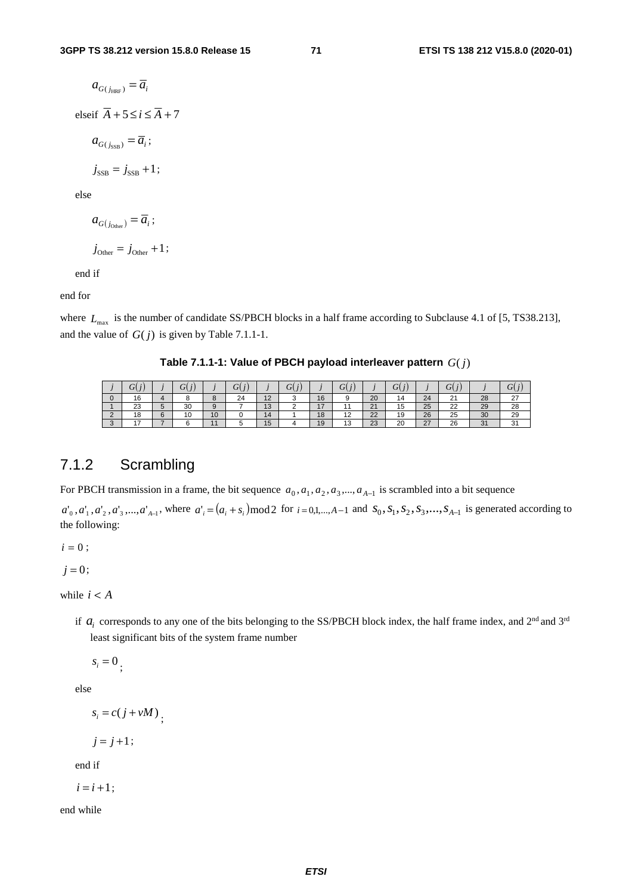$a_{G(j_{\text{HRF}})} = \bar{a}_i$

elseif $\bar{A} + 5 \leq i \leq \bar{A} + 7$

$a_{G(j_{\text{SSB}})} = \bar{a}_i$;

$j_{\text{SSB}} = j_{\text{SSB}} + 1$;

else

$a_{G(j_{\text{Other}})} = \bar{a}_i$;

$j_{\text{Other}} = j_{\text{Other}} + 1$;

end if

end for

where $L_{\max}$ is the number of candidate SS/PBCH blocks in a half frame according to Subclause 4.1 of [5, TS38.213], and the value of $G(j)$ is given by Table 7.1.1-1.

**Table 7.1.1-1: Value of PBCH payload interleaver pattern $G(j)$**

| $j$ | $G(j)$ | $j$ | $G(j)$ | $j$ | $G(j)$ | $j$ | $G(j)$ | $j$ | $G(j)$ | $j$ | $G(j)$ | $j$ | $G(j)$ | $j$ | $G(j)$ |
|---|---|---|---|---|---|---|---|---|---|---|---|---|---|---|---|
| 0 | 16 | 4 | 8 | 8 | 24 | 12 | 3 | 16 | 9 | 20 | 14 | 24 | 21 | 28 | 27 |
| 1 | 23 | 5 | 30 | 9 | 7 | 13 | 2 | 17 | 11 | 21 | 15 | 25 | 22 | 29 | 28 |
| 2 | 18 | 6 | 10 | 10 | 0 | 14 | 1 | 18 | 12 | 22 | 19 | 26 | 25 | 30 | 29 |
| 3 | 17 | 7 | 6 | 11 | 5 | 15 | 4 | 19 | 13 | 23 | 20 | 27 | 26 | 31 | 31 |

## 7.1.2 Scrambling

For PBCH transmission in a frame, the bit sequence $a_0, a_1, a_2, a_3, ..., a_{A-1}$ is scrambled into a bit sequence $a'_0, a'_1, a'_2, a'_3, ..., a'_{A-1}$, where $a'_i = (a_i + s_i) \bmod 2$ for $i = 0,1,...,A-1$ and $s_0, s_1, s_2, s_3, ..., s_{A-1}$ is generated according to the following:

$i = 0$;

$j = 0$;

while $i < A$

if $a_i$ corresponds to any one of the bits belonging to the SS/PBCH block index, the half frame index, and 2nd and 3rd least significant bits of the system frame number

$s_i = 0$;

else

$s_i = c(j + vM)$;

$j = j + 1$;

end if

$i = i + 1$;

end while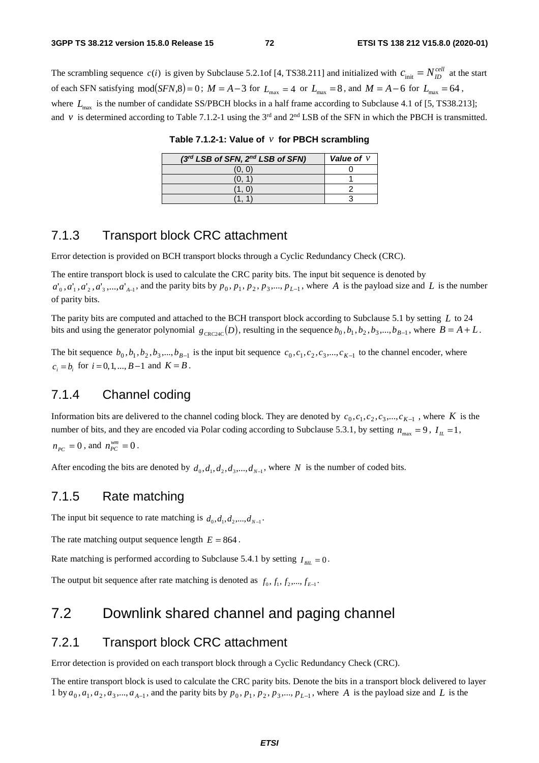The scrambling sequence $c(i)$ is given by Subclause 5.2.1of [4, TS38.211] and initialized with $c_{\text{init}} = N_{ID}^{cell}$ at the start of each SFN satisfying $\text{mod}(SFN,8) = 0$; $M = A - 3$ for $L_{\max} = 4$ or $L_{\max} = 8$, and $M = A - 6$ for $L_{\max} = 64$, where $L_{\max}$ is the number of candidate SS/PBCH blocks in a half frame according to Subclause 4.1 of [5, TS38.213]; and $v$ is determined according to Table 7.1.2-1 using the 3rd and 2nd LSB of the SFN in which the PBCH is transmitted.

**Table 7.1.2-1: Value of $v$ for PBCH scrambling**

| *(3rd LSB of SFN, 2nd LSB of SFN)* | *Value of $v$* |
|---|---|
| (0, 0) | 0 |
| (0, 1) | 1 |
| (1, 0) | 2 |
| (1, 1) | 3 |

### 7.1.3 Transport block CRC attachment

Error detection is provided on BCH transport blocks through a Cyclic Redundancy Check (CRC).

The entire transport block is used to calculate the CRC parity bits. The input bit sequence is denoted by $a'_0, a'_1, a'_2, a'_3, ..., a'_{A-1}$, and the parity bits by $p_0, p_1, p_2, p_3, ..., p_{L-1}$, where $A$ is the payload size and $L$ is the number of parity bits.

The parity bits are computed and attached to the BCH transport block according to Subclause 5.1 by setting $L$ to 24 bits and using the generator polynomial $g_{\text{CRC24C}}(D)$, resulting in the sequence $b_0, b_1, b_2, b_3, ..., b_{B-1}$, where $B = A + L$.

The bit sequence $b_0, b_1, b_2, b_3, ..., b_{B-1}$ is the input bit sequence $c_0, c_1, c_2, c_3, ..., c_{K-1}$ to the channel encoder, where $c_i = b_i$ for $i = 0, 1, ..., B-1$ and $K = B$.

### 7.1.4 Channel coding

Information bits are delivered to the channel coding block. They are denoted by $c_0, c_1, c_2, c_3, ..., c_{K-1}$, where $K$ is the number of bits, and they are encoded via Polar coding according to Subclause 5.3.1, by setting $n_{\max} = 9$, $I_{IL} = 1$, $n_{PC} = 0$, and $n_{PC}^{wm} = 0$.

After encoding the bits are denoted by $d_0, d_1, d_2, d_3, ..., d_{N-1}$, where $N$ is the number of coded bits.

### 7.1.5 Rate matching

The input bit sequence to rate matching is $d_0, d_1, d_2, ..., d_{N-1}$.

The rate matching output sequence length $E = 864$.

Rate matching is performed according to Subclause 5.4.1 by setting $I_{BIL} = 0$.

The output bit sequence after rate matching is denoted as $f_0, f_1, f_2, ..., f_{E-1}$.

## 7.2 Downlink shared channel and paging channel

### 7.2.1 Transport block CRC attachment

Error detection is provided on each transport block through a Cyclic Redundancy Check (CRC).

The entire transport block is used to calculate the CRC parity bits. Denote the bits in a transport block delivered to layer 1 by $a_0, a_1, a_2, a_3, ..., a_{A-1}$, and the parity bits by $p_0, p_1, p_2, p_3, ..., p_{L-1}$, where $A$ is the payload size and $L$ is the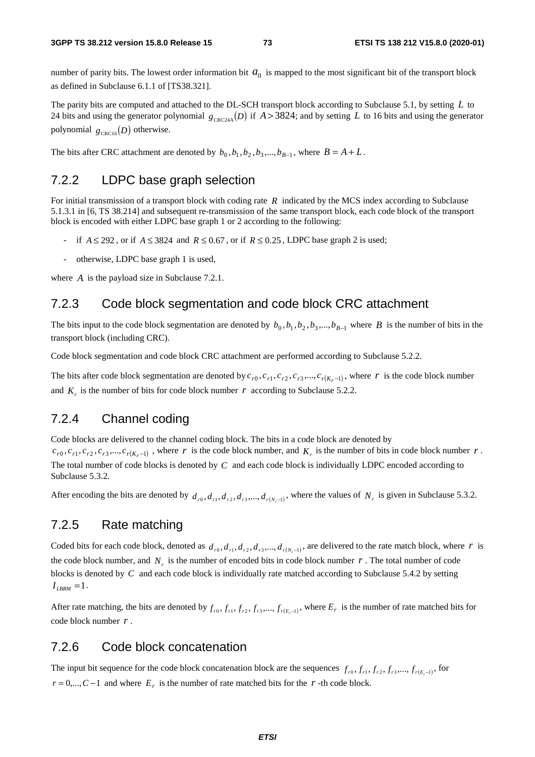number of parity bits. The lowest order information bit $a_0$ is mapped to the most significant bit of the transport block as defined in Subclause 6.1.1 of [TS38.321].

The parity bits are computed and attached to the DL-SCH transport block according to Subclause 5.1, by setting $L$ to 24 bits and using the generator polynomial $g_{\text{CRC24A}}(D)$ if $A > 3824$; and by setting $L$ to 16 bits and using the generator polynomial $g_{\text{CRC16}}(D)$ otherwise.

The bits after CRC attachment are denoted by $b_0, b_1, b_2, b_3, ..., b_{B-1}$, where $B = A + L$.

## 7.2.2 LDPC base graph selection

For initial transmission of a transport block with coding rate $R$ indicated by the MCS index according to Subclause 5.1.3.1 in [6, TS 38.214] and subsequent re-transmission of the same transport block, each code block of the transport block is encoded with either LDPC base graph 1 or 2 according to the following:

- if $A \leq 292$, or if $A \leq 3824$ and $R \leq 0.67$, or if $R \leq 0.25$, LDPC base graph 2 is used;
- otherwise, LDPC base graph 1 is used,

where $A$ is the payload size in Subclause 7.2.1.

## 7.2.3 Code block segmentation and code block CRC attachment

The bits input to the code block segmentation are denoted by $b_0, b_1, b_2, b_3, ..., b_{B-1}$ where $B$ is the number of bits in the transport block (including CRC).

Code block segmentation and code block CRC attachment are performed according to Subclause 5.2.2.

The bits after code block segmentation are denoted by $c_{r0}, c_{r1}, c_{r2}, c_{r3}, ..., c_{r(K_r-1)}$, where $r$ is the code block number and $K_r$ is the number of bits for code block number $r$ according to Subclause 5.2.2.

## 7.2.4 Channel coding

Code blocks are delivered to the channel coding block. The bits in a code block are denoted by $c_{r0}, c_{r1}, c_{r2}, c_{r3}, ..., c_{r(K_r-1)}$, where $r$ is the code block number, and $K_r$ is the number of bits in code block number $r$. The total number of code blocks is denoted by $C$ and each code block is individually LDPC encoded according to Subclause 5.3.2.

After encoding the bits are denoted by $d_{r0}, d_{r1}, d_{r2}, d_{r3}, ..., d_{r(N_r-1)}$, where the values of $N_r$ is given in Subclause 5.3.2.

## 7.2.5 Rate matching

Coded bits for each code block, denoted as $d_{r0}, d_{r1}, d_{r2}, d_{r3}, ..., d_{r(N_r-1)}$, are delivered to the rate match block, where $r$ is the code block number, and $N_r$ is the number of encoded bits in code block number $r$. The total number of code blocks is denoted by $C$ and each code block is individually rate matched according to Subclause 5.4.2 by setting $I_{LBRM} = 1$.

After rate matching, the bits are denoted by $f_{r0}, f_{r1}, f_{r2}, f_{r3}, ..., f_{r(E_r-1)}$, where $E_r$ is the number of rate matched bits for code block number $r$.

## 7.2.6 Code block concatenation

The input bit sequence for the code block concatenation block are the sequences $f_{r0}, f_{r1}, f_{r2}, f_{r3}, ..., f_{r(E_r-1)}$, for $r = 0, ..., C-1$ and where $E_r$ is the number of rate matched bits for the $r$-th code block.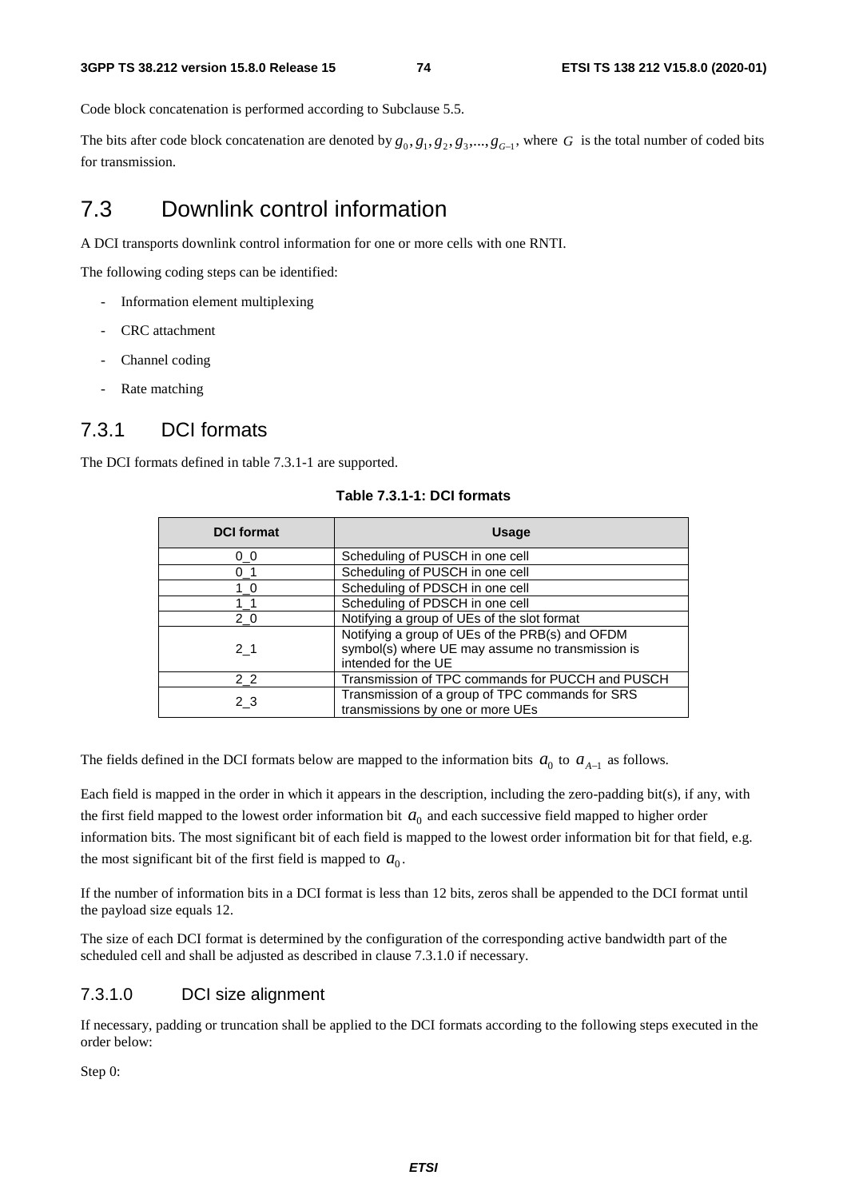Code block concatenation is performed according to Subclause 5.5.

The bits after code block concatenation are denoted by $g_0, g_1, g_2, g_3, ..., g_{G-1}$, where $G$ is the total number of coded bits for transmission.

# 7.3 Downlink control information

A DCI transports downlink control information for one or more cells with one RNTI.

The following coding steps can be identified:

- Information element multiplexing
- CRC attachment
- Channel coding
- Rate matching

## 7.3.1 DCI formats

The DCI formats defined in table 7.3.1-1 are supported.

**Table 7.3.1-1: DCI formats**

| DCI format | Usage |
|---|---|
| 0_0 | Scheduling of PUSCH in one cell |
| 0_1 | Scheduling of PUSCH in one cell |
| 1_0 | Scheduling of PDSCH in one cell |
| 1_1 | Scheduling of PDSCH in one cell |
| 2_0 | Notifying a group of UEs of the slot format |
| 2_1 | Notifying a group of UEs of the PRB(s) and OFDM symbol(s) where UE may assume no transmission is intended for the UE |
| 2_2 | Transmission of TPC commands for PUCCH and PUSCH |
| 2_3 | Transmission of a group of TPC commands for SRS transmissions by one or more UEs |

The fields defined in the DCI formats below are mapped to the information bits $a_0$ to $a_{A-1}$ as follows.

Each field is mapped in the order in which it appears in the description, including the zero-padding bit(s), if any, with the first field mapped to the lowest order information bit $a_0$ and each successive field mapped to higher order information bits. The most significant bit of each field is mapped to the lowest order information bit for that field, e.g. the most significant bit of the first field is mapped to $a_0$.

If the number of information bits in a DCI format is less than 12 bits, zeros shall be appended to the DCI format until the payload size equals 12.

The size of each DCI format is determined by the configuration of the corresponding active bandwidth part of the scheduled cell and shall be adjusted as described in clause 7.3.1.0 if necessary.

### 7.3.1.0 DCI size alignment

If necessary, padding or truncation shall be applied to the DCI formats according to the following steps executed in the order below:

Step 0: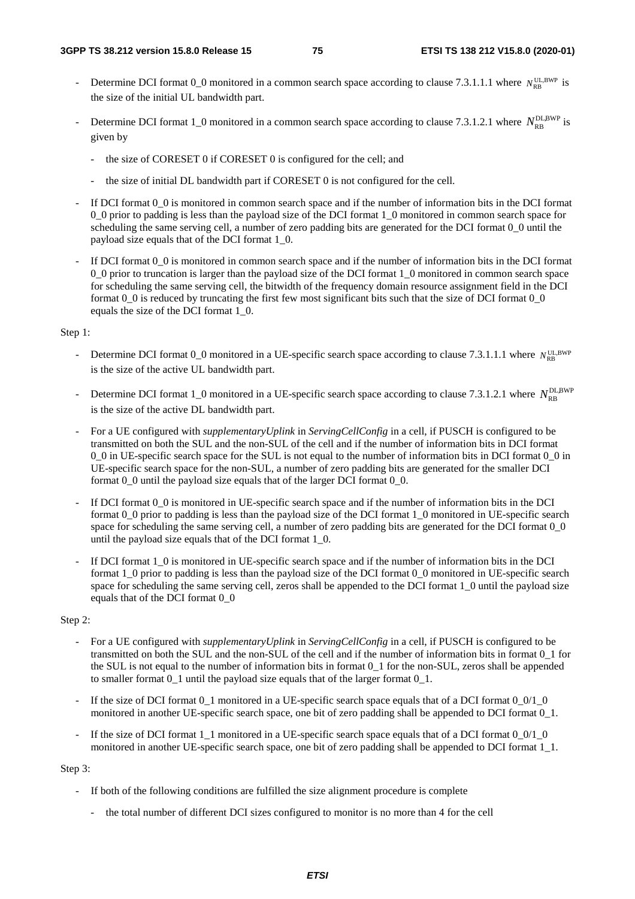- Determine DCI format 0_0 monitored in a common search space according to clause 7.3.1.1.1 where $N_{\text{RB}}^{\text{UL,BWP}}$ is the size of the initial UL bandwidth part.

- Determine DCI format 1_0 monitored in a common search space according to clause 7.3.1.2.1 where $N_{\text{RB}}^{\text{DL,BWP}}$ is given by

  - the size of CORESET 0 if CORESET 0 is configured for the cell; and

  - the size of initial DL bandwidth part if CORESET 0 is not configured for the cell.

- If DCI format 0_0 is monitored in common search space and if the number of information bits in the DCI format 0_0 prior to padding is less than the payload size of the DCI format 1_0 monitored in common search space for scheduling the same serving cell, a number of zero padding bits are generated for the DCI format 0_0 until the payload size equals that of the DCI format 1_0.

- If DCI format 0_0 is monitored in common search space and if the number of information bits in the DCI format 0_0 prior to truncation is larger than the payload size of the DCI format 1_0 monitored in common search space for scheduling the same serving cell, the bitwidth of the frequency domain resource assignment field in the DCI format 0_0 is reduced by truncating the first few most significant bits such that the size of DCI format 0_0 equals the size of the DCI format 1_0.

Step 1:

- Determine DCI format 0_0 monitored in a UE-specific search space according to clause 7.3.1.1.1 where $N_{\text{RB}}^{\text{UL,BWP}}$ is the size of the active UL bandwidth part.

- Determine DCI format 1_0 monitored in a UE-specific search space according to clause 7.3.1.2.1 where $N_{\text{RB}}^{\text{DL,BWP}}$ is the size of the active DL bandwidth part.

- For a UE configured with *supplementaryUplink* in *ServingCellConfig* in a cell, if PUSCH is configured to be transmitted on both the SUL and the non-SUL of the cell and if the number of information bits in DCI format 0_0 in UE-specific search space for the SUL is not equal to the number of information bits in DCI format 0_0 in UE-specific search space for the non-SUL, a number of zero padding bits are generated for the smaller DCI format 0_0 until the payload size equals that of the larger DCI format 0_0.

- If DCI format 0_0 is monitored in UE-specific search space and if the number of information bits in the DCI format 0_0 prior to padding is less than the payload size of the DCI format 1_0 monitored in UE-specific search space for scheduling the same serving cell, a number of zero padding bits are generated for the DCI format 0_0 until the payload size equals that of the DCI format 1_0.

- If DCI format 1_0 is monitored in UE-specific search space and if the number of information bits in the DCI format 1_0 prior to padding is less than the payload size of the DCI format 0_0 monitored in UE-specific search space for scheduling the same serving cell, zeros shall be appended to the DCI format 1_0 until the payload size equals that of the DCI format 0_0

Step 2:

- For a UE configured with *supplementaryUplink* in *ServingCellConfig* in a cell, if PUSCH is configured to be transmitted on both the SUL and the non-SUL of the cell and if the number of information bits in format 0_1 for the SUL is not equal to the number of information bits in format 0_1 for the non-SUL, zeros shall be appended to smaller format 0_1 until the payload size equals that of the larger format 0_1.

- If the size of DCI format 0_1 monitored in a UE-specific search space equals that of a DCI format 0_0/1_0 monitored in another UE-specific search space, one bit of zero padding shall be appended to DCI format 0_1.

- If the size of DCI format 1_1 monitored in a UE-specific search space equals that of a DCI format 0_0/1_0 monitored in another UE-specific search space, one bit of zero padding shall be appended to DCI format 1_1.

Step 3:

- If both of the following conditions are fulfilled the size alignment procedure is complete

  - the total number of different DCI sizes configured to monitor is no more than 4 for the cell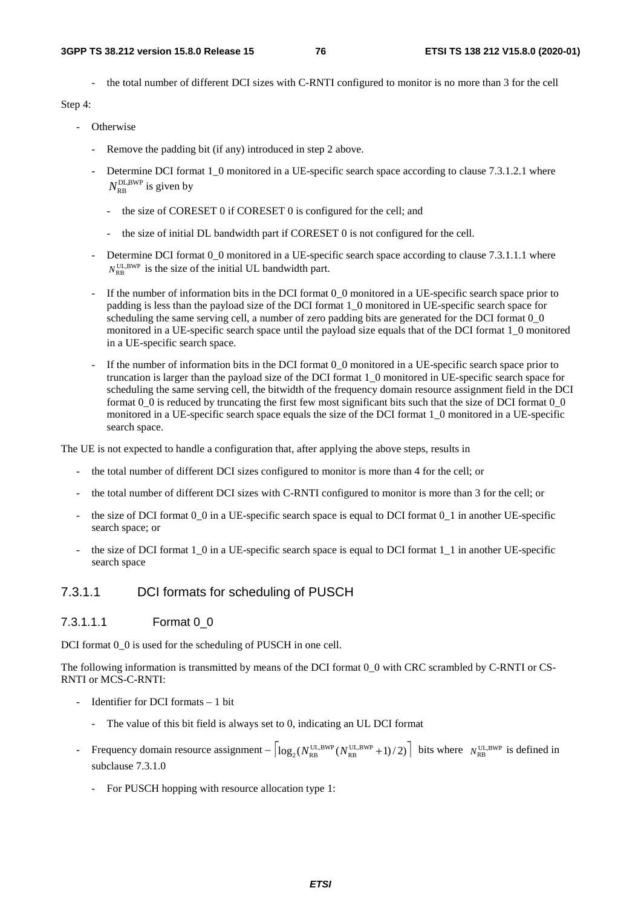- the total number of different DCI sizes with C-RNTI configured to monitor is no more than 3 for the cell

Step 4:

- Otherwise
  - Remove the padding bit (if any) introduced in step 2 above.
  - Determine DCI format 1_0 monitored in a UE-specific search space according to clause 7.3.1.2.1 where $N_{\text{RB}}^{\text{DL,BWP}}$ is given by
    - the size of CORESET 0 if CORESET 0 is configured for the cell; and
    - the size of initial DL bandwidth part if CORESET 0 is not configured for the cell.
  - Determine DCI format 0_0 monitored in a UE-specific search space according to clause 7.3.1.1.1 where $N_{\text{RB}}^{\text{UL,BWP}}$ is the size of the initial UL bandwidth part.
  - If the number of information bits in the DCI format 0_0 monitored in a UE-specific search space prior to padding is less than the payload size of the DCI format 1_0 monitored in UE-specific search space for scheduling the same serving cell, a number of zero padding bits are generated for the DCI format 0_0 monitored in a UE-specific search space until the payload size equals that of the DCI format 1_0 monitored in a UE-specific search space.
  - If the number of information bits in the DCI format 0_0 monitored in a UE-specific search space prior to truncation is larger than the payload size of the DCI format 1_0 monitored in UE-specific search space for scheduling the same serving cell, the bitwidth of the frequency domain resource assignment field in the DCI format 0_0 is reduced by truncating the first few most significant bits such that the size of DCI format 0_0 monitored in a UE-specific search space equals the size of the DCI format 1_0 monitored in a UE-specific search space.

The UE is not expected to handle a configuration that, after applying the above steps, results in

- the total number of different DCI sizes configured to monitor is more than 4 for the cell; or
- the total number of different DCI sizes with C-RNTI configured to monitor is more than 3 for the cell; or
- the size of DCI format 0_0 in a UE-specific search space is equal to DCI format 0_1 in another UE-specific search space; or
- the size of DCI format 1_0 in a UE-specific search space is equal to DCI format 1_1 in another UE-specific search space

### 7.3.1.1 DCI formats for scheduling of PUSCH

#### 7.3.1.1.1 Format 0_0

DCI format 0_0 is used for the scheduling of PUSCH in one cell.

The following information is transmitted by means of the DCI format 0_0 with CRC scrambled by C-RNTI or CS-RNTI or MCS-C-RNTI:

- Identifier for DCI formats – 1 bit
  - The value of this bit field is always set to 0, indicating an UL DCI format
- Frequency domain resource assignment – $\left\lceil \log_2(N_{\text{RB}}^{\text{UL,BWP}}(N_{\text{RB}}^{\text{UL,BWP}}+1)/2) \right\rceil$ bits where $N_{\text{RB}}^{\text{UL,BWP}}$ is defined in subclause 7.3.1.0
  - For PUSCH hopping with resource allocation type 1: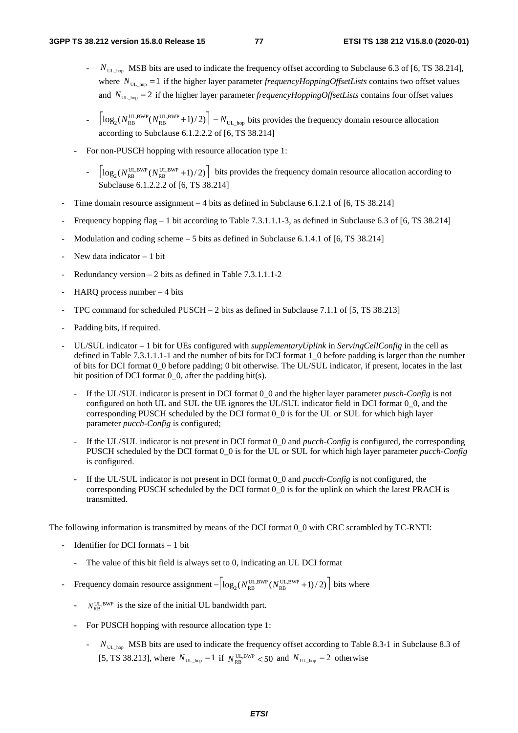- $N_{\text{UL\_hop}}$ MSB bits are used to indicate the frequency offset according to Subclause 6.3 of [6, TS 38.214], where $N_{\text{UL\_hop}} = 1$ if the higher layer parameter *frequencyHoppingOffsetLists* contains two offset values and $N_{\text{UL\_hop}} = 2$ if the higher layer parameter *frequencyHoppingOffsetLists* contains four offset values

- $\left\lceil \log_2(N_{\text{RB}}^{\text{UL,BWP}}(N_{\text{RB}}^{\text{UL,BWP}}+1)/2) \right\rceil - N_{\text{UL\_hop}}$ bits provides the frequency domain resource allocation according to Subclause 6.1.2.2.2 of [6, TS 38.214]

- For non-PUSCH hopping with resource allocation type 1:

  - $\left\lceil \log_2(N_{\text{RB}}^{\text{UL,BWP}}(N_{\text{RB}}^{\text{UL,BWP}}+1)/2) \right\rceil$ bits provides the frequency domain resource allocation according to Subclause 6.1.2.2.2 of [6, TS 38.214]

- Time domain resource assignment – 4 bits as defined in Subclause 6.1.2.1 of [6, TS 38.214]
- Frequency hopping flag – 1 bit according to Table 7.3.1.1.1-3, as defined in Subclause 6.3 of [6, TS 38.214]
- Modulation and coding scheme – 5 bits as defined in Subclause 6.1.4.1 of [6, TS 38.214]
- New data indicator – 1 bit
- Redundancy version – 2 bits as defined in Table 7.3.1.1.1-2
- HARQ process number – 4 bits
- TPC command for scheduled PUSCH – 2 bits as defined in Subclause 7.1.1 of [5, TS 38.213]
- Padding bits, if required.
- UL/SUL indicator – 1 bit for UEs configured with *supplementaryUplink* in *ServingCellConfig* in the cell as defined in Table 7.3.1.1.1-1 and the number of bits for DCI format 1_0 before padding is larger than the number of bits for DCI format 0_0 before padding; 0 bit otherwise. The UL/SUL indicator, if present, locates in the last bit position of DCI format 0_0, after the padding bit(s).
  - If the UL/SUL indicator is present in DCI format 0_0 and the higher layer parameter *pusch-Config* is not configured on both UL and SUL the UE ignores the UL/SUL indicator field in DCI format 0_0, and the corresponding PUSCH scheduled by the DCI format 0_0 is for the UL or SUL for which high layer parameter *pucch-Config* is configured;
  - If the UL/SUL indicator is not present in DCI format 0_0 and *pucch-Config* is configured, the corresponding PUSCH scheduled by the DCI format 0_0 is for the UL or SUL for which high layer parameter *pucch-Config* is configured.
  - If the UL/SUL indicator is not present in DCI format 0_0 and *pucch-Config* is not configured, the corresponding PUSCH scheduled by the DCI format 0_0 is for the uplink on which the latest PRACH is transmitted.

The following information is transmitted by means of the DCI format 0_0 with CRC scrambled by TC-RNTI:

- Identifier for DCI formats – 1 bit
  - The value of this bit field is always set to 0, indicating an UL DCI format
- Frequency domain resource assignment – $\left\lceil \log_2(N_{\text{RB}}^{\text{UL,BWP}}(N_{\text{RB}}^{\text{UL,BWP}}+1)/2) \right\rceil$ bits where
  - $N_{\text{RB}}^{\text{UL,BWP}}$ is the size of the initial UL bandwidth part.
  - For PUSCH hopping with resource allocation type 1:
    - $N_{\text{UL\_hop}}$ MSB bits are used to indicate the frequency offset according to Table 8.3-1 in Subclause 8.3 of [5, TS 38.213], where $N_{\text{UL\_hop}} = 1$ if $N_{\text{RB}}^{\text{UL,BWP}} < 50$ and $N_{\text{UL\_hop}} = 2$ otherwise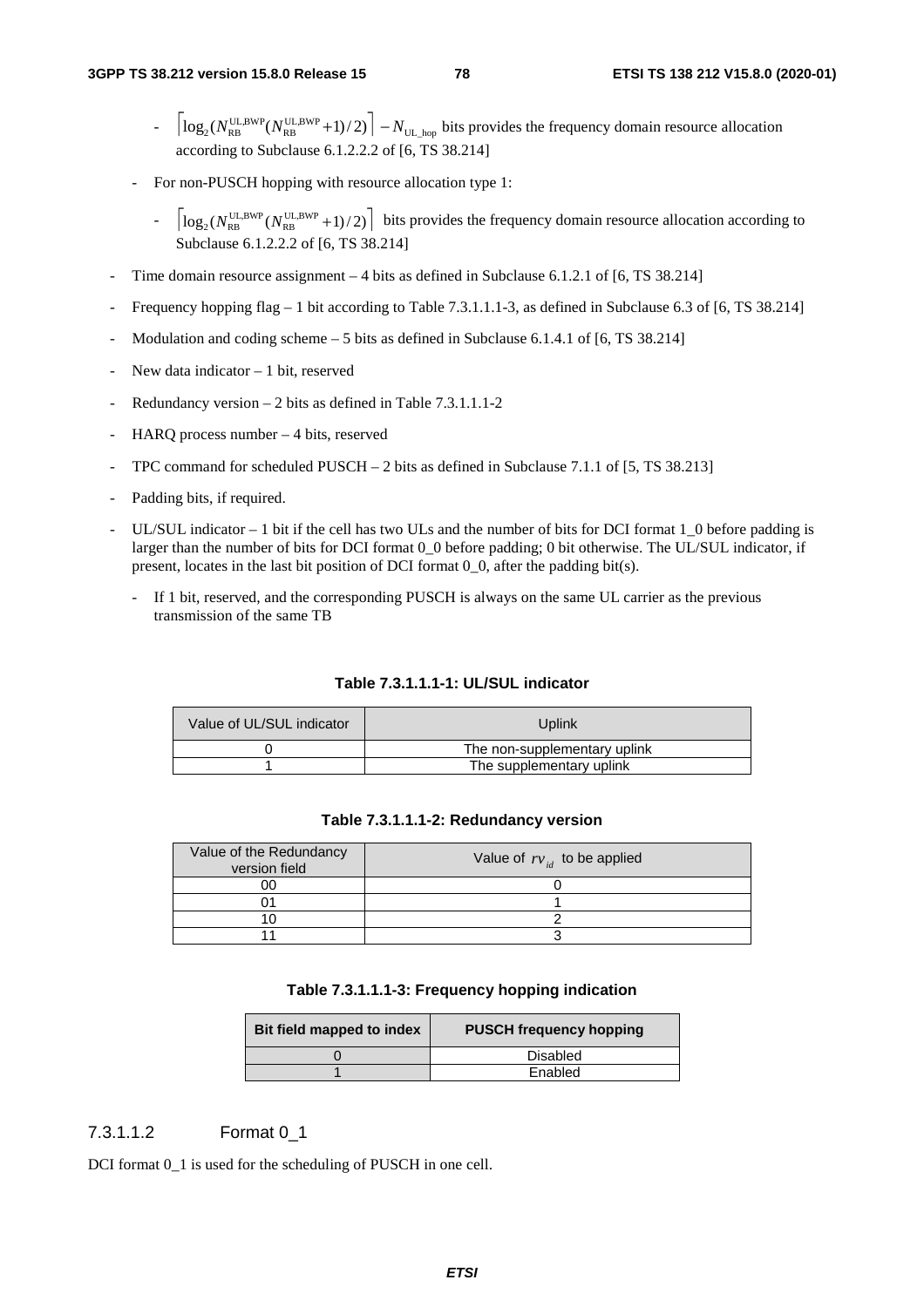- $\left\lceil \log_2(N_{RB}^{UL,BWP}(N_{RB}^{UL,BWP}+1)/2) \right\rceil - N_{UL\_hop}$ bits provides the frequency domain resource allocation according to Subclause 6.1.2.2.2 of [6, TS 38.214]

- For non-PUSCH hopping with resource allocation type 1:

  - $\left\lceil \log_2(N_{RB}^{UL,BWP}(N_{RB}^{UL,BWP}+1)/2) \right\rceil$ bits provides the frequency domain resource allocation according to Subclause 6.1.2.2.2 of [6, TS 38.214]

- Time domain resource assignment – 4 bits as defined in Subclause 6.1.2.1 of [6, TS 38.214]
- Frequency hopping flag – 1 bit according to Table 7.3.1.1.1-3, as defined in Subclause 6.3 of [6, TS 38.214]
- Modulation and coding scheme – 5 bits as defined in Subclause 6.1.4.1 of [6, TS 38.214]
- New data indicator – 1 bit, reserved
- Redundancy version – 2 bits as defined in Table 7.3.1.1.1-2
- HARQ process number – 4 bits, reserved
- TPC command for scheduled PUSCH – 2 bits as defined in Subclause 7.1.1 of [5, TS 38.213]
- Padding bits, if required.
- UL/SUL indicator – 1 bit if the cell has two ULs and the number of bits for DCI format 1_0 before padding is larger than the number of bits for DCI format 0_0 before padding; 0 bit otherwise. The UL/SUL indicator, if present, locates in the last bit position of DCI format 0_0, after the padding bit(s).
  - If 1 bit, reserved, and the corresponding PUSCH is always on the same UL carrier as the previous transmission of the same TB

**Table 7.3.1.1.1-1: UL/SUL indicator**

| Value of UL/SUL indicator | Uplink |
|---|---|
| 0 | The non-supplementary uplink |
| 1 | The supplementary uplink |

**Table 7.3.1.1.1-2: Redundancy version**

| Value of the Redundancy version field | Value of $rv_{id}$ to be applied |
|---|---|
| 00 | 0 |
| 01 | 1 |
| 10 | 2 |
| 11 | 3 |

**Table 7.3.1.1.1-3: Frequency hopping indication**

| Bit field mapped to index | PUSCH frequency hopping |
|---|---|
| 0 | Disabled |
| 1 | Enabled |

#### 7.3.1.1.2 Format 0_1

DCI format 0_1 is used for the scheduling of PUSCH in one cell.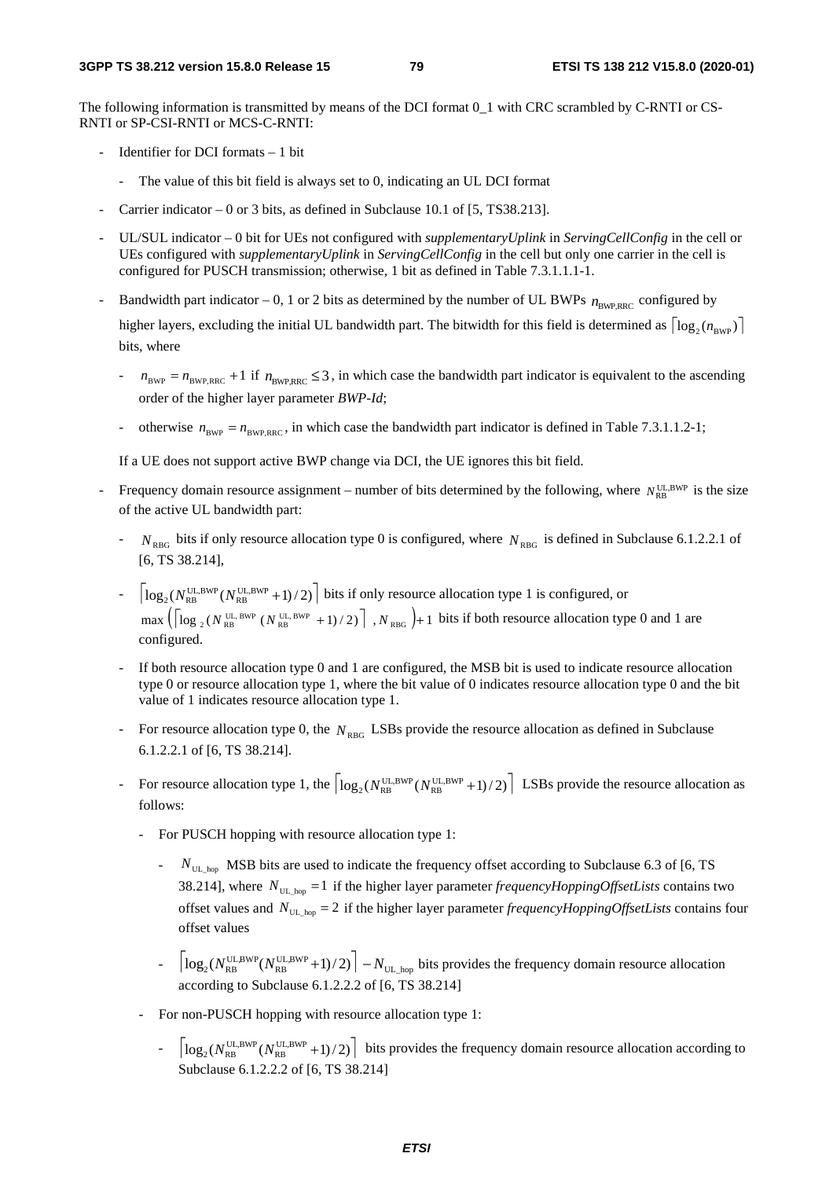The following information is transmitted by means of the DCI format 0_1 with CRC scrambled by C-RNTI or CS-RNTI or SP-CSI-RNTI or MCS-C-RNTI:

- Identifier for DCI formats – 1 bit
  - The value of this bit field is always set to 0, indicating an UL DCI format
- Carrier indicator – 0 or 3 bits, as defined in Subclause 10.1 of [5, TS38.213].
- UL/SUL indicator – 0 bit for UEs not configured with *supplementaryUplink* in *ServingCellConfig* in the cell or UEs configured with *supplementaryUplink* in *ServingCellConfig* in the cell but only one carrier in the cell is configured for PUSCH transmission; otherwise, 1 bit as defined in Table 7.3.1.1.1-1.
- Bandwidth part indicator – 0, 1 or 2 bits as determined by the number of UL BWPs $n_{\mathrm{BWP,RRC}}$ configured by higher layers, excluding the initial UL bandwidth part. The bitwidth for this field is determined as $\lceil \log_2(n_{\mathrm{BWP}}) \rceil$ bits, where
  - $n_{\mathrm{BWP}} = n_{\mathrm{BWP,RRC}} + 1$ if $n_{\mathrm{BWP,RRC}} \leq 3$, in which case the bandwidth part indicator is equivalent to the ascending order of the higher layer parameter *BWP-Id*;
  - otherwise $n_{\mathrm{BWP}} = n_{\mathrm{BWP,RRC}}$, in which case the bandwidth part indicator is defined in Table 7.3.1.1.2-1;

  If a UE does not support active BWP change via DCI, the UE ignores this bit field.
- Frequency domain resource assignment – number of bits determined by the following, where $N_{\mathrm{RB}}^{\mathrm{UL,BWP}}$ is the size of the active UL bandwidth part:
  - $N_{\mathrm{RBG}}$ bits if only resource allocation type 0 is configured, where $N_{\mathrm{RBG}}$ is defined in Subclause 6.1.2.2.1 of [6, TS 38.214],
  - $\lceil \log_2(N_{\mathrm{RB}}^{\mathrm{UL,BWP}}(N_{\mathrm{RB}}^{\mathrm{UL,BWP}}+1)/2) \rceil$ bits if only resource allocation type 1 is configured, or $\max\left(\lceil \log_2(N_{\mathrm{RB}}^{\mathrm{UL,BWP}}(N_{\mathrm{RB}}^{\mathrm{UL,BWP}}+1)/2) \rceil, N_{\mathrm{RBG}}\right)+1$ bits if both resource allocation type 0 and 1 are configured.
  - If both resource allocation type 0 and 1 are configured, the MSB bit is used to indicate resource allocation type 0 or resource allocation type 1, where the bit value of 0 indicates resource allocation type 0 and the bit value of 1 indicates resource allocation type 1.
  - For resource allocation type 0, the $N_{\mathrm{RBG}}$ LSBs provide the resource allocation as defined in Subclause 6.1.2.2.1 of [6, TS 38.214].
  - For resource allocation type 1, the $\lceil \log_2(N_{\mathrm{RB}}^{\mathrm{UL,BWP}}(N_{\mathrm{RB}}^{\mathrm{UL,BWP}}+1)/2) \rceil$ LSBs provide the resource allocation as follows:
    - For PUSCH hopping with resource allocation type 1:
      - $N_{\mathrm{UL\_hop}}$ MSB bits are used to indicate the frequency offset according to Subclause 6.3 of [6, TS 38.214], where $N_{\mathrm{UL\_hop}} = 1$ if the higher layer parameter *frequencyHoppingOffsetLists* contains two offset values and $N_{\mathrm{UL\_hop}} = 2$ if the higher layer parameter *frequencyHoppingOffsetLists* contains four offset values
      - $\lceil \log_2(N_{\mathrm{RB}}^{\mathrm{UL,BWP}}(N_{\mathrm{RB}}^{\mathrm{UL,BWP}}+1)/2) \rceil - N_{\mathrm{UL\_hop}}$ bits provides the frequency domain resource allocation according to Subclause 6.1.2.2.2 of [6, TS 38.214]
    - For non-PUSCH hopping with resource allocation type 1:
      - $\lceil \log_2(N_{\mathrm{RB}}^{\mathrm{UL,BWP}}(N_{\mathrm{RB}}^{\mathrm{UL,BWP}}+1)/2) \rceil$ bits provides the frequency domain resource allocation according to Subclause 6.1.2.2.2 of [6, TS 38.214]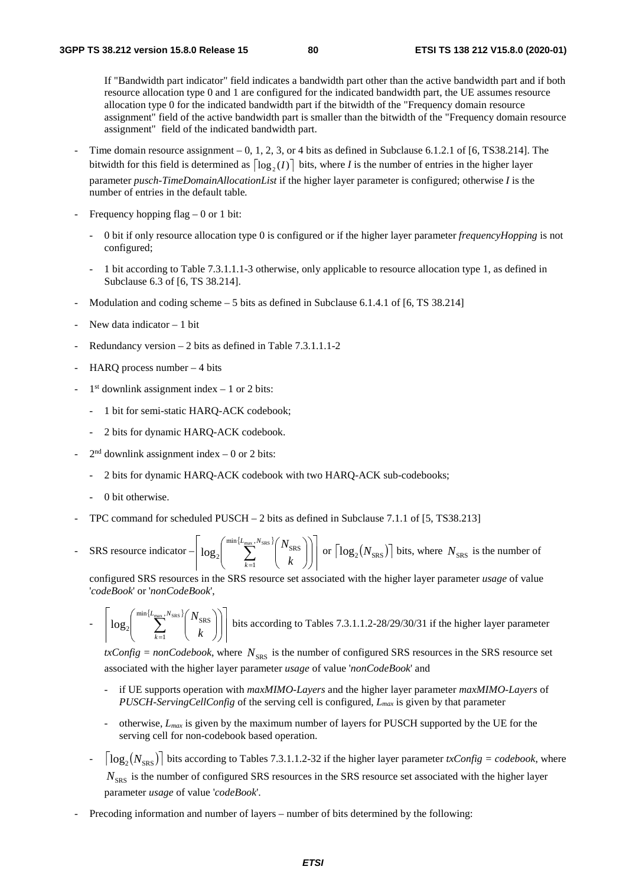If "Bandwidth part indicator" field indicates a bandwidth part other than the active bandwidth part and if both resource allocation type 0 and 1 are configured for the indicated bandwidth part, the UE assumes resource allocation type 0 for the indicated bandwidth part if the bitwidth of the "Frequency domain resource assignment" field of the active bandwidth part is smaller than the bitwidth of the "Frequency domain resource assignment" field of the indicated bandwidth part.

- Time domain resource assignment – 0, 1, 2, 3, or 4 bits as defined in Subclause 6.1.2.1 of [6, TS38.214]. The bitwidth for this field is determined as $\lceil \log_2(I) \rceil$ bits, where *I* is the number of entries in the higher layer parameter *pusch-TimeDomainAllocationList* if the higher layer parameter is configured; otherwise *I* is the number of entries in the default table.
- Frequency hopping flag – 0 or 1 bit:
  - 0 bit if only resource allocation type 0 is configured or if the higher layer parameter *frequencyHopping* is not configured;
  - 1 bit according to Table 7.3.1.1.1-3 otherwise, only applicable to resource allocation type 1, as defined in Subclause 6.3 of [6, TS 38.214].
- Modulation and coding scheme – 5 bits as defined in Subclause 6.1.4.1 of [6, TS 38.214]
- New data indicator – 1 bit
- Redundancy version – 2 bits as defined in Table 7.3.1.1.1-2
- HARQ process number – 4 bits
- 1st downlink assignment index – 1 or 2 bits:
  - 1 bit for semi-static HARQ-ACK codebook;
  - 2 bits for dynamic HARQ-ACK codebook.
- 2nd downlink assignment index – 0 or 2 bits:
  - 2 bits for dynamic HARQ-ACK codebook with two HARQ-ACK sub-codebooks;
  - 0 bit otherwise.
- TPC command for scheduled PUSCH – 2 bits as defined in Subclause 7.1.1 of [5, TS38.213]
- SRS resource indicator – $\left\lceil \log_2\left( \sum_{k=1}^{\min\{L_{\max}, N_{\text{SRS}}\}} \binom{N_{\text{SRS}}}{k} \right) \right\rceil$ or $\lceil \log_2(N_{\text{SRS}}) \rceil$ bits, where $N_{\text{SRS}}$ is the number of configured SRS resources in the SRS resource set associated with the higher layer parameter *usage* of value '*codeBook*' or '*nonCodeBook*',
  - $\left\lceil \log_2\left( \sum_{k=1}^{\min\{L_{\max}, N_{\text{SRS}}\}} \binom{N_{\text{SRS}}}{k} \right) \right\rceil$ bits according to Tables 7.3.1.1.2-28/29/30/31 if the higher layer parameter *txConfig = nonCodebook*, where $N_{\text{SRS}}$ is the number of configured SRS resources in the SRS resource set associated with the higher layer parameter *usage* of value '*nonCodeBook*' and
    - if UE supports operation with *maxMIMO-Layers* and the higher layer parameter *maxMIMO-Layers* of *PUSCH-ServingCellConfig* of the serving cell is configured, $L_{max}$ is given by that parameter
    - otherwise, $L_{max}$ is given by the maximum number of layers for PUSCH supported by the UE for the serving cell for non-codebook based operation.
  - $\lceil \log_2(N_{\text{SRS}}) \rceil$ bits according to Tables 7.3.1.1.2-32 if the higher layer parameter *txConfig = codebook*, where $N_{\text{SRS}}$ is the number of configured SRS resources in the SRS resource set associated with the higher layer parameter *usage* of value '*codeBook*'.
- Precoding information and number of layers – number of bits determined by the following: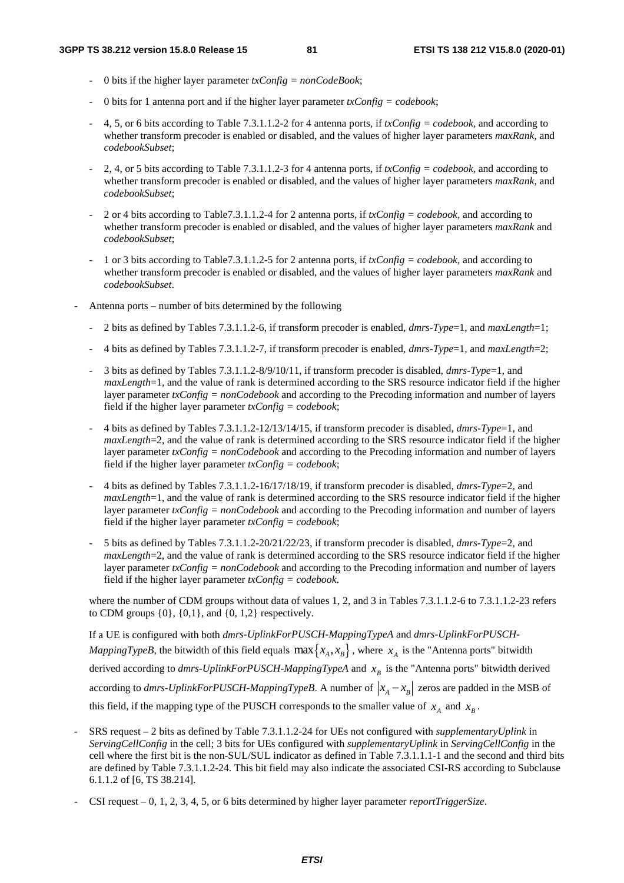- 0 bits if the higher layer parameter *txConfig = nonCodeBook*;
  - 0 bits for 1 antenna port and if the higher layer parameter *txConfig = codebook*;
  - 4, 5, or 6 bits according to Table 7.3.1.1.2-2 for 4 antenna ports, if *txConfig = codebook*, and according to whether transform precoder is enabled or disabled, and the values of higher layer parameters *maxRank*, and *codebookSubset*;
  - 2, 4, or 5 bits according to Table 7.3.1.1.2-3 for 4 antenna ports, if *txConfig = codebook*, and according to whether transform precoder is enabled or disabled, and the values of higher layer parameters *maxRank*, and *codebookSubset*;
  - 2 or 4 bits according to Table7.3.1.1.2-4 for 2 antenna ports, if *txConfig = codebook*, and according to whether transform precoder is enabled or disabled, and the values of higher layer parameters *maxRank* and *codebookSubset*;
  - 1 or 3 bits according to Table7.3.1.1.2-5 for 2 antenna ports, if *txConfig = codebook*, and according to whether transform precoder is enabled or disabled, and the values of higher layer parameters *maxRank* and *codebookSubset*.

- Antenna ports – number of bits determined by the following
  - 2 bits as defined by Tables 7.3.1.1.2-6, if transform precoder is enabled, *dmrs-Type*=1, and *maxLength*=1;
  - 4 bits as defined by Tables 7.3.1.1.2-7, if transform precoder is enabled, *dmrs-Type*=1, and *maxLength*=2;
  - 3 bits as defined by Tables 7.3.1.1.2-8/9/10/11, if transform precoder is disabled, *dmrs-Type*=1, and *maxLength*=1, and the value of rank is determined according to the SRS resource indicator field if the higher layer parameter *txConfig = nonCodebook* and according to the Precoding information and number of layers field if the higher layer parameter *txConfig = codebook*;
  - 4 bits as defined by Tables 7.3.1.1.2-12/13/14/15, if transform precoder is disabled, *dmrs-Type*=1, and *maxLength*=2, and the value of rank is determined according to the SRS resource indicator field if the higher layer parameter *txConfig = nonCodebook* and according to the Precoding information and number of layers field if the higher layer parameter *txConfig = codebook*;
  - 4 bits as defined by Tables 7.3.1.1.2-16/17/18/19, if transform precoder is disabled, *dmrs-Type*=2, and *maxLength*=1, and the value of rank is determined according to the SRS resource indicator field if the higher layer parameter *txConfig = nonCodebook* and according to the Precoding information and number of layers field if the higher layer parameter *txConfig = codebook*;
  - 5 bits as defined by Tables 7.3.1.1.2-20/21/22/23, if transform precoder is disabled, *dmrs-Type*=2, and *maxLength*=2, and the value of rank is determined according to the SRS resource indicator field if the higher layer parameter *txConfig = nonCodebook* and according to the Precoding information and number of layers field if the higher layer parameter *txConfig = codebook*.

  where the number of CDM groups without data of values 1, 2, and 3 in Tables 7.3.1.1.2-6 to 7.3.1.1.2-23 refers to CDM groups {0}, {0,1}, and {0, 1,2} respectively.

  If a UE is configured with both *dmrs-UplinkForPUSCH-MappingTypeA* and *dmrs-UplinkForPUSCH-MappingTypeB*, the bitwidth of this field equals $\max\{x_A, x_B\}$, where $x_A$ is the "Antenna ports" bitwidth derived according to *dmrs-UplinkForPUSCH-MappingTypeA* and $x_B$ is the "Antenna ports" bitwidth derived according to *dmrs-UplinkForPUSCH-MappingTypeB*. A number of $|x_A - x_B|$ zeros are padded in the MSB of this field, if the mapping type of the PUSCH corresponds to the smaller value of $x_A$ and $x_B$.

- SRS request – 2 bits as defined by Table 7.3.1.1.2-24 for UEs not configured with *supplementaryUplink* in *ServingCellConfig* in the cell; 3 bits for UEs configured with *supplementaryUplink* in *ServingCellConfig* in the cell where the first bit is the non-SUL/SUL indicator as defined in Table 7.3.1.1.1-1 and the second and third bits are defined by Table 7.3.1.1.2-24. This bit field may also indicate the associated CSI-RS according to Subclause 6.1.1.2 of [6, TS 38.214].

- CSI request – 0, 1, 2, 3, 4, 5, or 6 bits determined by higher layer parameter *reportTriggerSize*.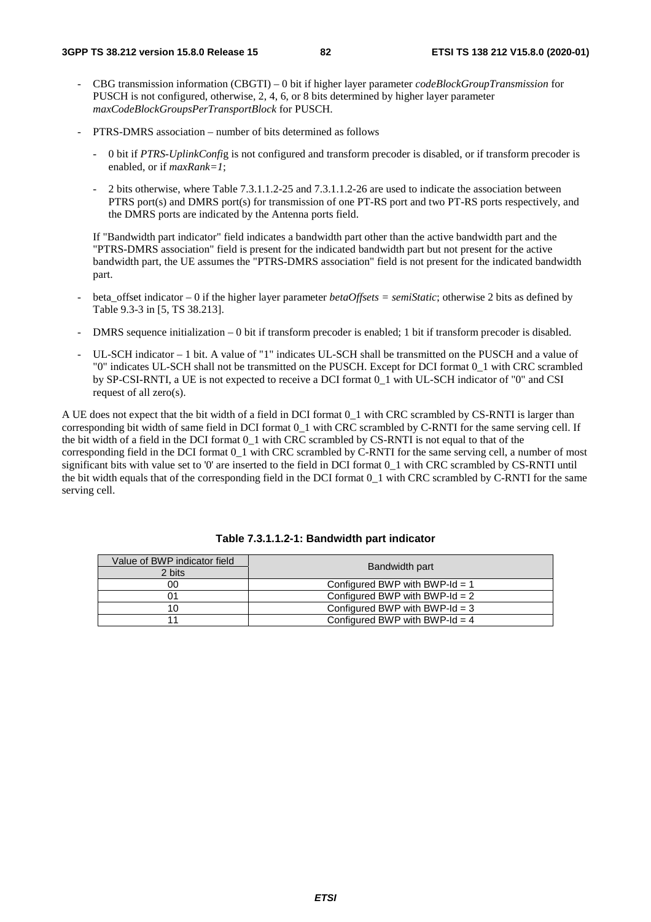- CBG transmission information (CBGTI) – 0 bit if higher layer parameter *codeBlockGroupTransmission* for PUSCH is not configured, otherwise, 2, 4, 6, or 8 bits determined by higher layer parameter *maxCodeBlockGroupsPerTransportBlock* for PUSCH.

- PTRS-DMRS association – number of bits determined as follows

  - 0 bit if *PTRS-UplinkConfig* is not configured and transform precoder is disabled, or if transform precoder is enabled, or if *maxRank=1*;

  - 2 bits otherwise, where Table 7.3.1.1.2-25 and 7.3.1.1.2-26 are used to indicate the association between PTRS port(s) and DMRS port(s) for transmission of one PT-RS port and two PT-RS ports respectively, and the DMRS ports are indicated by the Antenna ports field.

  If "Bandwidth part indicator" field indicates a bandwidth part other than the active bandwidth part and the "PTRS-DMRS association" field is present for the indicated bandwidth part but not present for the active bandwidth part, the UE assumes the "PTRS-DMRS association" field is not present for the indicated bandwidth part.

- beta_offset indicator – 0 if the higher layer parameter *betaOffsets = semiStatic*; otherwise 2 bits as defined by Table 9.3-3 in [5, TS 38.213].

- DMRS sequence initialization – 0 bit if transform precoder is enabled; 1 bit if transform precoder is disabled.

- UL-SCH indicator – 1 bit. A value of "1" indicates UL-SCH shall be transmitted on the PUSCH and a value of "0" indicates UL-SCH shall not be transmitted on the PUSCH. Except for DCI format 0_1 with CRC scrambled by SP-CSI-RNTI, a UE is not expected to receive a DCI format 0_1 with UL-SCH indicator of "0" and CSI request of all zero(s).

A UE does not expect that the bit width of a field in DCI format 0_1 with CRC scrambled by CS-RNTI is larger than corresponding bit width of same field in DCI format 0_1 with CRC scrambled by C-RNTI for the same serving cell. If the bit width of a field in the DCI format 0_1 with CRC scrambled by CS-RNTI is not equal to that of the corresponding field in the DCI format 0_1 with CRC scrambled by C-RNTI for the same serving cell, a number of most significant bits with value set to '0' are inserted to the field in DCI format 0_1 with CRC scrambled by CS-RNTI until the bit width equals that of the corresponding field in the DCI format 0_1 with CRC scrambled by C-RNTI for the same serving cell.

**Table 7.3.1.1.2-1: Bandwidth part indicator**

| Value of BWP indicator field | Bandwidth part |
|---|---|
| 2 bits | |
| 00 | Configured BWP with BWP-Id = 1 |
| 01 | Configured BWP with BWP-Id = 2 |
| 10 | Configured BWP with BWP-Id = 3 |
| 11 | Configured BWP with BWP-Id = 4 |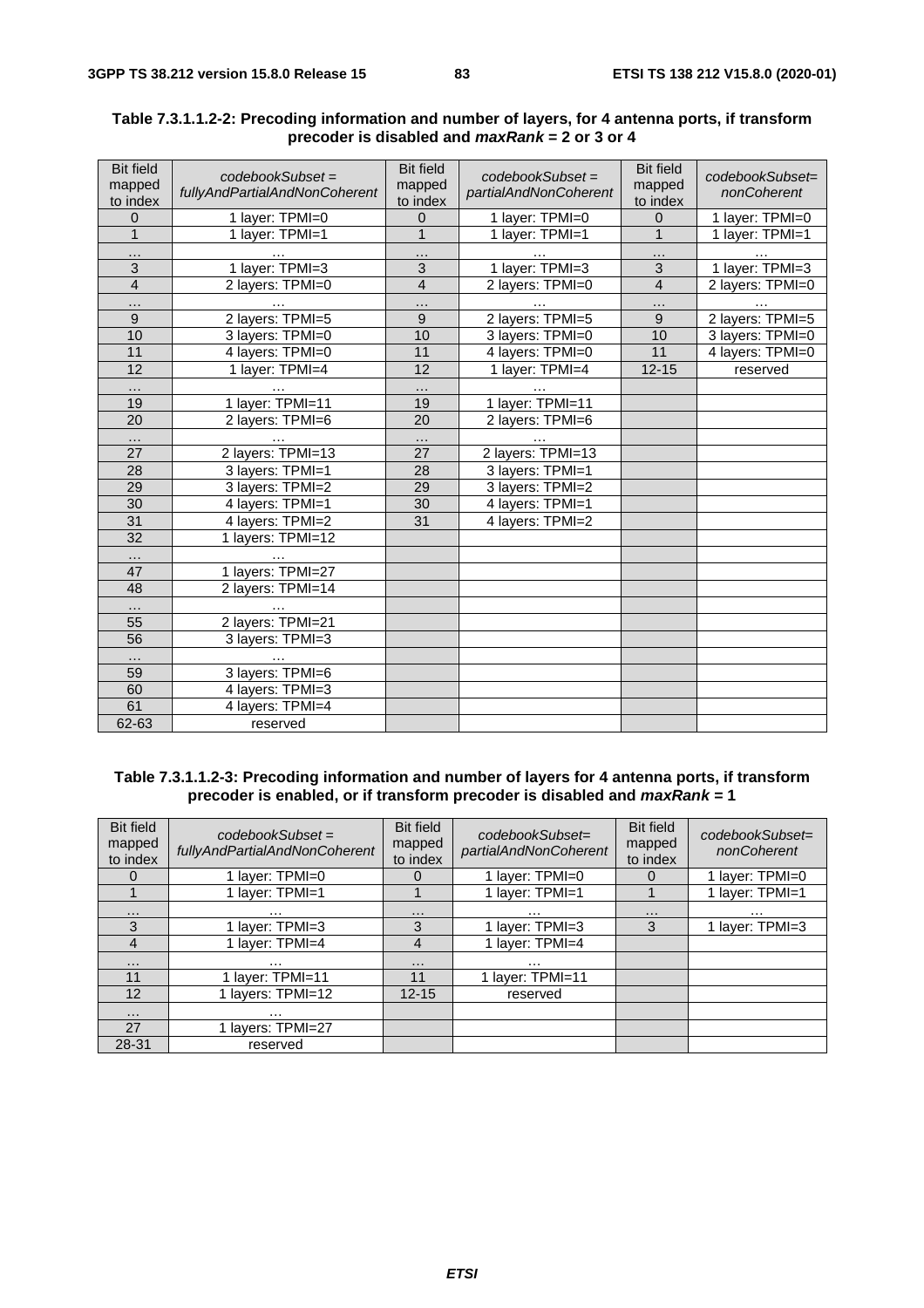**Table 7.3.1.1.2-2: Precoding information and number of layers, for 4 antenna ports, if transform precoder is disabled and *maxRank* = 2 or 3 or 4**

| Bit field mapped to index | *codebookSubset = fullyAndPartialAndNonCoherent* | Bit field mapped to index | *codebookSubset = partialAndNonCoherent* | Bit field mapped to index | *codebookSubset= nonCoherent* |
|---|---|---|---|---|---|
| 0 | 1 layer: TPMI=0 | 0 | 1 layer: TPMI=0 | 0 | 1 layer: TPMI=0 |
| 1 | 1 layer: TPMI=1 | 1 | 1 layer: TPMI=1 | 1 | 1 layer: TPMI=1 |
| … | … | … | … | … | … |
| 3 | 1 layer: TPMI=3 | 3 | 1 layer: TPMI=3 | 3 | 1 layer: TPMI=3 |
| 4 | 2 layers: TPMI=0 | 4 | 2 layers: TPMI=0 | 4 | 2 layers: TPMI=0 |
| … | … | … | … | … | … |
| 9 | 2 layers: TPMI=5 | 9 | 2 layers: TPMI=5 | 9 | 2 layers: TPMI=5 |
| 10 | 3 layers: TPMI=0 | 10 | 3 layers: TPMI=0 | 10 | 3 layers: TPMI=0 |
| 11 | 4 layers: TPMI=0 | 11 | 4 layers: TPMI=0 | 11 | 4 layers: TPMI=0 |
| 12 | 1 layer: TPMI=4 | 12 | 1 layer: TPMI=4 | 12-15 | reserved |
| … | … | … | … | | |
| 19 | 1 layer: TPMI=11 | 19 | 1 layer: TPMI=11 | | |
| 20 | 2 layers: TPMI=6 | 20 | 2 layers: TPMI=6 | | |
| … | … | … | … | | |
| 27 | 2 layers: TPMI=13 | 27 | 2 layers: TPMI=13 | | |
| 28 | 3 layers: TPMI=1 | 28 | 3 layers: TPMI=1 | | |
| 29 | 3 layers: TPMI=2 | 29 | 3 layers: TPMI=2 | | |
| 30 | 4 layers: TPMI=1 | 30 | 4 layers: TPMI=1 | | |
| 31 | 4 layers: TPMI=2 | 31 | 4 layers: TPMI=2 | | |
| 32 | 1 layers: TPMI=12 | | | | |
| … | … | | | | |
| 47 | 1 layers: TPMI=27 | | | | |
| 48 | 2 layers: TPMI=14 | | | | |
| … | … | | | | |
| 55 | 2 layers: TPMI=21 | | | | |
| 56 | 3 layers: TPMI=3 | | | | |
| … | … | | | | |
| 59 | 3 layers: TPMI=6 | | | | |
| 60 | 4 layers: TPMI=3 | | | | |
| 61 | 4 layers: TPMI=4 | | | | |
| 62-63 | reserved | | | | |

**Table 7.3.1.1.2-3: Precoding information and number of layers for 4 antenna ports, if transform precoder is enabled, or if transform precoder is disabled and *maxRank* = 1**

| Bit field mapped to index | *codebookSubset = fullyAndPartialAndNonCoherent* | Bit field mapped to index | *codebookSubset= partialAndNonCoherent* | Bit field mapped to index | *codebookSubset= nonCoherent* |
|---|---|---|---|---|---|
| 0 | 1 layer: TPMI=0 | 0 | 1 layer: TPMI=0 | 0 | 1 layer: TPMI=0 |
| 1 | 1 layer: TPMI=1 | 1 | 1 layer: TPMI=1 | 1 | 1 layer: TPMI=1 |
| … | … | … | … | … | … |
| 3 | 1 layer: TPMI=3 | 3 | 1 layer: TPMI=3 | 3 | 1 layer: TPMI=3 |
| 4 | 1 layer: TPMI=4 | 4 | 1 layer: TPMI=4 | | |
| … | … | … | … | | |
| 11 | 1 layer: TPMI=11 | 11 | 1 layer: TPMI=11 | | |
| 12 | 1 layers: TPMI=12 | 12-15 | reserved | | |
| … | … | | | | |
| 27 | 1 layers: TPMI=27 | | | | |
| 28-31 | reserved | | | | |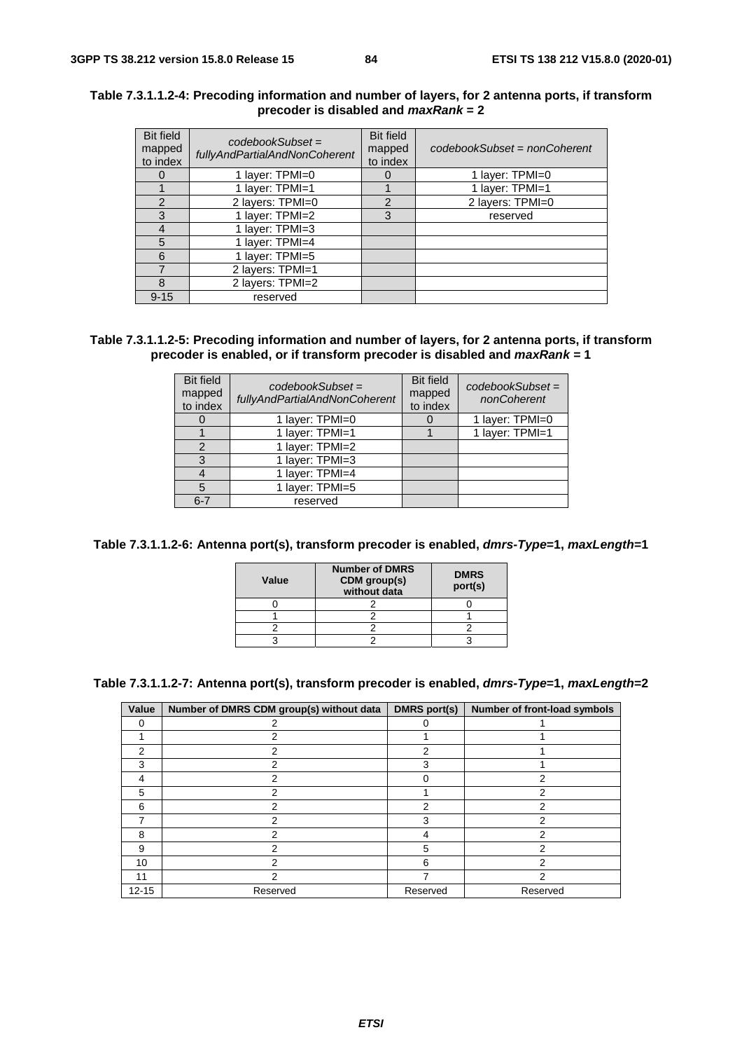**Table 7.3.1.1.2-4: Precoding information and number of layers, for 2 antenna ports, if transform precoder is disabled and *maxRank* = 2**

| Bit field mapped to index | *codebookSubset* = *fullyAndPartialAndNonCoherent* | Bit field mapped to index | *codebookSubset* = *nonCoherent* |
|---|---|---|---|
| 0 | 1 layer: TPMI=0 | 0 | 1 layer: TPMI=0 |
| 1 | 1 layer: TPMI=1 | 1 | 1 layer: TPMI=1 |
| 2 | 2 layers: TPMI=0 | 2 | 2 layers: TPMI=0 |
| 3 | 1 layer: TPMI=2 | 3 | reserved |
| 4 | 1 layer: TPMI=3 | | |
| 5 | 1 layer: TPMI=4 | | |
| 6 | 1 layer: TPMI=5 | | |
| 7 | 2 layers: TPMI=1 | | |
| 8 | 2 layers: TPMI=2 | | |
| 9-15 | reserved | | |

**Table 7.3.1.1.2-5: Precoding information and number of layers, for 2 antenna ports, if transform precoder is enabled, or if transform precoder is disabled and *maxRank* = 1**

| Bit field mapped to index | *codebookSubset* = *fullyAndPartialAndNonCoherent* | Bit field mapped to index | *codebookSubset* = *nonCoherent* |
|---|---|---|---|
| 0 | 1 layer: TPMI=0 | 0 | 1 layer: TPMI=0 |
| 1 | 1 layer: TPMI=1 | 1 | 1 layer: TPMI=1 |
| 2 | 1 layer: TPMI=2 | | |
| 3 | 1 layer: TPMI=3 | | |
| 4 | 1 layer: TPMI=4 | | |
| 5 | 1 layer: TPMI=5 | | |
| 6-7 | reserved | | |

**Table 7.3.1.1.2-6: Antenna port(s), transform precoder is enabled, *dmrs-Type*=1, *maxLength*=1**

| Value | Number of DMRS CDM group(s) without data | DMRS port(s) |
|---|---|---|
| 0 | 2 | 0 |
| 1 | 2 | 1 |
| 2 | 2 | 2 |
| 3 | 2 | 3 |

**Table 7.3.1.1.2-7: Antenna port(s), transform precoder is enabled, *dmrs-Type*=1, *maxLength*=2**

| Value | Number of DMRS CDM group(s) without data | DMRS port(s) | Number of front-load symbols |
|---|---|---|---|
| 0 | 2 | 0 | 1 |
| 1 | 2 | 1 | 1 |
| 2 | 2 | 2 | 1 |
| 3 | 2 | 3 | 1 |
| 4 | 2 | 0 | 2 |
| 5 | 2 | 1 | 2 |
| 6 | 2 | 2 | 2 |
| 7 | 2 | 3 | 2 |
| 8 | 2 | 4 | 2 |
| 9 | 2 | 5 | 2 |
| 10 | 2 | 6 | 2 |
| 11 | 2 | 7 | 2 |
| 12-15 | Reserved | Reserved | Reserved |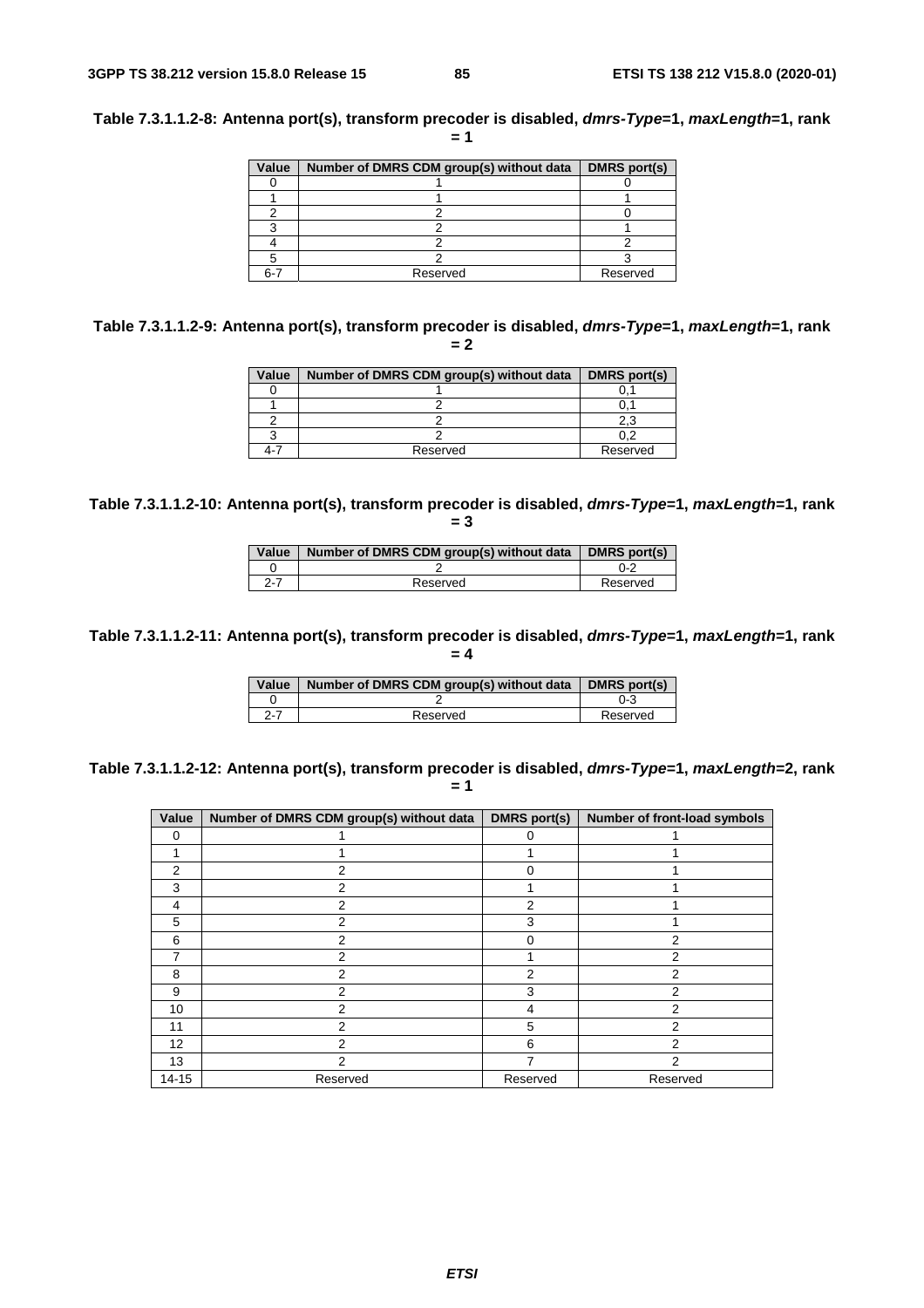**Table 7.3.1.1.2-8: Antenna port(s), transform precoder is disabled, *dmrs-Type*=1, *maxLength*=1, rank = 1**

| Value | Number of DMRS CDM group(s) without data | DMRS port(s) |
|---|---|---|
| 0 | 1 | 0 |
| 1 | 1 | 1 |
| 2 | 2 | 0 |
| 3 | 2 | 1 |
| 4 | 2 | 2 |
| 5 | 2 | 3 |
| 6-7 | Reserved | Reserved |

**Table 7.3.1.1.2-9: Antenna port(s), transform precoder is disabled, *dmrs-Type*=1, *maxLength*=1, rank = 2**

| Value | Number of DMRS CDM group(s) without data | DMRS port(s) |
|---|---|---|
| 0 | 1 | 0,1 |
| 1 | 2 | 0,1 |
| 2 | 2 | 2,3 |
| 3 | 2 | 0,2 |
| 4-7 | Reserved | Reserved |

**Table 7.3.1.1.2-10: Antenna port(s), transform precoder is disabled, *dmrs-Type*=1, *maxLength*=1, rank = 3**

| Value | Number of DMRS CDM group(s) without data | DMRS port(s) |
|---|---|---|
| 0 | 2 | 0-2 |
| 2-7 | Reserved | Reserved |

**Table 7.3.1.1.2-11: Antenna port(s), transform precoder is disabled, *dmrs-Type*=1, *maxLength*=1, rank = 4**

| Value | Number of DMRS CDM group(s) without data | DMRS port(s) |
|---|---|---|
| 0 | 2 | 0-3 |
| 2-7 | Reserved | Reserved |

**Table 7.3.1.1.2-12: Antenna port(s), transform precoder is disabled, *dmrs-Type*=1, *maxLength*=2, rank = 1**

| Value | Number of DMRS CDM group(s) without data | DMRS port(s) | Number of front-load symbols |
|---|---|---|---|
| 0 | 1 | 0 | 1 |
| 1 | 1 | 1 | 1 |
| 2 | 2 | 0 | 1 |
| 3 | 2 | 1 | 1 |
| 4 | 2 | 2 | 1 |
| 5 | 2 | 3 | 1 |
| 6 | 2 | 0 | 2 |
| 7 | 2 | 1 | 2 |
| 8 | 2 | 2 | 2 |
| 9 | 2 | 3 | 2 |
| 10 | 2 | 4 | 2 |
| 11 | 2 | 5 | 2 |
| 12 | 2 | 6 | 2 |
| 13 | 2 | 7 | 2 |
| 14-15 | Reserved | Reserved | Reserved |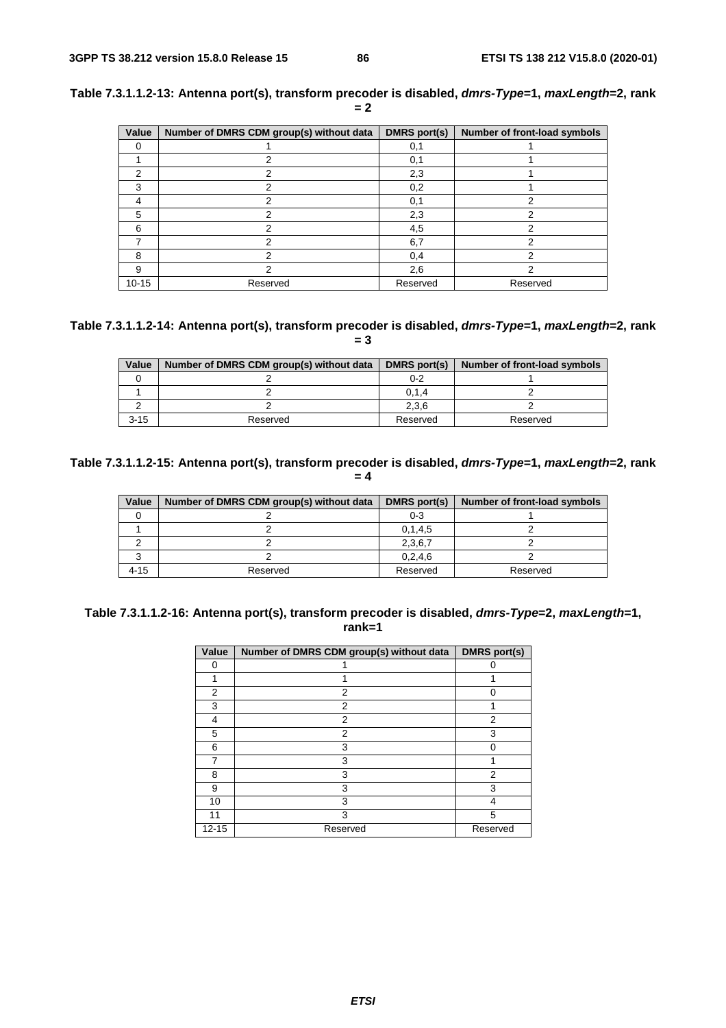**Table 7.3.1.1.2-13: Antenna port(s), transform precoder is disabled, *dmrs-Type*=1, *maxLength*=2, rank = 2**

| Value | Number of DMRS CDM group(s) without data | DMRS port(s) | Number of front-load symbols |
|---|---|---|---|
| 0 | 1 | 0,1 | 1 |
| 1 | 2 | 0,1 | 1 |
| 2 | 2 | 2,3 | 1 |
| 3 | 2 | 0,2 | 1 |
| 4 | 2 | 0,1 | 2 |
| 5 | 2 | 2,3 | 2 |
| 6 | 2 | 4,5 | 2 |
| 7 | 2 | 6,7 | 2 |
| 8 | 2 | 0,4 | 2 |
| 9 | 2 | 2,6 | 2 |
| 10-15 | Reserved | Reserved | Reserved |

**Table 7.3.1.1.2-14: Antenna port(s), transform precoder is disabled, *dmrs-Type*=1, *maxLength*=2, rank = 3**

| Value | Number of DMRS CDM group(s) without data | DMRS port(s) | Number of front-load symbols |
|---|---|---|---|
| 0 | 2 | 0-2 | 1 |
| 1 | 2 | 0,1,4 | 2 |
| 2 | 2 | 2,3,6 | 2 |
| 3-15 | Reserved | Reserved | Reserved |

**Table 7.3.1.1.2-15: Antenna port(s), transform precoder is disabled, *dmrs-Type*=1, *maxLength*=2, rank = 4**

| Value | Number of DMRS CDM group(s) without data | DMRS port(s) | Number of front-load symbols |
|---|---|---|---|
| 0 | 2 | 0-3 | 1 |
| 1 | 2 | 0,1,4,5 | 2 |
| 2 | 2 | 2,3,6,7 | 2 |
| 3 | 2 | 0,2,4,6 | 2 |
| 4-15 | Reserved | Reserved | Reserved |

**Table 7.3.1.1.2-16: Antenna port(s), transform precoder is disabled, *dmrs-Type*=2, *maxLength*=1, rank=1**

| Value | Number of DMRS CDM group(s) without data | DMRS port(s) |
|---|---|---|
| 0 | 1 | 0 |
| 1 | 1 | 1 |
| 2 | 2 | 0 |
| 3 | 2 | 1 |
| 4 | 2 | 2 |
| 5 | 2 | 3 |
| 6 | 3 | 0 |
| 7 | 3 | 1 |
| 8 | 3 | 2 |
| 9 | 3 | 3 |
| 10 | 3 | 4 |
| 11 | 3 | 5 |
| 12-15 | Reserved | Reserved |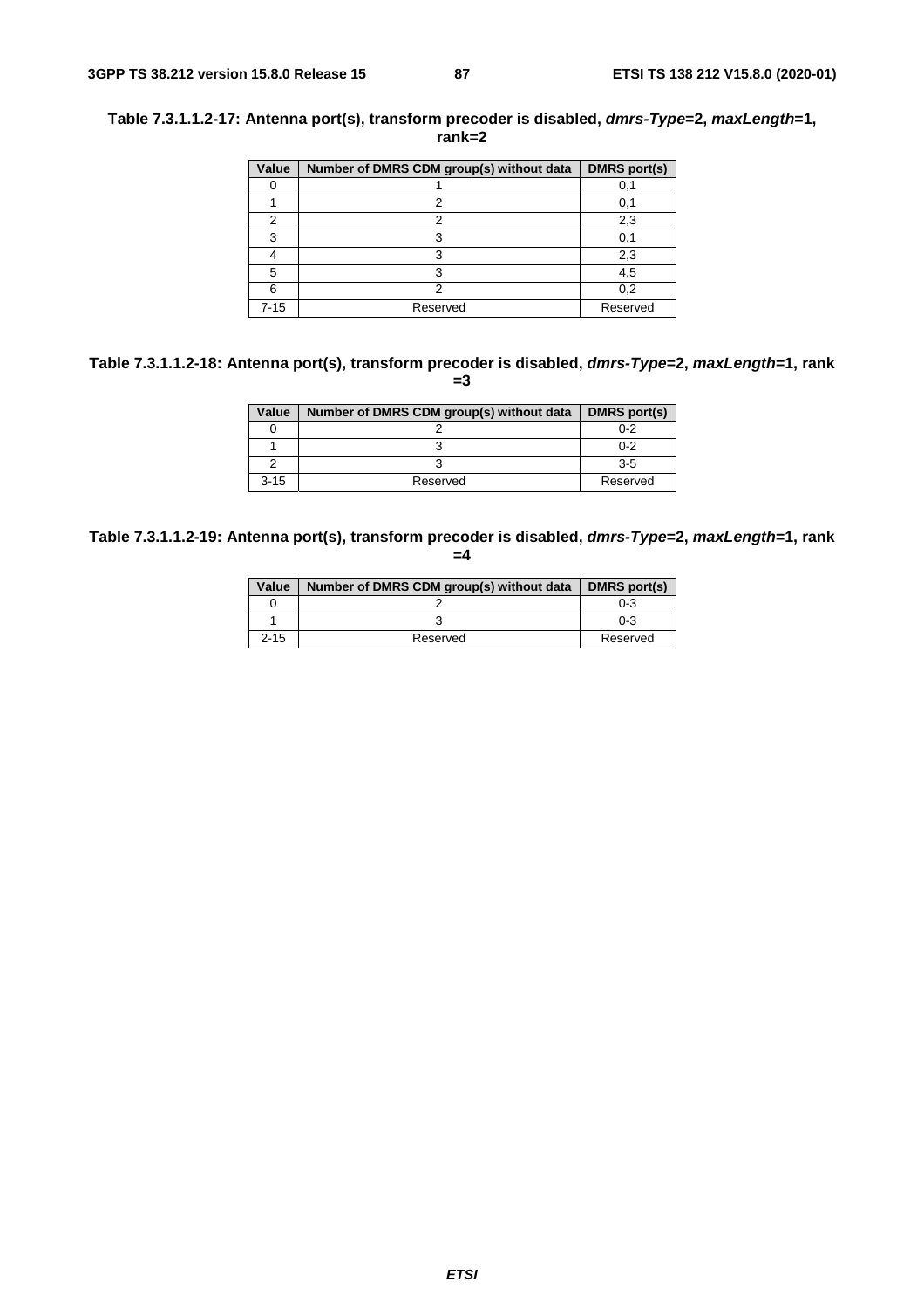**Table 7.3.1.1.2-17: Antenna port(s), transform precoder is disabled, *dmrs-Type*=2, *maxLength*=1, rank=2**

| Value | Number of DMRS CDM group(s) without data | DMRS port(s) |
|---|---|---|
| 0 | 1 | 0,1 |
| 1 | 2 | 0,1 |
| 2 | 2 | 2,3 |
| 3 | 3 | 0,1 |
| 4 | 3 | 2,3 |
| 5 | 3 | 4,5 |
| 6 | 2 | 0,2 |
| 7-15 | Reserved | Reserved |

**Table 7.3.1.1.2-18: Antenna port(s), transform precoder is disabled, *dmrs-Type*=2, *maxLength*=1, rank =3**

| Value | Number of DMRS CDM group(s) without data | DMRS port(s) |
|---|---|---|
| 0 | 2 | 0-2 |
| 1 | 3 | 0-2 |
| 2 | 3 | 3-5 |
| 3-15 | Reserved | Reserved |

**Table 7.3.1.1.2-19: Antenna port(s), transform precoder is disabled, *dmrs-Type*=2, *maxLength*=1, rank =4**

| Value | Number of DMRS CDM group(s) without data | DMRS port(s) |
|---|---|---|
| 0 | 2 | 0-3 |
| 1 | 3 | 0-3 |
| 2-15 | Reserved | Reserved |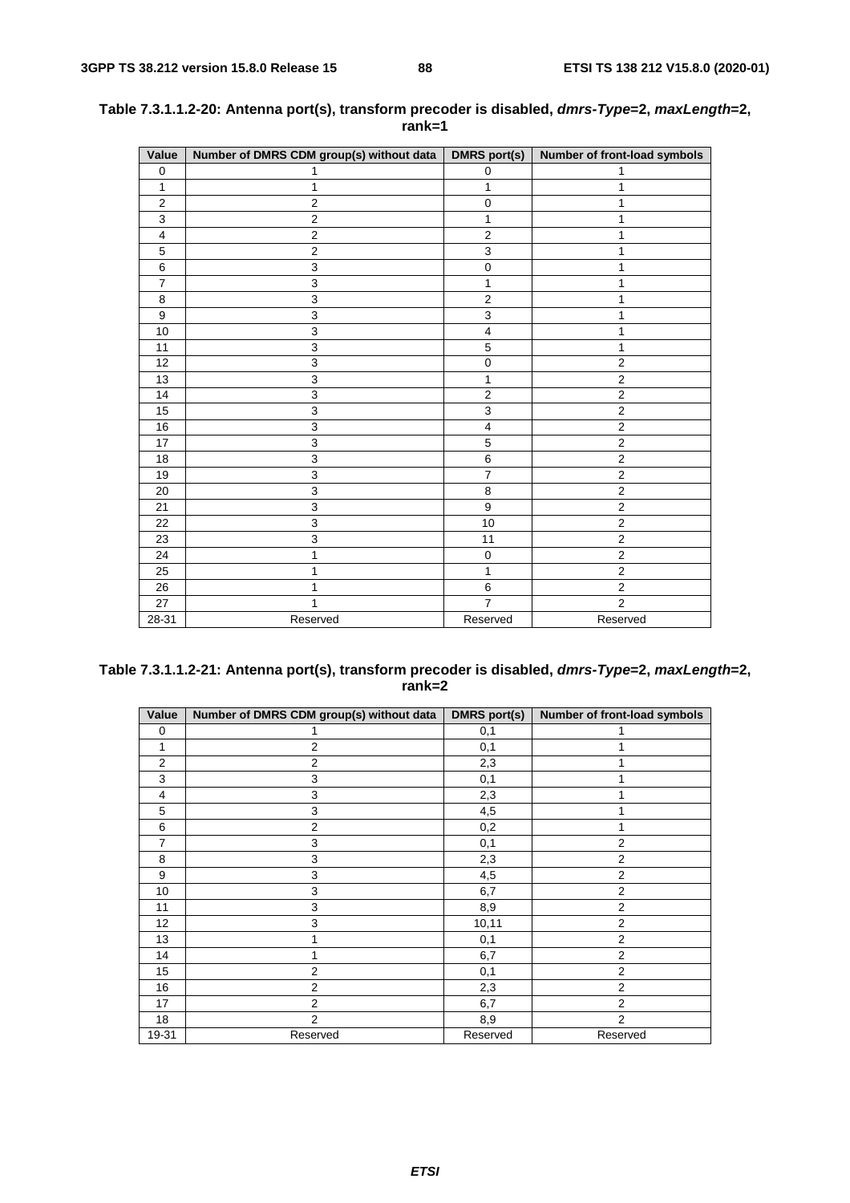**Table 7.3.1.1.2-20: Antenna port(s), transform precoder is disabled, *dmrs-Type*=2, *maxLength*=2, rank=1**

| Value | Number of DMRS CDM group(s) without data | DMRS port(s) | Number of front-load symbols |
|---|---|---|---|
| 0 | 1 | 0 | 1 |
| 1 | 1 | 1 | 1 |
| 2 | 2 | 0 | 1 |
| 3 | 2 | 1 | 1 |
| 4 | 2 | 2 | 1 |
| 5 | 2 | 3 | 1 |
| 6 | 3 | 0 | 1 |
| 7 | 3 | 1 | 1 |
| 8 | 3 | 2 | 1 |
| 9 | 3 | 3 | 1 |
| 10 | 3 | 4 | 1 |
| 11 | 3 | 5 | 1 |
| 12 | 3 | 0 | 2 |
| 13 | 3 | 1 | 2 |
| 14 | 3 | 2 | 2 |
| 15 | 3 | 3 | 2 |
| 16 | 3 | 4 | 2 |
| 17 | 3 | 5 | 2 |
| 18 | 3 | 6 | 2 |
| 19 | 3 | 7 | 2 |
| 20 | 3 | 8 | 2 |
| 21 | 3 | 9 | 2 |
| 22 | 3 | 10 | 2 |
| 23 | 3 | 11 | 2 |
| 24 | 1 | 0 | 2 |
| 25 | 1 | 1 | 2 |
| 26 | 1 | 6 | 2 |
| 27 | 1 | 7 | 2 |
| 28-31 | Reserved | Reserved | Reserved |

**Table 7.3.1.1.2-21: Antenna port(s), transform precoder is disabled, *dmrs-Type*=2, *maxLength*=2, rank=2**

| Value | Number of DMRS CDM group(s) without data | DMRS port(s) | Number of front-load symbols |
|---|---|---|---|
| 0 | 1 | 0,1 | 1 |
| 1 | 2 | 0,1 | 1 |
| 2 | 2 | 2,3 | 1 |
| 3 | 3 | 0,1 | 1 |
| 4 | 3 | 2,3 | 1 |
| 5 | 3 | 4,5 | 1 |
| 6 | 2 | 0,2 | 1 |
| 7 | 3 | 0,1 | 2 |
| 8 | 3 | 2,3 | 2 |
| 9 | 3 | 4,5 | 2 |
| 10 | 3 | 6,7 | 2 |
| 11 | 3 | 8,9 | 2 |
| 12 | 3 | 10,11 | 2 |
| 13 | 1 | 0,1 | 2 |
| 14 | 1 | 6,7 | 2 |
| 15 | 2 | 0,1 | 2 |
| 16 | 2 | 2,3 | 2 |
| 17 | 2 | 6,7 | 2 |
| 18 | 2 | 8,9 | 2 |
| 19-31 | Reserved | Reserved | Reserved |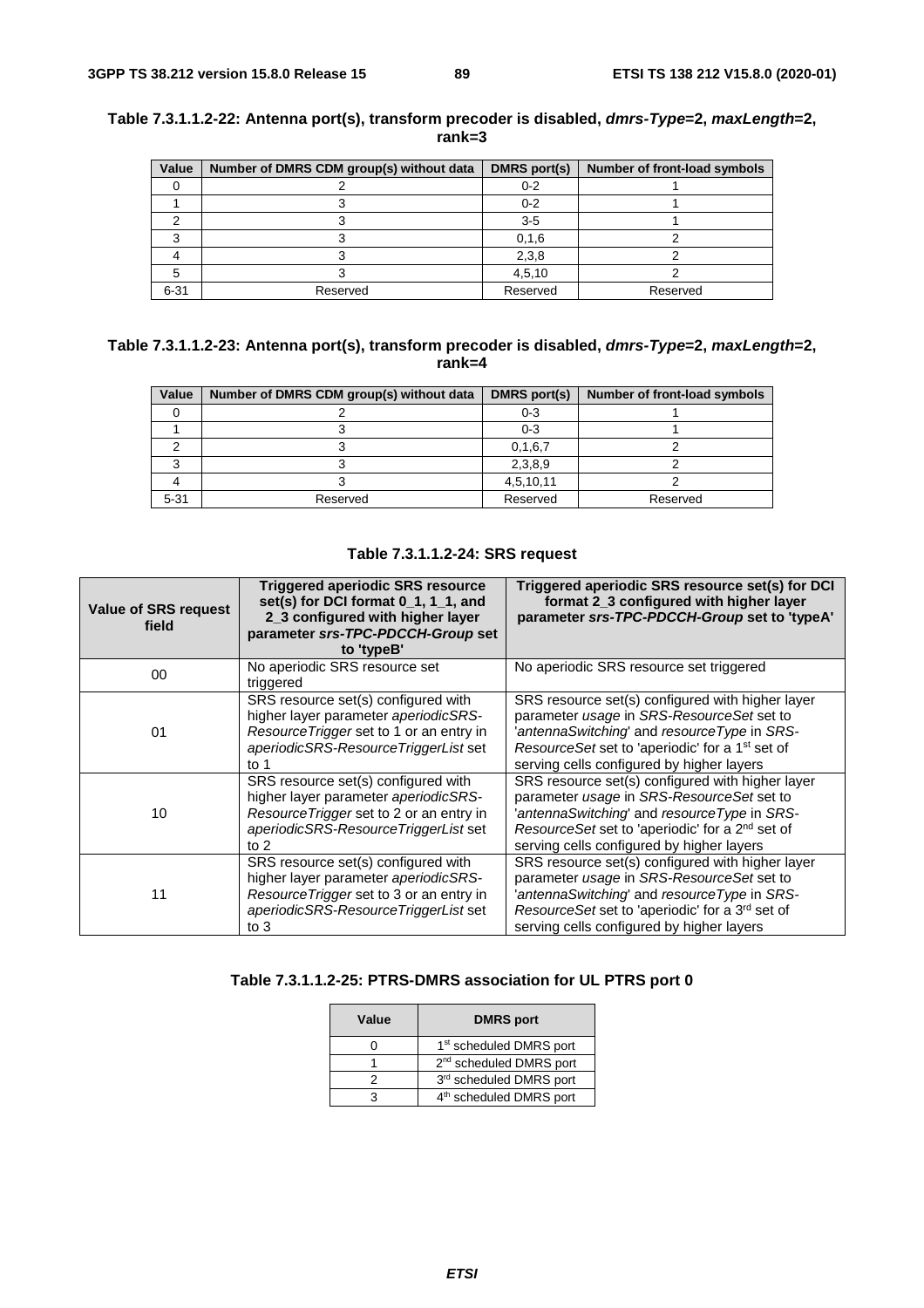**Table 7.3.1.1.2-22: Antenna port(s), transform precoder is disabled, *dmrs-Type*=2, *maxLength*=2, rank=3**

| Value | Number of DMRS CDM group(s) without data | DMRS port(s) | Number of front-load symbols |
|---|---|---|---|
| 0 | 2 | 0-2 | 1 |
| 1 | 3 | 0-2 | 1 |
| 2 | 3 | 3-5 | 1 |
| 3 | 3 | 0,1,6 | 2 |
| 4 | 3 | 2,3,8 | 2 |
| 5 | 3 | 4,5,10 | 2 |
| 6-31 | Reserved | Reserved | Reserved |

**Table 7.3.1.1.2-23: Antenna port(s), transform precoder is disabled, *dmrs-Type*=2, *maxLength*=2, rank=4**

| Value | Number of DMRS CDM group(s) without data | DMRS port(s) | Number of front-load symbols |
|---|---|---|---|
| 0 | 2 | 0-3 | 1 |
| 1 | 3 | 0-3 | 1 |
| 2 | 3 | 0,1,6,7 | 2 |
| 3 | 3 | 2,3,8,9 | 2 |
| 4 | 3 | 4,5,10,11 | 2 |
| 5-31 | Reserved | Reserved | Reserved |

**Table 7.3.1.1.2-24: SRS request**

| Value of SRS request field | Triggered aperiodic SRS resource set(s) for DCI format 0_1, 1_1, and 2_3 configured with higher layer parameter *srs-TPC-PDCCH-Group* set to 'typeB' | Triggered aperiodic SRS resource set(s) for DCI format 2_3 configured with higher layer parameter *srs-TPC-PDCCH-Group* set to 'typeA' |
|---|---|---|
| 00 | No aperiodic SRS resource set triggered | No aperiodic SRS resource set triggered |
| 01 | SRS resource set(s) configured with higher layer parameter *aperiodicSRS-ResourceTrigger* set to 1 or an entry in *aperiodicSRS-ResourceTriggerList* set to 1 | SRS resource set(s) configured with higher layer parameter *usage* in *SRS-ResourceSet* set to '*antennaSwitching*' and *resourceType* in *SRS-ResourceSet* set to 'aperiodic' for a 1st set of serving cells configured by higher layers |
| 10 | SRS resource set(s) configured with higher layer parameter *aperiodicSRS-ResourceTrigger* set to 2 or an entry in *aperiodicSRS-ResourceTriggerList* set to 2 | SRS resource set(s) configured with higher layer parameter *usage* in *SRS-ResourceSet* set to '*antennaSwitching*' and *resourceType* in *SRS-ResourceSet* set to 'aperiodic' for a 2nd set of serving cells configured by higher layers |
| 11 | SRS resource set(s) configured with higher layer parameter *aperiodicSRS-ResourceTrigger* set to 3 or an entry in *aperiodicSRS-ResourceTriggerList* set to 3 | SRS resource set(s) configured with higher layer parameter *usage* in *SRS-ResourceSet* set to '*antennaSwitching*' and *resourceType* in *SRS-ResourceSet* set to 'aperiodic' for a 3rd set of serving cells configured by higher layers |

**Table 7.3.1.1.2-25: PTRS-DMRS association for UL PTRS port 0**

| Value | DMRS port |
|---|---|
| 0 | 1st scheduled DMRS port |
| 1 | 2nd scheduled DMRS port |
| 2 | 3rd scheduled DMRS port |
| 3 | 4th scheduled DMRS port |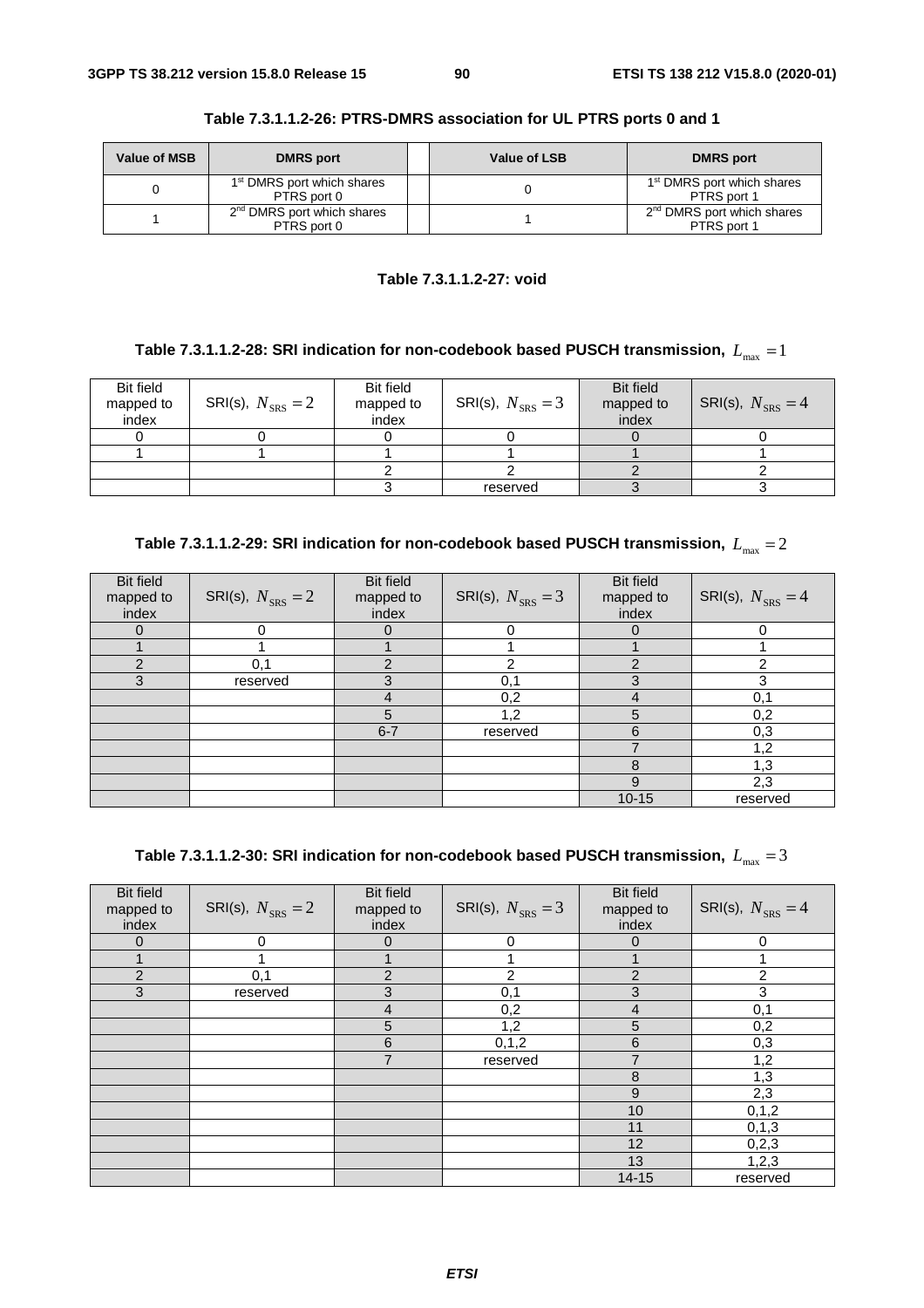**Table 7.3.1.1.2-26: PTRS-DMRS association for UL PTRS ports 0 and 1**

| Value of MSB | DMRS port | | Value of LSB | DMRS port |
|---|---|---|---|---|
| 0 | 1st DMRS port which shares PTRS port 0 | | 0 | 1st DMRS port which shares PTRS port 1 |
| 1 | 2nd DMRS port which shares PTRS port 0 | | 1 | 2nd DMRS port which shares PTRS port 1 |

**Table 7.3.1.1.2-27: void**

**Table 7.3.1.1.2-28: SRI indication for non-codebook based PUSCH transmission, $L_{\max} = 1$**

| Bit field mapped to index | SRI(s), $N_{\text{SRS}} = 2$ | Bit field mapped to index | SRI(s), $N_{\text{SRS}} = 3$ | Bit field mapped to index | SRI(s), $N_{\text{SRS}} = 4$ |
|---|---|---|---|---|---|
| 0 | 0 | 0 | 0 | 0 | 0 |
| 1 | 1 | 1 | 1 | 1 | 1 |
| | | 2 | 2 | 2 | 2 |
| | | 3 | reserved | 3 | 3 |

**Table 7.3.1.1.2-29: SRI indication for non-codebook based PUSCH transmission, $L_{\max} = 2$**

| Bit field mapped to index | SRI(s), $N_{\text{SRS}} = 2$ | Bit field mapped to index | SRI(s), $N_{\text{SRS}} = 3$ | Bit field mapped to index | SRI(s), $N_{\text{SRS}} = 4$ |
|---|---|---|---|---|---|
| 0 | 0 | 0 | 0 | 0 | 0 |
| 1 | 1 | 1 | 1 | 1 | 1 |
| 2 | 0,1 | 2 | 2 | 2 | 2 |
| 3 | reserved | 3 | 0,1 | 3 | 3 |
| | | 4 | 0,2 | 4 | 0,1 |
| | | 5 | 1,2 | 5 | 0,2 |
| | | 6-7 | reserved | 6 | 0,3 |
| | | | | 7 | 1,2 |
| | | | | 8 | 1,3 |
| | | | | 9 | 2,3 |
| | | | | 10-15 | reserved |

**Table 7.3.1.1.2-30: SRI indication for non-codebook based PUSCH transmission, $L_{\max} = 3$**

| Bit field mapped to index | SRI(s), $N_{\text{SRS}} = 2$ | Bit field mapped to index | SRI(s), $N_{\text{SRS}} = 3$ | Bit field mapped to index | SRI(s), $N_{\text{SRS}} = 4$ |
|---|---|---|---|---|---|
| 0 | 0 | 0 | 0 | 0 | 0 |
| 1 | 1 | 1 | 1 | 1 | 1 |
| 2 | 0,1 | 2 | 2 | 2 | 2 |
| 3 | reserved | 3 | 0,1 | 3 | 3 |
| | | 4 | 0,2 | 4 | 0,1 |
| | | 5 | 1,2 | 5 | 0,2 |
| | | 6 | 0,1,2 | 6 | 0,3 |
| | | 7 | reserved | 7 | 1,2 |
| | | | | 8 | 1,3 |
| | | | | 9 | 2,3 |
| | | | | 10 | 0,1,2 |
| | | | | 11 | 0,1,3 |
| | | | | 12 | 0,2,3 |
| | | | | 13 | 1,2,3 |
| | | | | 14-15 | reserved |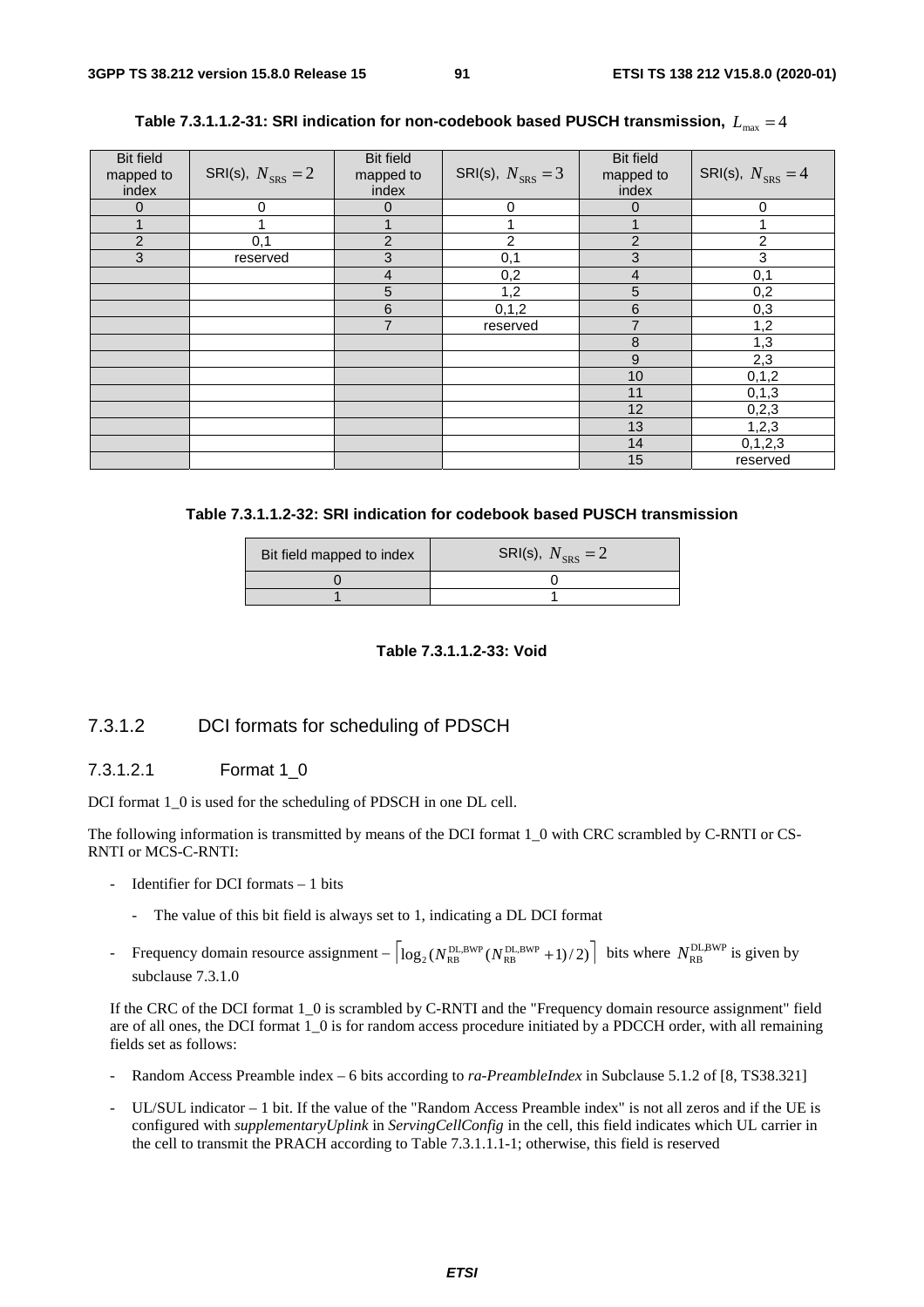**Table 7.3.1.1.2-31: SRI indication for non-codebook based PUSCH transmission, $L_{\max} = 4$**

| Bit field mapped to index | SRI(s), $N_{\text{SRS}} = 2$ | Bit field mapped to index | SRI(s), $N_{\text{SRS}} = 3$ | Bit field mapped to index | SRI(s), $N_{\text{SRS}} = 4$ |
|---|---|---|---|---|---|
| 0 | 0 | 0 | 0 | 0 | 0 |
| 1 | 1 | 1 | 1 | 1 | 1 |
| 2 | 0,1 | 2 | 2 | 2 | 2 |
| 3 | reserved | 3 | 0,1 | 3 | 3 |
| | | 4 | 0,2 | 4 | 0,1 |
| | | 5 | 1,2 | 5 | 0,2 |
| | | 6 | 0,1,2 | 6 | 0,3 |
| | | 7 | reserved | 7 | 1,2 |
| | | | | 8 | 1,3 |
| | | | | 9 | 2,3 |
| | | | | 10 | 0,1,2 |
| | | | | 11 | 0,1,3 |
| | | | | 12 | 0,2,3 |
| | | | | 13 | 1,2,3 |
| | | | | 14 | 0,1,2,3 |
| | | | | 15 | reserved |

**Table 7.3.1.1.2-32: SRI indication for codebook based PUSCH transmission**

| Bit field mapped to index | SRI(s), $N_{\text{SRS}} = 2$ |
|---|---|
| 0 | 0 |
| 1 | 1 |

**Table 7.3.1.1.2-33: Void**

#### 7.3.1.2 DCI formats for scheduling of PDSCH

##### 7.3.1.2.1 Format 1_0

DCI format 1_0 is used for the scheduling of PDSCH in one DL cell.

The following information is transmitted by means of the DCI format 1_0 with CRC scrambled by C-RNTI or CS-RNTI or MCS-C-RNTI:

- Identifier for DCI formats – 1 bits
  - The value of this bit field is always set to 1, indicating a DL DCI format
- Frequency domain resource assignment – $\left\lceil \log_2(N_{\text{RB}}^{\text{DL,BWP}}(N_{\text{RB}}^{\text{DL,BWP}}+1)/2) \right\rceil$ bits where $N_{\text{RB}}^{\text{DL,BWP}}$ is given by subclause 7.3.1.0

If the CRC of the DCI format 1_0 is scrambled by C-RNTI and the "Frequency domain resource assignment" field are of all ones, the DCI format 1_0 is for random access procedure initiated by a PDCCH order, with all remaining fields set as follows:

- Random Access Preamble index – 6 bits according to *ra-PreambleIndex* in Subclause 5.1.2 of [8, TS38.321]
- UL/SUL indicator – 1 bit. If the value of the "Random Access Preamble index" is not all zeros and if the UE is configured with *supplementaryUplink* in *ServingCellConfig* in the cell, this field indicates which UL carrier in the cell to transmit the PRACH according to Table 7.3.1.1.1-1; otherwise, this field is reserved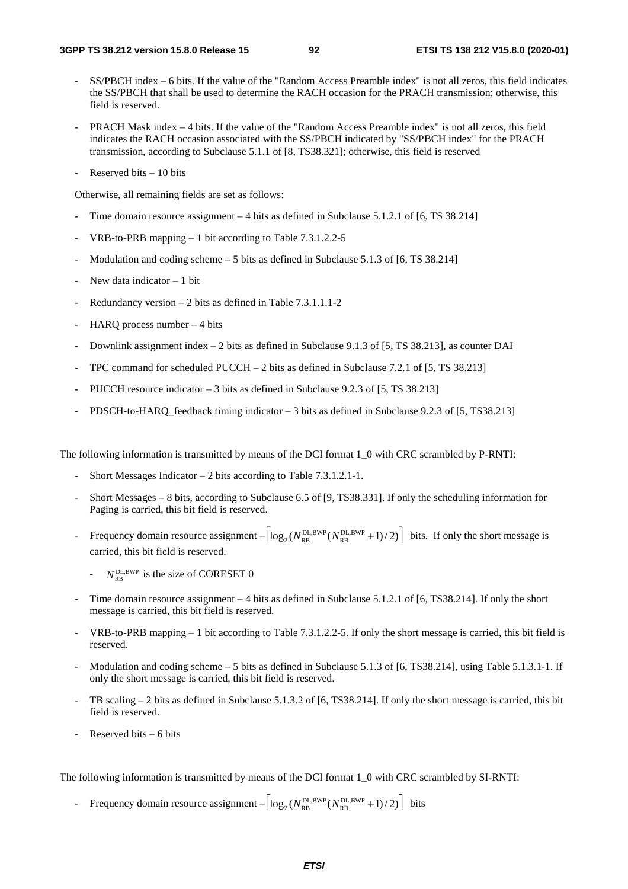- SS/PBCH index – 6 bits. If the value of the "Random Access Preamble index" is not all zeros, this field indicates the SS/PBCH that shall be used to determine the RACH occasion for the PRACH transmission; otherwise, this field is reserved.
- PRACH Mask index – 4 bits. If the value of the "Random Access Preamble index" is not all zeros, this field indicates the RACH occasion associated with the SS/PBCH indicated by "SS/PBCH index" for the PRACH transmission, according to Subclause 5.1.1 of [8, TS38.321]; otherwise, this field is reserved
- Reserved bits – 10 bits

Otherwise, all remaining fields are set as follows:

- Time domain resource assignment – 4 bits as defined in Subclause 5.1.2.1 of [6, TS 38.214]
- VRB-to-PRB mapping – 1 bit according to Table 7.3.1.2.2-5
- Modulation and coding scheme – 5 bits as defined in Subclause 5.1.3 of [6, TS 38.214]
- New data indicator – 1 bit
- Redundancy version – 2 bits as defined in Table 7.3.1.1.1-2
- HARQ process number – 4 bits
- Downlink assignment index – 2 bits as defined in Subclause 9.1.3 of [5, TS 38.213], as counter DAI
- TPC command for scheduled PUCCH – 2 bits as defined in Subclause 7.2.1 of [5, TS 38.213]
- PUCCH resource indicator – 3 bits as defined in Subclause 9.2.3 of [5, TS 38.213]
- PDSCH-to-HARQ_feedback timing indicator – 3 bits as defined in Subclause 9.2.3 of [5, TS38.213]

The following information is transmitted by means of the DCI format 1_0 with CRC scrambled by P-RNTI:

- Short Messages Indicator – 2 bits according to Table 7.3.1.2.1-1.
- Short Messages – 8 bits, according to Subclause 6.5 of [9, TS38.331]. If only the scheduling information for Paging is carried, this bit field is reserved.
- Frequency domain resource assignment – $\lceil \log_2(N_{RB}^{DL,BWP}(N_{RB}^{DL,BWP}+1)/2) \rceil$ bits. If only the short message is carried, this bit field is reserved.
  - $N_{RB}^{DL,BWP}$ is the size of CORESET 0
- Time domain resource assignment – 4 bits as defined in Subclause 5.1.2.1 of [6, TS38.214]. If only the short message is carried, this bit field is reserved.
- VRB-to-PRB mapping – 1 bit according to Table 7.3.1.2.2-5. If only the short message is carried, this bit field is reserved.
- Modulation and coding scheme – 5 bits as defined in Subclause 5.1.3 of [6, TS38.214], using Table 5.1.3.1-1. If only the short message is carried, this bit field is reserved.
- TB scaling – 2 bits as defined in Subclause 5.1.3.2 of [6, TS38.214]. If only the short message is carried, this bit field is reserved.
- Reserved bits – 6 bits

The following information is transmitted by means of the DCI format 1_0 with CRC scrambled by SI-RNTI:

- Frequency domain resource assignment – $\lceil \log_2(N_{RB}^{DL,BWP}(N_{RB}^{DL,BWP}+1)/2) \rceil$ bits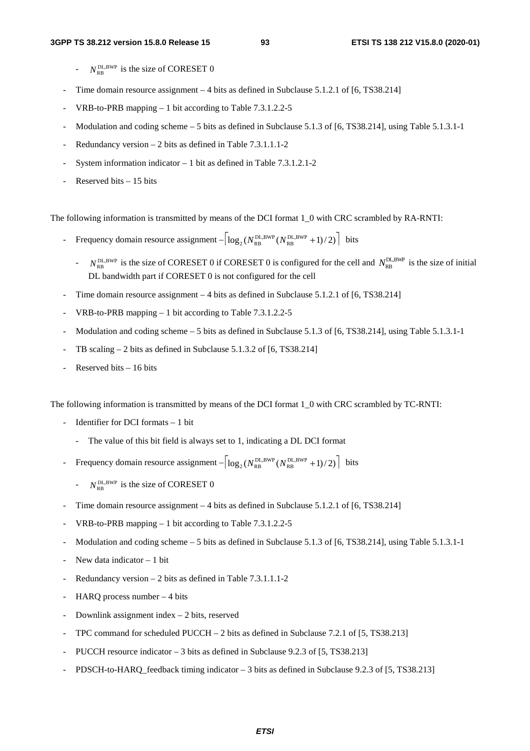- $N_{\text{RB}}^{\text{DL,BWP}}$ is the size of CORESET 0

- Time domain resource assignment – 4 bits as defined in Subclause 5.1.2.1 of [6, TS38.214]
- VRB-to-PRB mapping – 1 bit according to Table 7.3.1.2.2-5
- Modulation and coding scheme – 5 bits as defined in Subclause 5.1.3 of [6, TS38.214], using Table 5.1.3.1-1
- Redundancy version – 2 bits as defined in Table 7.3.1.1.1-2
- System information indicator – 1 bit as defined in Table 7.3.1.2.1-2
- Reserved bits – 15 bits

The following information is transmitted by means of the DCI format 1_0 with CRC scrambled by RA-RNTI:

- Frequency domain resource assignment – $\lceil \log_2(N_{\text{RB}}^{\text{DL,BWP}}(N_{\text{RB}}^{\text{DL,BWP}}+1)/2) \rceil$ bits
  - $N_{\text{RB}}^{\text{DL,BWP}}$ is the size of CORESET 0 if CORESET 0 is configured for the cell and $N_{\text{RB}}^{\text{DL,BWP}}$ is the size of initial DL bandwidth part if CORESET 0 is not configured for the cell
- Time domain resource assignment – 4 bits as defined in Subclause 5.1.2.1 of [6, TS38.214]
- VRB-to-PRB mapping – 1 bit according to Table 7.3.1.2.2-5
- Modulation and coding scheme – 5 bits as defined in Subclause 5.1.3 of [6, TS38.214], using Table 5.1.3.1-1
- TB scaling – 2 bits as defined in Subclause 5.1.3.2 of [6, TS38.214]
- Reserved bits – 16 bits

The following information is transmitted by means of the DCI format 1_0 with CRC scrambled by TC-RNTI:

- Identifier for DCI formats – 1 bit
  - The value of this bit field is always set to 1, indicating a DL DCI format
- Frequency domain resource assignment – $\lceil \log_2(N_{\text{RB}}^{\text{DL,BWP}}(N_{\text{RB}}^{\text{DL,BWP}}+1)/2) \rceil$ bits
  - $N_{\text{RB}}^{\text{DL,BWP}}$ is the size of CORESET 0
- Time domain resource assignment – 4 bits as defined in Subclause 5.1.2.1 of [6, TS38.214]
- VRB-to-PRB mapping – 1 bit according to Table 7.3.1.2.2-5
- Modulation and coding scheme – 5 bits as defined in Subclause 5.1.3 of [6, TS38.214], using Table 5.1.3.1-1
- New data indicator – 1 bit
- Redundancy version – 2 bits as defined in Table 7.3.1.1.1-2
- HARQ process number – 4 bits
- Downlink assignment index – 2 bits, reserved
- TPC command for scheduled PUCCH – 2 bits as defined in Subclause 7.2.1 of [5, TS38.213]
- PUCCH resource indicator – 3 bits as defined in Subclause 9.2.3 of [5, TS38.213]
- PDSCH-to-HARQ_feedback timing indicator – 3 bits as defined in Subclause 9.2.3 of [5, TS38.213]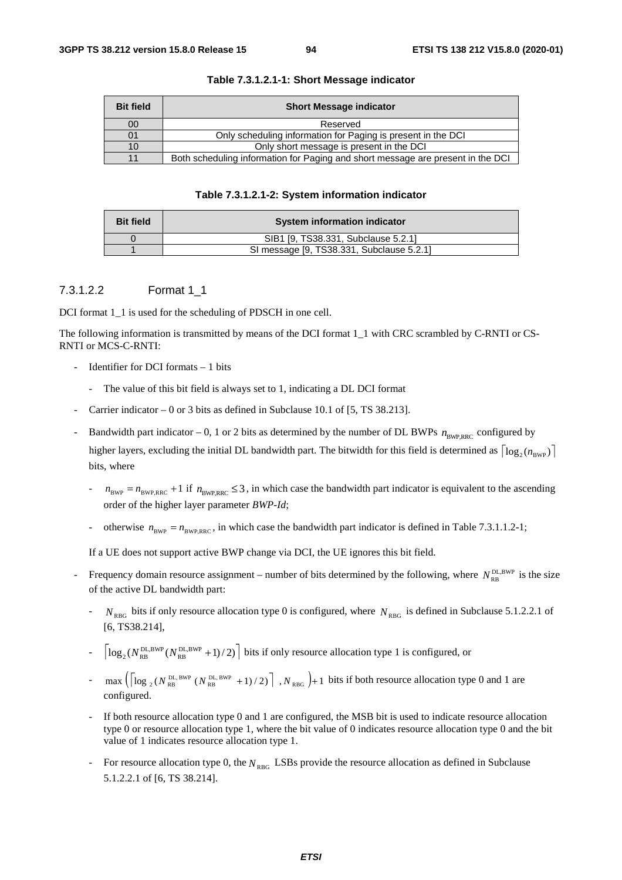**Table 7.3.1.2.1-1: Short Message indicator**

| Bit field | Short Message indicator |
|---|---|
| 00 | Reserved |
| 01 | Only scheduling information for Paging is present in the DCI |
| 10 | Only short message is present in the DCI |
| 11 | Both scheduling information for Paging and short message are present in the DCI |

**Table 7.3.1.2.1-2: System information indicator**

| Bit field | System information indicator |
|---|---|
| 0 | SIB1 [9, TS38.331, Subclause 5.2.1] |
| 1 | SI message [9, TS38.331, Subclause 5.2.1] |

#### 7.3.1.2.2 Format 1_1

DCI format 1_1 is used for the scheduling of PDSCH in one cell.

The following information is transmitted by means of the DCI format 1_1 with CRC scrambled by C-RNTI or CS-RNTI or MCS-C-RNTI:

- Identifier for DCI formats – 1 bits
  - The value of this bit field is always set to 1, indicating a DL DCI format
- Carrier indicator – 0 or 3 bits as defined in Subclause 10.1 of [5, TS 38.213].
- Bandwidth part indicator – 0, 1 or 2 bits as determined by the number of DL BWPs $n_{\mathrm{BWP,RRC}}$ configured by higher layers, excluding the initial DL bandwidth part. The bitwidth for this field is determined as $\lceil \log_2(n_{\mathrm{BWP}}) \rceil$ bits, where
  - $n_{\mathrm{BWP}} = n_{\mathrm{BWP,RRC}} + 1$ if $n_{\mathrm{BWP,RRC}} \leq 3$, in which case the bandwidth part indicator is equivalent to the ascending order of the higher layer parameter *BWP-Id*;
  - otherwise $n_{\mathrm{BWP}} = n_{\mathrm{BWP,RRC}}$, in which case the bandwidth part indicator is defined in Table 7.3.1.1.2-1;

  If a UE does not support active BWP change via DCI, the UE ignores this bit field.

- Frequency domain resource assignment – number of bits determined by the following, where $N_{\mathrm{RB}}^{\mathrm{DL,BWP}}$ is the size of the active DL bandwidth part:
  - $N_{\mathrm{RBG}}$ bits if only resource allocation type 0 is configured, where $N_{\mathrm{RBG}}$ is defined in Subclause 5.1.2.2.1 of [6, TS38.214],
  - $\lceil \log_2(N_{\mathrm{RB}}^{\mathrm{DL,BWP}}(N_{\mathrm{RB}}^{\mathrm{DL,BWP}}+1)/2) \rceil$ bits if only resource allocation type 1 is configured, or
  - $\max\left(\lceil \log_2(N_{\mathrm{RB}}^{\mathrm{DL,BWP}}(N_{\mathrm{RB}}^{\mathrm{DL,BWP}}+1)/2) \rceil, N_{\mathrm{RBG}}\right)+1$ bits if both resource allocation type 0 and 1 are configured.
  - If both resource allocation type 0 and 1 are configured, the MSB bit is used to indicate resource allocation type 0 or resource allocation type 1, where the bit value of 0 indicates resource allocation type 0 and the bit value of 1 indicates resource allocation type 1.
  - For resource allocation type 0, the $N_{\mathrm{RBG}}$ LSBs provide the resource allocation as defined in Subclause 5.1.2.2.1 of [6, TS 38.214].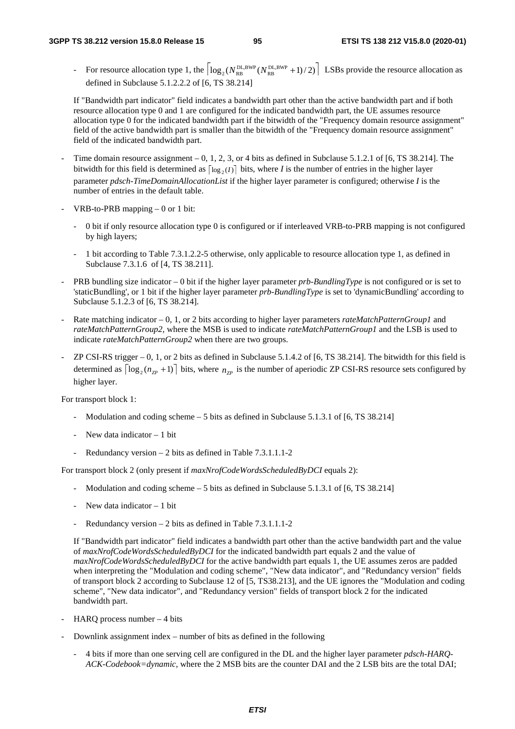- For resource allocation type 1, the $\left\lceil \log_2(N_{RB}^{DL,BWP}(N_{RB}^{DL,BWP}+1)/2) \right\rceil$ LSBs provide the resource allocation as defined in Subclause 5.1.2.2.2 of [6, TS 38.214]

  If "Bandwidth part indicator" field indicates a bandwidth part other than the active bandwidth part and if both resource allocation type 0 and 1 are configured for the indicated bandwidth part, the UE assumes resource allocation type 0 for the indicated bandwidth part if the bitwidth of the "Frequency domain resource assignment" field of the active bandwidth part is smaller than the bitwidth of the "Frequency domain resource assignment" field of the indicated bandwidth part.

- Time domain resource assignment – 0, 1, 2, 3, or 4 bits as defined in Subclause 5.1.2.1 of [6, TS 38.214]. The bitwidth for this field is determined as $\lceil \log_2(I) \rceil$ bits, where *I* is the number of entries in the higher layer parameter *pdsch-TimeDomainAllocationList* if the higher layer parameter is configured; otherwise *I* is the number of entries in the default table.

- VRB-to-PRB mapping – 0 or 1 bit:

  - 0 bit if only resource allocation type 0 is configured or if interleaved VRB-to-PRB mapping is not configured by high layers;

  - 1 bit according to Table 7.3.1.2.2-5 otherwise, only applicable to resource allocation type 1, as defined in Subclause 7.3.1.6 of [4, TS 38.211].

- PRB bundling size indicator – 0 bit if the higher layer parameter *prb-BundlingType* is not configured or is set to 'staticBundling', or 1 bit if the higher layer parameter *prb-BundlingType* is set to 'dynamicBundling' according to Subclause 5.1.2.3 of [6, TS 38.214].

- Rate matching indicator – 0, 1, or 2 bits according to higher layer parameters *rateMatchPatternGroup1* and *rateMatchPatternGroup2*, where the MSB is used to indicate *rateMatchPatternGroup1* and the LSB is used to indicate *rateMatchPatternGroup2* when there are two groups.

- ZP CSI-RS trigger – 0, 1, or 2 bits as defined in Subclause 5.1.4.2 of [6, TS 38.214]. The bitwidth for this field is determined as $\lceil \log_2(n_{ZP}+1) \rceil$ bits, where $n_{ZP}$ is the number of aperiodic ZP CSI-RS resource sets configured by higher layer.

For transport block 1:

  - Modulation and coding scheme – 5 bits as defined in Subclause 5.1.3.1 of [6, TS 38.214]

  - New data indicator – 1 bit

  - Redundancy version – 2 bits as defined in Table 7.3.1.1.1-2

For transport block 2 (only present if *maxNrofCodeWordsScheduledByDCI* equals 2):

  - Modulation and coding scheme – 5 bits as defined in Subclause 5.1.3.1 of [6, TS 38.214]

  - New data indicator – 1 bit

  - Redundancy version – 2 bits as defined in Table 7.3.1.1.1-2

  If "Bandwidth part indicator" field indicates a bandwidth part other than the active bandwidth part and the value of *maxNrofCodeWordsScheduledByDCI* for the indicated bandwidth part equals 2 and the value of *maxNrofCodeWordsScheduledByDCI* for the active bandwidth part equals 1, the UE assumes zeros are padded when interpreting the "Modulation and coding scheme", "New data indicator", and "Redundancy version" fields of transport block 2 according to Subclause 12 of [5, TS38.213], and the UE ignores the "Modulation and coding scheme", "New data indicator", and "Redundancy version" fields of transport block 2 for the indicated bandwidth part.

- HARQ process number – 4 bits

- Downlink assignment index – number of bits as defined in the following

  - 4 bits if more than one serving cell are configured in the DL and the higher layer parameter *pdsch-HARQ-ACK-Codebook=dynamic*, where the 2 MSB bits are the counter DAI and the 2 LSB bits are the total DAI;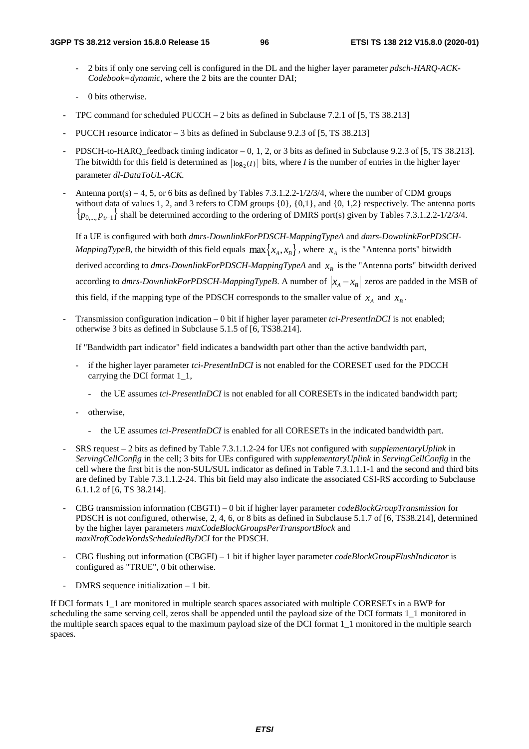- 2 bits if only one serving cell is configured in the DL and the higher layer parameter *pdsch-HARQ-ACK-Codebook=dynamic*, where the 2 bits are the counter DAI;

  - 0 bits otherwise.

- TPC command for scheduled PUCCH – 2 bits as defined in Subclause 7.2.1 of [5, TS 38.213]

- PUCCH resource indicator – 3 bits as defined in Subclause 9.2.3 of [5, TS 38.213]

- PDSCH-to-HARQ_feedback timing indicator – 0, 1, 2, or 3 bits as defined in Subclause 9.2.3 of [5, TS 38.213]. The bitwidth for this field is determined as $\lceil \log_2(I) \rceil$ bits, where *I* is the number of entries in the higher layer parameter *dl-DataToUL-ACK*.

- Antenna port(s) – 4, 5, or 6 bits as defined by Tables 7.3.1.2.2-1/2/3/4, where the number of CDM groups without data of values 1, 2, and 3 refers to CDM groups {0}, {0,1}, and {0, 1,2} respectively. The antenna ports $\{p_{0,...,} p_{\upsilon-1}\}$ shall be determined according to the ordering of DMRS port(s) given by Tables 7.3.1.2.2-1/2/3/4.

  If a UE is configured with both *dmrs-DownlinkForPDSCH-MappingTypeA* and *dmrs-DownlinkForPDSCH-MappingTypeB*, the bitwidth of this field equals $\max\{x_A, x_B\}$, where $x_A$ is the "Antenna ports" bitwidth derived according to *dmrs-DownlinkForPDSCH-MappingTypeA* and $x_B$ is the "Antenna ports" bitwidth derived according to *dmrs-DownlinkForPDSCH-MappingTypeB*. A number of $|x_A - x_B|$ zeros are padded in the MSB of this field, if the mapping type of the PDSCH corresponds to the smaller value of $x_A$ and $x_B$.

- Transmission configuration indication – 0 bit if higher layer parameter *tci-PresentInDCI* is not enabled; otherwise 3 bits as defined in Subclause 5.1.5 of [6, TS38.214].

  If "Bandwidth part indicator" field indicates a bandwidth part other than the active bandwidth part,

  - if the higher layer parameter *tci-PresentInDCI* is not enabled for the CORESET used for the PDCCH carrying the DCI format 1_1,

    - the UE assumes *tci-PresentInDCI* is not enabled for all CORESETs in the indicated bandwidth part;

  - otherwise,

    - the UE assumes *tci-PresentInDCI* is enabled for all CORESETs in the indicated bandwidth part.

- SRS request – 2 bits as defined by Table 7.3.1.1.2-24 for UEs not configured with *supplementaryUplink* in *ServingCellConfig* in the cell; 3 bits for UEs configured with *supplementaryUplink* in *ServingCellConfig* in the cell where the first bit is the non-SUL/SUL indicator as defined in Table 7.3.1.1.1-1 and the second and third bits are defined by Table 7.3.1.1.2-24. This bit field may also indicate the associated CSI-RS according to Subclause 6.1.1.2 of [6, TS 38.214].

- CBG transmission information (CBGTI) – 0 bit if higher layer parameter *codeBlockGroupTransmission* for PDSCH is not configured, otherwise, 2, 4, 6, or 8 bits as defined in Subclause 5.1.7 of [6, TS38.214], determined by the higher layer parameters *maxCodeBlockGroupsPerTransportBlock* and *maxNrofCodeWordsScheduledByDCI* for the PDSCH.

- CBG flushing out information (CBGFI) – 1 bit if higher layer parameter *codeBlockGroupFlushIndicator* is configured as "TRUE", 0 bit otherwise.

- DMRS sequence initialization – 1 bit.

If DCI formats 1_1 are monitored in multiple search spaces associated with multiple CORESETs in a BWP for scheduling the same serving cell, zeros shall be appended until the payload size of the DCI formats 1_1 monitored in the multiple search spaces equal to the maximum payload size of the DCI format 1_1 monitored in the multiple search spaces.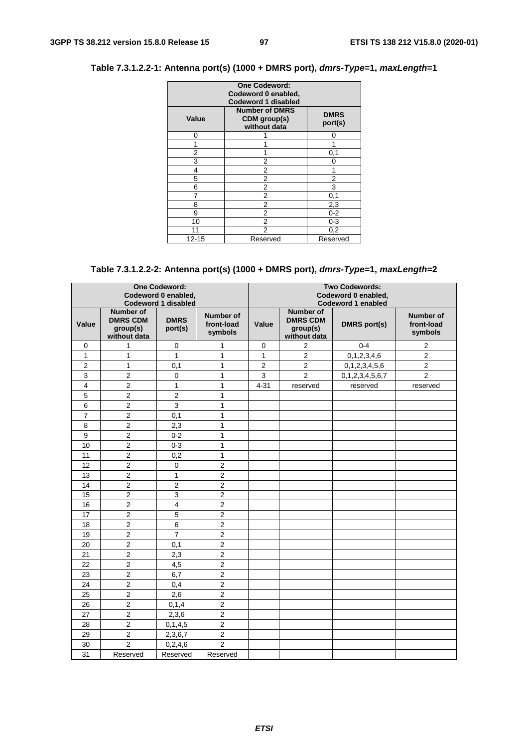**Table 7.3.1.2.2-1: Antenna port(s) (1000 + DMRS port), *dmrs-Type*=1, *maxLength*=1**

| One Codeword: Codeword 0 enabled, Codeword 1 disabled | | |
|---|---|---|
| **Value** | **Number of DMRS CDM group(s) without data** | **DMRS port(s)** |
| 0 | 1 | 0 |
| 1 | 1 | 1 |
| 2 | 1 | 0,1 |
| 3 | 2 | 0 |
| 4 | 2 | 1 |
| 5 | 2 | 2 |
| 6 | 2 | 3 |
| 7 | 2 | 0,1 |
| 8 | 2 | 2,3 |
| 9 | 2 | 0-2 |
| 10 | 2 | 0-3 |
| 11 | 2 | 0,2 |
| 12-15 | Reserved | Reserved |

**Table 7.3.1.2.2-2: Antenna port(s) (1000 + DMRS port), *dmrs-Type*=1, *maxLength*=2**

| One Codeword: Codeword 0 enabled, Codeword 1 disabled | | | | Two Codewords: Codeword 0 enabled, Codeword 1 enabled | | | |
|---|---|---|---|---|---|---|---|
| **Value** | **Number of DMRS CDM group(s) without data** | **DMRS port(s)** | **Number of front-load symbols** | **Value** | **Number of DMRS CDM group(s) without data** | **DMRS port(s)** | **Number of front-load symbols** |
| 0 | 1 | 0 | 1 | 0 | 2 | 0-4 | 2 |
| 1 | 1 | 1 | 1 | 1 | 2 | 0,1,2,3,4,6 | 2 |
| 2 | 1 | 0,1 | 1 | 2 | 2 | 0,1,2,3,4,5,6 | 2 |
| 3 | 2 | 0 | 1 | 3 | 2 | 0,1,2,3,4,5,6,7 | 2 |
| 4 | 2 | 1 | 1 | 4-31 | reserved | reserved | reserved |
| 5 | 2 | 2 | 1 | | | | |
| 6 | 2 | 3 | 1 | | | | |
| 7 | 2 | 0,1 | 1 | | | | |
| 8 | 2 | 2,3 | 1 | | | | |
| 9 | 2 | 0-2 | 1 | | | | |
| 10 | 2 | 0-3 | 1 | | | | |
| 11 | 2 | 0,2 | 1 | | | | |
| 12 | 2 | 0 | 2 | | | | |
| 13 | 2 | 1 | 2 | | | | |
| 14 | 2 | 2 | 2 | | | | |
| 15 | 2 | 3 | 2 | | | | |
| 16 | 2 | 4 | 2 | | | | |
| 17 | 2 | 5 | 2 | | | | |
| 18 | 2 | 6 | 2 | | | | |
| 19 | 2 | 7 | 2 | | | | |
| 20 | 2 | 0,1 | 2 | | | | |
| 21 | 2 | 2,3 | 2 | | | | |
| 22 | 2 | 4,5 | 2 | | | | |
| 23 | 2 | 6,7 | 2 | | | | |
| 24 | 2 | 0,4 | 2 | | | | |
| 25 | 2 | 2,6 | 2 | | | | |
| 26 | 2 | 0,1,4 | 2 | | | | |
| 27 | 2 | 2,3,6 | 2 | | | | |
| 28 | 2 | 0,1,4,5 | 2 | | | | |
| 29 | 2 | 2,3,6,7 | 2 | | | | |
| 30 | 2 | 0,2,4,6 | 2 | | | | |
| 31 | Reserved | Reserved | Reserved | | | | |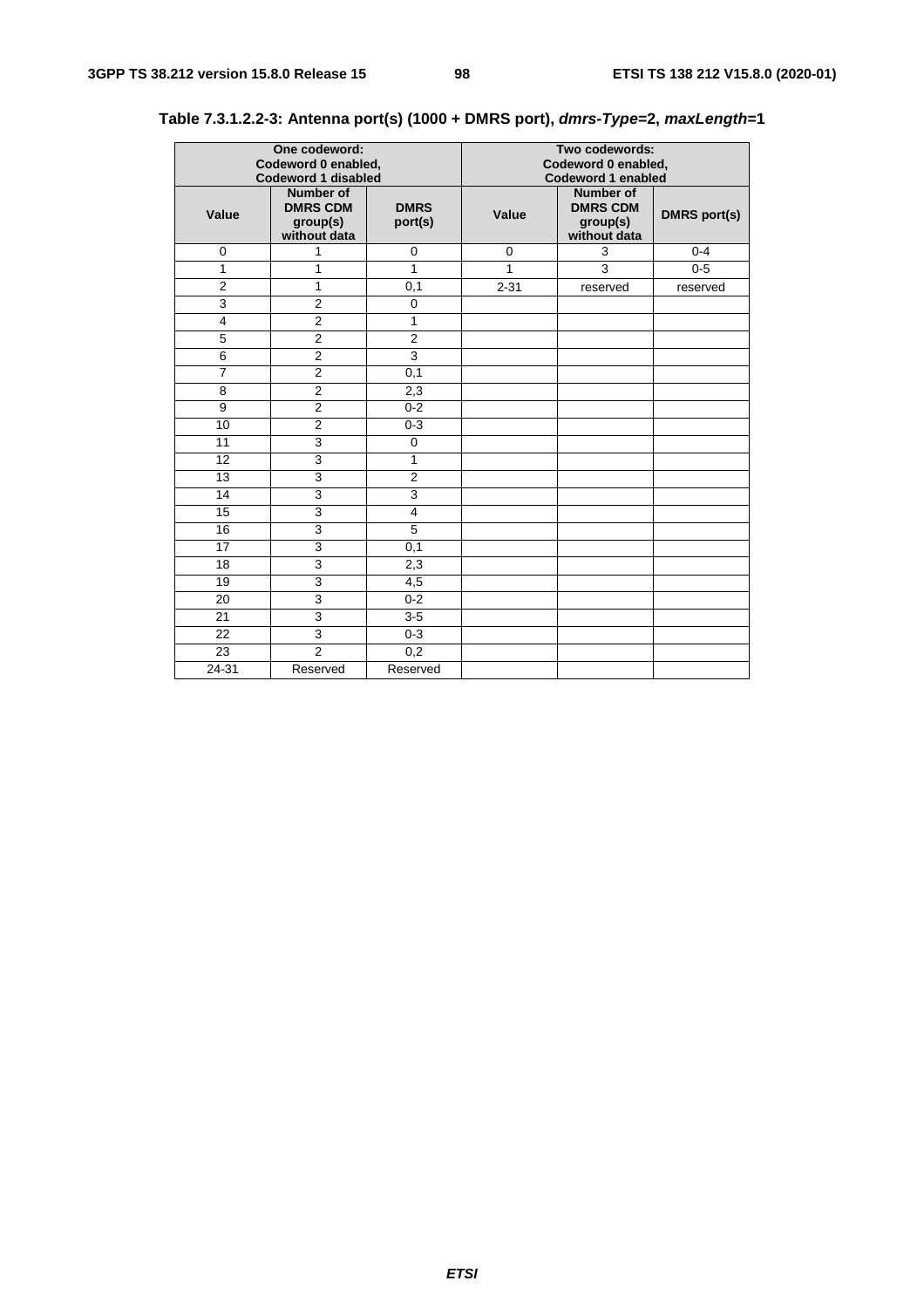**Table 7.3.1.2.2-3: Antenna port(s) (1000 + DMRS port), *dmrs-Type*=2, *maxLength*=1**

| One codeword: Codeword 0 enabled, Codeword 1 disabled | | | Two codewords: Codeword 0 enabled, Codeword 1 enabled | | |
|---|---|---|---|---|---|
| **Value** | **Number of DMRS CDM group(s) without data** | **DMRS port(s)** | **Value** | **Number of DMRS CDM group(s) without data** | **DMRS port(s)** |
| 0 | 1 | 0 | 0 | 3 | 0-4 |
| 1 | 1 | 1 | 1 | 3 | 0-5 |
| 2 | 1 | 0,1 | 2-31 | reserved | reserved |
| 3 | 2 | 0 | | | |
| 4 | 2 | 1 | | | |
| 5 | 2 | 2 | | | |
| 6 | 2 | 3 | | | |
| 7 | 2 | 0,1 | | | |
| 8 | 2 | 2,3 | | | |
| 9 | 2 | 0-2 | | | |
| 10 | 2 | 0-3 | | | |
| 11 | 3 | 0 | | | |
| 12 | 3 | 1 | | | |
| 13 | 3 | 2 | | | |
| 14 | 3 | 3 | | | |
| 15 | 3 | 4 | | | |
| 16 | 3 | 5 | | | |
| 17 | 3 | 0,1 | | | |
| 18 | 3 | 2,3 | | | |
| 19 | 3 | 4,5 | | | |
| 20 | 3 | 0-2 | | | |
| 21 | 3 | 3-5 | | | |
| 22 | 3 | 0-3 | | | |
| 23 | 2 | 0,2 | | | |
| 24-31 | Reserved | Reserved | | | |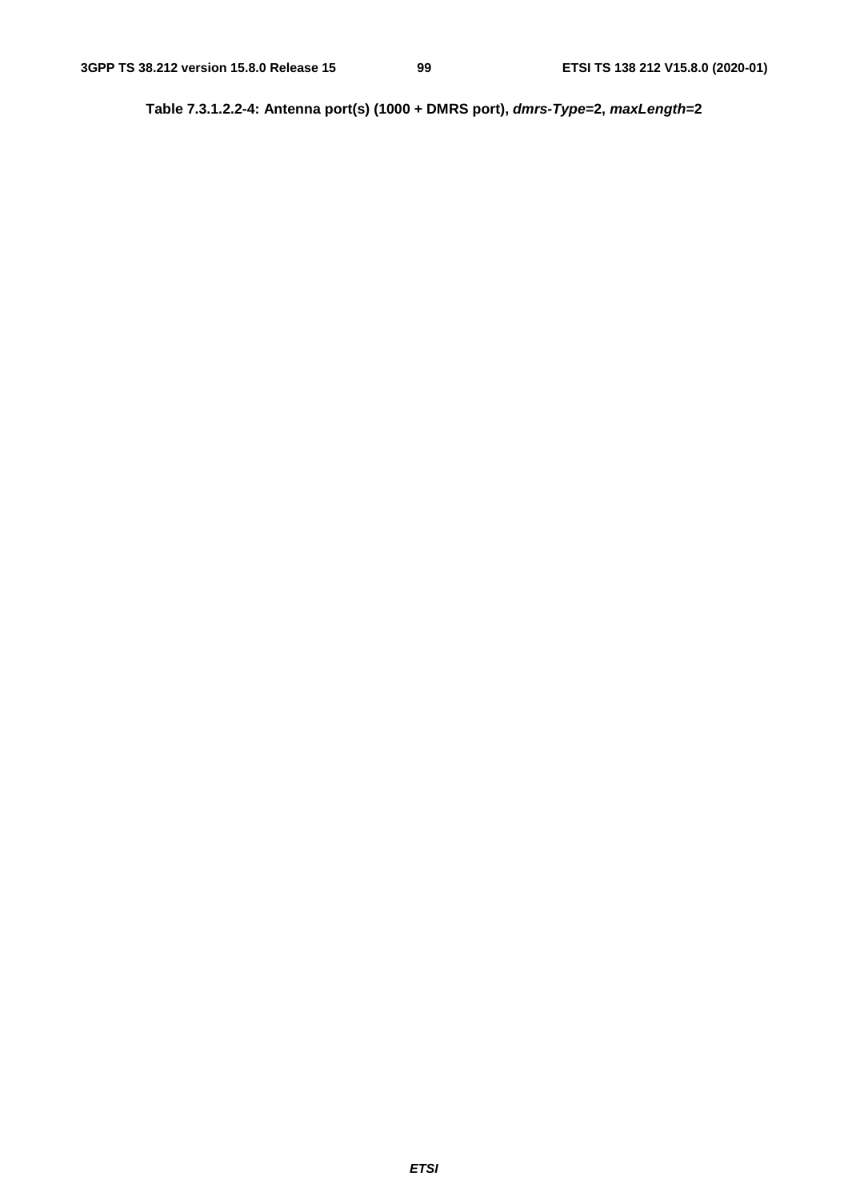**Table 7.3.1.2.2-4: Antenna port(s) (1000 + DMRS port), *dmrs-Type*=2, *maxLength*=2**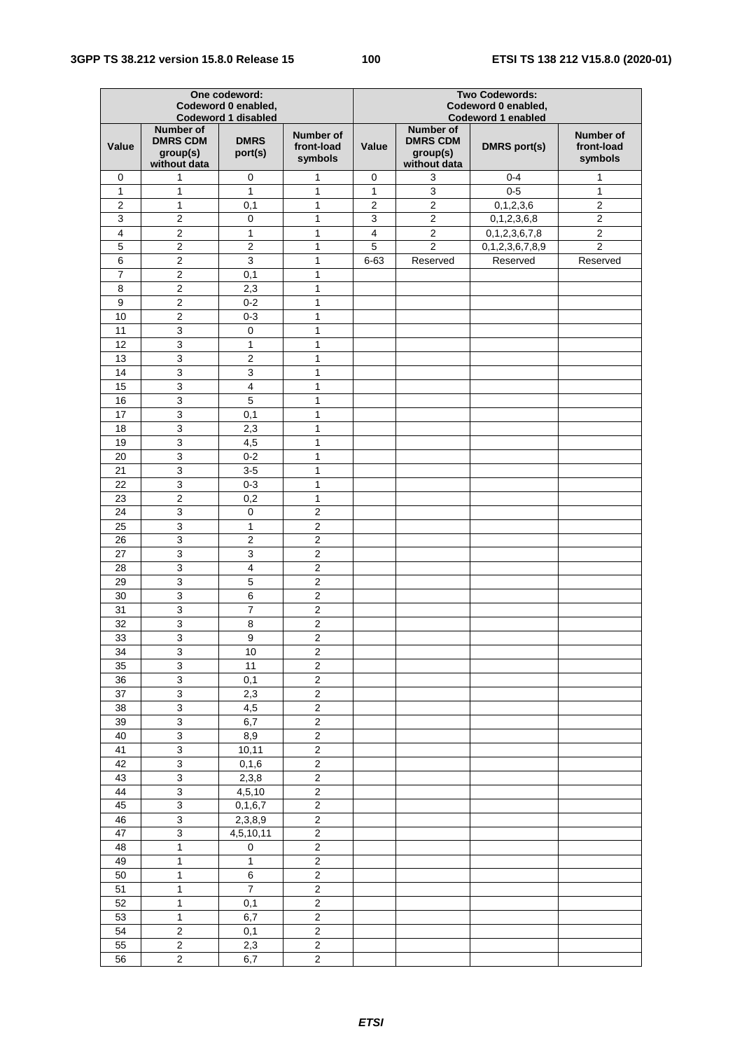| One codeword: Codeword 0 enabled, Codeword 1 disabled | | | | Two Codewords: Codeword 0 enabled, Codeword 1 enabled | | | |
|---|---|---|---|---|---|---|---|
| Value | Number of DMRS CDM group(s) without data | DMRS port(s) | Number of front-load symbols | Value | Number of DMRS CDM group(s) without data | DMRS port(s) | Number of front-load symbols |
| 0 | 1 | 0 | 1 | 0 | 3 | 0-4 | 1 |
| 1 | 1 | 1 | 1 | 1 | 3 | 0-5 | 1 |
| 2 | 1 | 0,1 | 1 | 2 | 2 | 0,1,2,3,6 | 2 |
| 3 | 2 | 0 | 1 | 3 | 2 | 0,1,2,3,6,8 | 2 |
| 4 | 2 | 1 | 1 | 4 | 2 | 0,1,2,3,6,7,8 | 2 |
| 5 | 2 | 2 | 1 | 5 | 2 | 0,1,2,3,6,7,8,9 | 2 |
| 6 | 2 | 3 | 1 | 6-63 | Reserved | Reserved | Reserved |
| 7 | 2 | 0,1 | 1 | | | | |
| 8 | 2 | 2,3 | 1 | | | | |
| 9 | 2 | 0-2 | 1 | | | | |
| 10 | 2 | 0-3 | 1 | | | | |
| 11 | 3 | 0 | 1 | | | | |
| 12 | 3 | 1 | 1 | | | | |
| 13 | 3 | 2 | 1 | | | | |
| 14 | 3 | 3 | 1 | | | | |
| 15 | 3 | 4 | 1 | | | | |
| 16 | 3 | 5 | 1 | | | | |
| 17 | 3 | 0,1 | 1 | | | | |
| 18 | 3 | 2,3 | 1 | | | | |
| 19 | 3 | 4,5 | 1 | | | | |
| 20 | 3 | 0-2 | 1 | | | | |
| 21 | 3 | 3-5 | 1 | | | | |
| 22 | 3 | 0-3 | 1 | | | | |
| 23 | 2 | 0,2 | 1 | | | | |
| 24 | 3 | 0 | 2 | | | | |
| 25 | 3 | 1 | 2 | | | | |
| 26 | 3 | 2 | 2 | | | | |
| 27 | 3 | 3 | 2 | | | | |
| 28 | 3 | 4 | 2 | | | | |
| 29 | 3 | 5 | 2 | | | | |
| 30 | 3 | 6 | 2 | | | | |
| 31 | 3 | 7 | 2 | | | | |
| 32 | 3 | 8 | 2 | | | | |
| 33 | 3 | 9 | 2 | | | | |
| 34 | 3 | 10 | 2 | | | | |
| 35 | 3 | 11 | 2 | | | | |
| 36 | 3 | 0,1 | 2 | | | | |
| 37 | 3 | 2,3 | 2 | | | | |
| 38 | 3 | 4,5 | 2 | | | | |
| 39 | 3 | 6,7 | 2 | | | | |
| 40 | 3 | 8,9 | 2 | | | | |
| 41 | 3 | 10,11 | 2 | | | | |
| 42 | 3 | 0,1,6 | 2 | | | | |
| 43 | 3 | 2,3,8 | 2 | | | | |
| 44 | 3 | 4,5,10 | 2 | | | | |
| 45 | 3 | 0,1,6,7 | 2 | | | | |
| 46 | 3 | 2,3,8,9 | 2 | | | | |
| 47 | 3 | 4,5,10,11 | 2 | | | | |
| 48 | 1 | 0 | 2 | | | | |
| 49 | 1 | 1 | 2 | | | | |
| 50 | 1 | 6 | 2 | | | | |
| 51 | 1 | 7 | 2 | | | | |
| 52 | 1 | 0,1 | 2 | | | | |
| 53 | 1 | 6,7 | 2 | | | | |
| 54 | 2 | 0,1 | 2 | | | | |
| 55 | 2 | 2,3 | 2 | | | | |
| 56 | 2 | 6,7 | 2 | | | | |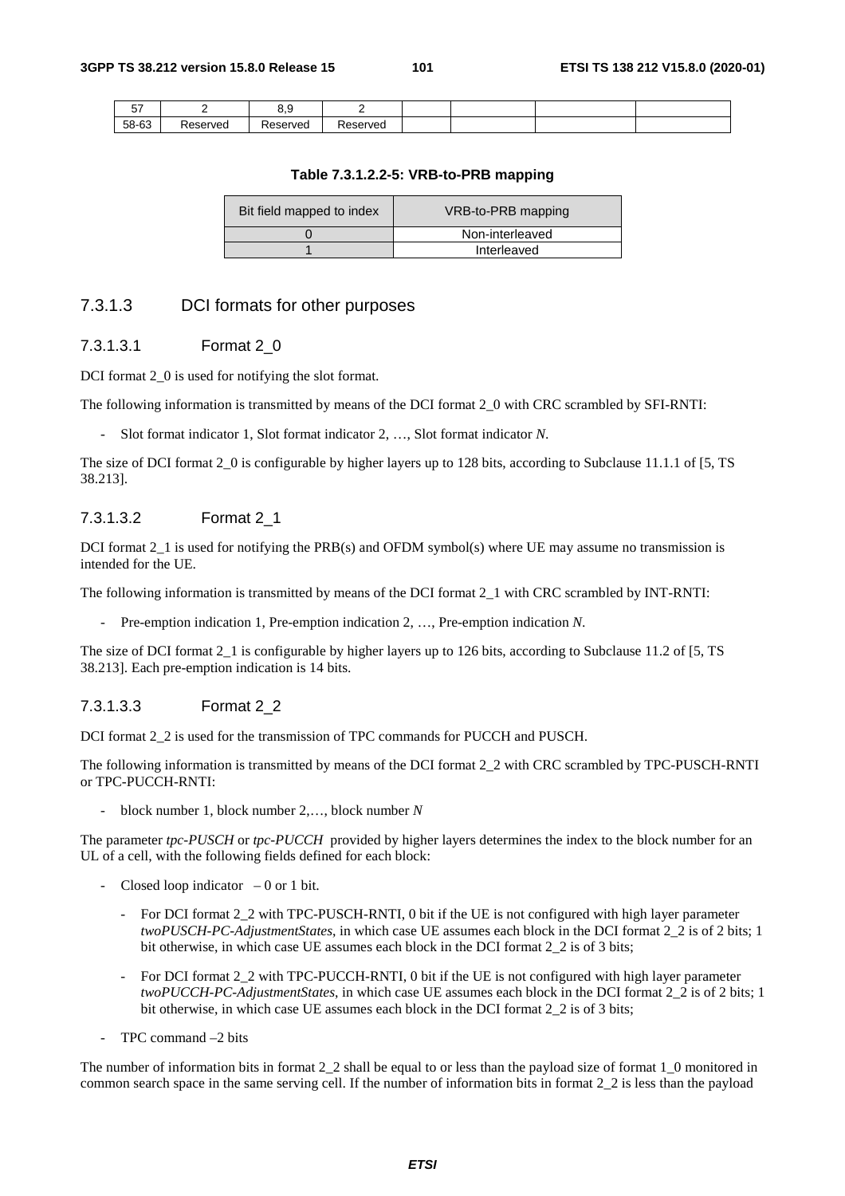| 57 | 2 | 8,9 | 2 | | | | |
|---|---|---|---|---|---|---|---|
| 58-63 | Reserved | Reserved | Reserved | | | | |

**Table 7.3.1.2.2-5: VRB-to-PRB mapping**

| Bit field mapped to index | VRB-to-PRB mapping |
|---|---|
| 0 | Non-interleaved |
| 1 | Interleaved |

### 7.3.1.3 DCI formats for other purposes

#### 7.3.1.3.1 Format 2_0

DCI format 2_0 is used for notifying the slot format.

The following information is transmitted by means of the DCI format 2_0 with CRC scrambled by SFI-RNTI:

- Slot format indicator 1, Slot format indicator 2, …, Slot format indicator *N*.

The size of DCI format 2_0 is configurable by higher layers up to 128 bits, according to Subclause 11.1.1 of [5, TS 38.213].

#### 7.3.1.3.2 Format 2_1

DCI format 2_1 is used for notifying the PRB(s) and OFDM symbol(s) where UE may assume no transmission is intended for the UE.

The following information is transmitted by means of the DCI format 2_1 with CRC scrambled by INT-RNTI:

- Pre-emption indication 1, Pre-emption indication 2, …, Pre-emption indication *N*.

The size of DCI format 2_1 is configurable by higher layers up to 126 bits, according to Subclause 11.2 of [5, TS 38.213]. Each pre-emption indication is 14 bits.

#### 7.3.1.3.3 Format 2_2

DCI format 2_2 is used for the transmission of TPC commands for PUCCH and PUSCH.

The following information is transmitted by means of the DCI format 2_2 with CRC scrambled by TPC-PUSCH-RNTI or TPC-PUCCH-RNTI:

- block number 1, block number 2,…, block number *N*

The parameter *tpc-PUSCH* or *tpc-PUCCH* provided by higher layers determines the index to the block number for an UL of a cell, with the following fields defined for each block:

- Closed loop indicator – 0 or 1 bit.
  - For DCI format 2_2 with TPC-PUSCH-RNTI, 0 bit if the UE is not configured with high layer parameter *twoPUSCH-PC-AdjustmentStates*, in which case UE assumes each block in the DCI format 2_2 is of 2 bits; 1 bit otherwise, in which case UE assumes each block in the DCI format 2_2 is of 3 bits;
  - For DCI format 2_2 with TPC-PUCCH-RNTI, 0 bit if the UE is not configured with high layer parameter *twoPUCCH-PC-AdjustmentStates*, in which case UE assumes each block in the DCI format 2_2 is of 2 bits; 1 bit otherwise, in which case UE assumes each block in the DCI format 2_2 is of 3 bits;
- TPC command –2 bits

The number of information bits in format 2_2 shall be equal to or less than the payload size of format 1_0 monitored in common search space in the same serving cell. If the number of information bits in format 2_2 is less than the payload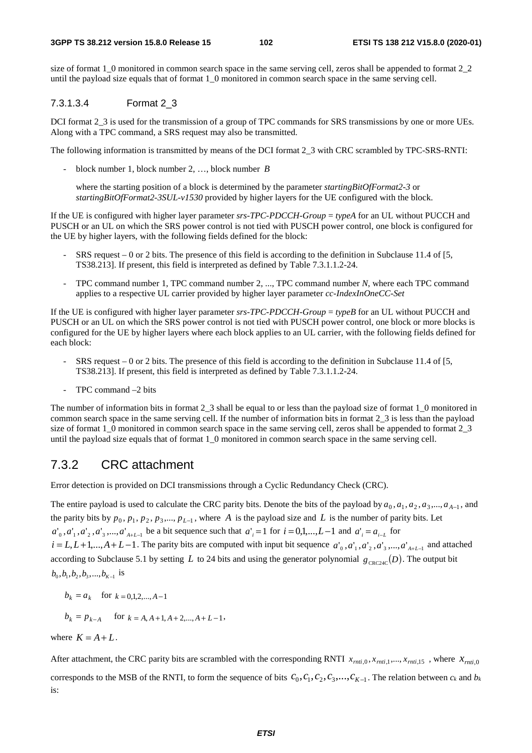size of format 1_0 monitored in common search space in the same serving cell, zeros shall be appended to format 2_2 until the payload size equals that of format 1_0 monitored in common search space in the same serving cell.

#### 7.3.1.3.4 Format 2_3

DCI format 2_3 is used for the transmission of a group of TPC commands for SRS transmissions by one or more UEs. Along with a TPC command, a SRS request may also be transmitted.

The following information is transmitted by means of the DCI format 2_3 with CRC scrambled by TPC-SRS-RNTI:

- block number 1, block number 2, …, block number $B$

  where the starting position of a block is determined by the parameter *startingBitOfFormat2-3* or *startingBitOfFormat2-3SUL-v1530* provided by higher layers for the UE configured with the block.

If the UE is configured with higher layer parameter *srs-TPC-PDCCH-Group* = *typeA* for an UL without PUCCH and PUSCH or an UL on which the SRS power control is not tied with PUSCH power control, one block is configured for the UE by higher layers, with the following fields defined for the block:

- SRS request – 0 or 2 bits. The presence of this field is according to the definition in Subclause 11.4 of [5, TS38.213]. If present, this field is interpreted as defined by Table 7.3.1.1.2-24.
- TPC command number 1, TPC command number 2, ..., TPC command number *N*, where each TPC command applies to a respective UL carrier provided by higher layer parameter *cc-IndexInOneCC-Set*

If the UE is configured with higher layer parameter *srs-TPC-PDCCH-Group* = *typeB* for an UL without PUCCH and PUSCH or an UL on which the SRS power control is not tied with PUSCH power control, one block or more blocks is configured for the UE by higher layers where each block applies to an UL carrier, with the following fields defined for each block:

- SRS request – 0 or 2 bits. The presence of this field is according to the definition in Subclause 11.4 of [5, TS38.213]. If present, this field is interpreted as defined by Table 7.3.1.1.2-24.
- TPC command –2 bits

The number of information bits in format 2_3 shall be equal to or less than the payload size of format 1_0 monitored in common search space in the same serving cell. If the number of information bits in format 2_3 is less than the payload size of format 1_0 monitored in common search space in the same serving cell, zeros shall be appended to format 2_3 until the payload size equals that of format 1_0 monitored in common search space in the same serving cell.

## 7.3.2 CRC attachment

Error detection is provided on DCI transmissions through a Cyclic Redundancy Check (CRC).

The entire payload is used to calculate the CRC parity bits. Denote the bits of the payload by $a_0, a_1, a_2, a_3, ..., a_{A-1}$, and the parity bits by $p_0, p_1, p_2, p_3, ..., p_{L-1}$, where $A$ is the payload size and $L$ is the number of parity bits. Let $a'_0, a'_1, a'_2, a'_3, ..., a'_{A+L-1}$ be a bit sequence such that $a'_i = 1$ for $i = 0,1,...,L-1$ and $a'_i = a_{i-L}$ for $i = L, L+1,..., A+L-1$. The parity bits are computed with input bit sequence $a'_0, a'_1, a'_2, a'_3, ..., a'_{A+L-1}$ and attached according to Subclause 5.1 by setting $L$ to 24 bits and using the generator polynomial $g_{\text{CRC24C}}(D)$. The output bit $b_0, b_1, b_2, b_3, ..., b_{K-1}$ is

$$b_k = a_k \quad \text{for } k = 0,1,2,..., A-1$$

$$b_k = p_{k-A} \quad \text{for } k = A, A+1, A+2,..., A+L-1,$$

where $K = A + L$.

After attachment, the CRC parity bits are scrambled with the corresponding RNTI $x_{rnti,0}, x_{rnti,1}, ..., x_{rnti,15}$, where $x_{rnti,0}$ corresponds to the MSB of the RNTI, to form the sequence of bits $c_0, c_1, c_2, c_3, ..., c_{K-1}$. The relation between $c_k$ and $b_k$ is: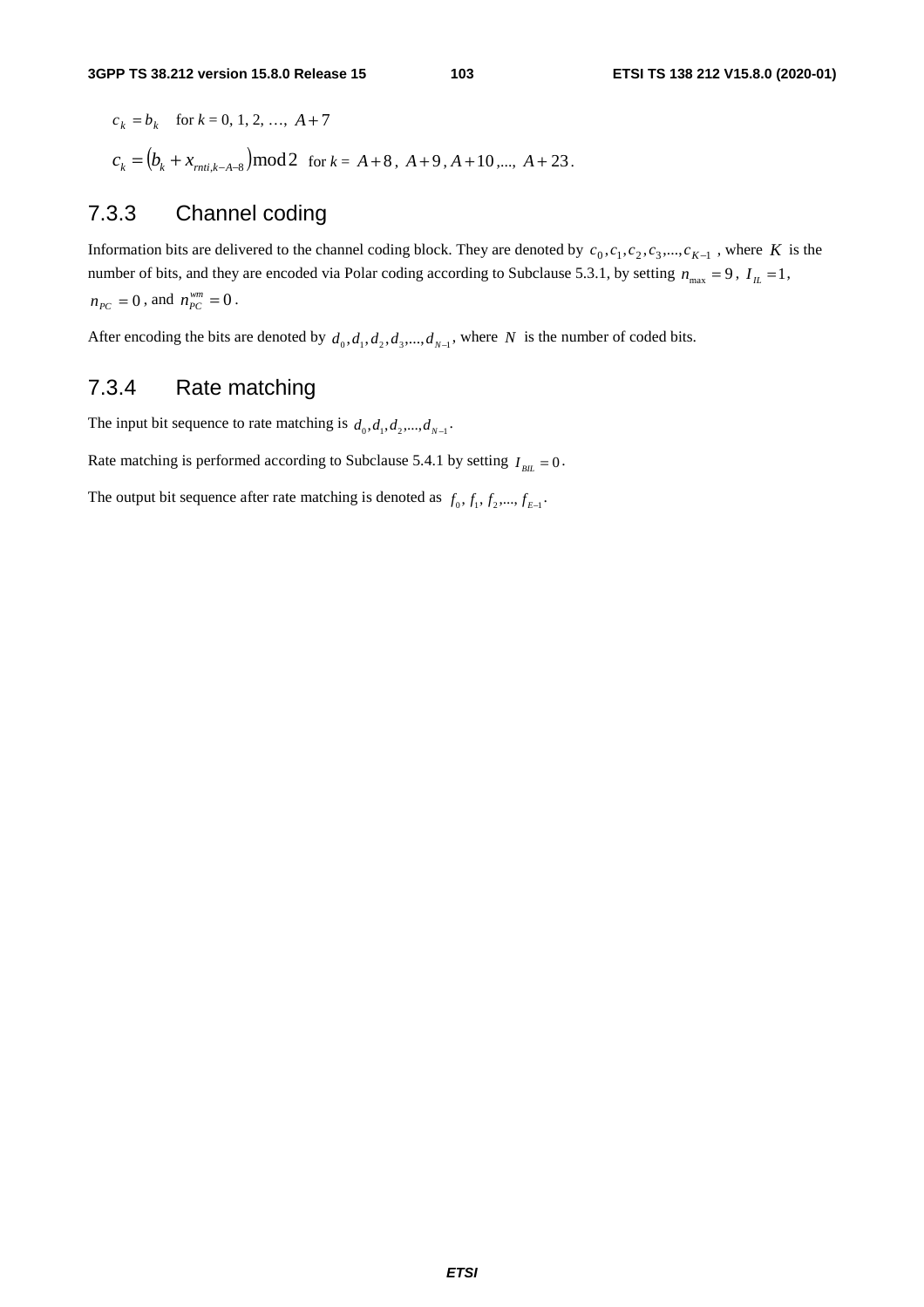$c_k = b_k$ for $k$ = 0, 1, 2, …, $A+7$

$c_k = (b_k + x_{rnti,k-A-8}) \bmod 2$ for $k$ = $A+8$, $A+9$, $A+10$,..., $A+23$.

### 7.3.3 Channel coding

Information bits are delivered to the channel coding block. They are denoted by $c_0, c_1, c_2, c_3, ..., c_{K-1}$, where $K$ is the number of bits, and they are encoded via Polar coding according to Subclause 5.3.1, by setting $n_{\max} = 9$, $I_{IL} = 1$, $n_{PC} = 0$, and $n_{PC}^{wm} = 0$.

After encoding the bits are denoted by $d_0, d_1, d_2, d_3, ..., d_{N-1}$, where $N$ is the number of coded bits.

### 7.3.4 Rate matching

The input bit sequence to rate matching is $d_0, d_1, d_2, ..., d_{N-1}$.

Rate matching is performed according to Subclause 5.4.1 by setting $I_{BIL} = 0$.

The output bit sequence after rate matching is denoted as $f_0, f_1, f_2, ..., f_{E-1}$.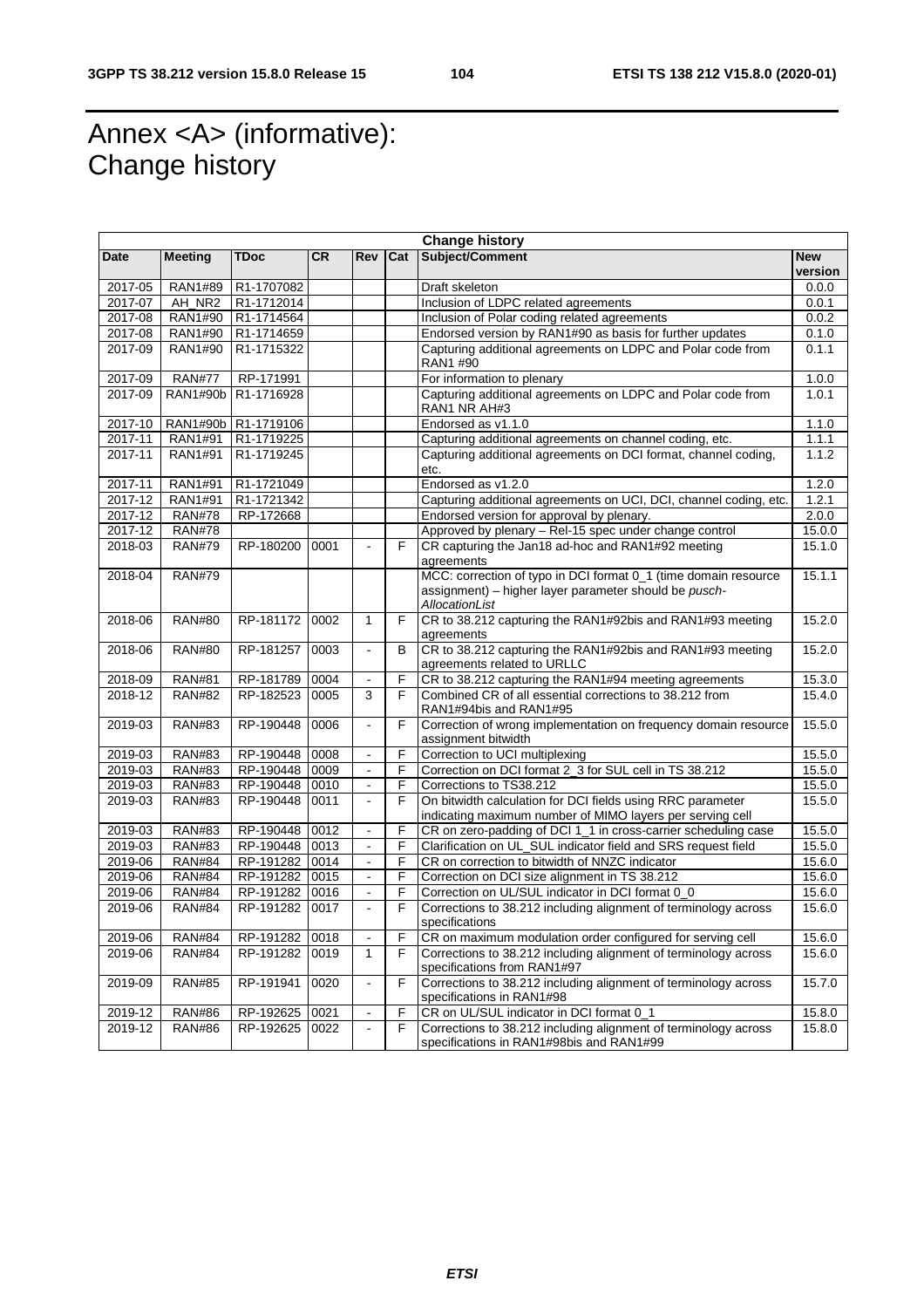# Annex <A> (informative): Change history

| Change history | | | | | | | |
|---|---|---|---|---|---|---|---|
| **Date** | **Meeting** | **TDoc** | **CR** | **Rev** | **Cat** | **Subject/Comment** | **New version** |
| 2017-05 | RAN1#89 | R1-1707082 | | | | Draft skeleton | 0.0.0 |
| 2017-07 | AH_NR2 | R1-1712014 | | | | Inclusion of LDPC related agreements | 0.0.1 |
| 2017-08 | RAN1#90 | R1-1714564 | | | | Inclusion of Polar coding related agreements | 0.0.2 |
| 2017-08 | RAN1#90 | R1-1714659 | | | | Endorsed version by RAN1#90 as basis for further updates | 0.1.0 |
| 2017-09 | RAN1#90 | R1-1715322 | | | | Capturing additional agreements on LDPC and Polar code from RAN1 #90 | 0.1.1 |
| 2017-09 | RAN#77 | RP-171991 | | | | For information to plenary | 1.0.0 |
| 2017-09 | RAN1#90b | R1-1716928 | | | | Capturing additional agreements on LDPC and Polar code from RAN1 NR AH#3 | 1.0.1 |
| 2017-10 | RAN1#90b | R1-1719106 | | | | Endorsed as v1.1.0 | 1.1.0 |
| 2017-11 | RAN1#91 | R1-1719225 | | | | Capturing additional agreements on channel coding, etc. | 1.1.1 |
| 2017-11 | RAN1#91 | R1-1719245 | | | | Capturing additional agreements on DCI format, channel coding, etc. | 1.1.2 |
| 2017-11 | RAN1#91 | R1-1721049 | | | | Endorsed as v1.2.0 | 1.2.0 |
| 2017-12 | RAN1#91 | R1-1721342 | | | | Capturing additional agreements on UCI, DCI, channel coding, etc. | 1.2.1 |
| 2017-12 | RAN#78 | RP-172668 | | | | Endorsed version for approval by plenary. | 2.0.0 |
| 2017-12 | RAN#78 | | | | | Approved by plenary – Rel-15 spec under change control | 15.0.0 |
| 2018-03 | RAN#79 | RP-180200 | 0001 | - | F | CR capturing the Jan18 ad-hoc and RAN1#92 meeting agreements | 15.1.0 |
| 2018-04 | RAN#79 | | | | | MCC: correction of typo in DCI format 0_1 (time domain resource assignment) – higher layer parameter should be *pusch-AllocationList* | 15.1.1 |
| 2018-06 | RAN#80 | RP-181172 | 0002 | 1 | F | CR to 38.212 capturing the RAN1#92bis and RAN1#93 meeting agreements | 15.2.0 |
| 2018-06 | RAN#80 | RP-181257 | 0003 | - | B | CR to 38.212 capturing the RAN1#92bis and RAN1#93 meeting agreements related to URLLC | 15.2.0 |
| 2018-09 | RAN#81 | RP-181789 | 0004 | - | F | CR to 38.212 capturing the RAN1#94 meeting agreements | 15.3.0 |
| 2018-12 | RAN#82 | RP-182523 | 0005 | 3 | F | Combined CR of all essential corrections to 38.212 from RAN1#94bis and RAN1#95 | 15.4.0 |
| 2019-03 | RAN#83 | RP-190448 | 0006 | - | F | Correction of wrong implementation on frequency domain resource assignment bitwidth | 15.5.0 |
| 2019-03 | RAN#83 | RP-190448 | 0008 | - | F | Correction to UCI multiplexing | 15.5.0 |
| 2019-03 | RAN#83 | RP-190448 | 0009 | - | F | Correction on DCI format 2_3 for SUL cell in TS 38.212 | 15.5.0 |
| 2019-03 | RAN#83 | RP-190448 | 0010 | - | F | Corrections to TS38.212 | 15.5.0 |
| 2019-03 | RAN#83 | RP-190448 | 0011 | - | F | On bitwidth calculation for DCI fields using RRC parameter indicating maximum number of MIMO layers per serving cell | 15.5.0 |
| 2019-03 | RAN#83 | RP-190448 | 0012 | - | F | CR on zero-padding of DCI 1_1 in cross-carrier scheduling case | 15.5.0 |
| 2019-03 | RAN#83 | RP-190448 | 0013 | - | F | Clarification on UL_SUL indicator field and SRS request field | 15.5.0 |
| 2019-06 | RAN#84 | RP-191282 | 0014 | - | F | CR on correction to bitwidth of NNZC indicator | 15.6.0 |
| 2019-06 | RAN#84 | RP-191282 | 0015 | - | F | Correction on DCI size alignment in TS 38.212 | 15.6.0 |
| 2019-06 | RAN#84 | RP-191282 | 0016 | - | F | Correction on UL/SUL indicator in DCI format 0_0 | 15.6.0 |
| 2019-06 | RAN#84 | RP-191282 | 0017 | - | F | Corrections to 38.212 including alignment of terminology across specifications | 15.6.0 |
| 2019-06 | RAN#84 | RP-191282 | 0018 | - | F | CR on maximum modulation order configured for serving cell | 15.6.0 |
| 2019-06 | RAN#84 | RP-191282 | 0019 | 1 | F | Corrections to 38.212 including alignment of terminology across specifications from RAN1#97 | 15.6.0 |
| 2019-09 | RAN#85 | RP-191941 | 0020 | - | F | Corrections to 38.212 including alignment of terminology across specifications in RAN1#98 | 15.7.0 |
| 2019-12 | RAN#86 | RP-192625 | 0021 | - | F | CR on UL/SUL indicator in DCI format 0_1 | 15.8.0 |
| 2019-12 | RAN#86 | RP-192625 | 0022 | - | F | Corrections to 38.212 including alignment of terminology across specifications in RAN1#98bis and RAN1#99 | 15.8.0 |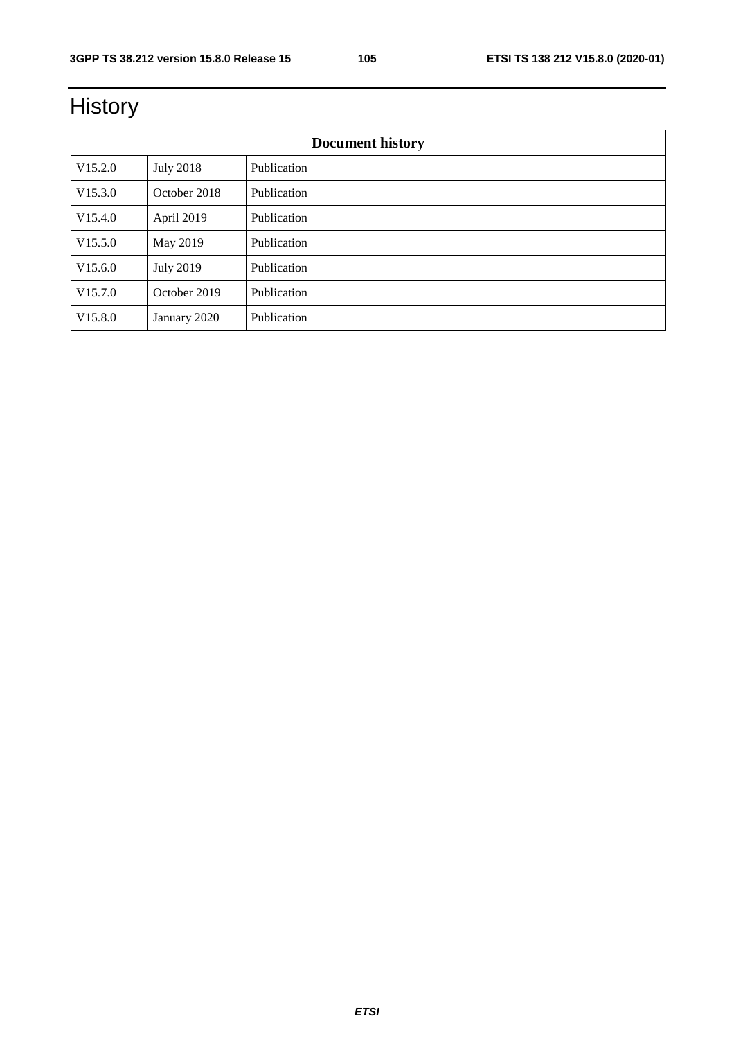# History

| Document history | | |
|---|---|---|
| V15.2.0 | July 2018 | Publication |
| V15.3.0 | October 2018 | Publication |
| V15.4.0 | April 2019 | Publication |
| V15.5.0 | May 2019 | Publication |
| V15.6.0 | July 2019 | Publication |
| V15.7.0 | October 2019 | Publication |
| V15.8.0 | January 2020 | Publication |